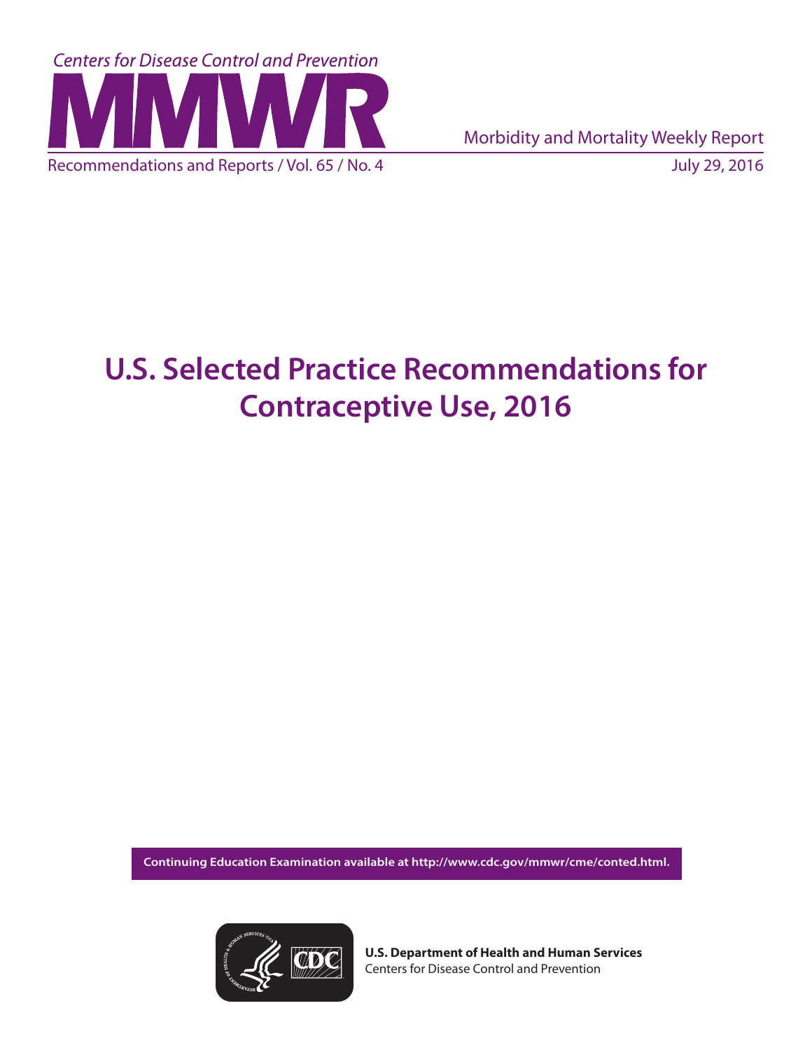Centers for Disease Control and Prevention

# MMWR

Morbidity and Mortality Weekly Report

Recommendations and Reports / Vol. 65 / No. 4

July 29, 2016

# U.S. Selected Practice Recommendations for Contraceptive Use, 2016

**Continuing Education Examination available at http://www.cdc.gov/mmwr/cme/conted.html.**

**U.S. Department of Health and Human Services**
Centers for Disease Control and Prevention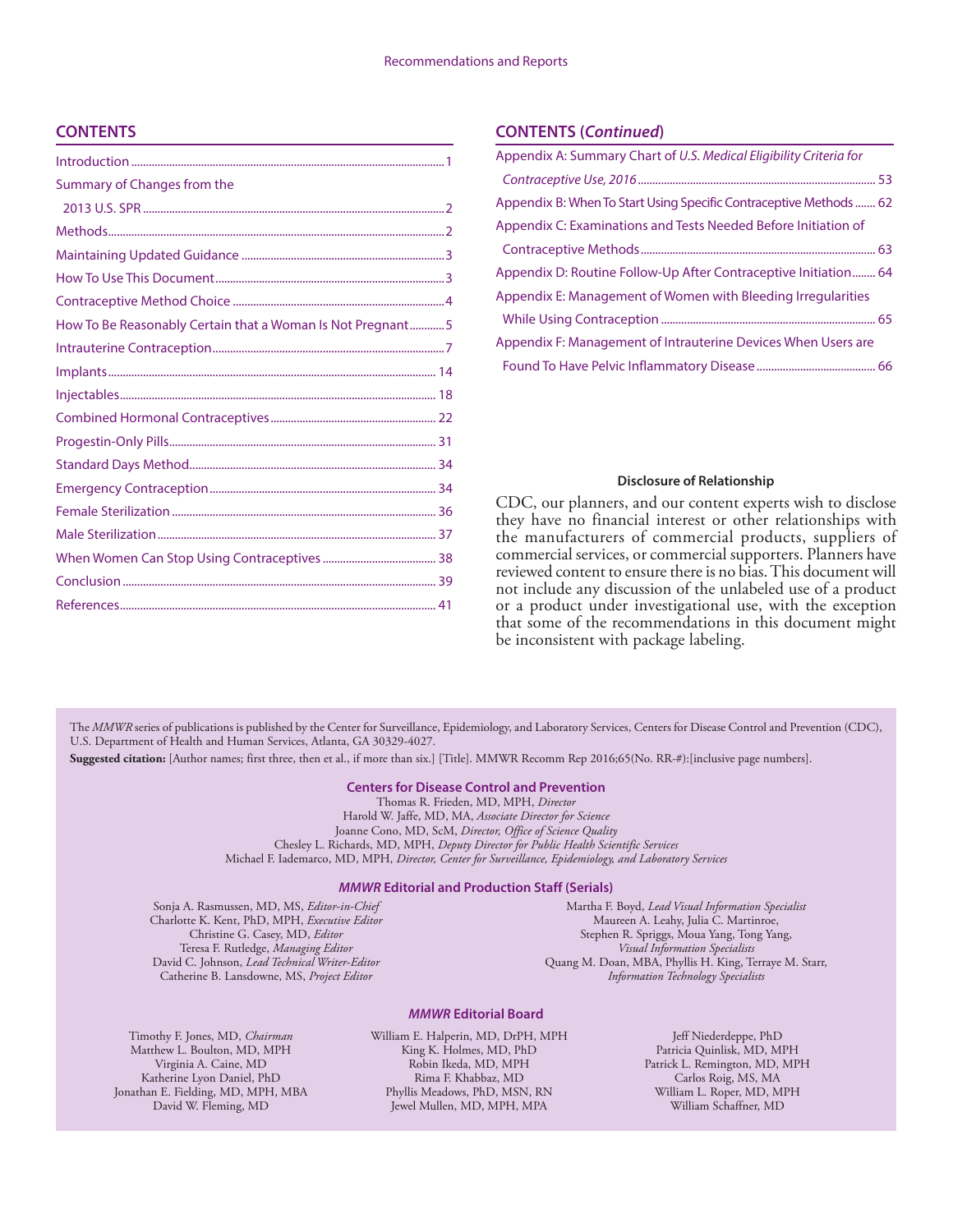## CONTENTS

Introduction ... 1
Summary of Changes from the 2013 U.S. SPR ... 2
Methods ... 2
Maintaining Updated Guidance ... 3
How To Use This Document ... 3
Contraceptive Method Choice ... 4
How To Be Reasonably Certain that a Woman Is Not Pregnant ... 5
Intrauterine Contraception ... 7
Implants ... 14
Injectables ... 18
Combined Hormonal Contraceptives ... 22
Progestin-Only Pills ... 31
Standard Days Method ... 34
Emergency Contraception ... 34
Female Sterilization ... 36
Male Sterilization ... 37
When Women Can Stop Using Contraceptives ... 38
Conclusion ... 39
References ... 41

## CONTENTS (*Continued*)

Appendix A: Summary Chart of *U.S. Medical Eligibility Criteria for Contraceptive Use, 2016* ... 53
Appendix B: When To Start Using Specific Contraceptive Methods ... 62
Appendix C: Examinations and Tests Needed Before Initiation of Contraceptive Methods ... 63
Appendix D: Routine Follow-Up After Contraceptive Initiation ... 64
Appendix E: Management of Women with Bleeding Irregularities While Using Contraception ... 65
Appendix F: Management of Intrauterine Devices When Users are Found To Have Pelvic Inflammatory Disease ... 66

**Disclosure of Relationship**

CDC, our planners, and our content experts wish to disclose they have no financial interest or other relationships with the manufacturers of commercial products, suppliers of commercial services, or commercial supporters. Planners have reviewed content to ensure there is no bias. This document will not include any discussion of the unlabeled use of a product or a product under investigational use, with the exception that some of the recommendations in this document might be inconsistent with package labeling.

The *MMWR* series of publications is published by the Center for Surveillance, Epidemiology, and Laboratory Services, Centers for Disease Control and Prevention (CDC), U.S. Department of Health and Human Services, Atlanta, GA 30329-4027.

**Suggested citation:** [Author names; first three, then et al., if more than six.] [Title]. MMWR Recomm Rep 2016;65(No. RR-#):[inclusive page numbers].

**Centers for Disease Control and Prevention**

Thomas R. Frieden, MD, MPH, *Director*
Harold W. Jaffe, MD, MA, *Associate Director for Science*
Joanne Cono, MD, ScM, *Director, Office of Science Quality*
Chesley L. Richards, MD, MPH, *Deputy Director for Public Health Scientific Services*
Michael F. Iademarco, MD, MPH, *Director, Center for Surveillance, Epidemiology, and Laboratory Services*

***MMWR* Editorial and Production Staff (Serials)**

Sonja A. Rasmussen, MD, MS, *Editor-in-Chief*
Charlotte K. Kent, PhD, MPH, *Executive Editor*
Christine G. Casey, MD, *Editor*
Teresa F. Rutledge, *Managing Editor*
David C. Johnson, *Lead Technical Writer-Editor*
Catherine B. Lansdowne, MS, *Project Editor*

Martha F. Boyd, *Lead Visual Information Specialist*
Maureen A. Leahy, Julia C. Martinroe, Stephen R. Spriggs, Moua Yang, Tong Yang, *Visual Information Specialists*
Quang M. Doan, MBA, Phyllis H. King, Terraye M. Starr, *Information Technology Specialists*

***MMWR* Editorial Board**

Timothy F. Jones, MD, *Chairman*
Matthew L. Boulton, MD, MPH
Virginia A. Caine, MD
Katherine Lyon Daniel, PhD
Jonathan E. Fielding, MD, MPH, MBA
David W. Fleming, MD
William E. Halperin, MD, DrPH, MPH
King K. Holmes, MD, PhD
Robin Ikeda, MD, MPH
Rima F. Khabbaz, MD
Phyllis Meadows, PhD, MSN, RN
Jewel Mullen, MD, MPH, MPA
Jeff Niederdeppe, PhD
Patricia Quinlisk, MD, MPH
Patrick L. Remington, MD, MPH
Carlos Roig, MS, MA
William L. Roper, MD, MPH
William Schaffner, MD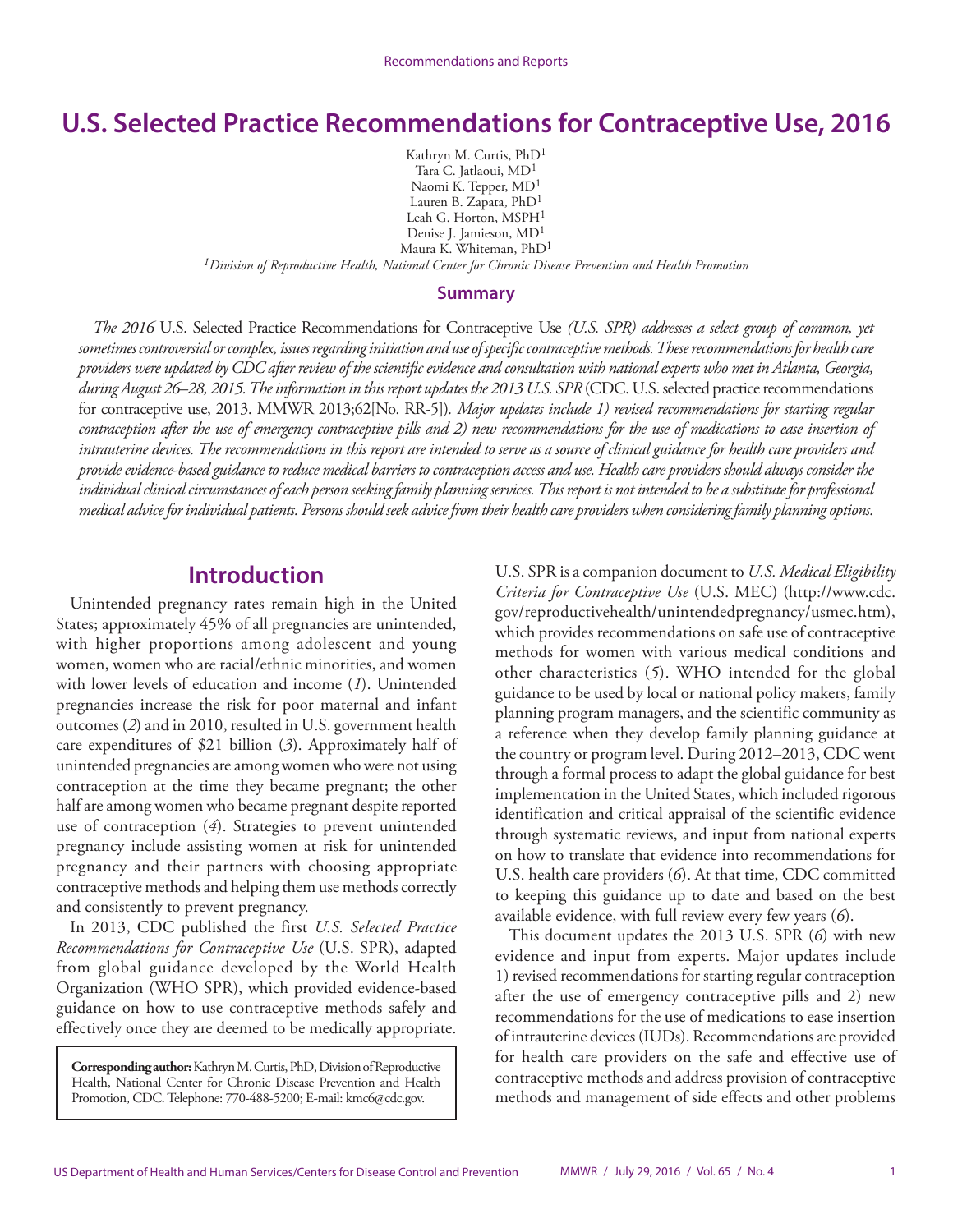# U.S. Selected Practice Recommendations for Contraceptive Use, 2016

Kathryn M. Curtis, PhD[1]
Tara C. Jatlaoui, MD[1]
Naomi K. Tepper, MD[1]
Lauren B. Zapata, PhD[1]
Leah G. Horton, MSPH[1]
Denise J. Jamieson, MD[1]
Maura K. Whiteman, PhD[1]

*[1]Division of Reproductive Health, National Center for Chronic Disease Prevention and Health Promotion*

## Summary

*The 2016* U.S. Selected Practice Recommendations for Contraceptive Use *(U.S. SPR) addresses a select group of common, yet sometimes controversial or complex, issues regarding initiation and use of specific contraceptive methods. These recommendations for health care providers were updated by CDC after review of the scientific evidence and consultation with national experts who met in Atlanta, Georgia, during August 26–28, 2015. The information in this report updates the 2013 U.S. SPR* (CDC. U.S. selected practice recommendations for contraceptive use, 2013. MMWR 2013;62[No. RR-5])*. Major updates include 1) revised recommendations for starting regular contraception after the use of emergency contraceptive pills and 2) new recommendations for the use of medications to ease insertion of intrauterine devices. The recommendations in this report are intended to serve as a source of clinical guidance for health care providers and provide evidence-based guidance to reduce medical barriers to contraception access and use. Health care providers should always consider the individual clinical circumstances of each person seeking family planning services. This report is not intended to be a substitute for professional medical advice for individual patients. Persons should seek advice from their health care providers when considering family planning options.*

## Introduction

Unintended pregnancy rates remain high in the United States; approximately 45% of all pregnancies are unintended, with higher proportions among adolescent and young women, women who are racial/ethnic minorities, and women with lower levels of education and income (*1*). Unintended pregnancies increase the risk for poor maternal and infant outcomes (*2*) and in 2010, resulted in U.S. government health care expenditures of $21 billion (*3*). Approximately half of unintended pregnancies are among women who were not using contraception at the time they became pregnant; the other half are among women who became pregnant despite reported use of contraception (*4*). Strategies to prevent unintended pregnancy include assisting women at risk for unintended pregnancy and their partners with choosing appropriate contraceptive methods and helping them use methods correctly and consistently to prevent pregnancy.

In 2013, CDC published the first *U.S. Selected Practice Recommendations for Contraceptive Use* (U.S. SPR), adapted from global guidance developed by the World Health Organization (WHO SPR), which provided evidence-based guidance on how to use contraceptive methods safely and effectively once they are deemed to be medically appropriate.

**Corresponding author:** Kathryn M. Curtis, PhD, Division of Reproductive Health, National Center for Chronic Disease Prevention and Health Promotion, CDC. Telephone: 770-488-5200; E-mail: kmc6@cdc.gov.

U.S. SPR is a companion document to *U.S. Medical Eligibility Criteria for Contraceptive Use* (U.S. MEC) (http://www.cdc.gov/reproductivehealth/unintendedpregnancy/usmec.htm), which provides recommendations on safe use of contraceptive methods for women with various medical conditions and other characteristics (*5*). WHO intended for the global guidance to be used by local or national policy makers, family planning program managers, and the scientific community as a reference when they develop family planning guidance at the country or program level. During 2012–2013, CDC went through a formal process to adapt the global guidance for best implementation in the United States, which included rigorous identification and critical appraisal of the scientific evidence through systematic reviews, and input from national experts on how to translate that evidence into recommendations for U.S. health care providers (*6*). At that time, CDC committed to keeping this guidance up to date and based on the best available evidence, with full review every few years (*6*).

This document updates the 2013 U.S. SPR (*6*) with new evidence and input from experts. Major updates include 1) revised recommendations for starting regular contraception after the use of emergency contraceptive pills and 2) new recommendations for the use of medications to ease insertion of intrauterine devices (IUDs). Recommendations are provided for health care providers on the safe and effective use of contraceptive methods and address provision of contraceptive methods and management of side effects and other problems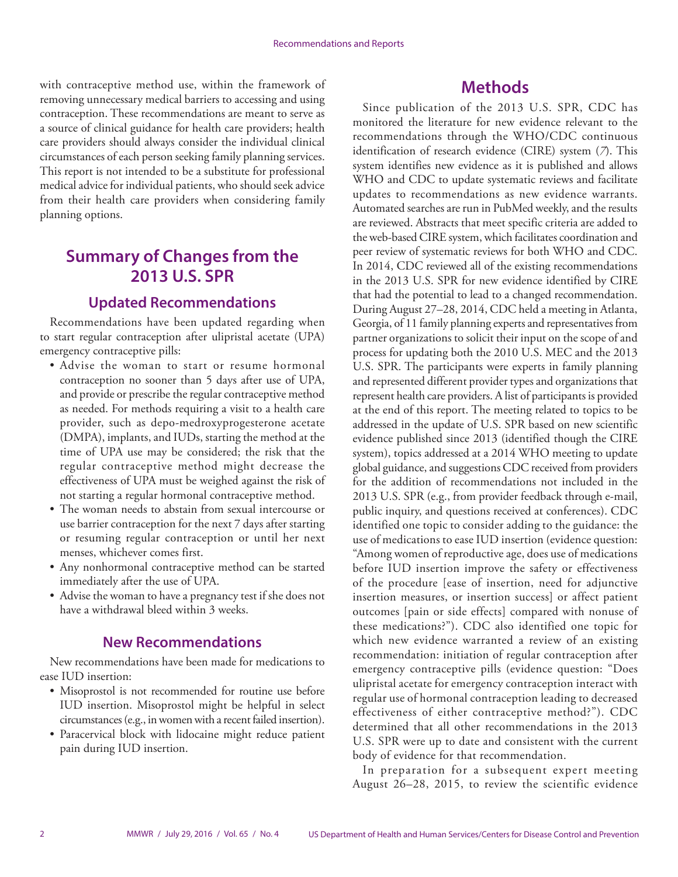with contraceptive method use, within the framework of removing unnecessary medical barriers to accessing and using contraception. These recommendations are meant to serve as a source of clinical guidance for health care providers; health care providers should always consider the individual clinical circumstances of each person seeking family planning services. This report is not intended to be a substitute for professional medical advice for individual patients, who should seek advice from their health care providers when considering family planning options.

## Summary of Changes from the 2013 U.S. SPR

### Updated Recommendations

Recommendations have been updated regarding when to start regular contraception after ulipristal acetate (UPA) emergency contraceptive pills:

- Advise the woman to start or resume hormonal contraception no sooner than 5 days after use of UPA, and provide or prescribe the regular contraceptive method as needed. For methods requiring a visit to a health care provider, such as depo-medroxyprogesterone acetate (DMPA), implants, and IUDs, starting the method at the time of UPA use may be considered; the risk that the regular contraceptive method might decrease the effectiveness of UPA must be weighed against the risk of not starting a regular hormonal contraceptive method.
- The woman needs to abstain from sexual intercourse or use barrier contraception for the next 7 days after starting or resuming regular contraception or until her next menses, whichever comes first.
- Any nonhormonal contraceptive method can be started immediately after the use of UPA.
- Advise the woman to have a pregnancy test if she does not have a withdrawal bleed within 3 weeks.

### New Recommendations

New recommendations have been made for medications to ease IUD insertion:

- Misoprostol is not recommended for routine use before IUD insertion. Misoprostol might be helpful in select circumstances (e.g., in women with a recent failed insertion).
- Paracervical block with lidocaine might reduce patient pain during IUD insertion.

## Methods

Since publication of the 2013 U.S. SPR, CDC has monitored the literature for new evidence relevant to the recommendations through the WHO/CDC continuous identification of research evidence (CIRE) system (*7*). This system identifies new evidence as it is published and allows WHO and CDC to update systematic reviews and facilitate updates to recommendations as new evidence warrants. Automated searches are run in PubMed weekly, and the results are reviewed. Abstracts that meet specific criteria are added to the web-based CIRE system, which facilitates coordination and peer review of systematic reviews for both WHO and CDC. In 2014, CDC reviewed all of the existing recommendations in the 2013 U.S. SPR for new evidence identified by CIRE that had the potential to lead to a changed recommendation. During August 27–28, 2014, CDC held a meeting in Atlanta, Georgia, of 11 family planning experts and representatives from partner organizations to solicit their input on the scope of and process for updating both the 2010 U.S. MEC and the 2013 U.S. SPR. The participants were experts in family planning and represented different provider types and organizations that represent health care providers. A list of participants is provided at the end of this report. The meeting related to topics to be addressed in the update of U.S. SPR based on new scientific evidence published since 2013 (identified though the CIRE system), topics addressed at a 2014 WHO meeting to update global guidance, and suggestions CDC received from providers for the addition of recommendations not included in the 2013 U.S. SPR (e.g., from provider feedback through e-mail, public inquiry, and questions received at conferences). CDC identified one topic to consider adding to the guidance: the use of medications to ease IUD insertion (evidence question: "Among women of reproductive age, does use of medications before IUD insertion improve the safety or effectiveness of the procedure [ease of insertion, need for adjunctive insertion measures, or insertion success] or affect patient outcomes [pain or side effects] compared with nonuse of these medications?"). CDC also identified one topic for which new evidence warranted a review of an existing recommendation: initiation of regular contraception after emergency contraceptive pills (evidence question: "Does ulipristal acetate for emergency contraception interact with regular use of hormonal contraception leading to decreased effectiveness of either contraceptive method?"). CDC determined that all other recommendations in the 2013 U.S. SPR were up to date and consistent with the current body of evidence for that recommendation.

In preparation for a subsequent expert meeting August 26–28, 2015, to review the scientific evidence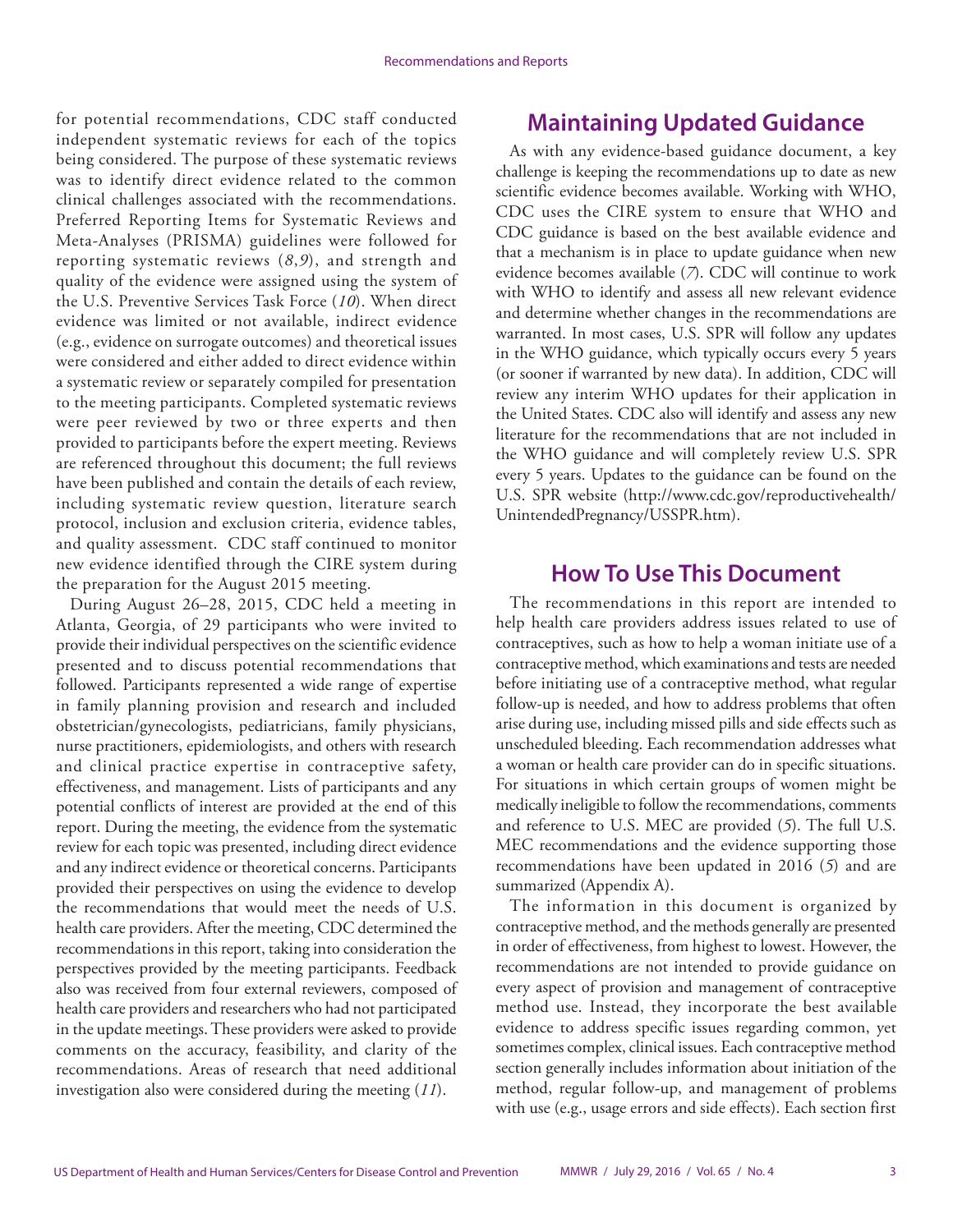for potential recommendations, CDC staff conducted independent systematic reviews for each of the topics being considered. The purpose of these systematic reviews was to identify direct evidence related to the common clinical challenges associated with the recommendations. Preferred Reporting Items for Systematic Reviews and Meta-Analyses (PRISMA) guidelines were followed for reporting systematic reviews (*8*,*9*), and strength and quality of the evidence were assigned using the system of the U.S. Preventive Services Task Force (*10*). When direct evidence was limited or not available, indirect evidence (e.g., evidence on surrogate outcomes) and theoretical issues were considered and either added to direct evidence within a systematic review or separately compiled for presentation to the meeting participants. Completed systematic reviews were peer reviewed by two or three experts and then provided to participants before the expert meeting. Reviews are referenced throughout this document; the full reviews have been published and contain the details of each review, including systematic review question, literature search protocol, inclusion and exclusion criteria, evidence tables, and quality assessment. CDC staff continued to monitor new evidence identified through the CIRE system during the preparation for the August 2015 meeting.

During August 26–28, 2015, CDC held a meeting in Atlanta, Georgia, of 29 participants who were invited to provide their individual perspectives on the scientific evidence presented and to discuss potential recommendations that followed. Participants represented a wide range of expertise in family planning provision and research and included obstetrician/gynecologists, pediatricians, family physicians, nurse practitioners, epidemiologists, and others with research and clinical practice expertise in contraceptive safety, effectiveness, and management. Lists of participants and any potential conflicts of interest are provided at the end of this report. During the meeting, the evidence from the systematic review for each topic was presented, including direct evidence and any indirect evidence or theoretical concerns. Participants provided their perspectives on using the evidence to develop the recommendations that would meet the needs of U.S. health care providers. After the meeting, CDC determined the recommendations in this report, taking into consideration the perspectives provided by the meeting participants. Feedback also was received from four external reviewers, composed of health care providers and researchers who had not participated in the update meetings. These providers were asked to provide comments on the accuracy, feasibility, and clarity of the recommendations. Areas of research that need additional investigation also were considered during the meeting (*11*).

## Maintaining Updated Guidance

As with any evidence-based guidance document, a key challenge is keeping the recommendations up to date as new scientific evidence becomes available. Working with WHO, CDC uses the CIRE system to ensure that WHO and CDC guidance is based on the best available evidence and that a mechanism is in place to update guidance when new evidence becomes available (*7*). CDC will continue to work with WHO to identify and assess all new relevant evidence and determine whether changes in the recommendations are warranted. In most cases, U.S. SPR will follow any updates in the WHO guidance, which typically occurs every 5 years (or sooner if warranted by new data). In addition, CDC will review any interim WHO updates for their application in the United States. CDC also will identify and assess any new literature for the recommendations that are not included in the WHO guidance and will completely review U.S. SPR every 5 years. Updates to the guidance can be found on the U.S. SPR website (http://www.cdc.gov/reproductivehealth/UnintendedPregnancy/USSPR.htm).

## How To Use This Document

The recommendations in this report are intended to help health care providers address issues related to use of contraceptives, such as how to help a woman initiate use of a contraceptive method, which examinations and tests are needed before initiating use of a contraceptive method, what regular follow-up is needed, and how to address problems that often arise during use, including missed pills and side effects such as unscheduled bleeding. Each recommendation addresses what a woman or health care provider can do in specific situations. For situations in which certain groups of women might be medically ineligible to follow the recommendations, comments and reference to U.S. MEC are provided (*5*). The full U.S. MEC recommendations and the evidence supporting those recommendations have been updated in 2016 (*5*) and are summarized (Appendix A).

The information in this document is organized by contraceptive method, and the methods generally are presented in order of effectiveness, from highest to lowest. However, the recommendations are not intended to provide guidance on every aspect of provision and management of contraceptive method use. Instead, they incorporate the best available evidence to address specific issues regarding common, yet sometimes complex, clinical issues. Each contraceptive method section generally includes information about initiation of the method, regular follow-up, and management of problems with use (e.g., usage errors and side effects). Each section first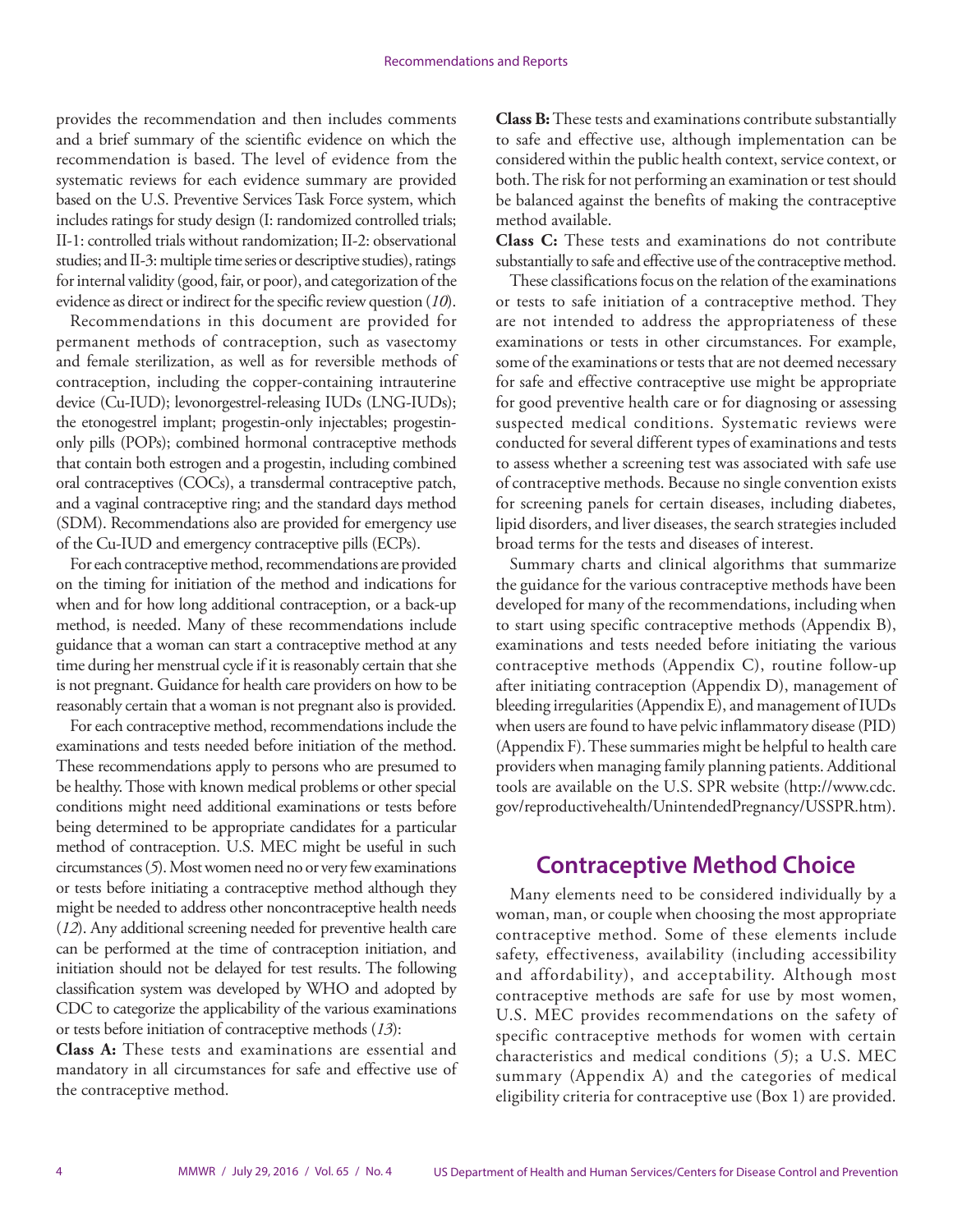provides the recommendation and then includes comments and a brief summary of the scientific evidence on which the recommendation is based. The level of evidence from the systematic reviews for each evidence summary are provided based on the U.S. Preventive Services Task Force system, which includes ratings for study design (I: randomized controlled trials; II-1: controlled trials without randomization; II-2: observational studies; and II-3: multiple time series or descriptive studies), ratings for internal validity (good, fair, or poor), and categorization of the evidence as direct or indirect for the specific review question (*10*).

Recommendations in this document are provided for permanent methods of contraception, such as vasectomy and female sterilization, as well as for reversible methods of contraception, including the copper-containing intrauterine device (Cu-IUD); levonorgestrel-releasing IUDs (LNG-IUDs); the etonogestrel implant; progestin-only injectables; progestin-only pills (POPs); combined hormonal contraceptive methods that contain both estrogen and a progestin, including combined oral contraceptives (COCs), a transdermal contraceptive patch, and a vaginal contraceptive ring; and the standard days method (SDM). Recommendations also are provided for emergency use of the Cu-IUD and emergency contraceptive pills (ECPs).

For each contraceptive method, recommendations are provided on the timing for initiation of the method and indications for when and for how long additional contraception, or a back-up method, is needed. Many of these recommendations include guidance that a woman can start a contraceptive method at any time during her menstrual cycle if it is reasonably certain that she is not pregnant. Guidance for health care providers on how to be reasonably certain that a woman is not pregnant also is provided.

For each contraceptive method, recommendations include the examinations and tests needed before initiation of the method. These recommendations apply to persons who are presumed to be healthy. Those with known medical problems or other special conditions might need additional examinations or tests before being determined to be appropriate candidates for a particular method of contraception. U.S. MEC might be useful in such circumstances (*5*). Most women need no or very few examinations or tests before initiating a contraceptive method although they might be needed to address other noncontraceptive health needs (*12*). Any additional screening needed for preventive health care can be performed at the time of contraception initiation, and initiation should not be delayed for test results. The following classification system was developed by WHO and adopted by CDC to categorize the applicability of the various examinations or tests before initiation of contraceptive methods (*13*):

**Class A:** These tests and examinations are essential and mandatory in all circumstances for safe and effective use of the contraceptive method.

**Class B:** These tests and examinations contribute substantially to safe and effective use, although implementation can be considered within the public health context, service context, or both. The risk for not performing an examination or test should be balanced against the benefits of making the contraceptive method available.

**Class C:** These tests and examinations do not contribute substantially to safe and effective use of the contraceptive method.

These classifications focus on the relation of the examinations or tests to safe initiation of a contraceptive method. They are not intended to address the appropriateness of these examinations or tests in other circumstances. For example, some of the examinations or tests that are not deemed necessary for safe and effective contraceptive use might be appropriate for good preventive health care or for diagnosing or assessing suspected medical conditions. Systematic reviews were conducted for several different types of examinations and tests to assess whether a screening test was associated with safe use of contraceptive methods. Because no single convention exists for screening panels for certain diseases, including diabetes, lipid disorders, and liver diseases, the search strategies included broad terms for the tests and diseases of interest.

Summary charts and clinical algorithms that summarize the guidance for the various contraceptive methods have been developed for many of the recommendations, including when to start using specific contraceptive methods (Appendix B), examinations and tests needed before initiating the various contraceptive methods (Appendix C), routine follow-up after initiating contraception (Appendix D), management of bleeding irregularities (Appendix E), and management of IUDs when users are found to have pelvic inflammatory disease (PID) (Appendix F). These summaries might be helpful to health care providers when managing family planning patients. Additional tools are available on the U.S. SPR website (http://www.cdc.gov/reproductivehealth/UnintendedPregnancy/USSPR.htm).

## Contraceptive Method Choice

Many elements need to be considered individually by a woman, man, or couple when choosing the most appropriate contraceptive method. Some of these elements include safety, effectiveness, availability (including accessibility and affordability), and acceptability. Although most contraceptive methods are safe for use by most women, U.S. MEC provides recommendations on the safety of specific contraceptive methods for women with certain characteristics and medical conditions (*5*); a U.S. MEC summary (Appendix A) and the categories of medical eligibility criteria for contraceptive use (Box 1) are provided.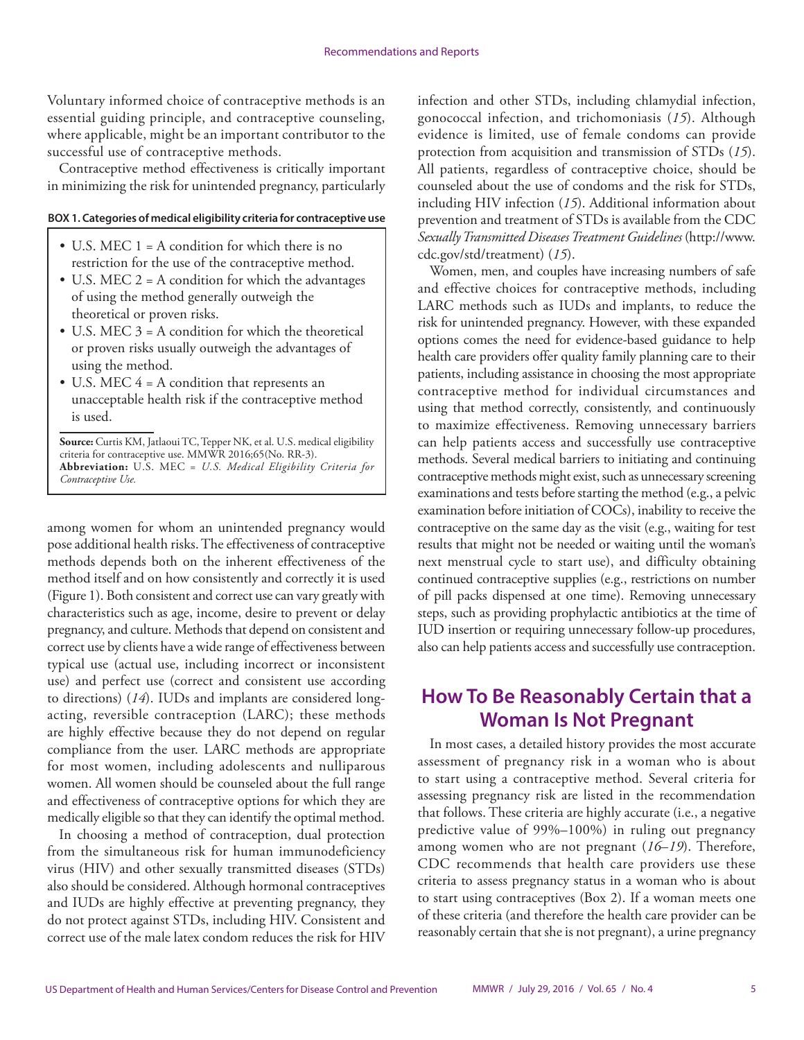Voluntary informed choice of contraceptive methods is an essential guiding principle, and contraceptive counseling, where applicable, might be an important contributor to the successful use of contraceptive methods.

Contraceptive method effectiveness is critically important in minimizing the risk for unintended pregnancy, particularly among women for whom an unintended pregnancy would pose additional health risks. The effectiveness of contraceptive methods depends both on the inherent effectiveness of the method itself and on how consistently and correctly it is used (Figure 1). Both consistent and correct use can vary greatly with characteristics such as age, income, desire to prevent or delay pregnancy, and culture. Methods that depend on consistent and correct use by clients have a wide range of effectiveness between typical use (actual use, including incorrect or inconsistent use) and perfect use (correct and consistent use according to directions) (*14*). IUDs and implants are considered long-acting, reversible contraception (LARC); these methods are highly effective because they do not depend on regular compliance from the user. LARC methods are appropriate for most women, including adolescents and nulliparous women. All women should be counseled about the full range and effectiveness of contraceptive options for which they are medically eligible so that they can identify the optimal method.

**BOX 1. Categories of medical eligibility criteria for contraceptive use**

- U.S. MEC 1 = A condition for which there is no restriction for the use of the contraceptive method.
- U.S. MEC 2 = A condition for which the advantages of using the method generally outweigh the theoretical or proven risks.
- U.S. MEC 3 = A condition for which the theoretical or proven risks usually outweigh the advantages of using the method.
- U.S. MEC 4 = A condition that represents an unacceptable health risk if the contraceptive method is used.

**Source:** Curtis KM, Jatlaoui TC, Tepper NK, et al. U.S. medical eligibility criteria for contraceptive use. MMWR 2016;65(No. RR-3).
**Abbreviation:** U.S. MEC = *U.S. Medical Eligibility Criteria for Contraceptive Use.*

In choosing a method of contraception, dual protection from the simultaneous risk for human immunodeficiency virus (HIV) and other sexually transmitted diseases (STDs) also should be considered. Although hormonal contraceptives and IUDs are highly effective at preventing pregnancy, they do not protect against STDs, including HIV. Consistent and correct use of the male latex condom reduces the risk for HIV infection and other STDs, including chlamydial infection, gonococcal infection, and trichomoniasis (*15*). Although evidence is limited, use of female condoms can provide protection from acquisition and transmission of STDs (*15*). All patients, regardless of contraceptive choice, should be counseled about the use of condoms and the risk for STDs, including HIV infection (*15*). Additional information about prevention and treatment of STDs is available from the CDC *Sexually Transmitted Diseases Treatment Guidelines* (http://www.cdc.gov/std/treatment) (*15*).

Women, men, and couples have increasing numbers of safe and effective choices for contraceptive methods, including LARC methods such as IUDs and implants, to reduce the risk for unintended pregnancy. However, with these expanded options comes the need for evidence-based guidance to help health care providers offer quality family planning care to their patients, including assistance in choosing the most appropriate contraceptive method for individual circumstances and using that method correctly, consistently, and continuously to maximize effectiveness. Removing unnecessary barriers can help patients access and successfully use contraceptive methods. Several medical barriers to initiating and continuing contraceptive methods might exist, such as unnecessary screening examinations and tests before starting the method (e.g., a pelvic examination before initiation of COCs), inability to receive the contraceptive on the same day as the visit (e.g., waiting for test results that might not be needed or waiting until the woman's next menstrual cycle to start use), and difficulty obtaining continued contraceptive supplies (e.g., restrictions on number of pill packs dispensed at one time). Removing unnecessary steps, such as providing prophylactic antibiotics at the time of IUD insertion or requiring unnecessary follow-up procedures, also can help patients access and successfully use contraception.

## How To Be Reasonably Certain that a Woman Is Not Pregnant

In most cases, a detailed history provides the most accurate assessment of pregnancy risk in a woman who is about to start using a contraceptive method. Several criteria for assessing pregnancy risk are listed in the recommendation that follows. These criteria are highly accurate (i.e., a negative predictive value of 99%–100%) in ruling out pregnancy among women who are not pregnant (*16*–*19*). Therefore, CDC recommends that health care providers use these criteria to assess pregnancy status in a woman who is about to start using contraceptives (Box 2). If a woman meets one of these criteria (and therefore the health care provider can be reasonably certain that she is not pregnant), a urine pregnancy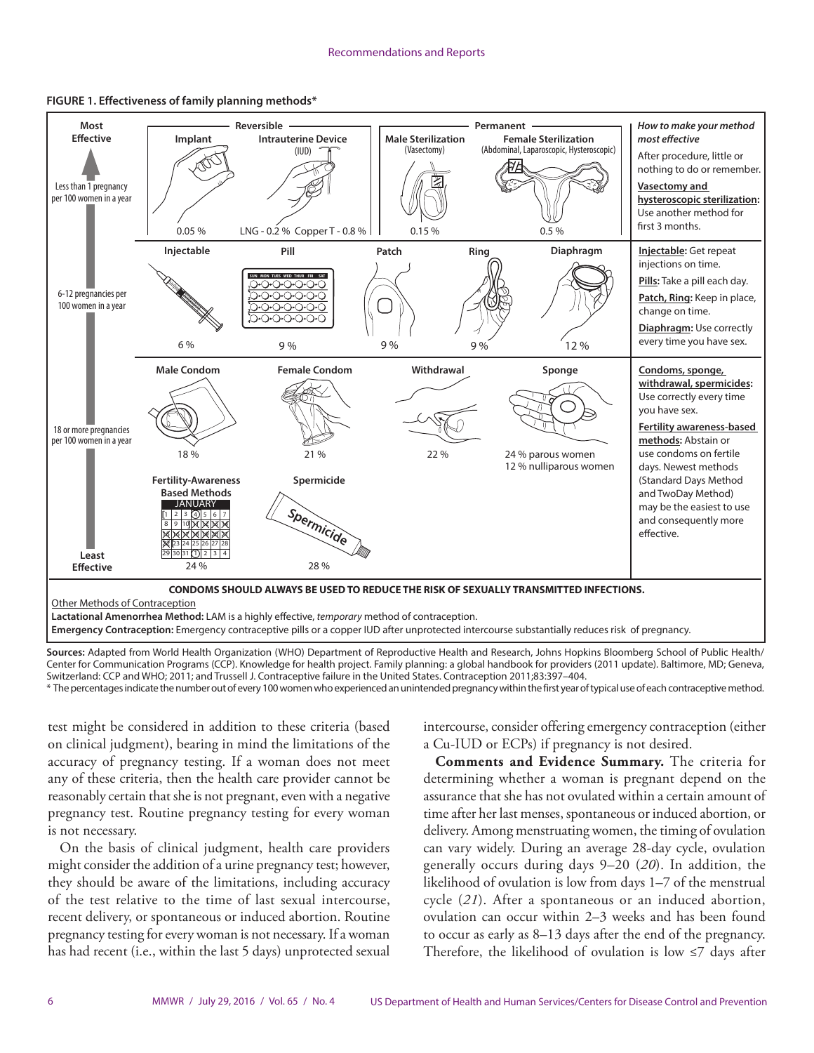**FIGURE 1. Effectiveness of family planning methods***

| Effectiveness | Reversible | | | Permanent | | *How to make your method most effective* |
|---|---|---|---|---|---|---|
| **Most Effective** — Less than 1 pregnancy per 100 women in a year | **Implant** 0.05 % | **Intrauterine Device (IUD)** LNG - 0.2 % Copper T - 0.8 % | | **Male Sterilization (Vasectomy)** 0.15 % | **Female Sterilization (Abdominal, Laparoscopic, Hysteroscopic)** 0.5 % | After procedure, little or nothing to do or remember. **Vasectomy and hysteroscopic sterilization:** Use another method for first 3 months. |
| 6-12 pregnancies per 100 women in a year | **Injectable** 6 % | **Pill** 9 % | **Patch** 9 % | **Ring** 9 % | **Diaphragm** 12 % | **Injectable:** Get repeat injections on time. **Pills:** Take a pill each day. **Patch, Ring:** Keep in place, change on time. **Diaphragm:** Use correctly every time you have sex. |
| 18 or more pregnancies per 100 women in a year — **Least Effective** | **Male Condom** 18 % | **Female Condom** 21 % | **Withdrawal** 22 % | **Sponge** 24 % parous women, 12 % nulliparous women | | **Condoms, sponge, withdrawal, spermicides:** Use correctly every time you have sex. |
| | **Fertility-Awareness Based Methods** 24 % | **Spermicide** 28 % | | | | **Fertility awareness-based methods:** Abstain or use condoms on fertile days. Newest methods (Standard Days Method and TwoDay Method) may be the easiest to use and consequently more effective. |

**CONDOMS SHOULD ALWAYS BE USED TO REDUCE THE RISK OF SEXUALLY TRANSMITTED INFECTIONS.**

Other Methods of Contraception

**Lactational Amenorrhea Method:** LAM is a highly effective, *temporary* method of contraception.

**Emergency Contraception:** Emergency contraceptive pills or a copper IUD after unprotected intercourse substantially reduces risk of pregnancy.

**Sources:** Adapted from World Health Organization (WHO) Department of Reproductive Health and Research, Johns Hopkins Bloomberg School of Public Health/Center for Communication Programs (CCP). Knowledge for health project. Family planning: a global handbook for providers (2011 update). Baltimore, MD; Geneva, Switzerland: CCP and WHO; 2011; and Trussell J. Contraceptive failure in the United States. Contraception 2011;83:397–404.

\* The percentages indicate the number out of every 100 women who experienced an unintended pregnancy within the first year of typical use of each contraceptive method.

test might be considered in addition to these criteria (based on clinical judgment), bearing in mind the limitations of the accuracy of pregnancy testing. If a woman does not meet any of these criteria, then the health care provider cannot be reasonably certain that she is not pregnant, even with a negative pregnancy test. Routine pregnancy testing for every woman is not necessary.

On the basis of clinical judgment, health care providers might consider the addition of a urine pregnancy test; however, they should be aware of the limitations, including accuracy of the test relative to the time of last sexual intercourse, recent delivery, or spontaneous or induced abortion. Routine pregnancy testing for every woman is not necessary. If a woman has had recent (i.e., within the last 5 days) unprotected sexual intercourse, consider offering emergency contraception (either a Cu-IUD or ECPs) if pregnancy is not desired.

**Comments and Evidence Summary.** The criteria for determining whether a woman is pregnant depend on the assurance that she has not ovulated within a certain amount of time after her last menses, spontaneous or induced abortion, or delivery. Among menstruating women, the timing of ovulation can vary widely. During an average 28-day cycle, ovulation generally occurs during days 9–20 (*20*). In addition, the likelihood of ovulation is low from days 1–7 of the menstrual cycle (*21*). After a spontaneous or an induced abortion, ovulation can occur within 2–3 weeks and has been found to occur as early as 8–13 days after the end of the pregnancy. Therefore, the likelihood of ovulation is low ≤7 days after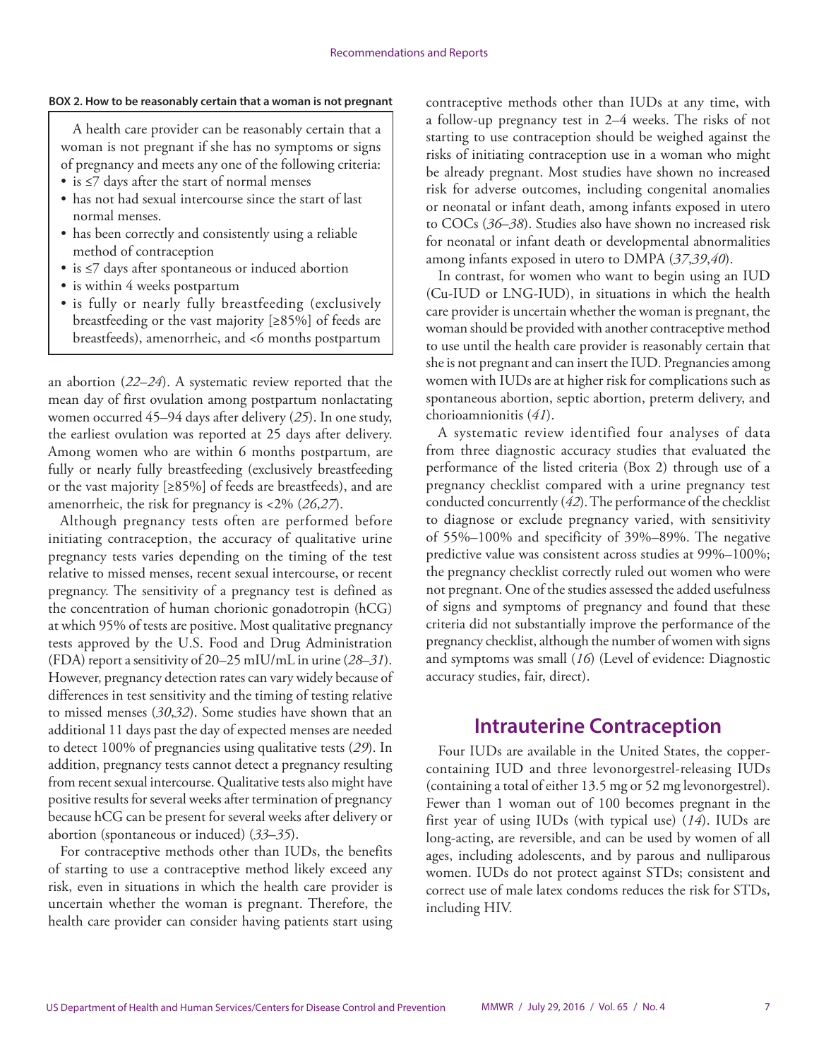**BOX 2. How to be reasonably certain that a woman is not pregnant**

A health care provider can be reasonably certain that a woman is not pregnant if she has no symptoms or signs of pregnancy and meets any one of the following criteria:

- is ≤7 days after the start of normal menses
- has not had sexual intercourse since the start of last normal menses.
- has been correctly and consistently using a reliable method of contraception
- is ≤7 days after spontaneous or induced abortion
- is within 4 weeks postpartum
- is fully or nearly fully breastfeeding (exclusively breastfeeding or the vast majority [≥85%] of feeds are breastfeeds), amenorrheic, and <6 months postpartum

an abortion (*22–24*). A systematic review reported that the mean day of first ovulation among postpartum nonlactating women occurred 45–94 days after delivery (*25*). In one study, the earliest ovulation was reported at 25 days after delivery. Among women who are within 6 months postpartum, are fully or nearly fully breastfeeding (exclusively breastfeeding or the vast majority [≥85%] of feeds are breastfeeds), and are amenorrheic, the risk for pregnancy is <2% (*26*,*27*).

Although pregnancy tests often are performed before initiating contraception, the accuracy of qualitative urine pregnancy tests varies depending on the timing of the test relative to missed menses, recent sexual intercourse, or recent pregnancy. The sensitivity of a pregnancy test is defined as the concentration of human chorionic gonadotropin (hCG) at which 95% of tests are positive. Most qualitative pregnancy tests approved by the U.S. Food and Drug Administration (FDA) report a sensitivity of 20–25 mIU/mL in urine (*28–31*). However, pregnancy detection rates can vary widely because of differences in test sensitivity and the timing of testing relative to missed menses (*30*,*32*). Some studies have shown that an additional 11 days past the day of expected menses are needed to detect 100% of pregnancies using qualitative tests (*29*). In addition, pregnancy tests cannot detect a pregnancy resulting from recent sexual intercourse. Qualitative tests also might have positive results for several weeks after termination of pregnancy because hCG can be present for several weeks after delivery or abortion (spontaneous or induced) (*33–35*).

For contraceptive methods other than IUDs, the benefits of starting to use a contraceptive method likely exceed any risk, even in situations in which the health care provider is uncertain whether the woman is pregnant. Therefore, the health care provider can consider having patients start using contraceptive methods other than IUDs at any time, with a follow-up pregnancy test in 2–4 weeks. The risks of not starting to use contraception should be weighed against the risks of initiating contraception use in a woman who might be already pregnant. Most studies have shown no increased risk for adverse outcomes, including congenital anomalies or neonatal or infant death, among infants exposed in utero to COCs (*36–38*). Studies also have shown no increased risk for neonatal or infant death or developmental abnormalities among infants exposed in utero to DMPA (*37*,*39*,*40*).

In contrast, for women who want to begin using an IUD (Cu-IUD or LNG-IUD), in situations in which the health care provider is uncertain whether the woman is pregnant, the woman should be provided with another contraceptive method to use until the health care provider is reasonably certain that she is not pregnant and can insert the IUD. Pregnancies among women with IUDs are at higher risk for complications such as spontaneous abortion, septic abortion, preterm delivery, and chorioamnionitis (*41*).

A systematic review identified four analyses of data from three diagnostic accuracy studies that evaluated the performance of the listed criteria (Box 2) through use of a pregnancy checklist compared with a urine pregnancy test conducted concurrently (*42*). The performance of the checklist to diagnose or exclude pregnancy varied, with sensitivity of 55%–100% and specificity of 39%–89%. The negative predictive value was consistent across studies at 99%–100%; the pregnancy checklist correctly ruled out women who were not pregnant. One of the studies assessed the added usefulness of signs and symptoms of pregnancy and found that these criteria did not substantially improve the performance of the pregnancy checklist, although the number of women with signs and symptoms was small (*16*) (Level of evidence: Diagnostic accuracy studies, fair, direct).

## Intrauterine Contraception

Four IUDs are available in the United States, the copper-containing IUD and three levonorgestrel-releasing IUDs (containing a total of either 13.5 mg or 52 mg levonorgestrel). Fewer than 1 woman out of 100 becomes pregnant in the first year of using IUDs (with typical use) (*14*). IUDs are long-acting, are reversible, and can be used by women of all ages, including adolescents, and by parous and nulliparous women. IUDs do not protect against STDs; consistent and correct use of male latex condoms reduces the risk for STDs, including HIV.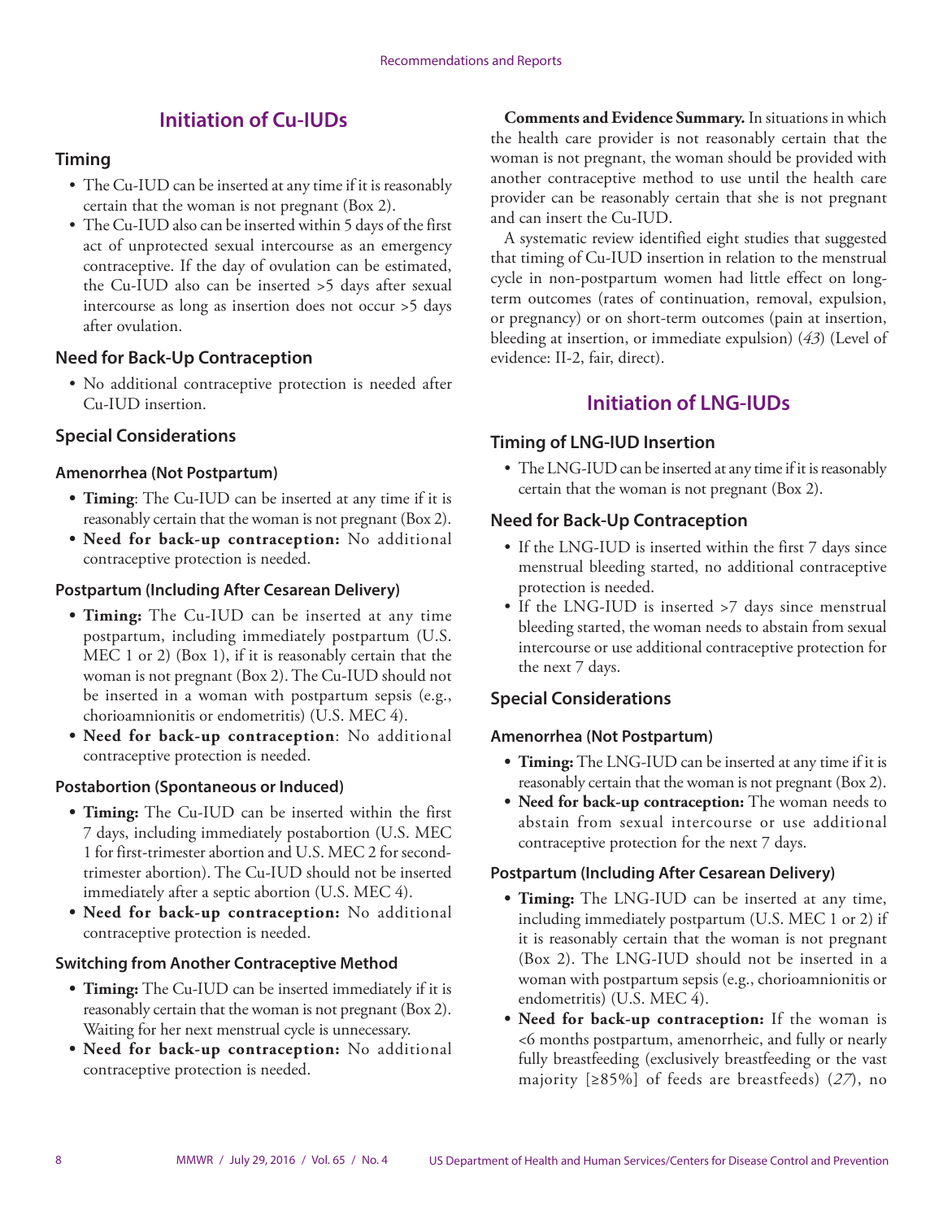## Initiation of Cu-IUDs

### Timing

- The Cu-IUD can be inserted at any time if it is reasonably certain that the woman is not pregnant (Box 2).
- The Cu-IUD also can be inserted within 5 days of the first act of unprotected sexual intercourse as an emergency contraceptive. If the day of ovulation can be estimated, the Cu-IUD also can be inserted >5 days after sexual intercourse as long as insertion does not occur >5 days after ovulation.

### Need for Back-Up Contraception

- No additional contraceptive protection is needed after Cu-IUD insertion.

### Special Considerations

#### Amenorrhea (Not Postpartum)

- **Timing**: The Cu-IUD can be inserted at any time if it is reasonably certain that the woman is not pregnant (Box 2).
- **Need for back-up contraception:** No additional contraceptive protection is needed.

#### Postpartum (Including After Cesarean Delivery)

- **Timing:** The Cu-IUD can be inserted at any time postpartum, including immediately postpartum (U.S. MEC 1 or 2) (Box 1), if it is reasonably certain that the woman is not pregnant (Box 2). The Cu-IUD should not be inserted in a woman with postpartum sepsis (e.g., chorioamnionitis or endometritis) (U.S. MEC 4).
- **Need for back-up contraception**: No additional contraceptive protection is needed.

#### Postabortion (Spontaneous or Induced)

- **Timing:** The Cu-IUD can be inserted within the first 7 days, including immediately postabortion (U.S. MEC 1 for first-trimester abortion and U.S. MEC 2 for second-trimester abortion). The Cu-IUD should not be inserted immediately after a septic abortion (U.S. MEC 4).
- **Need for back-up contraception:** No additional contraceptive protection is needed.

#### Switching from Another Contraceptive Method

- **Timing:** The Cu-IUD can be inserted immediately if it is reasonably certain that the woman is not pregnant (Box 2). Waiting for her next menstrual cycle is unnecessary.
- **Need for back-up contraception:** No additional contraceptive protection is needed.

**Comments and Evidence Summary.** In situations in which the health care provider is not reasonably certain that the woman is not pregnant, the woman should be provided with another contraceptive method to use until the health care provider can be reasonably certain that she is not pregnant and can insert the Cu-IUD.

A systematic review identified eight studies that suggested that timing of Cu-IUD insertion in relation to the menstrual cycle in non-postpartum women had little effect on long-term outcomes (rates of continuation, removal, expulsion, or pregnancy) or on short-term outcomes (pain at insertion, bleeding at insertion, or immediate expulsion) (*43*) (Level of evidence: II-2, fair, direct).

## Initiation of LNG-IUDs

### Timing of LNG-IUD Insertion

- The LNG-IUD can be inserted at any time if it is reasonably certain that the woman is not pregnant (Box 2).

### Need for Back-Up Contraception

- If the LNG-IUD is inserted within the first 7 days since menstrual bleeding started, no additional contraceptive protection is needed.
- If the LNG-IUD is inserted >7 days since menstrual bleeding started, the woman needs to abstain from sexual intercourse or use additional contraceptive protection for the next 7 days.

### Special Considerations

#### Amenorrhea (Not Postpartum)

- **Timing:** The LNG-IUD can be inserted at any time if it is reasonably certain that the woman is not pregnant (Box 2).
- **Need for back-up contraception:** The woman needs to abstain from sexual intercourse or use additional contraceptive protection for the next 7 days.

#### Postpartum (Including After Cesarean Delivery)

- **Timing:** The LNG-IUD can be inserted at any time, including immediately postpartum (U.S. MEC 1 or 2) if it is reasonably certain that the woman is not pregnant (Box 2). The LNG-IUD should not be inserted in a woman with postpartum sepsis (e.g., chorioamnionitis or endometritis) (U.S. MEC 4).
- **Need for back-up contraception:** If the woman is <6 months postpartum, amenorrheic, and fully or nearly fully breastfeeding (exclusively breastfeeding or the vast majority [≥85%] of feeds are breastfeeds) (*27*), no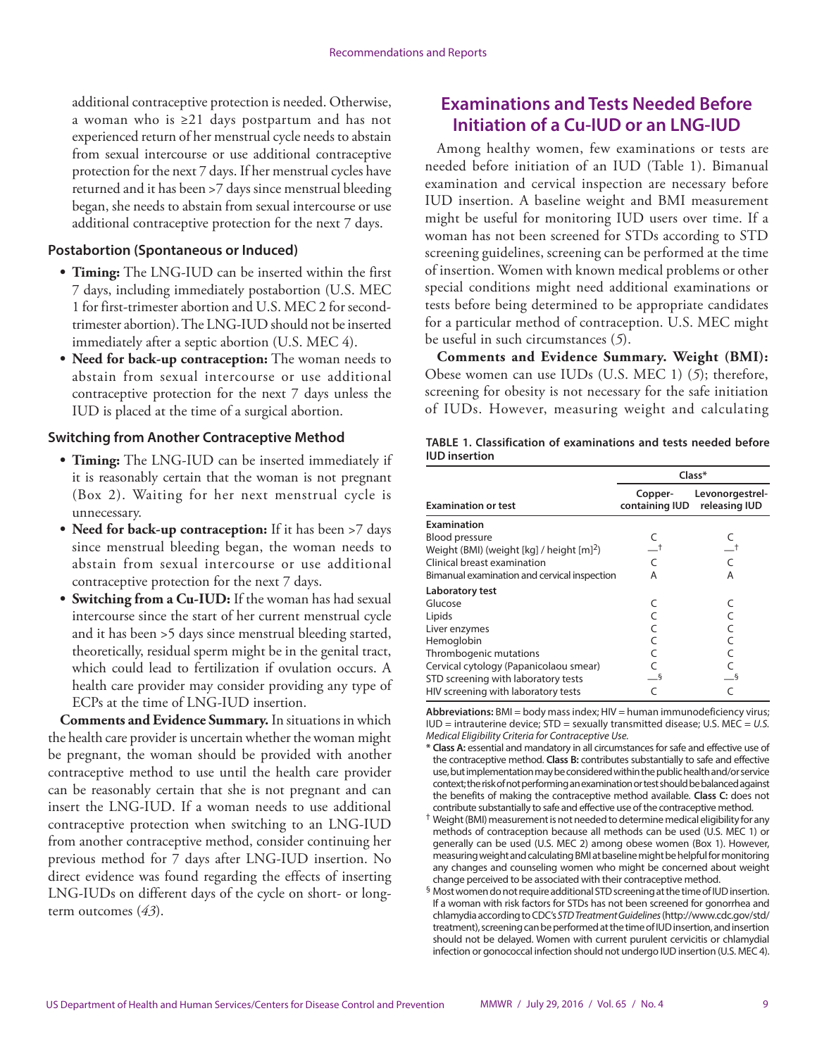additional contraceptive protection is needed. Otherwise, a woman who is ≥21 days postpartum and has not experienced return of her menstrual cycle needs to abstain from sexual intercourse or use additional contraceptive protection for the next 7 days. If her menstrual cycles have returned and it has been >7 days since menstrual bleeding began, she needs to abstain from sexual intercourse or use additional contraceptive protection for the next 7 days.

### Postabortion (Spontaneous or Induced)

- **Timing:** The LNG-IUD can be inserted within the first 7 days, including immediately postabortion (U.S. MEC 1 for first-trimester abortion and U.S. MEC 2 for second-trimester abortion). The LNG-IUD should not be inserted immediately after a septic abortion (U.S. MEC 4).
- **Need for back-up contraception:** The woman needs to abstain from sexual intercourse or use additional contraceptive protection for the next 7 days unless the IUD is placed at the time of a surgical abortion.

### Switching from Another Contraceptive Method

- **Timing:** The LNG-IUD can be inserted immediately if it is reasonably certain that the woman is not pregnant (Box 2). Waiting for her next menstrual cycle is unnecessary.
- **Need for back-up contraception:** If it has been >7 days since menstrual bleeding began, the woman needs to abstain from sexual intercourse or use additional contraceptive protection for the next 7 days.
- **Switching from a Cu-IUD:** If the woman has had sexual intercourse since the start of her current menstrual cycle and it has been >5 days since menstrual bleeding started, theoretically, residual sperm might be in the genital tract, which could lead to fertilization if ovulation occurs. A health care provider may consider providing any type of ECPs at the time of LNG-IUD insertion.

**Comments and Evidence Summary.** In situations in which the health care provider is uncertain whether the woman might be pregnant, the woman should be provided with another contraceptive method to use until the health care provider can be reasonably certain that she is not pregnant and can insert the LNG-IUD. If a woman needs to use additional contraceptive protection when switching to an LNG-IUD from another contraceptive method, consider continuing her previous method for 7 days after LNG-IUD insertion. No direct evidence was found regarding the effects of inserting LNG-IUDs on different days of the cycle on short- or long-term outcomes (*43*).

## Examinations and Tests Needed Before Initiation of a Cu-IUD or an LNG-IUD

Among healthy women, few examinations or tests are needed before initiation of an IUD (Table 1). Bimanual examination and cervical inspection are necessary before IUD insertion. A baseline weight and BMI measurement might be useful for monitoring IUD users over time. If a woman has not been screened for STDs according to STD screening guidelines, screening can be performed at the time of insertion. Women with known medical problems or other special conditions might need additional examinations or tests before being determined to be appropriate candidates for a particular method of contraception. U.S. MEC might be useful in such circumstances (*5*).

**Comments and Evidence Summary. Weight (BMI):** Obese women can use IUDs (U.S. MEC 1) (*5*); therefore, screening for obesity is not necessary for the safe initiation of IUDs. However, measuring weight and calculating

**TABLE 1. Classification of examinations and tests needed before IUD insertion**

| Examination or test | Class* | |
|---|---|---|
| | Copper-containing IUD | Levonorgestrel-releasing IUD |
| **Examination** | | |
| Blood pressure | C | C |
| Weight (BMI) (weight [kg] / height [m]$^2$) | —† | —† |
| Clinical breast examination | C | C |
| Bimanual examination and cervical inspection | A | A |
| **Laboratory test** | | |
| Glucose | C | C |
| Lipids | C | C |
| Liver enzymes | C | C |
| Hemoglobin | C | C |
| Thrombogenic mutations | C | C |
| Cervical cytology (Papanicolaou smear) | C | C |
| STD screening with laboratory tests | —§ | —§ |
| HIV screening with laboratory tests | C | C |

**Abbreviations:** BMI = body mass index; HIV = human immunodeficiency virus; IUD = intrauterine device; STD = sexually transmitted disease; U.S. MEC = *U.S. Medical Eligibility Criteria for Contraceptive Use.*

\* **Class A:** essential and mandatory in all circumstances for safe and effective use of the contraceptive method. **Class B:** contributes substantially to safe and effective use, but implementation may be considered within the public health and/or service context; the risk of not performing an examination or test should be balanced against the benefits of making the contraceptive method available. **Class C:** does not contribute substantially to safe and effective use of the contraceptive method.

† Weight (BMI) measurement is not needed to determine medical eligibility for any methods of contraception because all methods can be used (U.S. MEC 1) or generally can be used (U.S. MEC 2) among obese women (Box 1). However, measuring weight and calculating BMI at baseline might be helpful for monitoring any changes and counseling women who might be concerned about weight change perceived to be associated with their contraceptive method.

§ Most women do not require additional STD screening at the time of IUD insertion. If a woman with risk factors for STDs has not been screened for gonorrhea and chlamydia according to CDC's *STD Treatment Guidelines* (http://www.cdc.gov/std/treatment), screening can be performed at the time of IUD insertion, and insertion should not be delayed. Women with current purulent cervicitis or chlamydial infection or gonococcal infection should not undergo IUD insertion (U.S. MEC 4).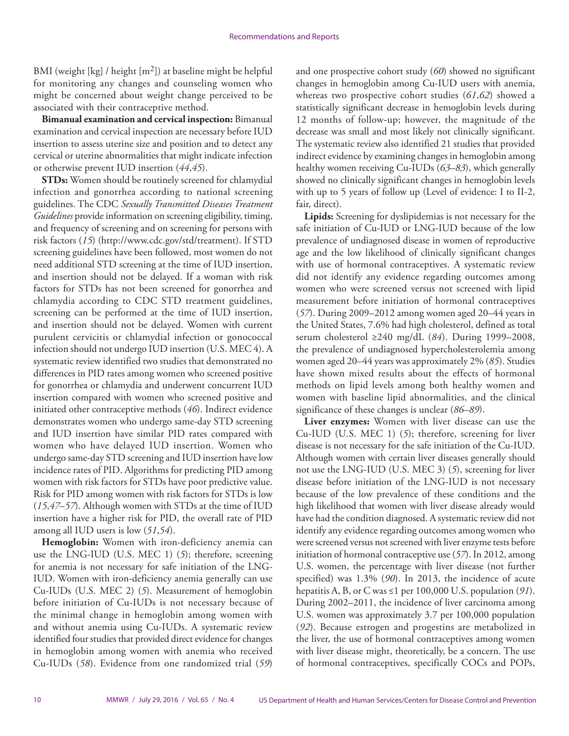BMI (weight [kg] / height [m$^2$]) at baseline might be helpful for monitoring any changes and counseling women who might be concerned about weight change perceived to be associated with their contraceptive method.

**Bimanual examination and cervical inspection:** Bimanual examination and cervical inspection are necessary before IUD insertion to assess uterine size and position and to detect any cervical or uterine abnormalities that might indicate infection or otherwise prevent IUD insertion (*44*,*45*).

**STDs:** Women should be routinely screened for chlamydial infection and gonorrhea according to national screening guidelines. The CDC *Sexually Transmitted Diseases Treatment Guidelines* provide information on screening eligibility, timing, and frequency of screening and on screening for persons with risk factors (*15*) (http://www.cdc.gov/std/treatment). If STD screening guidelines have been followed, most women do not need additional STD screening at the time of IUD insertion, and insertion should not be delayed. If a woman with risk factors for STDs has not been screened for gonorrhea and chlamydia according to CDC STD treatment guidelines, screening can be performed at the time of IUD insertion, and insertion should not be delayed. Women with current purulent cervicitis or chlamydial infection or gonococcal infection should not undergo IUD insertion (U.S. MEC 4). A systematic review identified two studies that demonstrated no differences in PID rates among women who screened positive for gonorrhea or chlamydia and underwent concurrent IUD insertion compared with women who screened positive and initiated other contraceptive methods (*46*). Indirect evidence demonstrates women who undergo same-day STD screening and IUD insertion have similar PID rates compared with women who have delayed IUD insertion. Women who undergo same-day STD screening and IUD insertion have low incidence rates of PID. Algorithms for predicting PID among women with risk factors for STDs have poor predictive value. Risk for PID among women with risk factors for STDs is low (*15*,*47*–*57*). Although women with STDs at the time of IUD insertion have a higher risk for PID, the overall rate of PID among all IUD users is low (*51*,*54*).

**Hemoglobin:** Women with iron-deficiency anemia can use the LNG-IUD (U.S. MEC 1) (*5*); therefore, screening for anemia is not necessary for safe initiation of the LNG-IUD. Women with iron-deficiency anemia generally can use Cu-IUDs (U.S. MEC 2) (*5*). Measurement of hemoglobin before initiation of Cu-IUDs is not necessary because of the minimal change in hemoglobin among women with and without anemia using Cu-IUDs. A systematic review identified four studies that provided direct evidence for changes in hemoglobin among women with anemia who received Cu-IUDs (*58*). Evidence from one randomized trial (*59*) and one prospective cohort study (*60*) showed no significant changes in hemoglobin among Cu-IUD users with anemia, whereas two prospective cohort studies (*61*,*62*) showed a statistically significant decrease in hemoglobin levels during 12 months of follow-up; however, the magnitude of the decrease was small and most likely not clinically significant. The systematic review also identified 21 studies that provided indirect evidence by examining changes in hemoglobin among healthy women receiving Cu-IUDs (*63*–*83*), which generally showed no clinically significant changes in hemoglobin levels with up to 5 years of follow up (Level of evidence: I to II-2, fair, direct).

**Lipids:** Screening for dyslipidemias is not necessary for the safe initiation of Cu-IUD or LNG-IUD because of the low prevalence of undiagnosed disease in women of reproductive age and the low likelihood of clinically significant changes with use of hormonal contraceptives. A systematic review did not identify any evidence regarding outcomes among women who were screened versus not screened with lipid measurement before initiation of hormonal contraceptives (*57*). During 2009–2012 among women aged 20–44 years in the United States, 7.6% had high cholesterol, defined as total serum cholesterol ≥240 mg/dL (*84*). During 1999–2008, the prevalence of undiagnosed hypercholesterolemia among women aged 20–44 years was approximately 2% (*85*). Studies have shown mixed results about the effects of hormonal methods on lipid levels among both healthy women and women with baseline lipid abnormalities, and the clinical significance of these changes is unclear (*86*–*89*).

**Liver enzymes:** Women with liver disease can use the Cu-IUD (U.S. MEC 1) (*5*); therefore, screening for liver disease is not necessary for the safe initiation of the Cu-IUD. Although women with certain liver diseases generally should not use the LNG-IUD (U.S. MEC 3) (*5*), screening for liver disease before initiation of the LNG-IUD is not necessary because of the low prevalence of these conditions and the high likelihood that women with liver disease already would have had the condition diagnosed. A systematic review did not identify any evidence regarding outcomes among women who were screened versus not screened with liver enzyme tests before initiation of hormonal contraceptive use (*57*). In 2012, among U.S. women, the percentage with liver disease (not further specified) was 1.3% (*90*). In 2013, the incidence of acute hepatitis A, B, or C was ≤1 per 100,000 U.S. population (*91*). During 2002–2011, the incidence of liver carcinoma among U.S. women was approximately 3.7 per 100,000 population (*92*). Because estrogen and progestins are metabolized in the liver, the use of hormonal contraceptives among women with liver disease might, theoretically, be a concern. The use of hormonal contraceptives, specifically COCs and POPs,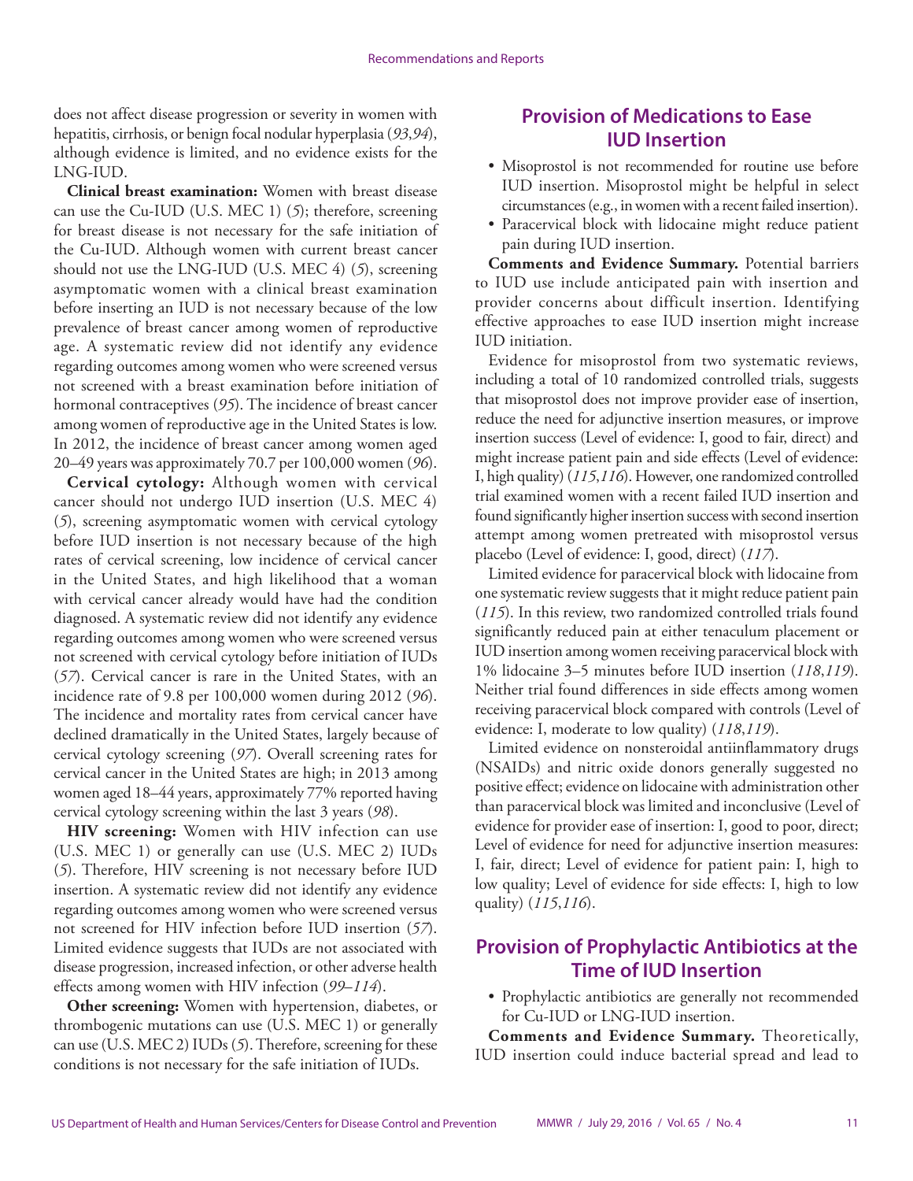does not affect disease progression or severity in women with hepatitis, cirrhosis, or benign focal nodular hyperplasia (*93*,*94*), although evidence is limited, and no evidence exists for the LNG-IUD.

**Clinical breast examination:** Women with breast disease can use the Cu-IUD (U.S. MEC 1) (*5*); therefore, screening for breast disease is not necessary for the safe initiation of the Cu-IUD. Although women with current breast cancer should not use the LNG-IUD (U.S. MEC 4) (*5*), screening asymptomatic women with a clinical breast examination before inserting an IUD is not necessary because of the low prevalence of breast cancer among women of reproductive age. A systematic review did not identify any evidence regarding outcomes among women who were screened versus not screened with a breast examination before initiation of hormonal contraceptives (*95*). The incidence of breast cancer among women of reproductive age in the United States is low. In 2012, the incidence of breast cancer among women aged 20–49 years was approximately 70.7 per 100,000 women (*96*).

**Cervical cytology:** Although women with cervical cancer should not undergo IUD insertion (U.S. MEC 4) (*5*), screening asymptomatic women with cervical cytology before IUD insertion is not necessary because of the high rates of cervical screening, low incidence of cervical cancer in the United States, and high likelihood that a woman with cervical cancer already would have had the condition diagnosed. A systematic review did not identify any evidence regarding outcomes among women who were screened versus not screened with cervical cytology before initiation of IUDs (*57*). Cervical cancer is rare in the United States, with an incidence rate of 9.8 per 100,000 women during 2012 (*96*). The incidence and mortality rates from cervical cancer have declined dramatically in the United States, largely because of cervical cytology screening (*97*). Overall screening rates for cervical cancer in the United States are high; in 2013 among women aged 18–44 years, approximately 77% reported having cervical cytology screening within the last 3 years (*98*).

**HIV screening:** Women with HIV infection can use (U.S. MEC 1) or generally can use (U.S. MEC 2) IUDs (*5*). Therefore, HIV screening is not necessary before IUD insertion. A systematic review did not identify any evidence regarding outcomes among women who were screened versus not screened for HIV infection before IUD insertion (*57*). Limited evidence suggests that IUDs are not associated with disease progression, increased infection, or other adverse health effects among women with HIV infection (*99*–*114*).

**Other screening:** Women with hypertension, diabetes, or thrombogenic mutations can use (U.S. MEC 1) or generally can use (U.S. MEC 2) IUDs (*5*). Therefore, screening for these conditions is not necessary for the safe initiation of IUDs.

## Provision of Medications to Ease IUD Insertion

- Misoprostol is not recommended for routine use before IUD insertion. Misoprostol might be helpful in select circumstances (e.g., in women with a recent failed insertion).
- Paracervical block with lidocaine might reduce patient pain during IUD insertion.

**Comments and Evidence Summary.** Potential barriers to IUD use include anticipated pain with insertion and provider concerns about difficult insertion. Identifying effective approaches to ease IUD insertion might increase IUD initiation.

Evidence for misoprostol from two systematic reviews, including a total of 10 randomized controlled trials, suggests that misoprostol does not improve provider ease of insertion, reduce the need for adjunctive insertion measures, or improve insertion success (Level of evidence: I, good to fair, direct) and might increase patient pain and side effects (Level of evidence: I, high quality) (*115*,*116*). However, one randomized controlled trial examined women with a recent failed IUD insertion and found significantly higher insertion success with second insertion attempt among women pretreated with misoprostol versus placebo (Level of evidence: I, good, direct) (*117*).

Limited evidence for paracervical block with lidocaine from one systematic review suggests that it might reduce patient pain (*115*). In this review, two randomized controlled trials found significantly reduced pain at either tenaculum placement or IUD insertion among women receiving paracervical block with 1% lidocaine 3–5 minutes before IUD insertion (*118*,*119*). Neither trial found differences in side effects among women receiving paracervical block compared with controls (Level of evidence: I, moderate to low quality) (*118*,*119*).

Limited evidence on nonsteroidal antiinflammatory drugs (NSAIDs) and nitric oxide donors generally suggested no positive effect; evidence on lidocaine with administration other than paracervical block was limited and inconclusive (Level of evidence for provider ease of insertion: I, good to poor, direct; Level of evidence for need for adjunctive insertion measures: I, fair, direct; Level of evidence for patient pain: I, high to low quality; Level of evidence for side effects: I, high to low quality) (*115*,*116*).

## Provision of Prophylactic Antibiotics at the Time of IUD Insertion

- Prophylactic antibiotics are generally not recommended for Cu-IUD or LNG-IUD insertion.

**Comments and Evidence Summary.** Theoretically, IUD insertion could induce bacterial spread and lead to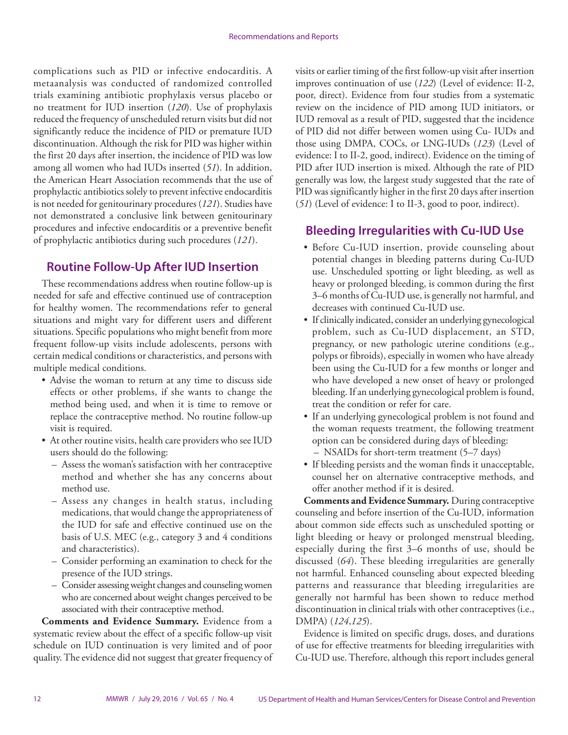complications such as PID or infective endocarditis. A metaanalysis was conducted of randomized controlled trials examining antibiotic prophylaxis versus placebo or no treatment for IUD insertion (*120*). Use of prophylaxis reduced the frequency of unscheduled return visits but did not significantly reduce the incidence of PID or premature IUD discontinuation. Although the risk for PID was higher within the first 20 days after insertion, the incidence of PID was low among all women who had IUDs inserted (*51*). In addition, the American Heart Association recommends that the use of prophylactic antibiotics solely to prevent infective endocarditis is not needed for genitourinary procedures (*121*). Studies have not demonstrated a conclusive link between genitourinary procedures and infective endocarditis or a preventive benefit of prophylactic antibiotics during such procedures (*121*).

## Routine Follow-Up After IUD Insertion

These recommendations address when routine follow-up is needed for safe and effective continued use of contraception for healthy women. The recommendations refer to general situations and might vary for different users and different situations. Specific populations who might benefit from more frequent follow-up visits include adolescents, persons with certain medical conditions or characteristics, and persons with multiple medical conditions.

- Advise the woman to return at any time to discuss side effects or other problems, if she wants to change the method being used, and when it is time to remove or replace the contraceptive method. No routine follow-up visit is required.
- At other routine visits, health care providers who see IUD users should do the following:
  - Assess the woman's satisfaction with her contraceptive method and whether she has any concerns about method use.
  - Assess any changes in health status, including medications, that would change the appropriateness of the IUD for safe and effective continued use on the basis of U.S. MEC (e.g., category 3 and 4 conditions and characteristics).
  - Consider performing an examination to check for the presence of the IUD strings.
  - Consider assessing weight changes and counseling women who are concerned about weight changes perceived to be associated with their contraceptive method.

**Comments and Evidence Summary.** Evidence from a systematic review about the effect of a specific follow-up visit schedule on IUD continuation is very limited and of poor quality. The evidence did not suggest that greater frequency of visits or earlier timing of the first follow-up visit after insertion improves continuation of use (*122*) (Level of evidence: II-2, poor, direct). Evidence from four studies from a systematic review on the incidence of PID among IUD initiators, or IUD removal as a result of PID, suggested that the incidence of PID did not differ between women using Cu- IUDs and those using DMPA, COCs, or LNG-IUDs (*123*) (Level of evidence: I to II-2, good, indirect). Evidence on the timing of PID after IUD insertion is mixed. Although the rate of PID generally was low, the largest study suggested that the rate of PID was significantly higher in the first 20 days after insertion (*51*) (Level of evidence: I to II-3, good to poor, indirect).

## Bleeding Irregularities with Cu-IUD Use

- Before Cu-IUD insertion, provide counseling about potential changes in bleeding patterns during Cu-IUD use. Unscheduled spotting or light bleeding, as well as heavy or prolonged bleeding, is common during the first 3–6 months of Cu-IUD use, is generally not harmful, and decreases with continued Cu-IUD use.
- If clinically indicated, consider an underlying gynecological problem, such as Cu-IUD displacement, an STD, pregnancy, or new pathologic uterine conditions (e.g., polyps or fibroids), especially in women who have already been using the Cu-IUD for a few months or longer and who have developed a new onset of heavy or prolonged bleeding. If an underlying gynecological problem is found, treat the condition or refer for care.
- If an underlying gynecological problem is not found and the woman requests treatment, the following treatment option can be considered during days of bleeding:
  - NSAIDs for short-term treatment (5–7 days)
- If bleeding persists and the woman finds it unacceptable, counsel her on alternative contraceptive methods, and offer another method if it is desired.

**Comments and Evidence Summary.** During contraceptive counseling and before insertion of the Cu-IUD, information about common side effects such as unscheduled spotting or light bleeding or heavy or prolonged menstrual bleeding, especially during the first 3–6 months of use, should be discussed (*64*). These bleeding irregularities are generally not harmful. Enhanced counseling about expected bleeding patterns and reassurance that bleeding irregularities are generally not harmful has been shown to reduce method discontinuation in clinical trials with other contraceptives (i.e., DMPA) (*124*,*125*).

Evidence is limited on specific drugs, doses, and durations of use for effective treatments for bleeding irregularities with Cu-IUD use. Therefore, although this report includes general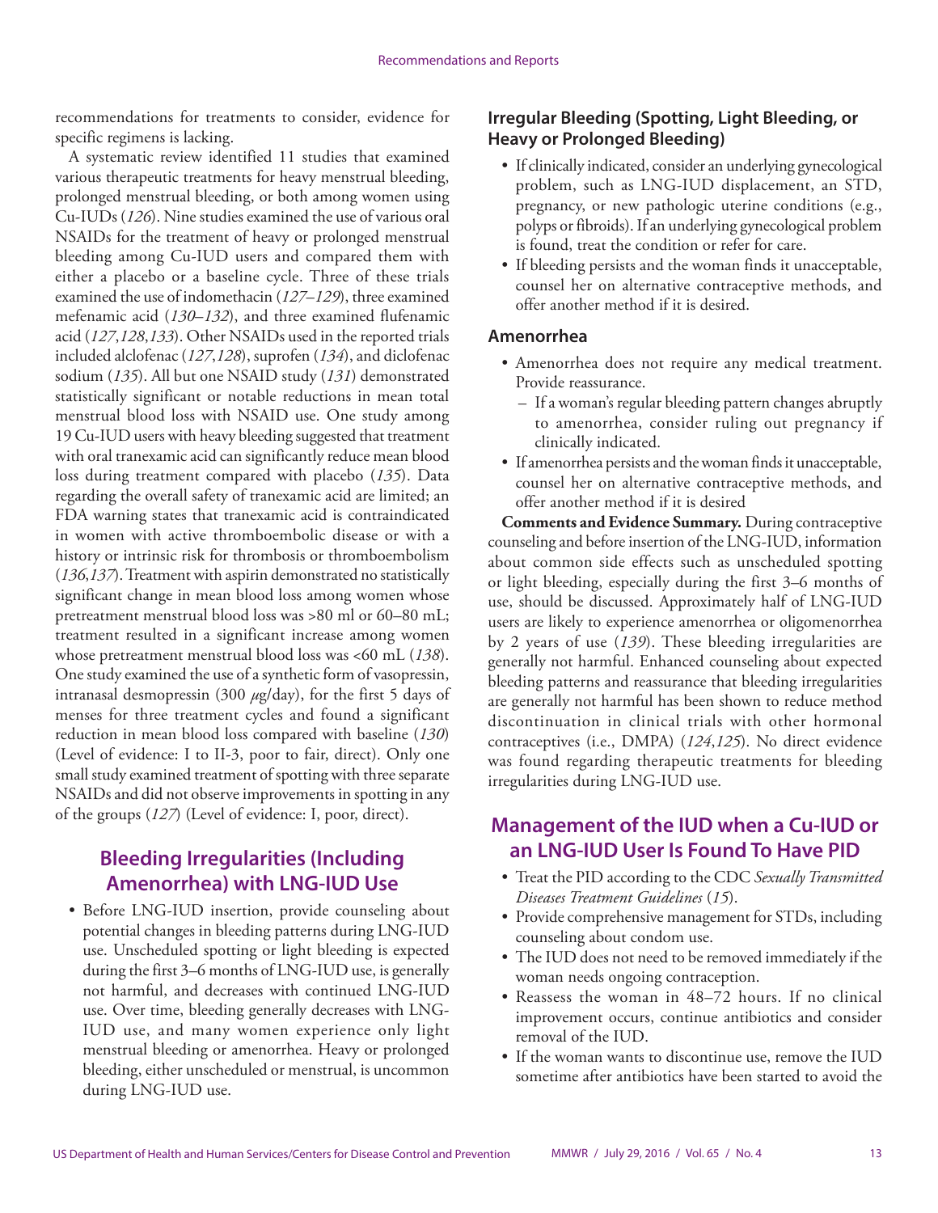recommendations for treatments to consider, evidence for specific regimens is lacking.

A systematic review identified 11 studies that examined various therapeutic treatments for heavy menstrual bleeding, prolonged menstrual bleeding, or both among women using Cu-IUDs (*126*). Nine studies examined the use of various oral NSAIDs for the treatment of heavy or prolonged menstrual bleeding among Cu-IUD users and compared them with either a placebo or a baseline cycle. Three of these trials examined the use of indomethacin (*127–129*), three examined mefenamic acid (*130–132*), and three examined flufenamic acid (*127*,*128*,*133*). Other NSAIDs used in the reported trials included alclofenac (*127*,*128*), suprofen (*134*), and diclofenac sodium (*135*). All but one NSAID study (*131*) demonstrated statistically significant or notable reductions in mean total menstrual blood loss with NSAID use. One study among 19 Cu-IUD users with heavy bleeding suggested that treatment with oral tranexamic acid can significantly reduce mean blood loss during treatment compared with placebo (*135*). Data regarding the overall safety of tranexamic acid are limited; an FDA warning states that tranexamic acid is contraindicated in women with active thromboembolic disease or with a history or intrinsic risk for thrombosis or thromboembolism (*136*,*137*). Treatment with aspirin demonstrated no statistically significant change in mean blood loss among women whose pretreatment menstrual blood loss was >80 ml or 60–80 mL; treatment resulted in a significant increase among women whose pretreatment menstrual blood loss was <60 mL (*138*). One study examined the use of a synthetic form of vasopressin, intranasal desmopressin (300 $\mu$g/day), for the first 5 days of menses for three treatment cycles and found a significant reduction in mean blood loss compared with baseline (*130*) (Level of evidence: I to II-3, poor to fair, direct). Only one small study examined treatment of spotting with three separate NSAIDs and did not observe improvements in spotting in any of the groups (*127*) (Level of evidence: I, poor, direct).

## Bleeding Irregularities (Including Amenorrhea) with LNG-IUD Use

- Before LNG-IUD insertion, provide counseling about potential changes in bleeding patterns during LNG-IUD use. Unscheduled spotting or light bleeding is expected during the first 3–6 months of LNG-IUD use, is generally not harmful, and decreases with continued LNG-IUD use. Over time, bleeding generally decreases with LNG-IUD use, and many women experience only light menstrual bleeding or amenorrhea. Heavy or prolonged bleeding, either unscheduled or menstrual, is uncommon during LNG-IUD use.

### Irregular Bleeding (Spotting, Light Bleeding, or Heavy or Prolonged Bleeding)

- If clinically indicated, consider an underlying gynecological problem, such as LNG-IUD displacement, an STD, pregnancy, or new pathologic uterine conditions (e.g., polyps or fibroids). If an underlying gynecological problem is found, treat the condition or refer for care.
- If bleeding persists and the woman finds it unacceptable, counsel her on alternative contraceptive methods, and offer another method if it is desired.

### Amenorrhea

- Amenorrhea does not require any medical treatment. Provide reassurance.
  - If a woman's regular bleeding pattern changes abruptly to amenorrhea, consider ruling out pregnancy if clinically indicated.
- If amenorrhea persists and the woman finds it unacceptable, counsel her on alternative contraceptive methods, and offer another method if it is desired

**Comments and Evidence Summary.** During contraceptive counseling and before insertion of the LNG-IUD, information about common side effects such as unscheduled spotting or light bleeding, especially during the first 3–6 months of use, should be discussed. Approximately half of LNG-IUD users are likely to experience amenorrhea or oligomenorrhea by 2 years of use (*139*). These bleeding irregularities are generally not harmful. Enhanced counseling about expected bleeding patterns and reassurance that bleeding irregularities are generally not harmful has been shown to reduce method discontinuation in clinical trials with other hormonal contraceptives (i.e., DMPA) (*124*,*125*). No direct evidence was found regarding therapeutic treatments for bleeding irregularities during LNG-IUD use.

## Management of the IUD when a Cu-IUD or an LNG-IUD User Is Found To Have PID

- Treat the PID according to the CDC *Sexually Transmitted Diseases Treatment Guidelines* (*15*).
- Provide comprehensive management for STDs, including counseling about condom use.
- The IUD does not need to be removed immediately if the woman needs ongoing contraception.
- Reassess the woman in 48–72 hours. If no clinical improvement occurs, continue antibiotics and consider removal of the IUD.
- If the woman wants to discontinue use, remove the IUD sometime after antibiotics have been started to avoid the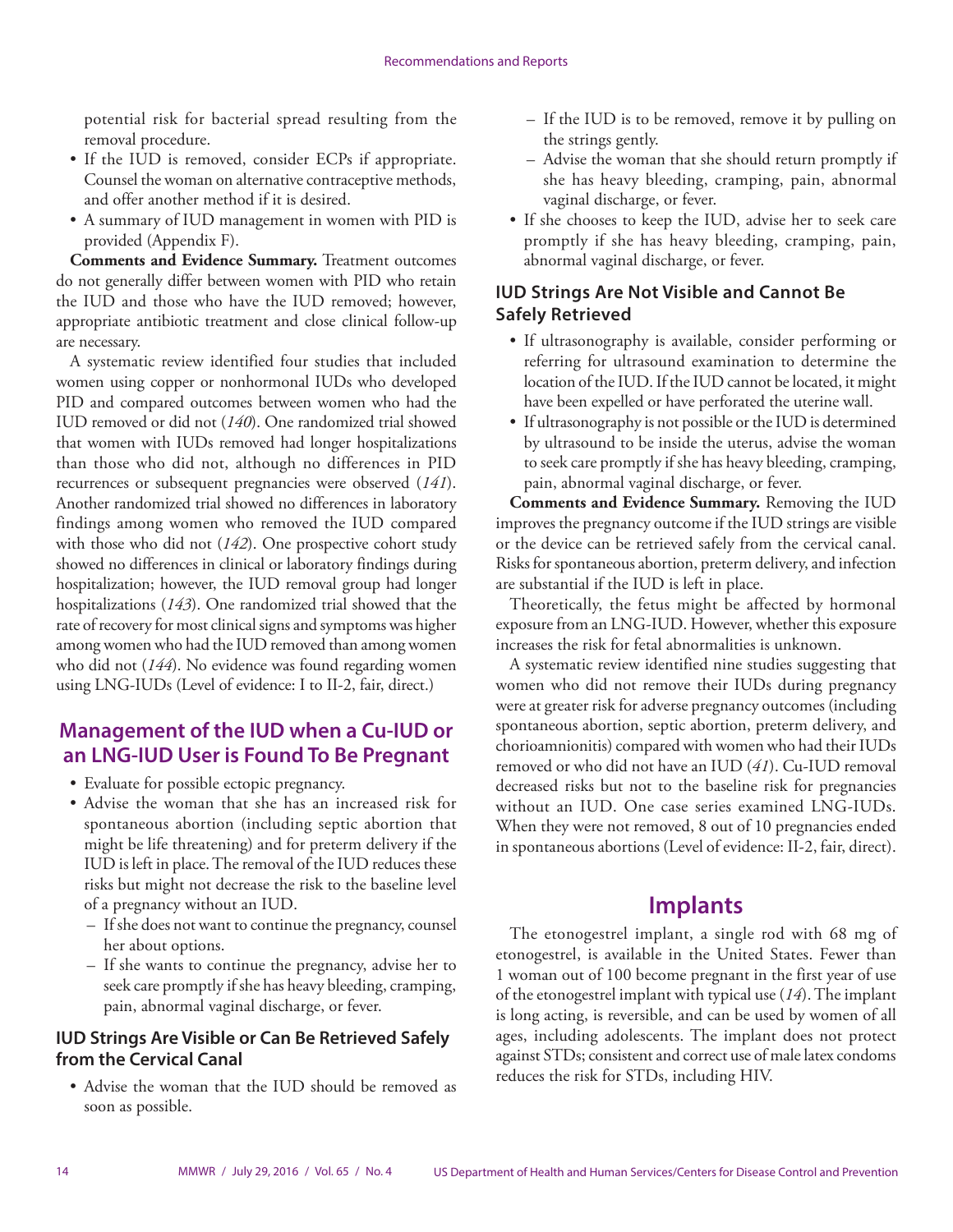potential risk for bacterial spread resulting from the removal procedure.

- If the IUD is removed, consider ECPs if appropriate. Counsel the woman on alternative contraceptive methods, and offer another method if it is desired.
- A summary of IUD management in women with PID is provided (Appendix F).

**Comments and Evidence Summary.** Treatment outcomes do not generally differ between women with PID who retain the IUD and those who have the IUD removed; however, appropriate antibiotic treatment and close clinical follow-up are necessary.

A systematic review identified four studies that included women using copper or nonhormonal IUDs who developed PID and compared outcomes between women who had the IUD removed or did not (*140*). One randomized trial showed that women with IUDs removed had longer hospitalizations than those who did not, although no differences in PID recurrences or subsequent pregnancies were observed (*141*). Another randomized trial showed no differences in laboratory findings among women who removed the IUD compared with those who did not (*142*). One prospective cohort study showed no differences in clinical or laboratory findings during hospitalization; however, the IUD removal group had longer hospitalizations (*143*). One randomized trial showed that the rate of recovery for most clinical signs and symptoms was higher among women who had the IUD removed than among women who did not (*144*). No evidence was found regarding women using LNG-IUDs (Level of evidence: I to II-2, fair, direct.)

## Management of the IUD when a Cu-IUD or an LNG-IUD User is Found To Be Pregnant

- Evaluate for possible ectopic pregnancy.
- Advise the woman that she has an increased risk for spontaneous abortion (including septic abortion that might be life threatening) and for preterm delivery if the IUD is left in place. The removal of the IUD reduces these risks but might not decrease the risk to the baseline level of a pregnancy without an IUD.
  - If she does not want to continue the pregnancy, counsel her about options.
  - If she wants to continue the pregnancy, advise her to seek care promptly if she has heavy bleeding, cramping, pain, abnormal vaginal discharge, or fever.

### IUD Strings Are Visible or Can Be Retrieved Safely from the Cervical Canal

- Advise the woman that the IUD should be removed as soon as possible.
  - If the IUD is to be removed, remove it by pulling on the strings gently.
  - Advise the woman that she should return promptly if she has heavy bleeding, cramping, pain, abnormal vaginal discharge, or fever.
- If she chooses to keep the IUD, advise her to seek care promptly if she has heavy bleeding, cramping, pain, abnormal vaginal discharge, or fever.

### IUD Strings Are Not Visible and Cannot Be Safely Retrieved

- If ultrasonography is available, consider performing or referring for ultrasound examination to determine the location of the IUD. If the IUD cannot be located, it might have been expelled or have perforated the uterine wall.
- If ultrasonography is not possible or the IUD is determined by ultrasound to be inside the uterus, advise the woman to seek care promptly if she has heavy bleeding, cramping, pain, abnormal vaginal discharge, or fever.

**Comments and Evidence Summary.** Removing the IUD improves the pregnancy outcome if the IUD strings are visible or the device can be retrieved safely from the cervical canal. Risks for spontaneous abortion, preterm delivery, and infection are substantial if the IUD is left in place.

Theoretically, the fetus might be affected by hormonal exposure from an LNG-IUD. However, whether this exposure increases the risk for fetal abnormalities is unknown.

A systematic review identified nine studies suggesting that women who did not remove their IUDs during pregnancy were at greater risk for adverse pregnancy outcomes (including spontaneous abortion, septic abortion, preterm delivery, and chorioamnionitis) compared with women who had their IUDs removed or who did not have an IUD (*41*). Cu-IUD removal decreased risks but not to the baseline risk for pregnancies without an IUD. One case series examined LNG-IUDs. When they were not removed, 8 out of 10 pregnancies ended in spontaneous abortions (Level of evidence: II-2, fair, direct).

# Implants

The etonogestrel implant, a single rod with 68 mg of etonogestrel, is available in the United States. Fewer than 1 woman out of 100 become pregnant in the first year of use of the etonogestrel implant with typical use (*14*). The implant is long acting, is reversible, and can be used by women of all ages, including adolescents. The implant does not protect against STDs; consistent and correct use of male latex condoms reduces the risk for STDs, including HIV.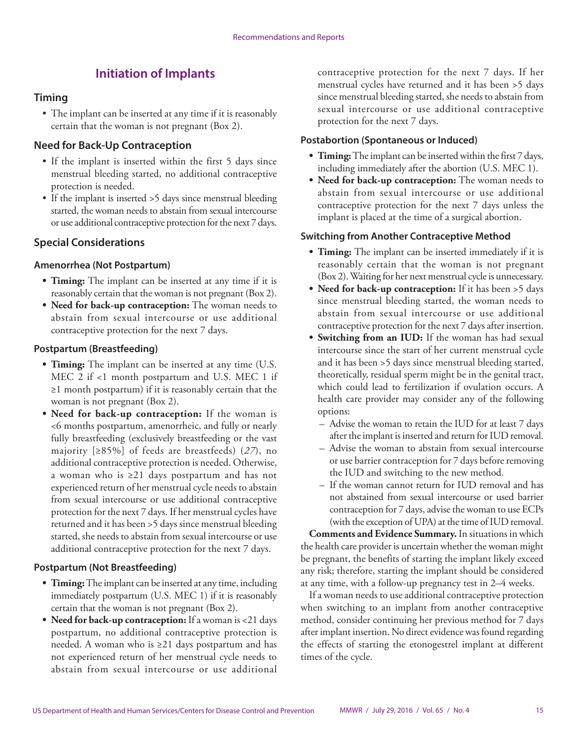## Initiation of Implants

### Timing

- The implant can be inserted at any time if it is reasonably certain that the woman is not pregnant (Box 2).

### Need for Back-Up Contraception

- If the implant is inserted within the first 5 days since menstrual bleeding started, no additional contraceptive protection is needed.
- If the implant is inserted >5 days since menstrual bleeding started, the woman needs to abstain from sexual intercourse or use additional contraceptive protection for the next 7 days.

### Special Considerations

#### Amenorrhea (Not Postpartum)

- **Timing:** The implant can be inserted at any time if it is reasonably certain that the woman is not pregnant (Box 2).
- **Need for back-up contraception:** The woman needs to abstain from sexual intercourse or use additional contraceptive protection for the next 7 days.

#### Postpartum (Breastfeeding)

- **Timing:** The implant can be inserted at any time (U.S. MEC 2 if <1 month postpartum and U.S. MEC 1 if ≥1 month postpartum) if it is reasonably certain that the woman is not pregnant (Box 2).
- **Need for back-up contraception:** If the woman is <6 months postpartum, amenorrheic, and fully or nearly fully breastfeeding (exclusively breastfeeding or the vast majority [≥85%] of feeds are breastfeeds) (*27*), no additional contraceptive protection is needed. Otherwise, a woman who is ≥21 days postpartum and has not experienced return of her menstrual cycle needs to abstain from sexual intercourse or use additional contraceptive protection for the next 7 days. If her menstrual cycles have returned and it has been >5 days since menstrual bleeding started, she needs to abstain from sexual intercourse or use additional contraceptive protection for the next 7 days.

#### Postpartum (Not Breastfeeding)

- **Timing:** The implant can be inserted at any time, including immediately postpartum (U.S. MEC 1) if it is reasonably certain that the woman is not pregnant (Box 2).
- **Need for back-up contraception:** If a woman is <21 days postpartum, no additional contraceptive protection is needed. A woman who is ≥21 days postpartum and has not experienced return of her menstrual cycle needs to abstain from sexual intercourse or use additional contraceptive protection for the next 7 days. If her menstrual cycles have returned and it has been >5 days since menstrual bleeding started, she needs to abstain from sexual intercourse or use additional contraceptive protection for the next 7 days.

#### Postabortion (Spontaneous or Induced)

- **Timing:** The implant can be inserted within the first 7 days, including immediately after the abortion (U.S. MEC 1).
- **Need for back-up contraception:** The woman needs to abstain from sexual intercourse or use additional contraceptive protection for the next 7 days unless the implant is placed at the time of a surgical abortion.

#### Switching from Another Contraceptive Method

- **Timing:** The implant can be inserted immediately if it is reasonably certain that the woman is not pregnant (Box 2). Waiting for her next menstrual cycle is unnecessary.
- **Need for back-up contraception:** If it has been >5 days since menstrual bleeding started, the woman needs to abstain from sexual intercourse or use additional contraceptive protection for the next 7 days after insertion.
- **Switching from an IUD:** If the woman has had sexual intercourse since the start of her current menstrual cycle and it has been >5 days since menstrual bleeding started, theoretically, residual sperm might be in the genital tract, which could lead to fertilization if ovulation occurs. A health care provider may consider any of the following options:
  - Advise the woman to retain the IUD for at least 7 days after the implant is inserted and return for IUD removal.
  - Advise the woman to abstain from sexual intercourse or use barrier contraception for 7 days before removing the IUD and switching to the new method.
  - If the woman cannot return for IUD removal and has not abstained from sexual intercourse or used barrier contraception for 7 days, advise the woman to use ECPs (with the exception of UPA) at the time of IUD removal.

**Comments and Evidence Summary.** In situations in which the health care provider is uncertain whether the woman might be pregnant, the benefits of starting the implant likely exceed any risk; therefore, starting the implant should be considered at any time, with a follow-up pregnancy test in 2–4 weeks.

If a woman needs to use additional contraceptive protection when switching to an implant from another contraceptive method, consider continuing her previous method for 7 days after implant insertion. No direct evidence was found regarding the effects of starting the etonogestrel implant at different times of the cycle.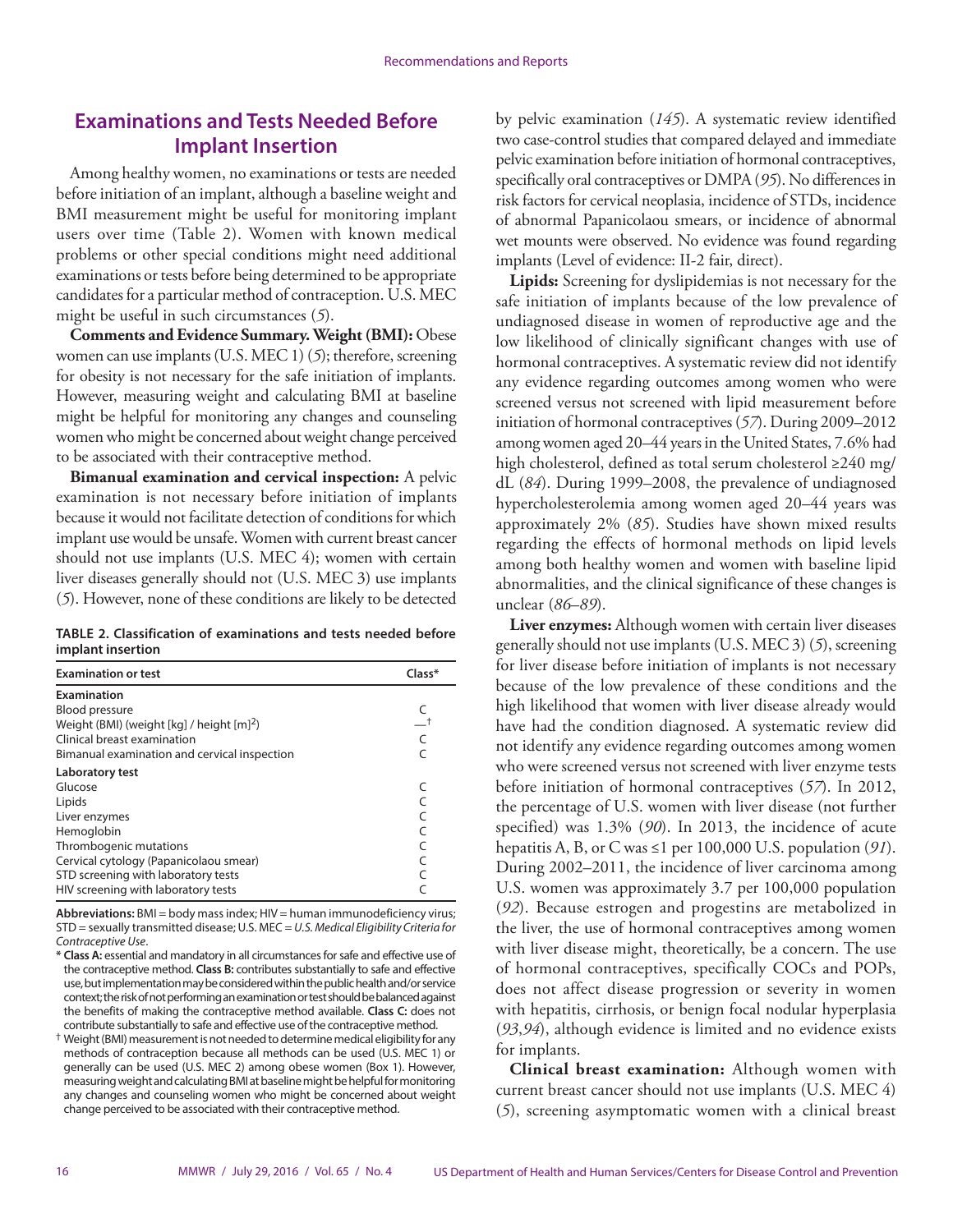## Examinations and Tests Needed Before Implant Insertion

Among healthy women, no examinations or tests are needed before initiation of an implant, although a baseline weight and BMI measurement might be useful for monitoring implant users over time (Table 2). Women with known medical problems or other special conditions might need additional examinations or tests before being determined to be appropriate candidates for a particular method of contraception. U.S. MEC might be useful in such circumstances (*5*).

**Comments and Evidence Summary. Weight (BMI):** Obese women can use implants (U.S. MEC 1) (*5*); therefore, screening for obesity is not necessary for the safe initiation of implants. However, measuring weight and calculating BMI at baseline might be helpful for monitoring any changes and counseling women who might be concerned about weight change perceived to be associated with their contraceptive method.

**Bimanual examination and cervical inspection:** A pelvic examination is not necessary before initiation of implants because it would not facilitate detection of conditions for which implant use would be unsafe. Women with current breast cancer should not use implants (U.S. MEC 4); women with certain liver diseases generally should not (U.S. MEC 3) use implants (*5*). However, none of these conditions are likely to be detected by pelvic examination (*145*). A systematic review identified two case-control studies that compared delayed and immediate pelvic examination before initiation of hormonal contraceptives, specifically oral contraceptives or DMPA (*95*). No differences in risk factors for cervical neoplasia, incidence of STDs, incidence of abnormal Papanicolaou smears, or incidence of abnormal wet mounts were observed. No evidence was found regarding implants (Level of evidence: II-2 fair, direct).

**TABLE 2. Classification of examinations and tests needed before implant insertion**

| Examination or test | Class* |
|---|---|
| **Examination** | |
| Blood pressure | C |
| Weight (BMI) (weight [kg] / height [m]$^2$) | —† |
| Clinical breast examination | C |
| Bimanual examination and cervical inspection | C |
| **Laboratory test** | |
| Glucose | C |
| Lipids | C |
| Liver enzymes | C |
| Hemoglobin | C |
| Thrombogenic mutations | C |
| Cervical cytology (Papanicolaou smear) | C |
| STD screening with laboratory tests | C |
| HIV screening with laboratory tests | C |

**Abbreviations:** BMI = body mass index; HIV = human immunodeficiency virus; STD = sexually transmitted disease; U.S. MEC = *U.S. Medical Eligibility Criteria for Contraceptive Use*.

\* **Class A:** essential and mandatory in all circumstances for safe and effective use of the contraceptive method. **Class B:** contributes substantially to safe and effective use, but implementation may be considered within the public health and/or service context; the risk of not performing an examination or test should be balanced against the benefits of making the contraceptive method available. **Class C:** does not contribute substantially to safe and effective use of the contraceptive method.

† Weight (BMI) measurement is not needed to determine medical eligibility for any methods of contraception because all methods can be used (U.S. MEC 1) or generally can be used (U.S. MEC 2) among obese women (Box 1). However, measuring weight and calculating BMI at baseline might be helpful for monitoring any changes and counseling women who might be concerned about weight change perceived to be associated with their contraceptive method.

**Lipids:** Screening for dyslipidemias is not necessary for the safe initiation of implants because of the low prevalence of undiagnosed disease in women of reproductive age and the low likelihood of clinically significant changes with use of hormonal contraceptives. A systematic review did not identify any evidence regarding outcomes among women who were screened versus not screened with lipid measurement before initiation of hormonal contraceptives (*57*). During 2009–2012 among women aged 20–44 years in the United States, 7.6% had high cholesterol, defined as total serum cholesterol ≥240 mg/dL (*84*). During 1999–2008, the prevalence of undiagnosed hypercholesterolemia among women aged 20–44 years was approximately 2% (*85*). Studies have shown mixed results regarding the effects of hormonal methods on lipid levels among both healthy women and women with baseline lipid abnormalities, and the clinical significance of these changes is unclear (*86*–*89*).

**Liver enzymes:** Although women with certain liver diseases generally should not use implants (U.S. MEC 3) (*5*), screening for liver disease before initiation of implants is not necessary because of the low prevalence of these conditions and the high likelihood that women with liver disease already would have had the condition diagnosed. A systematic review did not identify any evidence regarding outcomes among women who were screened versus not screened with liver enzyme tests before initiation of hormonal contraceptives (*57*). In 2012, the percentage of U.S. women with liver disease (not further specified) was 1.3% (*90*). In 2013, the incidence of acute hepatitis A, B, or C was ≤1 per 100,000 U.S. population (*91*). During 2002–2011, the incidence of liver carcinoma among U.S. women was approximately 3.7 per 100,000 population (*92*). Because estrogen and progestins are metabolized in the liver, the use of hormonal contraceptives among women with liver disease might, theoretically, be a concern. The use of hormonal contraceptives, specifically COCs and POPs, does not affect disease progression or severity in women with hepatitis, cirrhosis, or benign focal nodular hyperplasia (*93*,*94*), although evidence is limited and no evidence exists for implants.

**Clinical breast examination:** Although women with current breast cancer should not use implants (U.S. MEC 4) (*5*), screening asymptomatic women with a clinical breast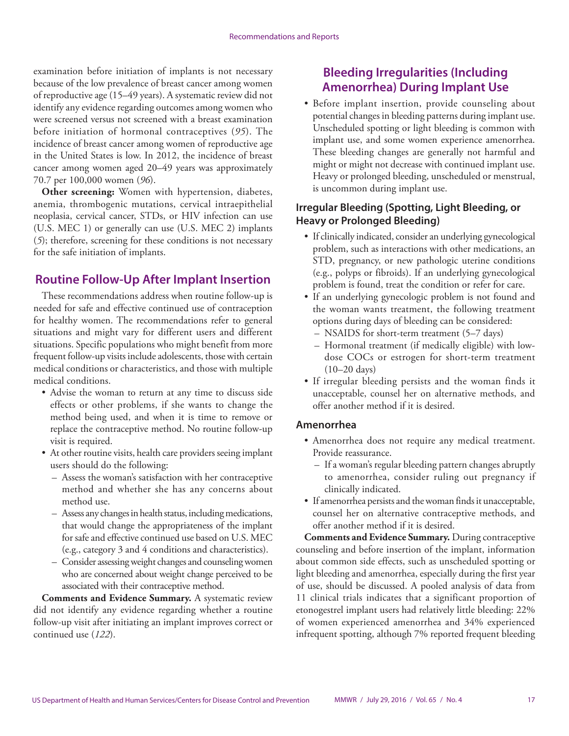examination before initiation of implants is not necessary because of the low prevalence of breast cancer among women of reproductive age (15–49 years). A systematic review did not identify any evidence regarding outcomes among women who were screened versus not screened with a breast examination before initiation of hormonal contraceptives (*95*). The incidence of breast cancer among women of reproductive age in the United States is low. In 2012, the incidence of breast cancer among women aged 20–49 years was approximately 70.7 per 100,000 women (*96*).

**Other screening:** Women with hypertension, diabetes, anemia, thrombogenic mutations, cervical intraepithelial neoplasia, cervical cancer, STDs, or HIV infection can use (U.S. MEC 1) or generally can use (U.S. MEC 2) implants (*5*); therefore, screening for these conditions is not necessary for the safe initiation of implants.

## Routine Follow-Up After Implant Insertion

These recommendations address when routine follow-up is needed for safe and effective continued use of contraception for healthy women. The recommendations refer to general situations and might vary for different users and different situations. Specific populations who might benefit from more frequent follow-up visits include adolescents, those with certain medical conditions or characteristics, and those with multiple medical conditions.

- Advise the woman to return at any time to discuss side effects or other problems, if she wants to change the method being used, and when it is time to remove or replace the contraceptive method. No routine follow-up visit is required.
- At other routine visits, health care providers seeing implant users should do the following:
  - Assess the woman's satisfaction with her contraceptive method and whether she has any concerns about method use.
  - Assess any changes in health status, including medications, that would change the appropriateness of the implant for safe and effective continued use based on U.S. MEC (e.g., category 3 and 4 conditions and characteristics).
  - Consider assessing weight changes and counseling women who are concerned about weight change perceived to be associated with their contraceptive method.

**Comments and Evidence Summary.** A systematic review did not identify any evidence regarding whether a routine follow-up visit after initiating an implant improves correct or continued use (*122*).

## Bleeding Irregularities (Including Amenorrhea) During Implant Use

- Before implant insertion, provide counseling about potential changes in bleeding patterns during implant use. Unscheduled spotting or light bleeding is common with implant use, and some women experience amenorrhea. These bleeding changes are generally not harmful and might or might not decrease with continued implant use. Heavy or prolonged bleeding, unscheduled or menstrual, is uncommon during implant use.

### Irregular Bleeding (Spotting, Light Bleeding, or Heavy or Prolonged Bleeding)

- If clinically indicated, consider an underlying gynecological problem, such as interactions with other medications, an STD, pregnancy, or new pathologic uterine conditions (e.g., polyps or fibroids). If an underlying gynecological problem is found, treat the condition or refer for care.
- If an underlying gynecologic problem is not found and the woman wants treatment, the following treatment options during days of bleeding can be considered:
  - NSAIDS for short-term treatment (5–7 days)
  - Hormonal treatment (if medically eligible) with low-dose COCs or estrogen for short-term treatment (10–20 days)
- If irregular bleeding persists and the woman finds it unacceptable, counsel her on alternative methods, and offer another method if it is desired.

### Amenorrhea

- Amenorrhea does not require any medical treatment. Provide reassurance.
  - If a woman's regular bleeding pattern changes abruptly to amenorrhea, consider ruling out pregnancy if clinically indicated.
- If amenorrhea persists and the woman finds it unacceptable, counsel her on alternative contraceptive methods, and offer another method if it is desired.

**Comments and Evidence Summary.** During contraceptive counseling and before insertion of the implant, information about common side effects, such as unscheduled spotting or light bleeding and amenorrhea, especially during the first year of use, should be discussed. A pooled analysis of data from 11 clinical trials indicates that a significant proportion of etonogestrel implant users had relatively little bleeding: 22% of women experienced amenorrhea and 34% experienced infrequent spotting, although 7% reported frequent bleeding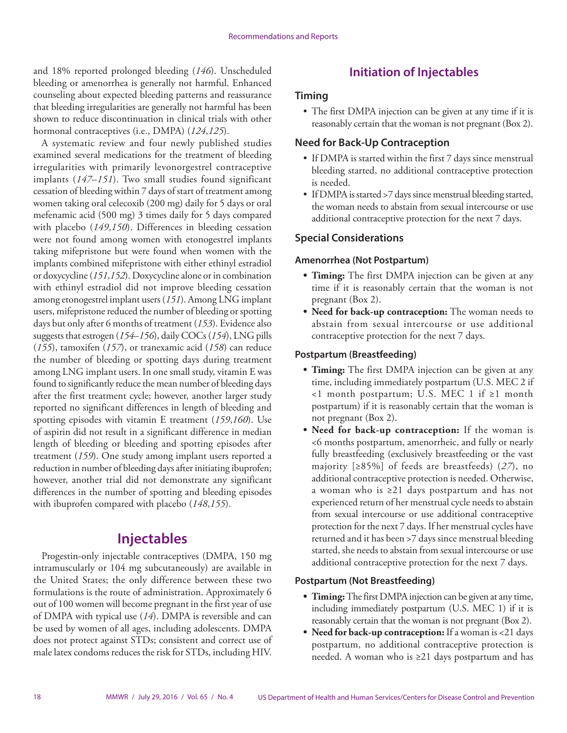and 18% reported prolonged bleeding (*146*). Unscheduled bleeding or amenorrhea is generally not harmful. Enhanced counseling about expected bleeding patterns and reassurance that bleeding irregularities are generally not harmful has been shown to reduce discontinuation in clinical trials with other hormonal contraceptives (i.e., DMPA) (*124*,*125*).

A systematic review and four newly published studies examined several medications for the treatment of bleeding irregularities with primarily levonorgestrel contraceptive implants (*147–151*). Two small studies found significant cessation of bleeding within 7 days of start of treatment among women taking oral celecoxib (200 mg) daily for 5 days or oral mefenamic acid (500 mg) 3 times daily for 5 days compared with placebo (*149*,*150*). Differences in bleeding cessation were not found among women with etonogestrel implants taking mifepristone but were found when women with the implants combined mifepristone with either ethinyl estradiol or doxycycline (*151*,*152*). Doxycycline alone or in combination with ethinyl estradiol did not improve bleeding cessation among etonogestrel implant users (*151*). Among LNG implant users, mifepristone reduced the number of bleeding or spotting days but only after 6 months of treatment (*153*). Evidence also suggests that estrogen (*154–156*), daily COCs (*154*), LNG pills (*155*), tamoxifen (*157*), or tranexamic acid (*158*) can reduce the number of bleeding or spotting days during treatment among LNG implant users. In one small study, vitamin E was found to significantly reduce the mean number of bleeding days after the first treatment cycle; however, another larger study reported no significant differences in length of bleeding and spotting episodes with vitamin E treatment (*159*,*160*). Use of aspirin did not result in a significant difference in median length of bleeding or bleeding and spotting episodes after treatment (*159*). One study among implant users reported a reduction in number of bleeding days after initiating ibuprofen; however, another trial did not demonstrate any significant differences in the number of spotting and bleeding episodes with ibuprofen compared with placebo (*148*,*155*).

# Injectables

Progestin-only injectable contraceptives (DMPA, 150 mg intramuscularly or 104 mg subcutaneously) are available in the United States; the only difference between these two formulations is the route of administration. Approximately 6 out of 100 women will become pregnant in the first year of use of DMPA with typical use (*14*). DMPA is reversible and can be used by women of all ages, including adolescents. DMPA does not protect against STDs; consistent and correct use of male latex condoms reduces the risk for STDs, including HIV.

## Initiation of Injectables

### Timing

- The first DMPA injection can be given at any time if it is reasonably certain that the woman is not pregnant (Box 2).

### Need for Back-Up Contraception

- If DMPA is started within the first 7 days since menstrual bleeding started, no additional contraceptive protection is needed.
- If DMPA is started >7 days since menstrual bleeding started, the woman needs to abstain from sexual intercourse or use additional contraceptive protection for the next 7 days.

### Special Considerations

#### Amenorrhea (Not Postpartum)

- **Timing:** The first DMPA injection can be given at any time if it is reasonably certain that the woman is not pregnant (Box 2).
- **Need for back-up contraception:** The woman needs to abstain from sexual intercourse or use additional contraceptive protection for the next 7 days.

#### Postpartum (Breastfeeding)

- **Timing:** The first DMPA injection can be given at any time, including immediately postpartum (U.S. MEC 2 if <1 month postpartum; U.S. MEC 1 if ≥1 month postpartum) if it is reasonably certain that the woman is not pregnant (Box 2).
- **Need for back-up contraception:** If the woman is <6 months postpartum, amenorrheic, and fully or nearly fully breastfeeding (exclusively breastfeeding or the vast majority [≥85%] of feeds are breastfeeds) (*27*), no additional contraceptive protection is needed. Otherwise, a woman who is ≥21 days postpartum and has not experienced return of her menstrual cycle needs to abstain from sexual intercourse or use additional contraceptive protection for the next 7 days. If her menstrual cycles have returned and it has been >7 days since menstrual bleeding started, she needs to abstain from sexual intercourse or use additional contraceptive protection for the next 7 days.

#### Postpartum (Not Breastfeeding)

- **Timing:** The first DMPA injection can be given at any time, including immediately postpartum (U.S. MEC 1) if it is reasonably certain that the woman is not pregnant (Box 2).
- **Need for back-up contraception:** If a woman is <21 days postpartum, no additional contraceptive protection is needed. A woman who is ≥21 days postpartum and has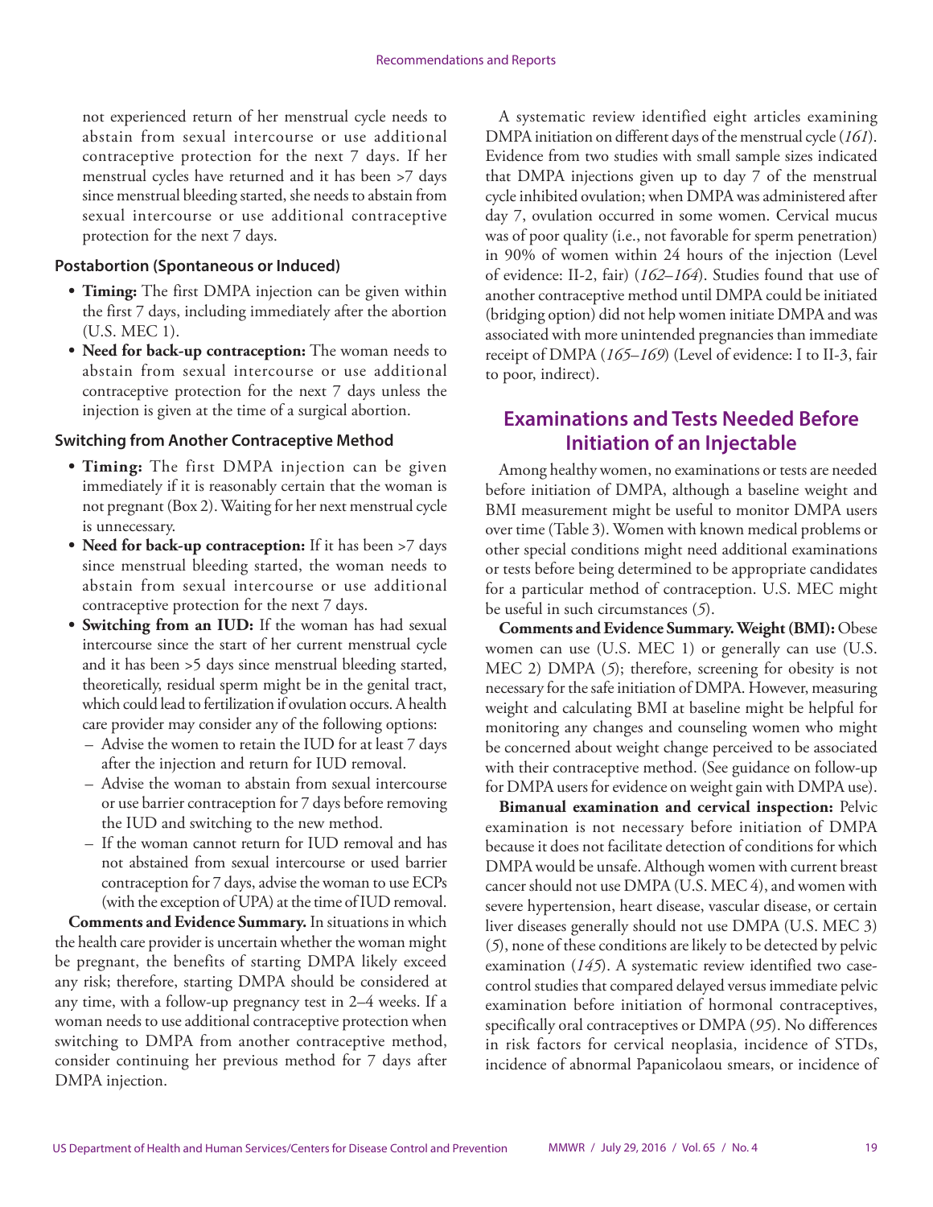not experienced return of her menstrual cycle needs to abstain from sexual intercourse or use additional contraceptive protection for the next 7 days. If her menstrual cycles have returned and it has been >7 days since menstrual bleeding started, she needs to abstain from sexual intercourse or use additional contraceptive protection for the next 7 days.

#### Postabortion (Spontaneous or Induced)

- **Timing:** The first DMPA injection can be given within the first 7 days, including immediately after the abortion (U.S. MEC 1).
- **Need for back-up contraception:** The woman needs to abstain from sexual intercourse or use additional contraceptive protection for the next 7 days unless the injection is given at the time of a surgical abortion.

#### Switching from Another Contraceptive Method

- **Timing:** The first DMPA injection can be given immediately if it is reasonably certain that the woman is not pregnant (Box 2). Waiting for her next menstrual cycle is unnecessary.
- **Need for back-up contraception:** If it has been >7 days since menstrual bleeding started, the woman needs to abstain from sexual intercourse or use additional contraceptive protection for the next 7 days.
- **Switching from an IUD:** If the woman has had sexual intercourse since the start of her current menstrual cycle and it has been >5 days since menstrual bleeding started, theoretically, residual sperm might be in the genital tract, which could lead to fertilization if ovulation occurs. A health care provider may consider any of the following options:
  - Advise the women to retain the IUD for at least 7 days after the injection and return for IUD removal.
  - Advise the woman to abstain from sexual intercourse or use barrier contraception for 7 days before removing the IUD and switching to the new method.
  - If the woman cannot return for IUD removal and has not abstained from sexual intercourse or used barrier contraception for 7 days, advise the woman to use ECPs (with the exception of UPA) at the time of IUD removal.

**Comments and Evidence Summary.** In situations in which the health care provider is uncertain whether the woman might be pregnant, the benefits of starting DMPA likely exceed any risk; therefore, starting DMPA should be considered at any time, with a follow-up pregnancy test in 2–4 weeks. If a woman needs to use additional contraceptive protection when switching to DMPA from another contraceptive method, consider continuing her previous method for 7 days after DMPA injection.

A systematic review identified eight articles examining DMPA initiation on different days of the menstrual cycle (*161*). Evidence from two studies with small sample sizes indicated that DMPA injections given up to day 7 of the menstrual cycle inhibited ovulation; when DMPA was administered after day 7, ovulation occurred in some women. Cervical mucus was of poor quality (i.e., not favorable for sperm penetration) in 90% of women within 24 hours of the injection (Level of evidence: II-2, fair) (*162–164*). Studies found that use of another contraceptive method until DMPA could be initiated (bridging option) did not help women initiate DMPA and was associated with more unintended pregnancies than immediate receipt of DMPA (*165–169*) (Level of evidence: I to II-3, fair to poor, indirect).

## Examinations and Tests Needed Before Initiation of an Injectable

Among healthy women, no examinations or tests are needed before initiation of DMPA, although a baseline weight and BMI measurement might be useful to monitor DMPA users over time (Table 3). Women with known medical problems or other special conditions might need additional examinations or tests before being determined to be appropriate candidates for a particular method of contraception. U.S. MEC might be useful in such circumstances (*5*).

**Comments and Evidence Summary. Weight (BMI):** Obese women can use (U.S. MEC 1) or generally can use (U.S. MEC 2) DMPA (*5*); therefore, screening for obesity is not necessary for the safe initiation of DMPA. However, measuring weight and calculating BMI at baseline might be helpful for monitoring any changes and counseling women who might be concerned about weight change perceived to be associated with their contraceptive method. (See guidance on follow-up for DMPA users for evidence on weight gain with DMPA use).

**Bimanual examination and cervical inspection:** Pelvic examination is not necessary before initiation of DMPA because it does not facilitate detection of conditions for which DMPA would be unsafe. Although women with current breast cancer should not use DMPA (U.S. MEC 4), and women with severe hypertension, heart disease, vascular disease, or certain liver diseases generally should not use DMPA (U.S. MEC 3) (*5*), none of these conditions are likely to be detected by pelvic examination (*145*). A systematic review identified two case-control studies that compared delayed versus immediate pelvic examination before initiation of hormonal contraceptives, specifically oral contraceptives or DMPA (*95*). No differences in risk factors for cervical neoplasia, incidence of STDs, incidence of abnormal Papanicolaou smears, or incidence of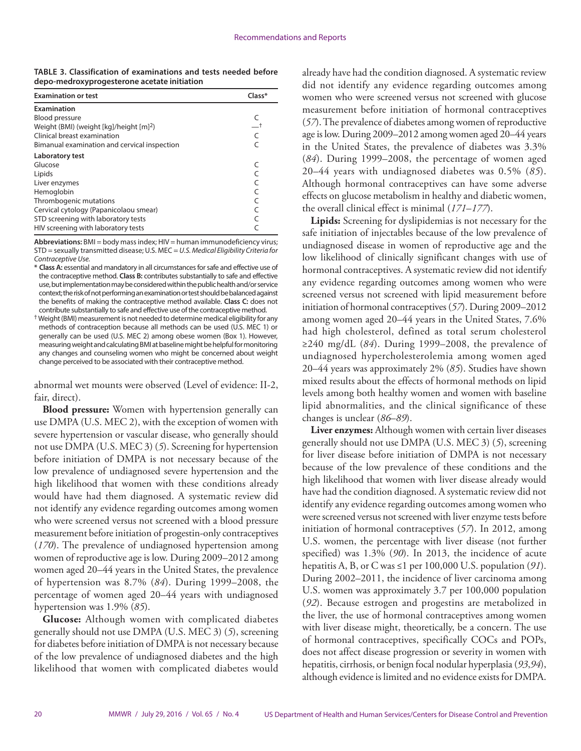**TABLE 3. Classification of examinations and tests needed before depo-medroxyprogesterone acetate initiation**

| Examination or test | Class* |
|---|---|
| **Examination** | |
| Blood pressure | C |
| Weight (BMI) (weight [kg]/height [m]$^2$) | —† |
| Clinical breast examination | C |
| Bimanual examination and cervical inspection | C |
| **Laboratory test** | |
| Glucose | C |
| Lipids | C |
| Liver enzymes | C |
| Hemoglobin | C |
| Thrombogenic mutations | C |
| Cervical cytology (Papanicolaou smear) | C |
| STD screening with laboratory tests | C |
| HIV screening with laboratory tests | C |

**Abbreviations:** BMI = body mass index; HIV = human immunodeficiency virus; STD = sexually transmitted disease; U.S. MEC = *U.S. Medical Eligibility Criteria for Contraceptive Use.*

\* **Class A:** essential and mandatory in all circumstances for safe and effective use of the contraceptive method. **Class B:** contributes substantially to safe and effective use, but implementation may be considered within the public health and/or service context; the risk of not performing an examination or test should be balanced against the benefits of making the contraceptive method available. **Class C:** does not contribute substantially to safe and effective use of the contraceptive method.

† Weight (BMI) measurement is not needed to determine medical eligibility for any methods of contraception because all methods can be used (U.S. MEC 1) or generally can be used (U.S. MEC 2) among obese women (Box 1). However, measuring weight and calculating BMI at baseline might be helpful for monitoring any changes and counseling women who might be concerned about weight change perceived to be associated with their contraceptive method.

abnormal wet mounts were observed (Level of evidence: II-2, fair, direct).

**Blood pressure:** Women with hypertension generally can use DMPA (U.S. MEC 2), with the exception of women with severe hypertension or vascular disease, who generally should not use DMPA (U.S. MEC 3) (*5*). Screening for hypertension before initiation of DMPA is not necessary because of the low prevalence of undiagnosed severe hypertension and the high likelihood that women with these conditions already would have had them diagnosed. A systematic review did not identify any evidence regarding outcomes among women who were screened versus not screened with a blood pressure measurement before initiation of progestin-only contraceptives (*170*). The prevalence of undiagnosed hypertension among women of reproductive age is low. During 2009–2012 among women aged 20–44 years in the United States, the prevalence of hypertension was 8.7% (*84*). During 1999–2008, the percentage of women aged 20–44 years with undiagnosed hypertension was 1.9% (*85*).

**Glucose:** Although women with complicated diabetes generally should not use DMPA (U.S. MEC 3) (*5*), screening for diabetes before initiation of DMPA is not necessary because of the low prevalence of undiagnosed diabetes and the high likelihood that women with complicated diabetes would already have had the condition diagnosed. A systematic review did not identify any evidence regarding outcomes among women who were screened versus not screened with glucose measurement before initiation of hormonal contraceptives (*57*). The prevalence of diabetes among women of reproductive age is low. During 2009–2012 among women aged 20–44 years in the United States, the prevalence of diabetes was 3.3% (*84*). During 1999–2008, the percentage of women aged 20–44 years with undiagnosed diabetes was 0.5% (*85*). Although hormonal contraceptives can have some adverse effects on glucose metabolism in healthy and diabetic women, the overall clinical effect is minimal (*171–177*).

**Lipids:** Screening for dyslipidemias is not necessary for the safe initiation of injectables because of the low prevalence of undiagnosed disease in women of reproductive age and the low likelihood of clinically significant changes with use of hormonal contraceptives. A systematic review did not identify any evidence regarding outcomes among women who were screened versus not screened with lipid measurement before initiation of hormonal contraceptives (*57*). During 2009–2012 among women aged 20–44 years in the United States, 7.6% had high cholesterol, defined as total serum cholesterol ≥240 mg/dL (*84*). During 1999–2008, the prevalence of undiagnosed hypercholesterolemia among women aged 20–44 years was approximately 2% (*85*). Studies have shown mixed results about the effects of hormonal methods on lipid levels among both healthy women and women with baseline lipid abnormalities, and the clinical significance of these changes is unclear (*86–89*).

**Liver enzymes:** Although women with certain liver diseases generally should not use DMPA (U.S. MEC 3) (*5*), screening for liver disease before initiation of DMPA is not necessary because of the low prevalence of these conditions and the high likelihood that women with liver disease already would have had the condition diagnosed. A systematic review did not identify any evidence regarding outcomes among women who were screened versus not screened with liver enzyme tests before initiation of hormonal contraceptives (*57*). In 2012, among U.S. women, the percentage with liver disease (not further specified) was 1.3% (*90*). In 2013, the incidence of acute hepatitis A, B, or C was ≤1 per 100,000 U.S. population (*91*). During 2002–2011, the incidence of liver carcinoma among U.S. women was approximately 3.7 per 100,000 population (*92*). Because estrogen and progestins are metabolized in the liver, the use of hormonal contraceptives among women with liver disease might, theoretically, be a concern. The use of hormonal contraceptives, specifically COCs and POPs, does not affect disease progression or severity in women with hepatitis, cirrhosis, or benign focal nodular hyperplasia (*93*,*94*), although evidence is limited and no evidence exists for DMPA.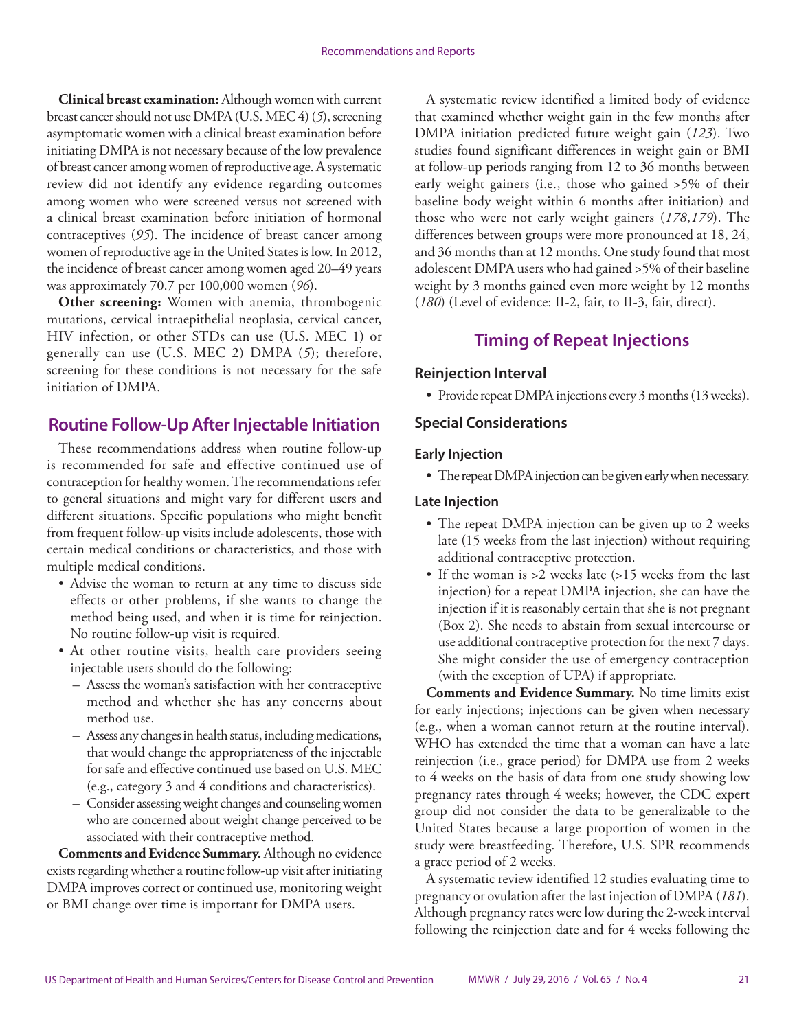**Clinical breast examination:** Although women with current breast cancer should not use DMPA (U.S. MEC 4) (*5*), screening asymptomatic women with a clinical breast examination before initiating DMPA is not necessary because of the low prevalence of breast cancer among women of reproductive age. A systematic review did not identify any evidence regarding outcomes among women who were screened versus not screened with a clinical breast examination before initiation of hormonal contraceptives (*95*). The incidence of breast cancer among women of reproductive age in the United States is low. In 2012, the incidence of breast cancer among women aged 20–49 years was approximately 70.7 per 100,000 women (*96*).

**Other screening:** Women with anemia, thrombogenic mutations, cervical intraepithelial neoplasia, cervical cancer, HIV infection, or other STDs can use (U.S. MEC 1) or generally can use (U.S. MEC 2) DMPA (*5*); therefore, screening for these conditions is not necessary for the safe initiation of DMPA.

## Routine Follow-Up After Injectable Initiation

These recommendations address when routine follow-up is recommended for safe and effective continued use of contraception for healthy women. The recommendations refer to general situations and might vary for different users and different situations. Specific populations who might benefit from frequent follow-up visits include adolescents, those with certain medical conditions or characteristics, and those with multiple medical conditions.

- Advise the woman to return at any time to discuss side effects or other problems, if she wants to change the method being used, and when it is time for reinjection. No routine follow-up visit is required.
- At other routine visits, health care providers seeing injectable users should do the following:
  - Assess the woman's satisfaction with her contraceptive method and whether she has any concerns about method use.
  - Assess any changes in health status, including medications, that would change the appropriateness of the injectable for safe and effective continued use based on U.S. MEC (e.g., category 3 and 4 conditions and characteristics).
  - Consider assessing weight changes and counseling women who are concerned about weight change perceived to be associated with their contraceptive method.

**Comments and Evidence Summary.** Although no evidence exists regarding whether a routine follow-up visit after initiating DMPA improves correct or continued use, monitoring weight or BMI change over time is important for DMPA users.

A systematic review identified a limited body of evidence that examined whether weight gain in the few months after DMPA initiation predicted future weight gain (*123*). Two studies found significant differences in weight gain or BMI at follow-up periods ranging from 12 to 36 months between early weight gainers (i.e., those who gained >5% of their baseline body weight within 6 months after initiation) and those who were not early weight gainers (*178*,*179*). The differences between groups were more pronounced at 18, 24, and 36 months than at 12 months. One study found that most adolescent DMPA users who had gained >5% of their baseline weight by 3 months gained even more weight by 12 months (*180*) (Level of evidence: II-2, fair, to II-3, fair, direct).

## Timing of Repeat Injections

### Reinjection Interval

- Provide repeat DMPA injections every 3 months (13 weeks).

### Special Considerations

#### Early Injection

- The repeat DMPA injection can be given early when necessary.

#### Late Injection

- The repeat DMPA injection can be given up to 2 weeks late (15 weeks from the last injection) without requiring additional contraceptive protection.
- If the woman is >2 weeks late (>15 weeks from the last injection) for a repeat DMPA injection, she can have the injection if it is reasonably certain that she is not pregnant (Box 2). She needs to abstain from sexual intercourse or use additional contraceptive protection for the next 7 days. She might consider the use of emergency contraception (with the exception of UPA) if appropriate.

**Comments and Evidence Summary.** No time limits exist for early injections; injections can be given when necessary (e.g., when a woman cannot return at the routine interval). WHO has extended the time that a woman can have a late reinjection (i.e., grace period) for DMPA use from 2 weeks to 4 weeks on the basis of data from one study showing low pregnancy rates through 4 weeks; however, the CDC expert group did not consider the data to be generalizable to the United States because a large proportion of women in the study were breastfeeding. Therefore, U.S. SPR recommends a grace period of 2 weeks.

A systematic review identified 12 studies evaluating time to pregnancy or ovulation after the last injection of DMPA (*181*). Although pregnancy rates were low during the 2-week interval following the reinjection date and for 4 weeks following the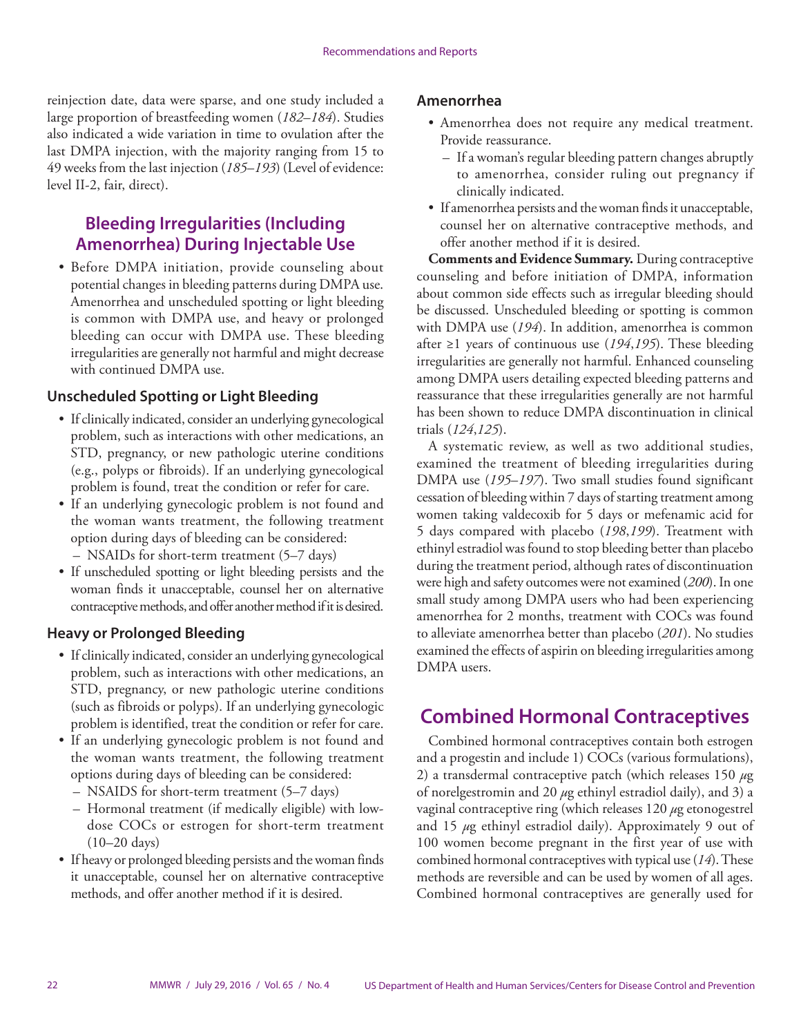reinjection date, data were sparse, and one study included a large proportion of breastfeeding women (*182–184*). Studies also indicated a wide variation in time to ovulation after the last DMPA injection, with the majority ranging from 15 to 49 weeks from the last injection (*185–193*) (Level of evidence: level II-2, fair, direct).

## Bleeding Irregularities (Including Amenorrhea) During Injectable Use

- Before DMPA initiation, provide counseling about potential changes in bleeding patterns during DMPA use. Amenorrhea and unscheduled spotting or light bleeding is common with DMPA use, and heavy or prolonged bleeding can occur with DMPA use. These bleeding irregularities are generally not harmful and might decrease with continued DMPA use.

### Unscheduled Spotting or Light Bleeding

- If clinically indicated, consider an underlying gynecological problem, such as interactions with other medications, an STD, pregnancy, or new pathologic uterine conditions (e.g., polyps or fibroids). If an underlying gynecological problem is found, treat the condition or refer for care.
- If an underlying gynecologic problem is not found and the woman wants treatment, the following treatment option during days of bleeding can be considered:
  - NSAIDs for short-term treatment (5–7 days)
- If unscheduled spotting or light bleeding persists and the woman finds it unacceptable, counsel her on alternative contraceptive methods, and offer another method if it is desired.

### Heavy or Prolonged Bleeding

- If clinically indicated, consider an underlying gynecological problem, such as interactions with other medications, an STD, pregnancy, or new pathologic uterine conditions (such as fibroids or polyps). If an underlying gynecologic problem is identified, treat the condition or refer for care.
- If an underlying gynecologic problem is not found and the woman wants treatment, the following treatment options during days of bleeding can be considered:
  - NSAIDS for short-term treatment (5–7 days)
  - Hormonal treatment (if medically eligible) with low-dose COCs or estrogen for short-term treatment (10–20 days)
- If heavy or prolonged bleeding persists and the woman finds it unacceptable, counsel her on alternative contraceptive methods, and offer another method if it is desired.

### Amenorrhea

- Amenorrhea does not require any medical treatment. Provide reassurance.
  - If a woman's regular bleeding pattern changes abruptly to amenorrhea, consider ruling out pregnancy if clinically indicated.
- If amenorrhea persists and the woman finds it unacceptable, counsel her on alternative contraceptive methods, and offer another method if it is desired.

**Comments and Evidence Summary.** During contraceptive counseling and before initiation of DMPA, information about common side effects such as irregular bleeding should be discussed. Unscheduled bleeding or spotting is common with DMPA use (*194*). In addition, amenorrhea is common after ≥1 years of continuous use (*194*,*195*). These bleeding irregularities are generally not harmful. Enhanced counseling among DMPA users detailing expected bleeding patterns and reassurance that these irregularities generally are not harmful has been shown to reduce DMPA discontinuation in clinical trials (*124*,*125*).

A systematic review, as well as two additional studies, examined the treatment of bleeding irregularities during DMPA use (*195–197*). Two small studies found significant cessation of bleeding within 7 days of starting treatment among women taking valdecoxib for 5 days or mefenamic acid for 5 days compared with placebo (*198*,*199*). Treatment with ethinyl estradiol was found to stop bleeding better than placebo during the treatment period, although rates of discontinuation were high and safety outcomes were not examined (*200*). In one small study among DMPA users who had been experiencing amenorrhea for 2 months, treatment with COCs was found to alleviate amenorrhea better than placebo (*201*). No studies examined the effects of aspirin on bleeding irregularities among DMPA users.

# Combined Hormonal Contraceptives

Combined hormonal contraceptives contain both estrogen and a progestin and include 1) COCs (various formulations), 2) a transdermal contraceptive patch (which releases 150 $\mu$g of norelgestromin and 20 $\mu$g ethinyl estradiol daily), and 3) a vaginal contraceptive ring (which releases 120 $\mu$g etonogestrel and 15 $\mu$g ethinyl estradiol daily). Approximately 9 out of 100 women become pregnant in the first year of use with combined hormonal contraceptives with typical use (*14*). These methods are reversible and can be used by women of all ages. Combined hormonal contraceptives are generally used for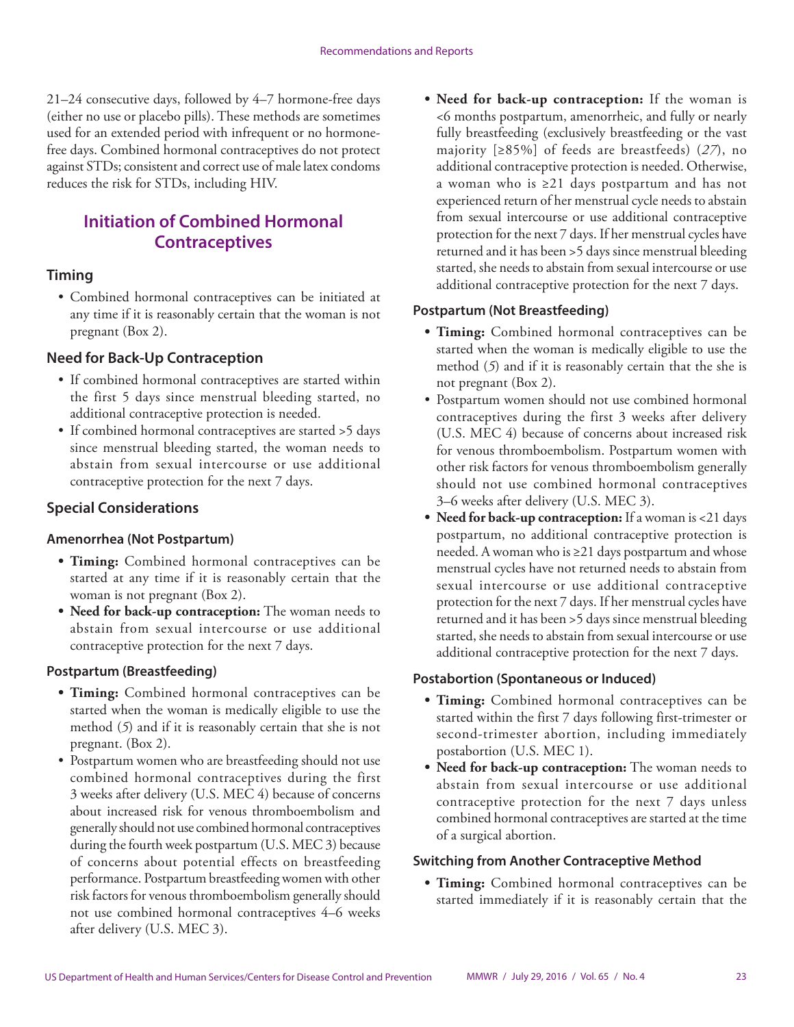21–24 consecutive days, followed by 4–7 hormone-free days (either no use or placebo pills). These methods are sometimes used for an extended period with infrequent or no hormone-free days. Combined hormonal contraceptives do not protect against STDs; consistent and correct use of male latex condoms reduces the risk for STDs, including HIV.

## Initiation of Combined Hormonal Contraceptives

### Timing

- Combined hormonal contraceptives can be initiated at any time if it is reasonably certain that the woman is not pregnant (Box 2).

### Need for Back-Up Contraception

- If combined hormonal contraceptives are started within the first 5 days since menstrual bleeding started, no additional contraceptive protection is needed.
- If combined hormonal contraceptives are started >5 days since menstrual bleeding started, the woman needs to abstain from sexual intercourse or use additional contraceptive protection for the next 7 days.

### Special Considerations

#### Amenorrhea (Not Postpartum)

- **Timing:** Combined hormonal contraceptives can be started at any time if it is reasonably certain that the woman is not pregnant (Box 2).
- **Need for back-up contraception:** The woman needs to abstain from sexual intercourse or use additional contraceptive protection for the next 7 days.

#### Postpartum (Breastfeeding)

- **Timing:** Combined hormonal contraceptives can be started when the woman is medically eligible to use the method (*5*) and if it is reasonably certain that she is not pregnant. (Box 2).
- Postpartum women who are breastfeeding should not use combined hormonal contraceptives during the first 3 weeks after delivery (U.S. MEC 4) because of concerns about increased risk for venous thromboembolism and generally should not use combined hormonal contraceptives during the fourth week postpartum (U.S. MEC 3) because of concerns about potential effects on breastfeeding performance. Postpartum breastfeeding women with other risk factors for venous thromboembolism generally should not use combined hormonal contraceptives 4–6 weeks after delivery (U.S. MEC 3).
- **Need for back-up contraception:** If the woman is <6 months postpartum, amenorrheic, and fully or nearly fully breastfeeding (exclusively breastfeeding or the vast majority [≥85%] of feeds are breastfeeds) (*27*), no additional contraceptive protection is needed. Otherwise, a woman who is ≥21 days postpartum and has not experienced return of her menstrual cycle needs to abstain from sexual intercourse or use additional contraceptive protection for the next 7 days. If her menstrual cycles have returned and it has been >5 days since menstrual bleeding started, she needs to abstain from sexual intercourse or use additional contraceptive protection for the next 7 days.

#### Postpartum (Not Breastfeeding)

- **Timing:** Combined hormonal contraceptives can be started when the woman is medically eligible to use the method (*5*) and if it is reasonably certain that the she is not pregnant (Box 2).
- Postpartum women should not use combined hormonal contraceptives during the first 3 weeks after delivery (U.S. MEC 4) because of concerns about increased risk for venous thromboembolism. Postpartum women with other risk factors for venous thromboembolism generally should not use combined hormonal contraceptives 3–6 weeks after delivery (U.S. MEC 3).
- **Need for back-up contraception:** If a woman is <21 days postpartum, no additional contraceptive protection is needed. A woman who is ≥21 days postpartum and whose menstrual cycles have not returned needs to abstain from sexual intercourse or use additional contraceptive protection for the next 7 days. If her menstrual cycles have returned and it has been >5 days since menstrual bleeding started, she needs to abstain from sexual intercourse or use additional contraceptive protection for the next 7 days.

#### Postabortion (Spontaneous or Induced)

- **Timing:** Combined hormonal contraceptives can be started within the first 7 days following first-trimester or second-trimester abortion, including immediately postabortion (U.S. MEC 1).
- **Need for back-up contraception:** The woman needs to abstain from sexual intercourse or use additional contraceptive protection for the next 7 days unless combined hormonal contraceptives are started at the time of a surgical abortion.

#### Switching from Another Contraceptive Method

- **Timing:** Combined hormonal contraceptives can be started immediately if it is reasonably certain that the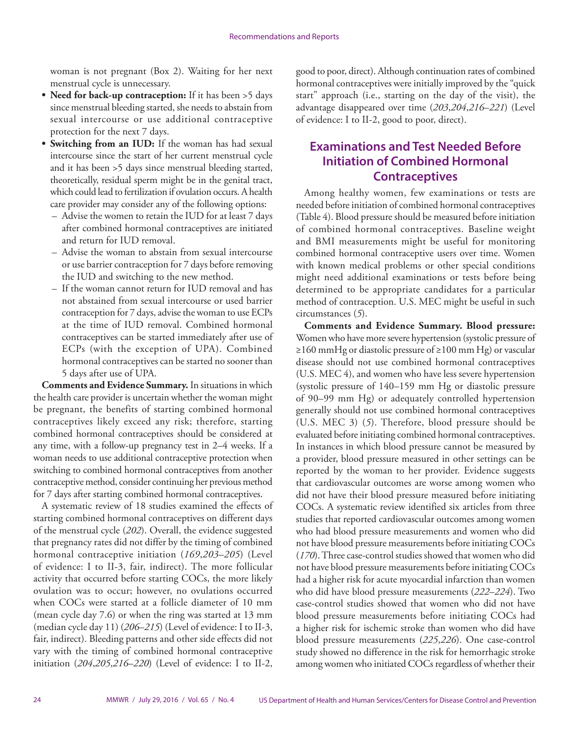woman is not pregnant (Box 2). Waiting for her next menstrual cycle is unnecessary.

- **Need for back-up contraception:** If it has been >5 days since menstrual bleeding started, she needs to abstain from sexual intercourse or use additional contraceptive protection for the next 7 days.
- **Switching from an IUD:** If the woman has had sexual intercourse since the start of her current menstrual cycle and it has been >5 days since menstrual bleeding started, theoretically, residual sperm might be in the genital tract, which could lead to fertilization if ovulation occurs. A health care provider may consider any of the following options:
  - Advise the women to retain the IUD for at least 7 days after combined hormonal contraceptives are initiated and return for IUD removal.
  - Advise the woman to abstain from sexual intercourse or use barrier contraception for 7 days before removing the IUD and switching to the new method.
  - If the woman cannot return for IUD removal and has not abstained from sexual intercourse or used barrier contraception for 7 days, advise the woman to use ECPs at the time of IUD removal. Combined hormonal contraceptives can be started immediately after use of ECPs (with the exception of UPA). Combined hormonal contraceptives can be started no sooner than 5 days after use of UPA.

**Comments and Evidence Summary.** In situations in which the health care provider is uncertain whether the woman might be pregnant, the benefits of starting combined hormonal contraceptives likely exceed any risk; therefore, starting combined hormonal contraceptives should be considered at any time, with a follow-up pregnancy test in 2–4 weeks. If a woman needs to use additional contraceptive protection when switching to combined hormonal contraceptives from another contraceptive method, consider continuing her previous method for 7 days after starting combined hormonal contraceptives.

A systematic review of 18 studies examined the effects of starting combined hormonal contraceptives on different days of the menstrual cycle (*202*). Overall, the evidence suggested that pregnancy rates did not differ by the timing of combined hormonal contraceptive initiation (*169*,*203–205*) (Level of evidence: I to II-3, fair, indirect). The more follicular activity that occurred before starting COCs, the more likely ovulation was to occur; however, no ovulations occurred when COCs were started at a follicle diameter of 10 mm (mean cycle day 7.6) or when the ring was started at 13 mm (median cycle day 11) (*206–215*) (Level of evidence: I to II-3, fair, indirect). Bleeding patterns and other side effects did not vary with the timing of combined hormonal contraceptive initiation (*204*,*205*,*216–220*) (Level of evidence: I to II-2, good to poor, direct). Although continuation rates of combined hormonal contraceptives were initially improved by the "quick start" approach (i.e., starting on the day of the visit), the advantage disappeared over time (*203*,*204*,*216–221*) (Level of evidence: I to II-2, good to poor, direct).

## Examinations and Test Needed Before Initiation of Combined Hormonal Contraceptives

Among healthy women, few examinations or tests are needed before initiation of combined hormonal contraceptives (Table 4). Blood pressure should be measured before initiation of combined hormonal contraceptives. Baseline weight and BMI measurements might be useful for monitoring combined hormonal contraceptive users over time. Women with known medical problems or other special conditions might need additional examinations or tests before being determined to be appropriate candidates for a particular method of contraception. U.S. MEC might be useful in such circumstances (*5*).

**Comments and Evidence Summary. Blood pressure:** Women who have more severe hypertension (systolic pressure of ≥160 mmHg or diastolic pressure of ≥100 mm Hg) or vascular disease should not use combined hormonal contraceptives (U.S. MEC 4), and women who have less severe hypertension (systolic pressure of 140–159 mm Hg or diastolic pressure of 90–99 mm Hg) or adequately controlled hypertension generally should not use combined hormonal contraceptives (U.S. MEC 3) (*5*). Therefore, blood pressure should be evaluated before initiating combined hormonal contraceptives. In instances in which blood pressure cannot be measured by a provider, blood pressure measured in other settings can be reported by the woman to her provider. Evidence suggests that cardiovascular outcomes are worse among women who did not have their blood pressure measured before initiating COCs. A systematic review identified six articles from three studies that reported cardiovascular outcomes among women who had blood pressure measurements and women who did not have blood pressure measurements before initiating COCs (*170*). Three case-control studies showed that women who did not have blood pressure measurements before initiating COCs had a higher risk for acute myocardial infarction than women who did have blood pressure measurements (*222–224*). Two case-control studies showed that women who did not have blood pressure measurements before initiating COCs had a higher risk for ischemic stroke than women who did have blood pressure measurements (*225*,*226*). One case-control study showed no difference in the risk for hemorrhagic stroke among women who initiated COCs regardless of whether their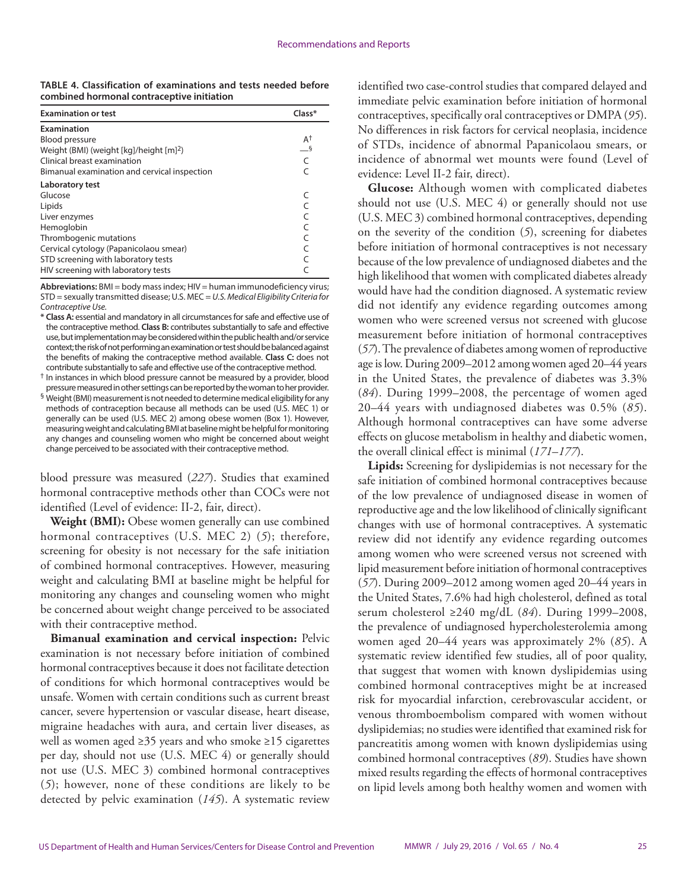**TABLE 4. Classification of examinations and tests needed before combined hormonal contraceptive initiation**

| Examination or test | Class* |
|---|---|
| **Examination** | |
| Blood pressure | A[†] |
| Weight (BMI) (weight [kg]/height [m]$^2$) | —[§] |
| Clinical breast examination | C |
| Bimanual examination and cervical inspection | C |
| **Laboratory test** | |
| Glucose | C |
| Lipids | C |
| Liver enzymes | C |
| Hemoglobin | C |
| Thrombogenic mutations | C |
| Cervical cytology (Papanicolaou smear) | C |
| STD screening with laboratory tests | C |
| HIV screening with laboratory tests | C |

**Abbreviations:** BMI = body mass index; HIV = human immunodeficiency virus; STD = sexually transmitted disease; U.S. MEC = *U.S. Medical Eligibility Criteria for Contraceptive Use.*

\* **Class A:** essential and mandatory in all circumstances for safe and effective use of the contraceptive method. **Class B:** contributes substantially to safe and effective use, but implementation may be considered within the public health and/or service context; the risk of not performing an examination or test should be balanced against the benefits of making the contraceptive method available. **Class C:** does not contribute substantially to safe and effective use of the contraceptive method.

† In instances in which blood pressure cannot be measured by a provider, blood pressure measured in other settings can be reported by the woman to her provider.

§ Weight (BMI) measurement is not needed to determine medical eligibility for any methods of contraception because all methods can be used (U.S. MEC 1) or generally can be used (U.S. MEC 2) among obese women (Box 1). However, measuring weight and calculating BMI at baseline might be helpful for monitoring any changes and counseling women who might be concerned about weight change perceived to be associated with their contraceptive method.

blood pressure was measured (*227*). Studies that examined hormonal contraceptive methods other than COCs were not identified (Level of evidence: II-2, fair, direct).

**Weight (BMI):** Obese women generally can use combined hormonal contraceptives (U.S. MEC 2) (*5*); therefore, screening for obesity is not necessary for the safe initiation of combined hormonal contraceptives. However, measuring weight and calculating BMI at baseline might be helpful for monitoring any changes and counseling women who might be concerned about weight change perceived to be associated with their contraceptive method.

**Bimanual examination and cervical inspection:** Pelvic examination is not necessary before initiation of combined hormonal contraceptives because it does not facilitate detection of conditions for which hormonal contraceptives would be unsafe. Women with certain conditions such as current breast cancer, severe hypertension or vascular disease, heart disease, migraine headaches with aura, and certain liver diseases, as well as women aged ≥35 years and who smoke ≥15 cigarettes per day, should not use (U.S. MEC 4) or generally should not use (U.S. MEC 3) combined hormonal contraceptives (*5*); however, none of these conditions are likely to be detected by pelvic examination (*145*). A systematic review identified two case-control studies that compared delayed and immediate pelvic examination before initiation of hormonal contraceptives, specifically oral contraceptives or DMPA (*95*). No differences in risk factors for cervical neoplasia, incidence of STDs, incidence of abnormal Papanicolaou smears, or incidence of abnormal wet mounts were found (Level of evidence: Level II-2 fair, direct).

**Glucose:** Although women with complicated diabetes should not use (U.S. MEC 4) or generally should not use (U.S. MEC 3) combined hormonal contraceptives, depending on the severity of the condition (*5*), screening for diabetes before initiation of hormonal contraceptives is not necessary because of the low prevalence of undiagnosed diabetes and the high likelihood that women with complicated diabetes already would have had the condition diagnosed. A systematic review did not identify any evidence regarding outcomes among women who were screened versus not screened with glucose measurement before initiation of hormonal contraceptives (*57*). The prevalence of diabetes among women of reproductive age is low. During 2009–2012 among women aged 20–44 years in the United States, the prevalence of diabetes was 3.3% (*84*). During 1999–2008, the percentage of women aged 20–44 years with undiagnosed diabetes was 0.5% (*85*). Although hormonal contraceptives can have some adverse effects on glucose metabolism in healthy and diabetic women, the overall clinical effect is minimal (*171–177*).

**Lipids:** Screening for dyslipidemias is not necessary for the safe initiation of combined hormonal contraceptives because of the low prevalence of undiagnosed disease in women of reproductive age and the low likelihood of clinically significant changes with use of hormonal contraceptives. A systematic review did not identify any evidence regarding outcomes among women who were screened versus not screened with lipid measurement before initiation of hormonal contraceptives (*57*). During 2009–2012 among women aged 20–44 years in the United States, 7.6% had high cholesterol, defined as total serum cholesterol ≥240 mg/dL (*84*). During 1999–2008, the prevalence of undiagnosed hypercholesterolemia among women aged 20–44 years was approximately 2% (*85*). A systematic review identified few studies, all of poor quality, that suggest that women with known dyslipidemias using combined hormonal contraceptives might be at increased risk for myocardial infarction, cerebrovascular accident, or venous thromboembolism compared with women without dyslipidemias; no studies were identified that examined risk for pancreatitis among women with known dyslipidemias using combined hormonal contraceptives (*89*). Studies have shown mixed results regarding the effects of hormonal contraceptives on lipid levels among both healthy women and women with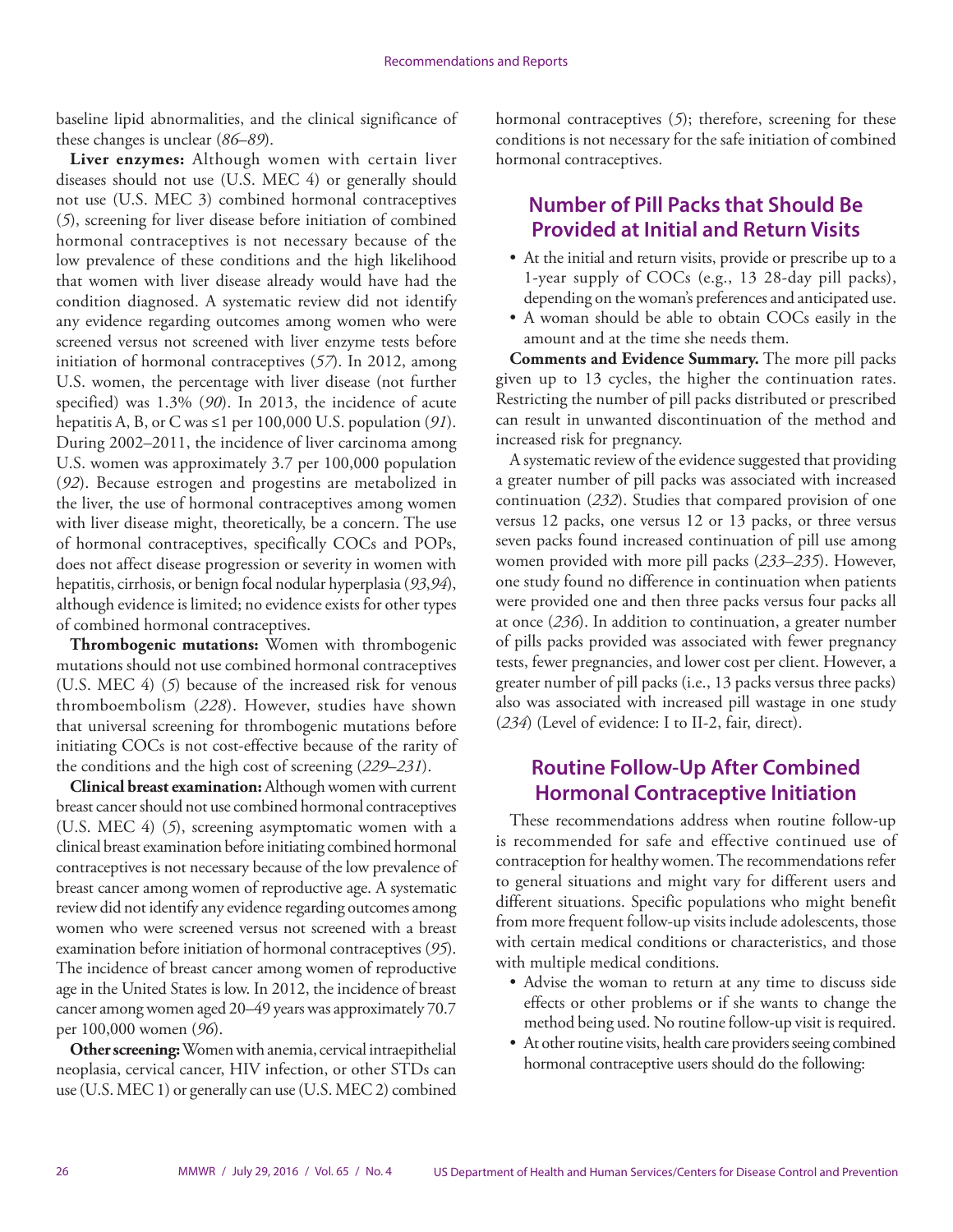baseline lipid abnormalities, and the clinical significance of these changes is unclear (*86–89*).

**Liver enzymes:** Although women with certain liver diseases should not use (U.S. MEC 4) or generally should not use (U.S. MEC 3) combined hormonal contraceptives (*5*), screening for liver disease before initiation of combined hormonal contraceptives is not necessary because of the low prevalence of these conditions and the high likelihood that women with liver disease already would have had the condition diagnosed. A systematic review did not identify any evidence regarding outcomes among women who were screened versus not screened with liver enzyme tests before initiation of hormonal contraceptives (*57*). In 2012, among U.S. women, the percentage with liver disease (not further specified) was 1.3% (*90*). In 2013, the incidence of acute hepatitis A, B, or C was ≤1 per 100,000 U.S. population (*91*). During 2002–2011, the incidence of liver carcinoma among U.S. women was approximately 3.7 per 100,000 population (*92*). Because estrogen and progestins are metabolized in the liver, the use of hormonal contraceptives among women with liver disease might, theoretically, be a concern. The use of hormonal contraceptives, specifically COCs and POPs, does not affect disease progression or severity in women with hepatitis, cirrhosis, or benign focal nodular hyperplasia (*93*,*94*), although evidence is limited; no evidence exists for other types of combined hormonal contraceptives.

**Thrombogenic mutations:** Women with thrombogenic mutations should not use combined hormonal contraceptives (U.S. MEC 4) (*5*) because of the increased risk for venous thromboembolism (*228*). However, studies have shown that universal screening for thrombogenic mutations before initiating COCs is not cost-effective because of the rarity of the conditions and the high cost of screening (*229–231*).

**Clinical breast examination:** Although women with current breast cancer should not use combined hormonal contraceptives (U.S. MEC 4) (*5*), screening asymptomatic women with a clinical breast examination before initiating combined hormonal contraceptives is not necessary because of the low prevalence of breast cancer among women of reproductive age. A systematic review did not identify any evidence regarding outcomes among women who were screened versus not screened with a breast examination before initiation of hormonal contraceptives (*95*). The incidence of breast cancer among women of reproductive age in the United States is low. In 2012, the incidence of breast cancer among women aged 20–49 years was approximately 70.7 per 100,000 women (*96*).

**Other screening:** Women with anemia, cervical intraepithelial neoplasia, cervical cancer, HIV infection, or other STDs can use (U.S. MEC 1) or generally can use (U.S. MEC 2) combined hormonal contraceptives (*5*); therefore, screening for these conditions is not necessary for the safe initiation of combined hormonal contraceptives.

## Number of Pill Packs that Should Be Provided at Initial and Return Visits

- At the initial and return visits, provide or prescribe up to a 1-year supply of COCs (e.g., 13 28-day pill packs), depending on the woman's preferences and anticipated use.
- A woman should be able to obtain COCs easily in the amount and at the time she needs them.

**Comments and Evidence Summary.** The more pill packs given up to 13 cycles, the higher the continuation rates. Restricting the number of pill packs distributed or prescribed can result in unwanted discontinuation of the method and increased risk for pregnancy.

A systematic review of the evidence suggested that providing a greater number of pill packs was associated with increased continuation (*232*). Studies that compared provision of one versus 12 packs, one versus 12 or 13 packs, or three versus seven packs found increased continuation of pill use among women provided with more pill packs (*233–235*). However, one study found no difference in continuation when patients were provided one and then three packs versus four packs all at once (*236*). In addition to continuation, a greater number of pills packs provided was associated with fewer pregnancy tests, fewer pregnancies, and lower cost per client. However, a greater number of pill packs (i.e., 13 packs versus three packs) also was associated with increased pill wastage in one study (*234*) (Level of evidence: I to II-2, fair, direct).

## Routine Follow-Up After Combined Hormonal Contraceptive Initiation

These recommendations address when routine follow-up is recommended for safe and effective continued use of contraception for healthy women. The recommendations refer to general situations and might vary for different users and different situations. Specific populations who might benefit from more frequent follow-up visits include adolescents, those with certain medical conditions or characteristics, and those with multiple medical conditions.

- Advise the woman to return at any time to discuss side effects or other problems or if she wants to change the method being used. No routine follow-up visit is required.
- At other routine visits, health care providers seeing combined hormonal contraceptive users should do the following: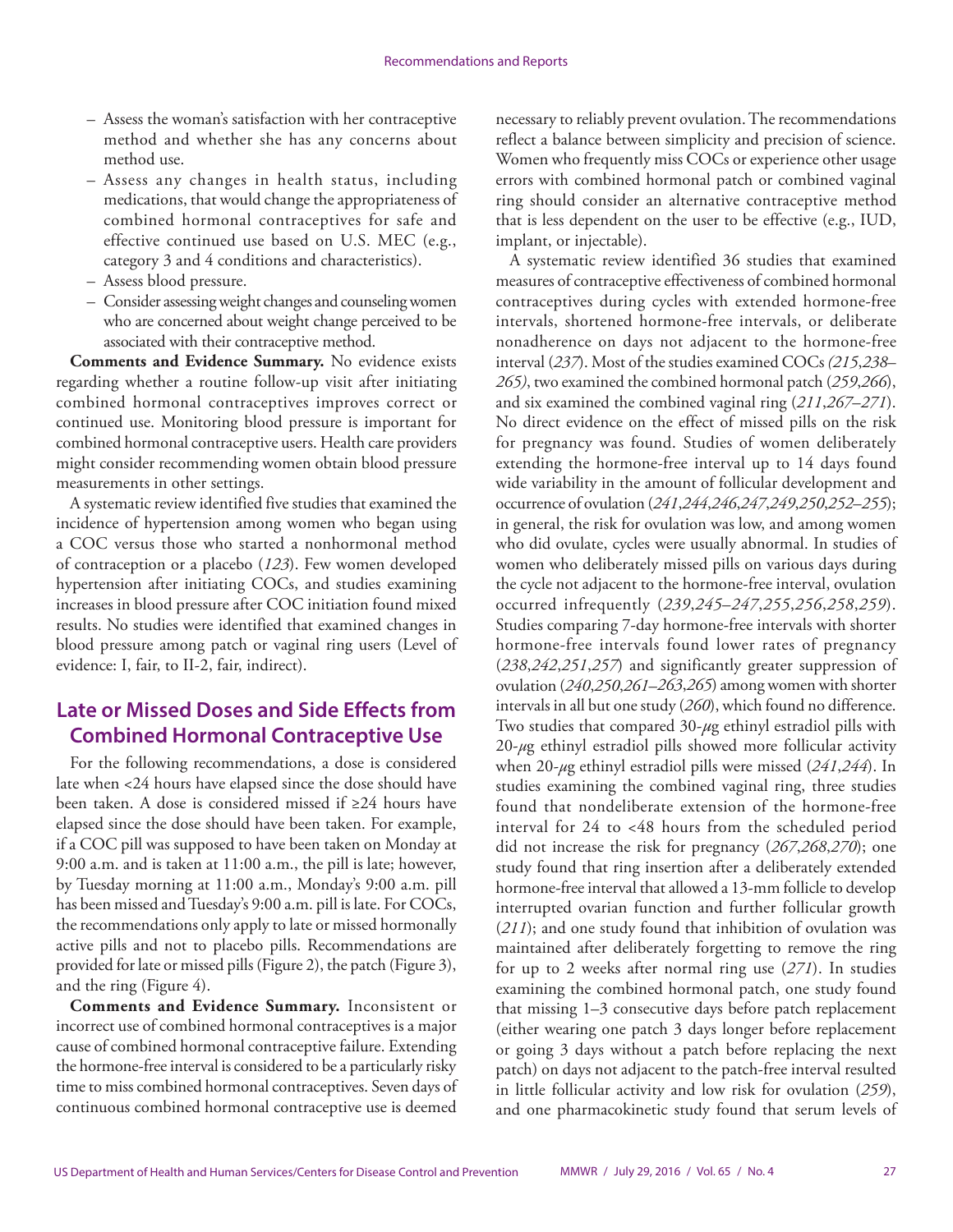– Assess the woman's satisfaction with her contraceptive method and whether she has any concerns about method use.
– Assess any changes in health status, including medications, that would change the appropriateness of combined hormonal contraceptives for safe and effective continued use based on U.S. MEC (e.g., category 3 and 4 conditions and characteristics).
– Assess blood pressure.
– Consider assessing weight changes and counseling women who are concerned about weight change perceived to be associated with their contraceptive method.

**Comments and Evidence Summary.** No evidence exists regarding whether a routine follow-up visit after initiating combined hormonal contraceptives improves correct or continued use. Monitoring blood pressure is important for combined hormonal contraceptive users. Health care providers might consider recommending women obtain blood pressure measurements in other settings.

A systematic review identified five studies that examined the incidence of hypertension among women who began using a COC versus those who started a nonhormonal method of contraception or a placebo (*123*). Few women developed hypertension after initiating COCs, and studies examining increases in blood pressure after COC initiation found mixed results. No studies were identified that examined changes in blood pressure among patch or vaginal ring users (Level of evidence: I, fair, to II-2, fair, indirect).

## Late or Missed Doses and Side Effects from Combined Hormonal Contraceptive Use

For the following recommendations, a dose is considered late when <24 hours have elapsed since the dose should have been taken. A dose is considered missed if ≥24 hours have elapsed since the dose should have been taken. For example, if a COC pill was supposed to have been taken on Monday at 9:00 a.m. and is taken at 11:00 a.m., the pill is late; however, by Tuesday morning at 11:00 a.m., Monday's 9:00 a.m. pill has been missed and Tuesday's 9:00 a.m. pill is late. For COCs, the recommendations only apply to late or missed hormonally active pills and not to placebo pills. Recommendations are provided for late or missed pills (Figure 2), the patch (Figure 3), and the ring (Figure 4).

**Comments and Evidence Summary.** Inconsistent or incorrect use of combined hormonal contraceptives is a major cause of combined hormonal contraceptive failure. Extending the hormone-free interval is considered to be a particularly risky time to miss combined hormonal contraceptives. Seven days of continuous combined hormonal contraceptive use is deemed necessary to reliably prevent ovulation. The recommendations reflect a balance between simplicity and precision of science. Women who frequently miss COCs or experience other usage errors with combined hormonal patch or combined vaginal ring should consider an alternative contraceptive method that is less dependent on the user to be effective (e.g., IUD, implant, or injectable).

A systematic review identified 36 studies that examined measures of contraceptive effectiveness of combined hormonal contraceptives during cycles with extended hormone-free intervals, shortened hormone-free intervals, or deliberate nonadherence on days not adjacent to the hormone-free interval (*237*). Most of the studies examined COCs *(215,238–265)*, two examined the combined hormonal patch (*259,266*), and six examined the combined vaginal ring (*211,267–271*). No direct evidence on the effect of missed pills on the risk for pregnancy was found. Studies of women deliberately extending the hormone-free interval up to 14 days found wide variability in the amount of follicular development and occurrence of ovulation (*241,244,246,247,249,250,252–255*); in general, the risk for ovulation was low, and among women who did ovulate, cycles were usually abnormal. In studies of women who deliberately missed pills on various days during the cycle not adjacent to the hormone-free interval, ovulation occurred infrequently (*239,245–247,255,256,258,259*). Studies comparing 7-day hormone-free intervals with shorter hormone-free intervals found lower rates of pregnancy (*238,242,251,257*) and significantly greater suppression of ovulation (*240,250,261–263,265*) among women with shorter intervals in all but one study (*260*), which found no difference. Two studies that compared 30-$\mu$g ethinyl estradiol pills with 20-$\mu$g ethinyl estradiol pills showed more follicular activity when 20-$\mu$g ethinyl estradiol pills were missed (*241,244*). In studies examining the combined vaginal ring, three studies found that nondeliberate extension of the hormone-free interval for 24 to <48 hours from the scheduled period did not increase the risk for pregnancy (*267,268,270*); one study found that ring insertion after a deliberately extended hormone-free interval that allowed a 13-mm follicle to develop interrupted ovarian function and further follicular growth (*211*); and one study found that inhibition of ovulation was maintained after deliberately forgetting to remove the ring for up to 2 weeks after normal ring use (*271*). In studies examining the combined hormonal patch, one study found that missing 1–3 consecutive days before patch replacement (either wearing one patch 3 days longer before replacement or going 3 days without a patch before replacing the next patch) on days not adjacent to the patch-free interval resulted in little follicular activity and low risk for ovulation (*259*), and one pharmacokinetic study found that serum levels of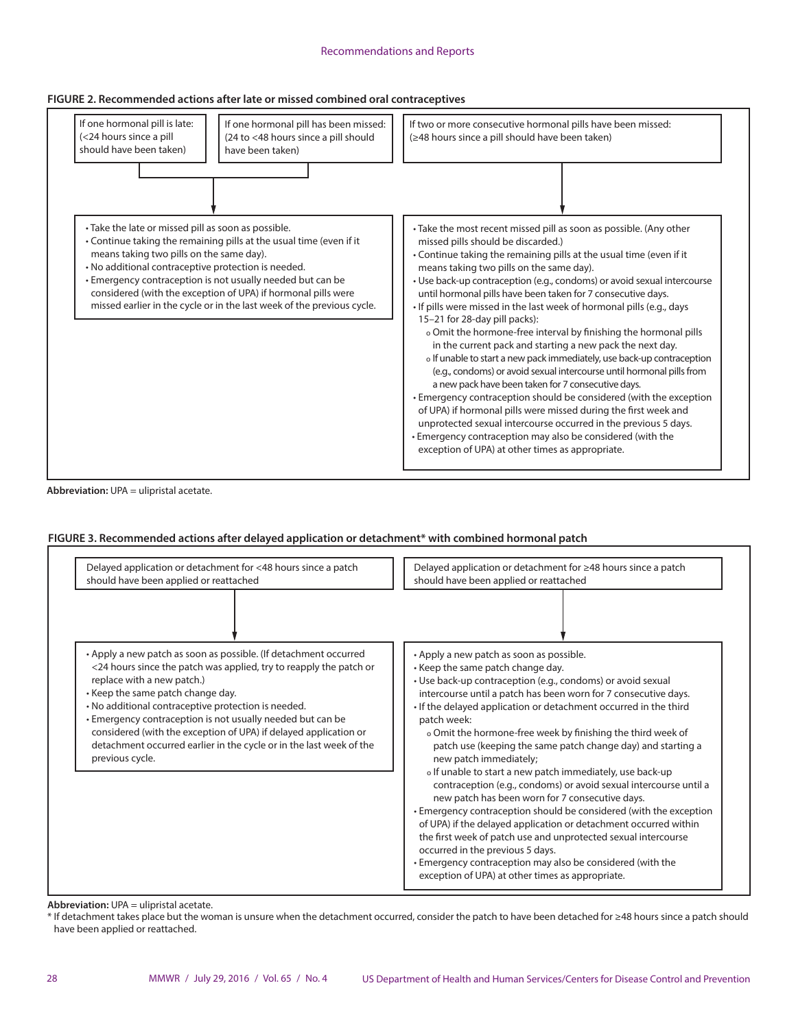**FIGURE 2. Recommended actions after late or missed combined oral contraceptives**

If one hormonal pill is late: (<24 hours since a pill should have been taken)

If one hormonal pill has been missed: (24 to <48 hours since a pill should have been taken)

- Take the late or missed pill as soon as possible.
- Continue taking the remaining pills at the usual time (even if it means taking two pills on the same day).
- No additional contraceptive protection is needed.
- Emergency contraception is not usually needed but can be considered (with the exception of UPA) if hormonal pills were missed earlier in the cycle or in the last week of the previous cycle.

If two or more consecutive hormonal pills have been missed: (≥48 hours since a pill should have been taken)

- Take the most recent missed pill as soon as possible. (Any other missed pills should be discarded.)
- Continue taking the remaining pills at the usual time (even if it means taking two pills on the same day).
- Use back-up contraception (e.g., condoms) or avoid sexual intercourse until hormonal pills have been taken for 7 consecutive days.
- If pills were missed in the last week of hormonal pills (e.g., days 15–21 for 28-day pill packs):
  - Omit the hormone-free interval by finishing the hormonal pills in the current pack and starting a new pack the next day.
  - If unable to start a new pack immediately, use back-up contraception (e.g., condoms) or avoid sexual intercourse until hormonal pills from a new pack have been taken for 7 consecutive days.
- Emergency contraception should be considered (with the exception of UPA) if hormonal pills were missed during the first week and unprotected sexual intercourse occurred in the previous 5 days.
- Emergency contraception may also be considered (with the exception of UPA) at other times as appropriate.

**Abbreviation:** UPA = ulipristal acetate.

**FIGURE 3. Recommended actions after delayed application or detachment* with combined hormonal patch**

Delayed application or detachment for <48 hours since a patch should have been applied or reattached

- Apply a new patch as soon as possible. (If detachment occurred <24 hours since the patch was applied, try to reapply the patch or replace with a new patch.)
- Keep the same patch change day.
- No additional contraceptive protection is needed.
- Emergency contraception is not usually needed but can be considered (with the exception of UPA) if delayed application or detachment occurred earlier in the cycle or in the last week of the previous cycle.

Delayed application or detachment for ≥48 hours since a patch should have been applied or reattached

- Apply a new patch as soon as possible.
- Keep the same patch change day.
- Use back-up contraception (e.g., condoms) or avoid sexual intercourse until a patch has been worn for 7 consecutive days.
- If the delayed application or detachment occurred in the third patch week:
  - Omit the hormone-free week by finishing the third week of patch use (keeping the same patch change day) and starting a new patch immediately;
  - If unable to start a new patch immediately, use back-up contraception (e.g., condoms) or avoid sexual intercourse until a new patch has been worn for 7 consecutive days.
- Emergency contraception should be considered (with the exception of UPA) if the delayed application or detachment occurred within the first week of patch use and unprotected sexual intercourse occurred in the previous 5 days.
- Emergency contraception may also be considered (with the exception of UPA) at other times as appropriate.

**Abbreviation:** UPA = ulipristal acetate.

\* If detachment takes place but the woman is unsure when the detachment occurred, consider the patch to have been detached for ≥48 hours since a patch should have been applied or reattached.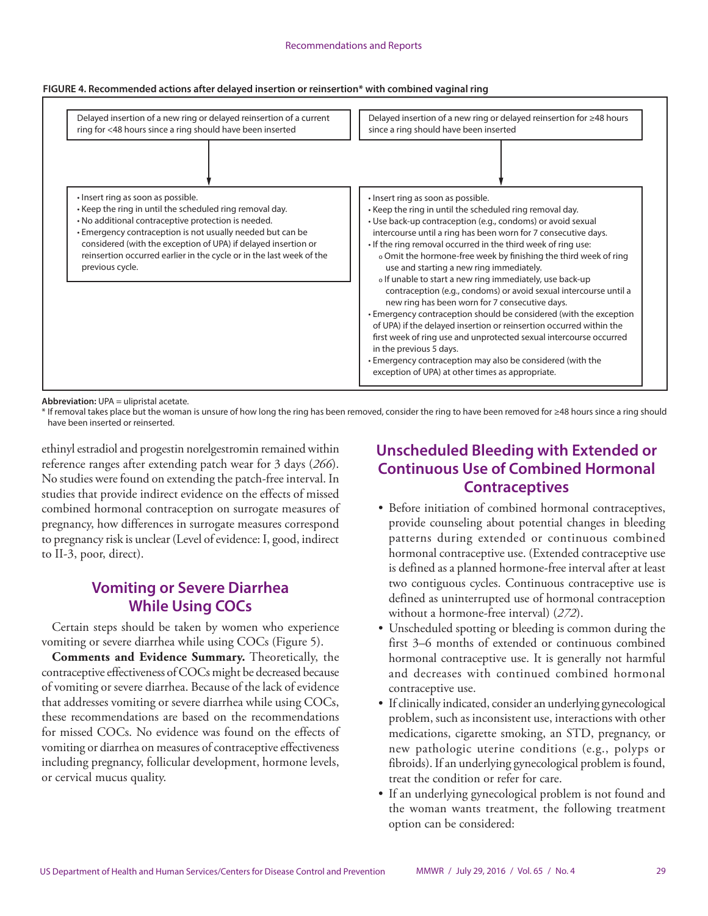**FIGURE 4. Recommended actions after delayed insertion or reinsertion* with combined vaginal ring**

| Delayed insertion of a new ring or delayed reinsertion of a current ring for <48 hours since a ring should have been inserted | Delayed insertion of a new ring or delayed reinsertion for ≥48 hours since a ring should have been inserted |
| --- | --- |
| • Insert ring as soon as possible.<br>• Keep the ring in until the scheduled ring removal day.<br>• No additional contraceptive protection is needed.<br>• Emergency contraception is not usually needed but can be considered (with the exception of UPA) if delayed insertion or reinsertion occurred earlier in the cycle or in the last week of the previous cycle. | • Insert ring as soon as possible.<br>• Keep the ring in until the scheduled ring removal day.<br>• Use back-up contraception (e.g., condoms) or avoid sexual intercourse until a ring has been worn for 7 consecutive days.<br>• If the ring removal occurred in the third week of ring use:<br>  o Omit the hormone-free week by finishing the third week of ring use and starting a new ring immediately.<br>  o If unable to start a new ring immediately, use back-up contraception (e.g., condoms) or avoid sexual intercourse until a new ring has been worn for 7 consecutive days.<br>• Emergency contraception should be considered (with the exception of UPA) if the delayed insertion or reinsertion occurred within the first week of ring use and unprotected sexual intercourse occurred in the previous 5 days.<br>• Emergency contraception may also be considered (with the exception of UPA) at other times as appropriate. |

**Abbreviation:** UPA = ulipristal acetate.

\* If removal takes place but the woman is unsure of how long the ring has been removed, consider the ring to have been removed for ≥48 hours since a ring should have been inserted or reinserted.

ethinyl estradiol and progestin norelgestromin remained within reference ranges after extending patch wear for 3 days (*266*). No studies were found on extending the patch-free interval. In studies that provide indirect evidence on the effects of missed combined hormonal contraception on surrogate measures of pregnancy, how differences in surrogate measures correspond to pregnancy risk is unclear (Level of evidence: I, good, indirect to II-3, poor, direct).

## Vomiting or Severe Diarrhea While Using COCs

Certain steps should be taken by women who experience vomiting or severe diarrhea while using COCs (Figure 5).

**Comments and Evidence Summary.** Theoretically, the contraceptive effectiveness of COCs might be decreased because of vomiting or severe diarrhea. Because of the lack of evidence that addresses vomiting or severe diarrhea while using COCs, these recommendations are based on the recommendations for missed COCs. No evidence was found on the effects of vomiting or diarrhea on measures of contraceptive effectiveness including pregnancy, follicular development, hormone levels, or cervical mucus quality.

## Unscheduled Bleeding with Extended or Continuous Use of Combined Hormonal Contraceptives

- Before initiation of combined hormonal contraceptives, provide counseling about potential changes in bleeding patterns during extended or continuous combined hormonal contraceptive use. (Extended contraceptive use is defined as a planned hormone-free interval after at least two contiguous cycles. Continuous contraceptive use is defined as uninterrupted use of hormonal contraception without a hormone-free interval) (*272*).
- Unscheduled spotting or bleeding is common during the first 3–6 months of extended or continuous combined hormonal contraceptive use. It is generally not harmful and decreases with continued combined hormonal contraceptive use.
- If clinically indicated, consider an underlying gynecological problem, such as inconsistent use, interactions with other medications, cigarette smoking, an STD, pregnancy, or new pathologic uterine conditions (e.g., polyps or fibroids). If an underlying gynecological problem is found, treat the condition or refer for care.
- If an underlying gynecological problem is not found and the woman wants treatment, the following treatment option can be considered: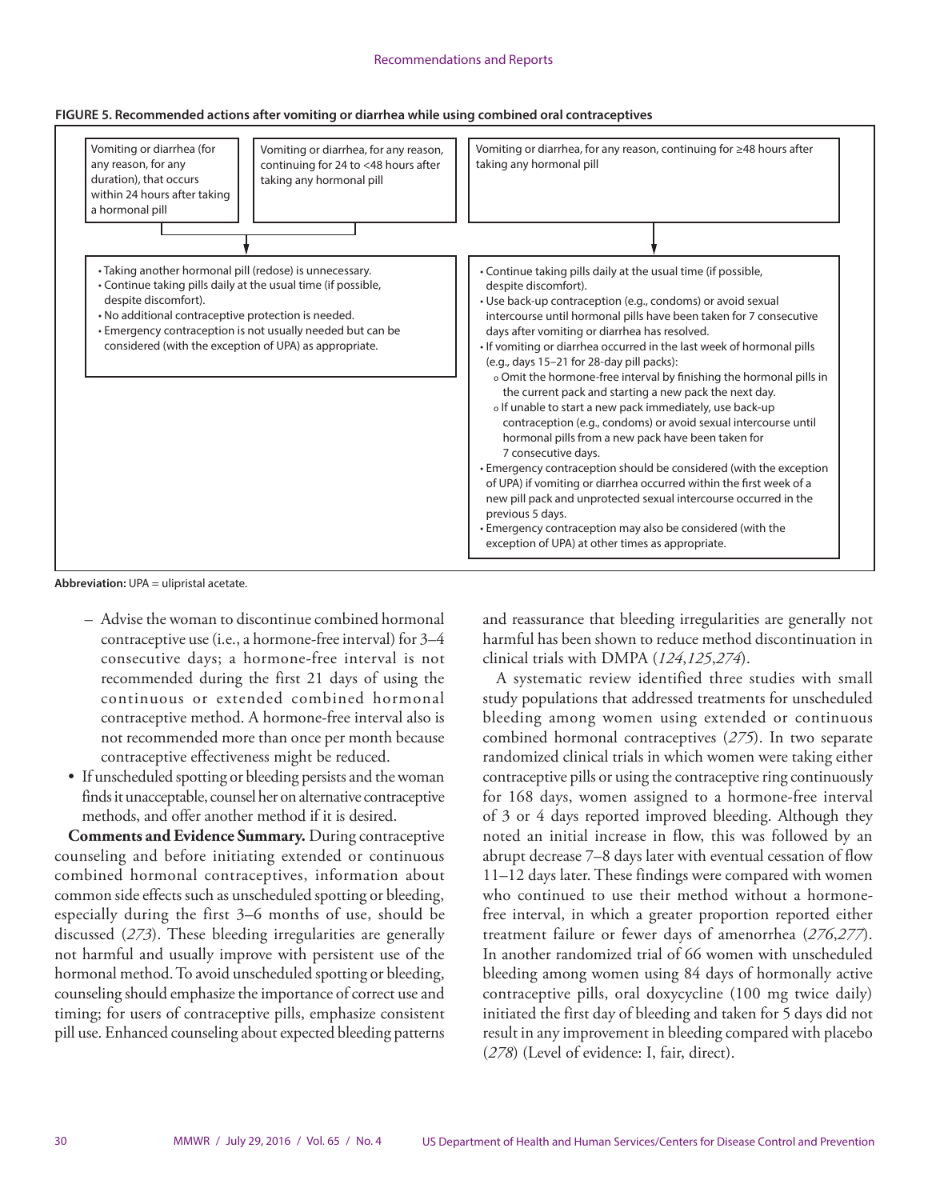**FIGURE 5. Recommended actions after vomiting or diarrhea while using combined oral contraceptives**

| Vomiting or diarrhea (for any reason, for any duration), that occurs within 24 hours after taking a hormonal pill / Vomiting or diarrhea, for any reason, continuing for 24 to <48 hours after taking any hormonal pill | Vomiting or diarrhea, for any reason, continuing for ≥48 hours after taking any hormonal pill |
|---|---|
| • Taking another hormonal pill (redose) is unnecessary.<br>• Continue taking pills daily at the usual time (if possible, despite discomfort).<br>• No additional contraceptive protection is needed.<br>• Emergency contraception is not usually needed but can be considered (with the exception of UPA) as appropriate. | • Continue taking pills daily at the usual time (if possible, despite discomfort).<br>• Use back-up contraception (e.g., condoms) or avoid sexual intercourse until hormonal pills have been taken for 7 consecutive days after vomiting or diarrhea has resolved.<br>• If vomiting or diarrhea occurred in the last week of hormonal pills (e.g., days 15–21 for 28-day pill packs):<br>o Omit the hormone-free interval by finishing the hormonal pills in the current pack and starting a new pack the next day.<br>o If unable to start a new pack immediately, use back-up contraception (e.g., condoms) or avoid sexual intercourse until hormonal pills from a new pack have been taken for 7 consecutive days.<br>• Emergency contraception should be considered (with the exception of UPA) if vomiting or diarrhea occurred within the first week of a new pill pack and unprotected sexual intercourse occurred in the previous 5 days.<br>• Emergency contraception may also be considered (with the exception of UPA) at other times as appropriate. |

**Abbreviation:** UPA = ulipristal acetate.

- Advise the woman to discontinue combined hormonal contraceptive use (i.e., a hormone-free interval) for 3–4 consecutive days; a hormone-free interval is not recommended during the first 21 days of using the continuous or extended combined hormonal contraceptive method. A hormone-free interval also is not recommended more than once per month because contraceptive effectiveness might be reduced.
- If unscheduled spotting or bleeding persists and the woman finds it unacceptable, counsel her on alternative contraceptive methods, and offer another method if it is desired.

**Comments and Evidence Summary.** During contraceptive counseling and before initiating extended or continuous combined hormonal contraceptives, information about common side effects such as unscheduled spotting or bleeding, especially during the first 3–6 months of use, should be discussed (*273*). These bleeding irregularities are generally not harmful and usually improve with persistent use of the hormonal method. To avoid unscheduled spotting or bleeding, counseling should emphasize the importance of correct use and timing; for users of contraceptive pills, emphasize consistent pill use. Enhanced counseling about expected bleeding patterns and reassurance that bleeding irregularities are generally not harmful has been shown to reduce method discontinuation in clinical trials with DMPA (*124*,*125*,*274*).

A systematic review identified three studies with small study populations that addressed treatments for unscheduled bleeding among women using extended or continuous combined hormonal contraceptives (*275*). In two separate randomized clinical trials in which women were taking either contraceptive pills or using the contraceptive ring continuously for 168 days, women assigned to a hormone-free interval of 3 or 4 days reported improved bleeding. Although they noted an initial increase in flow, this was followed by an abrupt decrease 7–8 days later with eventual cessation of flow 11–12 days later. These findings were compared with women who continued to use their method without a hormone-free interval, in which a greater proportion reported either treatment failure or fewer days of amenorrhea (*276*,*277*). In another randomized trial of 66 women with unscheduled bleeding among women using 84 days of hormonally active contraceptive pills, oral doxycycline (100 mg twice daily) initiated the first day of bleeding and taken for 5 days did not result in any improvement in bleeding compared with placebo (*278*) (Level of evidence: I, fair, direct).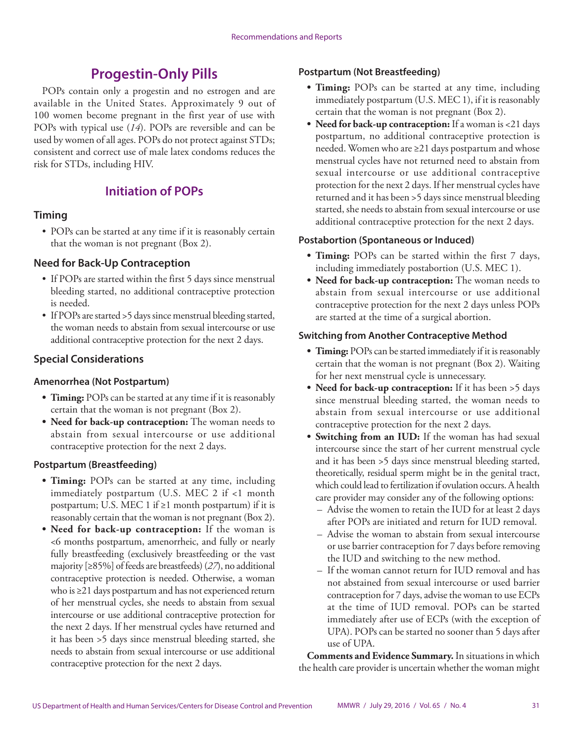# Progestin-Only Pills

POPs contain only a progestin and no estrogen and are available in the United States. Approximately 9 out of 100 women become pregnant in the first year of use with POPs with typical use (*14*). POPs are reversible and can be used by women of all ages. POPs do not protect against STDs; consistent and correct use of male latex condoms reduces the risk for STDs, including HIV.

## Initiation of POPs

### Timing

- POPs can be started at any time if it is reasonably certain that the woman is not pregnant (Box 2).

### Need for Back-Up Contraception

- If POPs are started within the first 5 days since menstrual bleeding started, no additional contraceptive protection is needed.
- If POPs are started >5 days since menstrual bleeding started, the woman needs to abstain from sexual intercourse or use additional contraceptive protection for the next 2 days.

### Special Considerations

#### Amenorrhea (Not Postpartum)

- **Timing:** POPs can be started at any time if it is reasonably certain that the woman is not pregnant (Box 2).
- **Need for back-up contraception:** The woman needs to abstain from sexual intercourse or use additional contraceptive protection for the next 2 days.

#### Postpartum (Breastfeeding)

- **Timing:** POPs can be started at any time, including immediately postpartum (U.S. MEC 2 if <1 month postpartum; U.S. MEC 1 if ≥1 month postpartum) if it is reasonably certain that the woman is not pregnant (Box 2).
- **Need for back-up contraception:** If the woman is <6 months postpartum, amenorrheic, and fully or nearly fully breastfeeding (exclusively breastfeeding or the vast majority [≥85%] of feeds are breastfeeds) (*27*), no additional contraceptive protection is needed. Otherwise, a woman who is ≥21 days postpartum and has not experienced return of her menstrual cycles, she needs to abstain from sexual intercourse or use additional contraceptive protection for the next 2 days. If her menstrual cycles have returned and it has been >5 days since menstrual bleeding started, she needs to abstain from sexual intercourse or use additional contraceptive protection for the next 2 days.

#### Postpartum (Not Breastfeeding)

- **Timing:** POPs can be started at any time, including immediately postpartum (U.S. MEC 1), if it is reasonably certain that the woman is not pregnant (Box 2).
- **Need for back-up contraception:** If a woman is <21 days postpartum, no additional contraceptive protection is needed. Women who are ≥21 days postpartum and whose menstrual cycles have not returned need to abstain from sexual intercourse or use additional contraceptive protection for the next 2 days. If her menstrual cycles have returned and it has been >5 days since menstrual bleeding started, she needs to abstain from sexual intercourse or use additional contraceptive protection for the next 2 days.

#### Postabortion (Spontaneous or Induced)

- **Timing:** POPs can be started within the first 7 days, including immediately postabortion (U.S. MEC 1).
- **Need for back-up contraception:** The woman needs to abstain from sexual intercourse or use additional contraceptive protection for the next 2 days unless POPs are started at the time of a surgical abortion.

#### Switching from Another Contraceptive Method

- **Timing:** POPs can be started immediately if it is reasonably certain that the woman is not pregnant (Box 2). Waiting for her next menstrual cycle is unnecessary.
- **Need for back-up contraception:** If it has been >5 days since menstrual bleeding started, the woman needs to abstain from sexual intercourse or use additional contraceptive protection for the next 2 days.
- **Switching from an IUD:** If the woman has had sexual intercourse since the start of her current menstrual cycle and it has been >5 days since menstrual bleeding started, theoretically, residual sperm might be in the genital tract, which could lead to fertilization if ovulation occurs. A health care provider may consider any of the following options:
  - Advise the women to retain the IUD for at least 2 days after POPs are initiated and return for IUD removal.
  - Advise the woman to abstain from sexual intercourse or use barrier contraception for 7 days before removing the IUD and switching to the new method.
  - If the woman cannot return for IUD removal and has not abstained from sexual intercourse or used barrier contraception for 7 days, advise the woman to use ECPs at the time of IUD removal. POPs can be started immediately after use of ECPs (with the exception of UPA). POPs can be started no sooner than 5 days after use of UPA.

**Comments and Evidence Summary.** In situations in which the health care provider is uncertain whether the woman might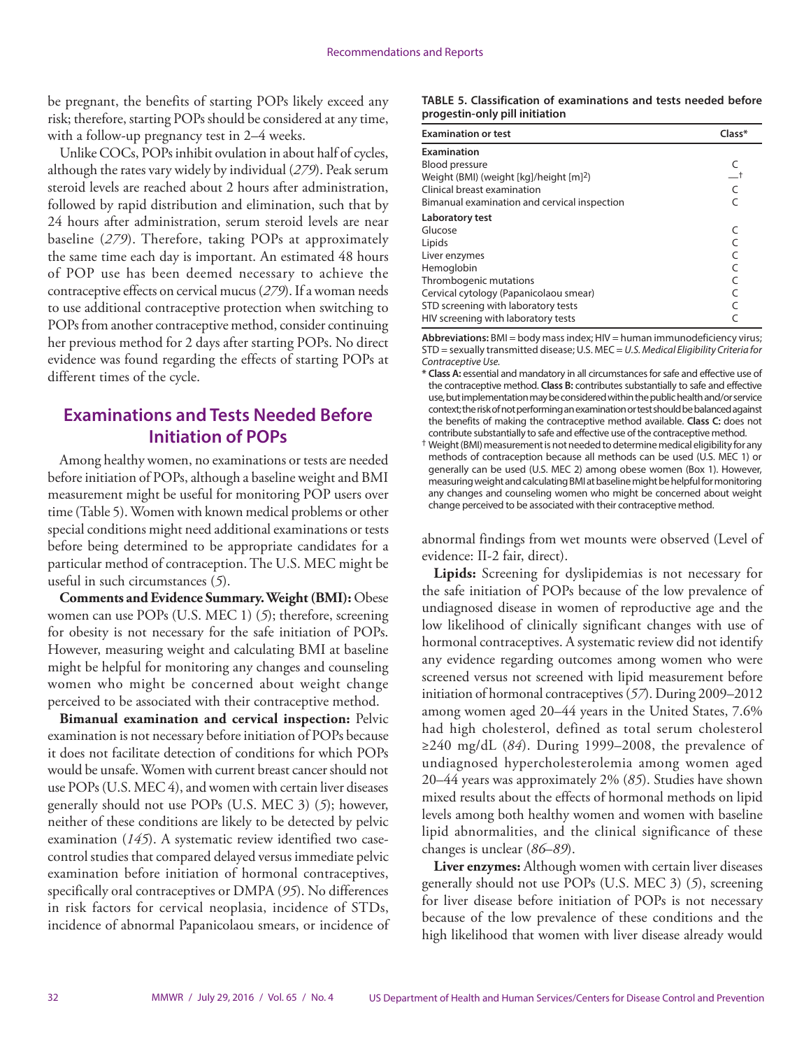be pregnant, the benefits of starting POPs likely exceed any risk; therefore, starting POPs should be considered at any time, with a follow-up pregnancy test in 2–4 weeks.

Unlike COCs, POPs inhibit ovulation in about half of cycles, although the rates vary widely by individual (*279*). Peak serum steroid levels are reached about 2 hours after administration, followed by rapid distribution and elimination, such that by 24 hours after administration, serum steroid levels are near baseline (*279*). Therefore, taking POPs at approximately the same time each day is important. An estimated 48 hours of POP use has been deemed necessary to achieve the contraceptive effects on cervical mucus (*279*). If a woman needs to use additional contraceptive protection when switching to POPs from another contraceptive method, consider continuing her previous method for 2 days after starting POPs. No direct evidence was found regarding the effects of starting POPs at different times of the cycle.

## Examinations and Tests Needed Before Initiation of POPs

Among healthy women, no examinations or tests are needed before initiation of POPs, although a baseline weight and BMI measurement might be useful for monitoring POP users over time (Table 5). Women with known medical problems or other special conditions might need additional examinations or tests before being determined to be appropriate candidates for a particular method of contraception. The U.S. MEC might be useful in such circumstances (*5*).

**TABLE 5. Classification of examinations and tests needed before progestin-only pill initiation**

| Examination or test | Class* |
|---|---|
| **Examination** | |
| Blood pressure | C |
| Weight (BMI) (weight [kg]/height [m]$^2$) | —† |
| Clinical breast examination | C |
| Bimanual examination and cervical inspection | C |
| **Laboratory test** | |
| Glucose | C |
| Lipids | C |
| Liver enzymes | C |
| Hemoglobin | C |
| Thrombogenic mutations | C |
| Cervical cytology (Papanicolaou smear) | C |
| STD screening with laboratory tests | C |
| HIV screening with laboratory tests | C |

**Abbreviations:** BMI = body mass index; HIV = human immunodeficiency virus; STD = sexually transmitted disease; U.S. MEC = *U.S. Medical Eligibility Criteria for Contraceptive Use.*

\* **Class A:** essential and mandatory in all circumstances for safe and effective use of the contraceptive method. **Class B:** contributes substantially to safe and effective use, but implementation may be considered within the public health and/or service context; the risk of not performing an examination or test should be balanced against the benefits of making the contraceptive method available. **Class C:** does not contribute substantially to safe and effective use of the contraceptive method.

† Weight (BMI) measurement is not needed to determine medical eligibility for any methods of contraception because all methods can be used (U.S. MEC 1) or generally can be used (U.S. MEC 2) among obese women (Box 1). However, measuring weight and calculating BMI at baseline might be helpful for monitoring any changes and counseling women who might be concerned about weight change perceived to be associated with their contraceptive method.

**Comments and Evidence Summary. Weight (BMI):** Obese women can use POPs (U.S. MEC 1) (*5*); therefore, screening for obesity is not necessary for the safe initiation of POPs. However, measuring weight and calculating BMI at baseline might be helpful for monitoring any changes and counseling women who might be concerned about weight change perceived to be associated with their contraceptive method.

**Bimanual examination and cervical inspection:** Pelvic examination is not necessary before initiation of POPs because it does not facilitate detection of conditions for which POPs would be unsafe. Women with current breast cancer should not use POPs (U.S. MEC 4), and women with certain liver diseases generally should not use POPs (U.S. MEC 3) (*5*); however, neither of these conditions are likely to be detected by pelvic examination (*145*). A systematic review identified two case-control studies that compared delayed versus immediate pelvic examination before initiation of hormonal contraceptives, specifically oral contraceptives or DMPA (*95*). No differences in risk factors for cervical neoplasia, incidence of STDs, incidence of abnormal Papanicolaou smears, or incidence of abnormal findings from wet mounts were observed (Level of evidence: II-2 fair, direct).

**Lipids:** Screening for dyslipidemias is not necessary for the safe initiation of POPs because of the low prevalence of undiagnosed disease in women of reproductive age and the low likelihood of clinically significant changes with use of hormonal contraceptives. A systematic review did not identify any evidence regarding outcomes among women who were screened versus not screened with lipid measurement before initiation of hormonal contraceptives (*57*). During 2009–2012 among women aged 20–44 years in the United States, 7.6% had high cholesterol, defined as total serum cholesterol ≥240 mg/dL (*84*). During 1999–2008, the prevalence of undiagnosed hypercholesterolemia among women aged 20–44 years was approximately 2% (*85*). Studies have shown mixed results about the effects of hormonal methods on lipid levels among both healthy women and women with baseline lipid abnormalities, and the clinical significance of these changes is unclear (*86–89*).

**Liver enzymes:** Although women with certain liver diseases generally should not use POPs (U.S. MEC 3) (*5*), screening for liver disease before initiation of POPs is not necessary because of the low prevalence of these conditions and the high likelihood that women with liver disease already would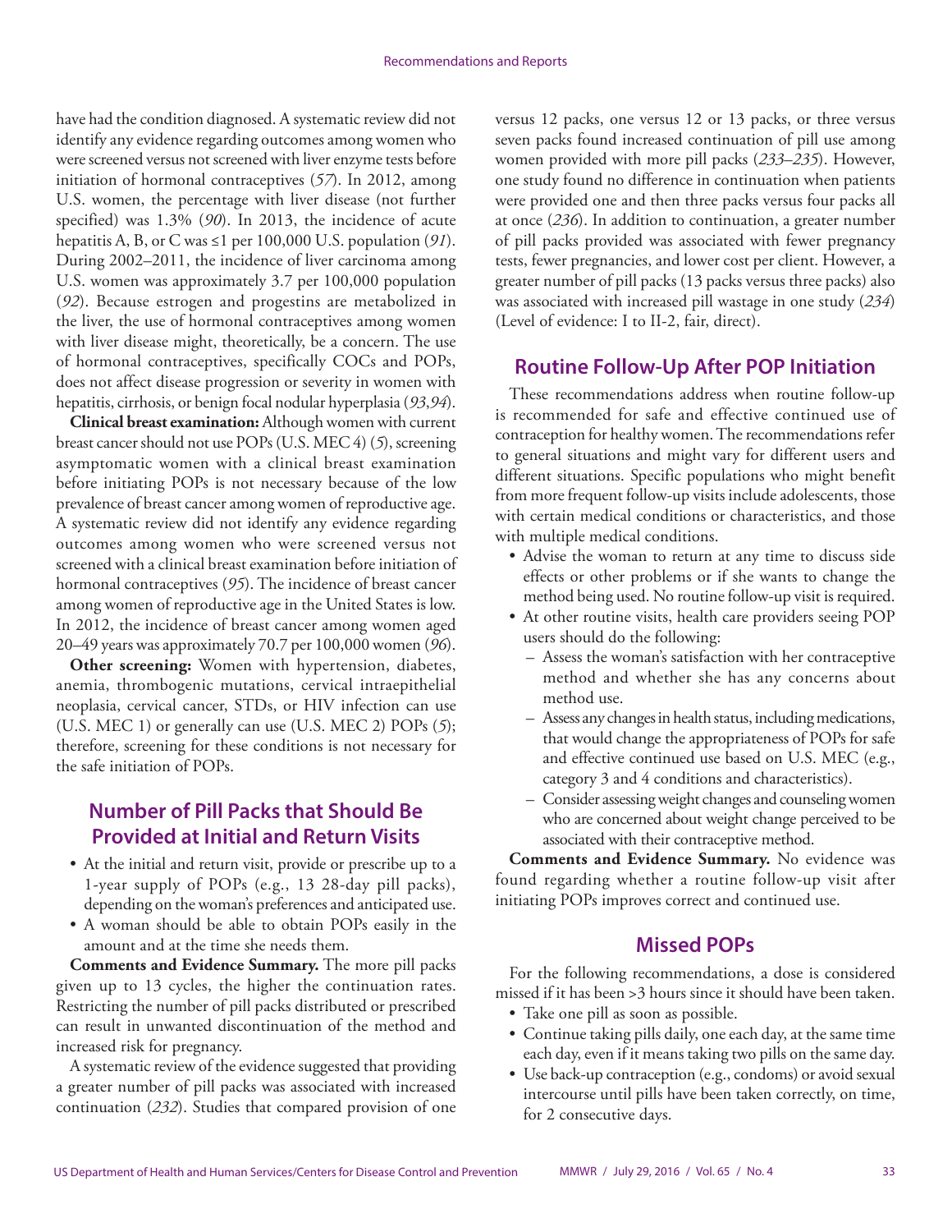have had the condition diagnosed. A systematic review did not identify any evidence regarding outcomes among women who were screened versus not screened with liver enzyme tests before initiation of hormonal contraceptives (*57*). In 2012, among U.S. women, the percentage with liver disease (not further specified) was 1.3% (*90*). In 2013, the incidence of acute hepatitis A, B, or C was ≤1 per 100,000 U.S. population (*91*). During 2002–2011, the incidence of liver carcinoma among U.S. women was approximately 3.7 per 100,000 population (*92*). Because estrogen and progestins are metabolized in the liver, the use of hormonal contraceptives among women with liver disease might, theoretically, be a concern. The use of hormonal contraceptives, specifically COCs and POPs, does not affect disease progression or severity in women with hepatitis, cirrhosis, or benign focal nodular hyperplasia (*93*,*94*).

**Clinical breast examination:** Although women with current breast cancer should not use POPs (U.S. MEC 4) (*5*), screening asymptomatic women with a clinical breast examination before initiating POPs is not necessary because of the low prevalence of breast cancer among women of reproductive age. A systematic review did not identify any evidence regarding outcomes among women who were screened versus not screened with a clinical breast examination before initiation of hormonal contraceptives (*95*). The incidence of breast cancer among women of reproductive age in the United States is low. In 2012, the incidence of breast cancer among women aged 20–49 years was approximately 70.7 per 100,000 women (*96*).

**Other screening:** Women with hypertension, diabetes, anemia, thrombogenic mutations, cervical intraepithelial neoplasia, cervical cancer, STDs, or HIV infection can use (U.S. MEC 1) or generally can use (U.S. MEC 2) POPs (*5*); therefore, screening for these conditions is not necessary for the safe initiation of POPs.

## Number of Pill Packs that Should Be Provided at Initial and Return Visits

- At the initial and return visit, provide or prescribe up to a 1-year supply of POPs (e.g., 13 28-day pill packs), depending on the woman's preferences and anticipated use.
- A woman should be able to obtain POPs easily in the amount and at the time she needs them.

**Comments and Evidence Summary.** The more pill packs given up to 13 cycles, the higher the continuation rates. Restricting the number of pill packs distributed or prescribed can result in unwanted discontinuation of the method and increased risk for pregnancy.

A systematic review of the evidence suggested that providing a greater number of pill packs was associated with increased continuation (*232*). Studies that compared provision of one versus 12 packs, one versus 12 or 13 packs, or three versus seven packs found increased continuation of pill use among women provided with more pill packs (*233*–*235*). However, one study found no difference in continuation when patients were provided one and then three packs versus four packs all at once (*236*). In addition to continuation, a greater number of pill packs provided was associated with fewer pregnancy tests, fewer pregnancies, and lower cost per client. However, a greater number of pill packs (13 packs versus three packs) also was associated with increased pill wastage in one study (*234*) (Level of evidence: I to II-2, fair, direct).

## Routine Follow-Up After POP Initiation

These recommendations address when routine follow-up is recommended for safe and effective continued use of contraception for healthy women. The recommendations refer to general situations and might vary for different users and different situations. Specific populations who might benefit from more frequent follow-up visits include adolescents, those with certain medical conditions or characteristics, and those with multiple medical conditions.

- Advise the woman to return at any time to discuss side effects or other problems or if she wants to change the method being used. No routine follow-up visit is required.
- At other routine visits, health care providers seeing POP users should do the following:
  - Assess the woman's satisfaction with her contraceptive method and whether she has any concerns about method use.
  - Assess any changes in health status, including medications, that would change the appropriateness of POPs for safe and effective continued use based on U.S. MEC (e.g., category 3 and 4 conditions and characteristics).
  - Consider assessing weight changes and counseling women who are concerned about weight change perceived to be associated with their contraceptive method.

**Comments and Evidence Summary.** No evidence was found regarding whether a routine follow-up visit after initiating POPs improves correct and continued use.

## Missed POPs

For the following recommendations, a dose is considered missed if it has been >3 hours since it should have been taken.

- Take one pill as soon as possible.
- Continue taking pills daily, one each day, at the same time each day, even if it means taking two pills on the same day.
- Use back-up contraception (e.g., condoms) or avoid sexual intercourse until pills have been taken correctly, on time, for 2 consecutive days.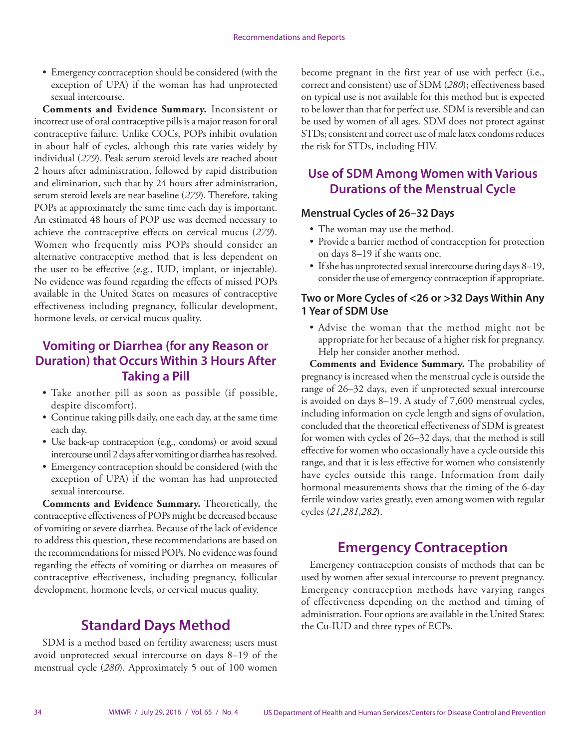- Emergency contraception should be considered (with the exception of UPA) if the woman has had unprotected sexual intercourse.

**Comments and Evidence Summary.** Inconsistent or incorrect use of oral contraceptive pills is a major reason for oral contraceptive failure. Unlike COCs, POPs inhibit ovulation in about half of cycles, although this rate varies widely by individual (*279*). Peak serum steroid levels are reached about 2 hours after administration, followed by rapid distribution and elimination, such that by 24 hours after administration, serum steroid levels are near baseline (*279*). Therefore, taking POPs at approximately the same time each day is important. An estimated 48 hours of POP use was deemed necessary to achieve the contraceptive effects on cervical mucus (*279*). Women who frequently miss POPs should consider an alternative contraceptive method that is less dependent on the user to be effective (e.g., IUD, implant, or injectable). No evidence was found regarding the effects of missed POPs available in the United States on measures of contraceptive effectiveness including pregnancy, follicular development, hormone levels, or cervical mucus quality.

## Vomiting or Diarrhea (for any Reason or Duration) that Occurs Within 3 Hours After Taking a Pill

- Take another pill as soon as possible (if possible, despite discomfort).
- Continue taking pills daily, one each day, at the same time each day.
- Use back-up contraception (e.g., condoms) or avoid sexual intercourse until 2 days after vomiting or diarrhea has resolved.
- Emergency contraception should be considered (with the exception of UPA) if the woman has had unprotected sexual intercourse.

**Comments and Evidence Summary.** Theoretically, the contraceptive effectiveness of POPs might be decreased because of vomiting or severe diarrhea. Because of the lack of evidence to address this question, these recommendations are based on the recommendations for missed POPs. No evidence was found regarding the effects of vomiting or diarrhea on measures of contraceptive effectiveness, including pregnancy, follicular development, hormone levels, or cervical mucus quality.

# Standard Days Method

SDM is a method based on fertility awareness; users must avoid unprotected sexual intercourse on days 8–19 of the menstrual cycle (*280*). Approximately 5 out of 100 women become pregnant in the first year of use with perfect (i.e., correct and consistent) use of SDM (*280*); effectiveness based on typical use is not available for this method but is expected to be lower than that for perfect use. SDM is reversible and can be used by women of all ages. SDM does not protect against STDs; consistent and correct use of male latex condoms reduces the risk for STDs, including HIV.

## Use of SDM Among Women with Various Durations of the Menstrual Cycle

### Menstrual Cycles of 26–32 Days

- The woman may use the method.
- Provide a barrier method of contraception for protection on days 8–19 if she wants one.
- If she has unprotected sexual intercourse during days 8–19, consider the use of emergency contraception if appropriate.

### Two or More Cycles of <26 or >32 Days Within Any 1 Year of SDM Use

- Advise the woman that the method might not be appropriate for her because of a higher risk for pregnancy. Help her consider another method.

**Comments and Evidence Summary.** The probability of pregnancy is increased when the menstrual cycle is outside the range of 26–32 days, even if unprotected sexual intercourse is avoided on days 8–19. A study of 7,600 menstrual cycles, including information on cycle length and signs of ovulation, concluded that the theoretical effectiveness of SDM is greatest for women with cycles of 26–32 days, that the method is still effective for women who occasionally have a cycle outside this range, and that it is less effective for women who consistently have cycles outside this range. Information from daily hormonal measurements shows that the timing of the 6-day fertile window varies greatly, even among women with regular cycles (*21*,*281*,*282*).

# Emergency Contraception

Emergency contraception consists of methods that can be used by women after sexual intercourse to prevent pregnancy. Emergency contraception methods have varying ranges of effectiveness depending on the method and timing of administration. Four options are available in the United States: the Cu-IUD and three types of ECPs.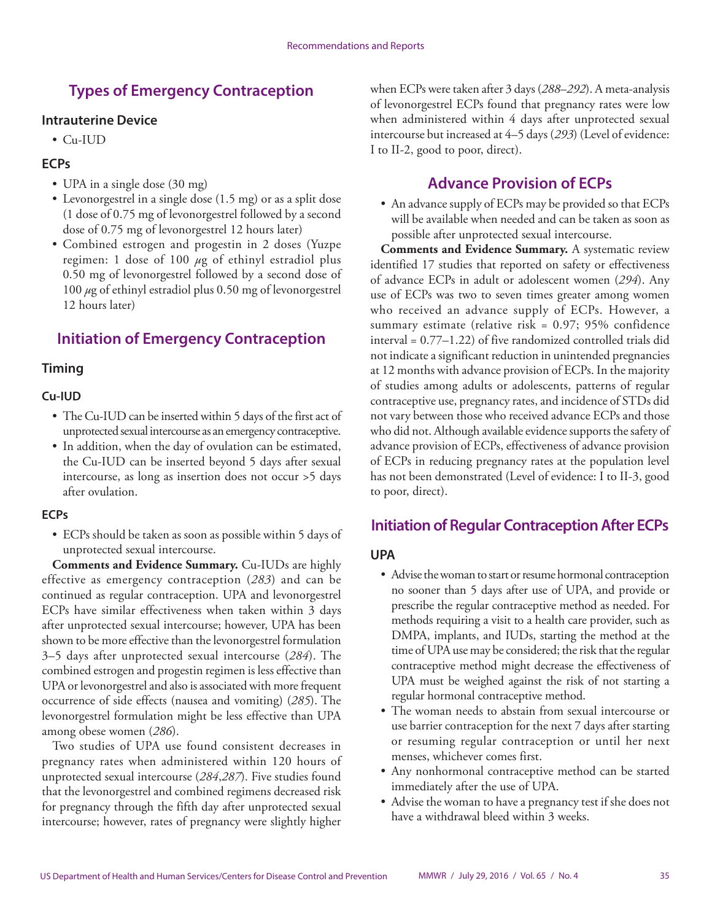## Types of Emergency Contraception

### Intrauterine Device

- Cu-IUD

### ECPs

- UPA in a single dose (30 mg)
- Levonorgestrel in a single dose (1.5 mg) or as a split dose (1 dose of 0.75 mg of levonorgestrel followed by a second dose of 0.75 mg of levonorgestrel 12 hours later)
- Combined estrogen and progestin in 2 doses (Yuzpe regimen: 1 dose of 100 $\mu$g of ethinyl estradiol plus 0.50 mg of levonorgestrel followed by a second dose of 100 $\mu$g of ethinyl estradiol plus 0.50 mg of levonorgestrel 12 hours later)

## Initiation of Emergency Contraception

### Timing

#### Cu-IUD

- The Cu-IUD can be inserted within 5 days of the first act of unprotected sexual intercourse as an emergency contraceptive.
- In addition, when the day of ovulation can be estimated, the Cu-IUD can be inserted beyond 5 days after sexual intercourse, as long as insertion does not occur >5 days after ovulation.

#### ECPs

- ECPs should be taken as soon as possible within 5 days of unprotected sexual intercourse.

**Comments and Evidence Summary.** Cu-IUDs are highly effective as emergency contraception (*283*) and can be continued as regular contraception. UPA and levonorgestrel ECPs have similar effectiveness when taken within 3 days after unprotected sexual intercourse; however, UPA has been shown to be more effective than the levonorgestrel formulation 3–5 days after unprotected sexual intercourse (*284*). The combined estrogen and progestin regimen is less effective than UPA or levonorgestrel and also is associated with more frequent occurrence of side effects (nausea and vomiting) (*285*). The levonorgestrel formulation might be less effective than UPA among obese women (*286*).

Two studies of UPA use found consistent decreases in pregnancy rates when administered within 120 hours of unprotected sexual intercourse (*284*,*287*). Five studies found that the levonorgestrel and combined regimens decreased risk for pregnancy through the fifth day after unprotected sexual intercourse; however, rates of pregnancy were slightly higher when ECPs were taken after 3 days (*288*–*292*). A meta-analysis of levonorgestrel ECPs found that pregnancy rates were low when administered within 4 days after unprotected sexual intercourse but increased at 4–5 days (*293*) (Level of evidence: I to II-2, good to poor, direct).

## Advance Provision of ECPs

- An advance supply of ECPs may be provided so that ECPs will be available when needed and can be taken as soon as possible after unprotected sexual intercourse.

**Comments and Evidence Summary.** A systematic review identified 17 studies that reported on safety or effectiveness of advance ECPs in adult or adolescent women (*294*). Any use of ECPs was two to seven times greater among women who received an advance supply of ECPs. However, a summary estimate (relative risk = 0.97; 95% confidence interval = 0.77–1.22) of five randomized controlled trials did not indicate a significant reduction in unintended pregnancies at 12 months with advance provision of ECPs. In the majority of studies among adults or adolescents, patterns of regular contraceptive use, pregnancy rates, and incidence of STDs did not vary between those who received advance ECPs and those who did not. Although available evidence supports the safety of advance provision of ECPs, effectiveness of advance provision of ECPs in reducing pregnancy rates at the population level has not been demonstrated (Level of evidence: I to II-3, good to poor, direct).

## Initiation of Regular Contraception After ECPs

### UPA

- Advise the woman to start or resume hormonal contraception no sooner than 5 days after use of UPA, and provide or prescribe the regular contraceptive method as needed. For methods requiring a visit to a health care provider, such as DMPA, implants, and IUDs, starting the method at the time of UPA use may be considered; the risk that the regular contraceptive method might decrease the effectiveness of UPA must be weighed against the risk of not starting a regular hormonal contraceptive method.
- The woman needs to abstain from sexual intercourse or use barrier contraception for the next 7 days after starting or resuming regular contraception or until her next menses, whichever comes first.
- Any nonhormonal contraceptive method can be started immediately after the use of UPA.
- Advise the woman to have a pregnancy test if she does not have a withdrawal bleed within 3 weeks.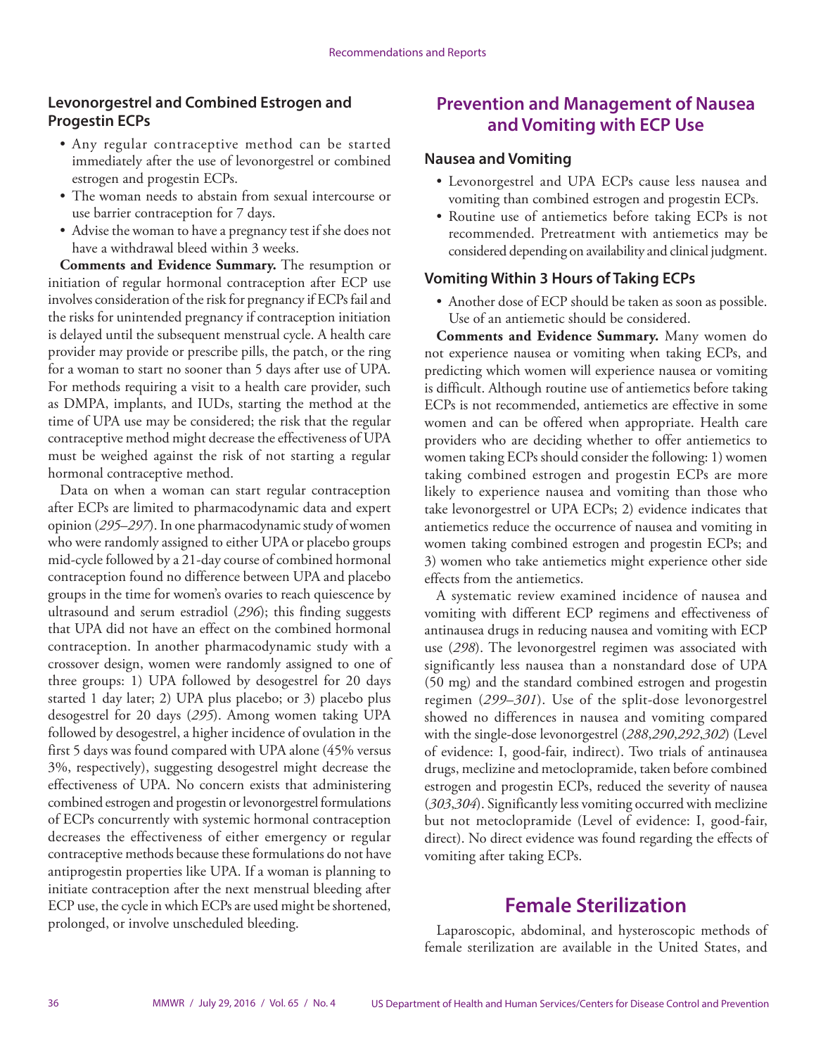### Levonorgestrel and Combined Estrogen and Progestin ECPs

- Any regular contraceptive method can be started immediately after the use of levonorgestrel or combined estrogen and progestin ECPs.
- The woman needs to abstain from sexual intercourse or use barrier contraception for 7 days.
- Advise the woman to have a pregnancy test if she does not have a withdrawal bleed within 3 weeks.

**Comments and Evidence Summary.** The resumption or initiation of regular hormonal contraception after ECP use involves consideration of the risk for pregnancy if ECPs fail and the risks for unintended pregnancy if contraception initiation is delayed until the subsequent menstrual cycle. A health care provider may provide or prescribe pills, the patch, or the ring for a woman to start no sooner than 5 days after use of UPA. For methods requiring a visit to a health care provider, such as DMPA, implants, and IUDs, starting the method at the time of UPA use may be considered; the risk that the regular contraceptive method might decrease the effectiveness of UPA must be weighed against the risk of not starting a regular hormonal contraceptive method.

Data on when a woman can start regular contraception after ECPs are limited to pharmacodynamic data and expert opinion (*295–297*). In one pharmacodynamic study of women who were randomly assigned to either UPA or placebo groups mid-cycle followed by a 21-day course of combined hormonal contraception found no difference between UPA and placebo groups in the time for women's ovaries to reach quiescence by ultrasound and serum estradiol (*296*); this finding suggests that UPA did not have an effect on the combined hormonal contraception. In another pharmacodynamic study with a crossover design, women were randomly assigned to one of three groups: 1) UPA followed by desogestrel for 20 days started 1 day later; 2) UPA plus placebo; or 3) placebo plus desogestrel for 20 days (*295*). Among women taking UPA followed by desogestrel, a higher incidence of ovulation in the first 5 days was found compared with UPA alone (45% versus 3%, respectively), suggesting desogestrel might decrease the effectiveness of UPA. No concern exists that administering combined estrogen and progestin or levonorgestrel formulations of ECPs concurrently with systemic hormonal contraception decreases the effectiveness of either emergency or regular contraceptive methods because these formulations do not have antiprogestin properties like UPA. If a woman is planning to initiate contraception after the next menstrual bleeding after ECP use, the cycle in which ECPs are used might be shortened, prolonged, or involve unscheduled bleeding.

## Prevention and Management of Nausea and Vomiting with ECP Use

### Nausea and Vomiting

- Levonorgestrel and UPA ECPs cause less nausea and vomiting than combined estrogen and progestin ECPs.
- Routine use of antiemetics before taking ECPs is not recommended. Pretreatment with antiemetics may be considered depending on availability and clinical judgment.

### Vomiting Within 3 Hours of Taking ECPs

- Another dose of ECP should be taken as soon as possible. Use of an antiemetic should be considered.

**Comments and Evidence Summary.** Many women do not experience nausea or vomiting when taking ECPs, and predicting which women will experience nausea or vomiting is difficult. Although routine use of antiemetics before taking ECPs is not recommended, antiemetics are effective in some women and can be offered when appropriate. Health care providers who are deciding whether to offer antiemetics to women taking ECPs should consider the following: 1) women taking combined estrogen and progestin ECPs are more likely to experience nausea and vomiting than those who take levonorgestrel or UPA ECPs; 2) evidence indicates that antiemetics reduce the occurrence of nausea and vomiting in women taking combined estrogen and progestin ECPs; and 3) women who take antiemetics might experience other side effects from the antiemetics.

A systematic review examined incidence of nausea and vomiting with different ECP regimens and effectiveness of antinausea drugs in reducing nausea and vomiting with ECP use (*298*). The levonorgestrel regimen was associated with significantly less nausea than a nonstandard dose of UPA (50 mg) and the standard combined estrogen and progestin regimen (*299–301*). Use of the split-dose levonorgestrel showed no differences in nausea and vomiting compared with the single-dose levonorgestrel (*288*,*290*,*292*,*302*) (Level of evidence: I, good-fair, indirect). Two trials of antinausea drugs, meclizine and metoclopramide, taken before combined estrogen and progestin ECPs, reduced the severity of nausea (*303*,*304*). Significantly less vomiting occurred with meclizine but not metoclopramide (Level of evidence: I, good-fair, direct). No direct evidence was found regarding the effects of vomiting after taking ECPs.

## Female Sterilization

Laparoscopic, abdominal, and hysteroscopic methods of female sterilization are available in the United States, and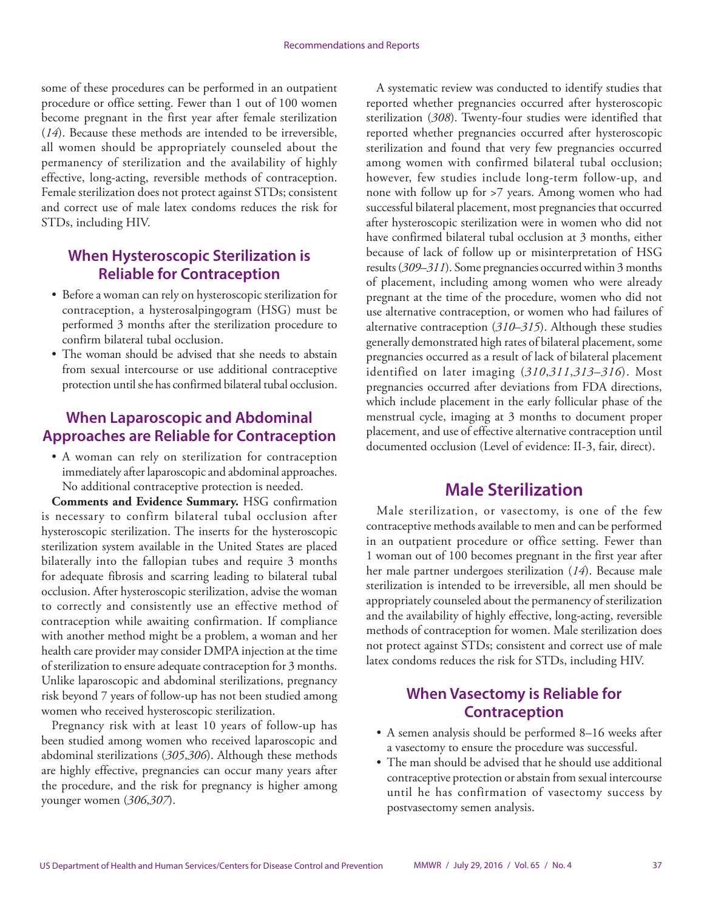some of these procedures can be performed in an outpatient procedure or office setting. Fewer than 1 out of 100 women become pregnant in the first year after female sterilization (*14*). Because these methods are intended to be irreversible, all women should be appropriately counseled about the permanency of sterilization and the availability of highly effective, long-acting, reversible methods of contraception. Female sterilization does not protect against STDs; consistent and correct use of male latex condoms reduces the risk for STDs, including HIV.

### When Hysteroscopic Sterilization is Reliable for Contraception

- Before a woman can rely on hysteroscopic sterilization for contraception, a hysterosalpingogram (HSG) must be performed 3 months after the sterilization procedure to confirm bilateral tubal occlusion.
- The woman should be advised that she needs to abstain from sexual intercourse or use additional contraceptive protection until she has confirmed bilateral tubal occlusion.

### When Laparoscopic and Abdominal Approaches are Reliable for Contraception

- A woman can rely on sterilization for contraception immediately after laparoscopic and abdominal approaches. No additional contraceptive protection is needed.

**Comments and Evidence Summary.** HSG confirmation is necessary to confirm bilateral tubal occlusion after hysteroscopic sterilization. The inserts for the hysteroscopic sterilization system available in the United States are placed bilaterally into the fallopian tubes and require 3 months for adequate fibrosis and scarring leading to bilateral tubal occlusion. After hysteroscopic sterilization, advise the woman to correctly and consistently use an effective method of contraception while awaiting confirmation. If compliance with another method might be a problem, a woman and her health care provider may consider DMPA injection at the time of sterilization to ensure adequate contraception for 3 months. Unlike laparoscopic and abdominal sterilizations, pregnancy risk beyond 7 years of follow-up has not been studied among women who received hysteroscopic sterilization.

Pregnancy risk with at least 10 years of follow-up has been studied among women who received laparoscopic and abdominal sterilizations (*305*,*306*). Although these methods are highly effective, pregnancies can occur many years after the procedure, and the risk for pregnancy is higher among younger women (*306*,*307*).

A systematic review was conducted to identify studies that reported whether pregnancies occurred after hysteroscopic sterilization (*308*). Twenty-four studies were identified that reported whether pregnancies occurred after hysteroscopic sterilization and found that very few pregnancies occurred among women with confirmed bilateral tubal occlusion; however, few studies include long-term follow-up, and none with follow up for >7 years. Among women who had successful bilateral placement, most pregnancies that occurred after hysteroscopic sterilization were in women who did not have confirmed bilateral tubal occlusion at 3 months, either because of lack of follow up or misinterpretation of HSG results (*309*–*311*). Some pregnancies occurred within 3 months of placement, including among women who were already pregnant at the time of the procedure, women who did not use alternative contraception, or women who had failures of alternative contraception (*310*–*315*). Although these studies generally demonstrated high rates of bilateral placement, some pregnancies occurred as a result of lack of bilateral placement identified on later imaging (*310*,*311*,*313*–*316*). Most pregnancies occurred after deviations from FDA directions, which include placement in the early follicular phase of the menstrual cycle, imaging at 3 months to document proper placement, and use of effective alternative contraception until documented occlusion (Level of evidence: II-3, fair, direct).

## Male Sterilization

Male sterilization, or vasectomy, is one of the few contraceptive methods available to men and can be performed in an outpatient procedure or office setting. Fewer than 1 woman out of 100 becomes pregnant in the first year after her male partner undergoes sterilization (*14*). Because male sterilization is intended to be irreversible, all men should be appropriately counseled about the permanency of sterilization and the availability of highly effective, long-acting, reversible methods of contraception for women. Male sterilization does not protect against STDs; consistent and correct use of male latex condoms reduces the risk for STDs, including HIV.

### When Vasectomy is Reliable for Contraception

- A semen analysis should be performed 8–16 weeks after a vasectomy to ensure the procedure was successful.
- The man should be advised that he should use additional contraceptive protection or abstain from sexual intercourse until he has confirmation of vasectomy success by postvasectomy semen analysis.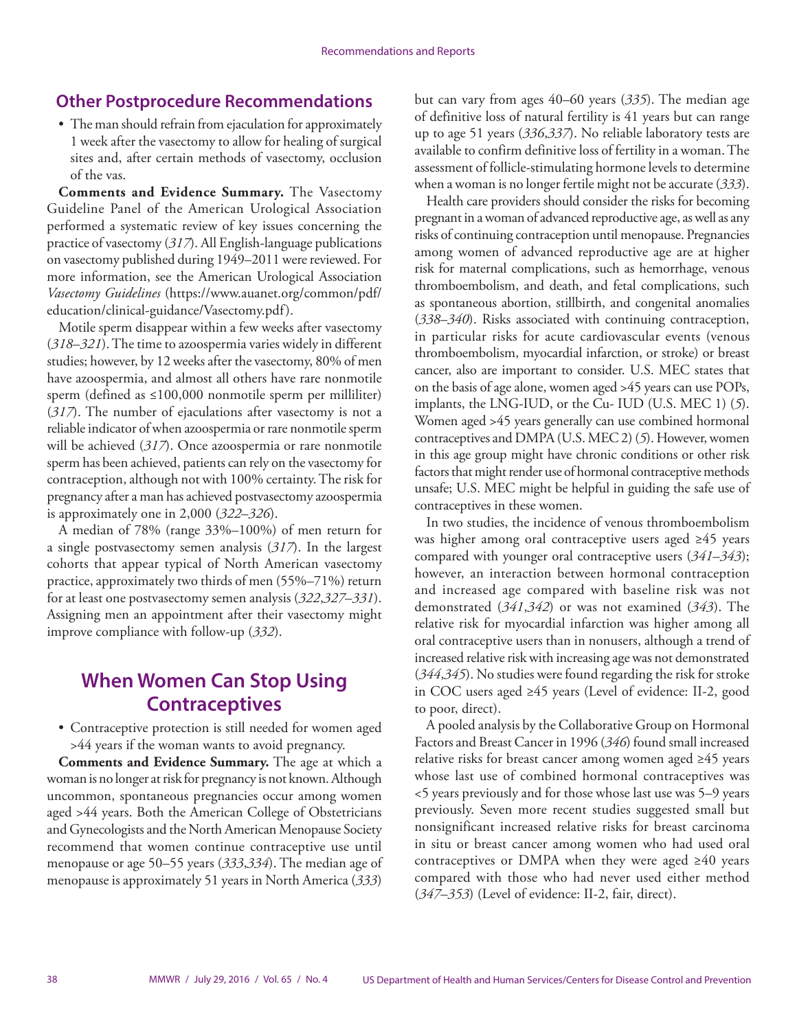## Other Postprocedure Recommendations

- The man should refrain from ejaculation for approximately 1 week after the vasectomy to allow for healing of surgical sites and, after certain methods of vasectomy, occlusion of the vas.

**Comments and Evidence Summary.** The Vasectomy Guideline Panel of the American Urological Association performed a systematic review of key issues concerning the practice of vasectomy (*317*). All English-language publications on vasectomy published during 1949–2011 were reviewed. For more information, see the American Urological Association *Vasectomy Guidelines* (https://www.auanet.org/common/pdf/education/clinical-guidance/Vasectomy.pdf).

Motile sperm disappear within a few weeks after vasectomy (*318–321*). The time to azoospermia varies widely in different studies; however, by 12 weeks after the vasectomy, 80% of men have azoospermia, and almost all others have rare nonmotile sperm (defined as ≤100,000 nonmotile sperm per milliliter) (*317*). The number of ejaculations after vasectomy is not a reliable indicator of when azoospermia or rare nonmotile sperm will be achieved (*317*). Once azoospermia or rare nonmotile sperm has been achieved, patients can rely on the vasectomy for contraception, although not with 100% certainty. The risk for pregnancy after a man has achieved postvasectomy azoospermia is approximately one in 2,000 (*322–326*).

A median of 78% (range 33%–100%) of men return for a single postvasectomy semen analysis (*317*). In the largest cohorts that appear typical of North American vasectomy practice, approximately two thirds of men (55%–71%) return for at least one postvasectomy semen analysis (*322*,*327–331*). Assigning men an appointment after their vasectomy might improve compliance with follow-up (*332*).

# When Women Can Stop Using Contraceptives

- Contraceptive protection is still needed for women aged >44 years if the woman wants to avoid pregnancy.

**Comments and Evidence Summary.** The age at which a woman is no longer at risk for pregnancy is not known. Although uncommon, spontaneous pregnancies occur among women aged >44 years. Both the American College of Obstetricians and Gynecologists and the North American Menopause Society recommend that women continue contraceptive use until menopause or age 50–55 years (*333*,*334*). The median age of menopause is approximately 51 years in North America (*333*) but can vary from ages 40–60 years (*335*). The median age of definitive loss of natural fertility is 41 years but can range up to age 51 years (*336*,*337*). No reliable laboratory tests are available to confirm definitive loss of fertility in a woman. The assessment of follicle-stimulating hormone levels to determine when a woman is no longer fertile might not be accurate (*333*).

Health care providers should consider the risks for becoming pregnant in a woman of advanced reproductive age, as well as any risks of continuing contraception until menopause. Pregnancies among women of advanced reproductive age are at higher risk for maternal complications, such as hemorrhage, venous thromboembolism, and death, and fetal complications, such as spontaneous abortion, stillbirth, and congenital anomalies (*338–340*). Risks associated with continuing contraception, in particular risks for acute cardiovascular events (venous thromboembolism, myocardial infarction, or stroke) or breast cancer, also are important to consider. U.S. MEC states that on the basis of age alone, women aged >45 years can use POPs, implants, the LNG-IUD, or the Cu- IUD (U.S. MEC 1) (*5*). Women aged >45 years generally can use combined hormonal contraceptives and DMPA (U.S. MEC 2) (*5*). However, women in this age group might have chronic conditions or other risk factors that might render use of hormonal contraceptive methods unsafe; U.S. MEC might be helpful in guiding the safe use of contraceptives in these women.

In two studies, the incidence of venous thromboembolism was higher among oral contraceptive users aged ≥45 years compared with younger oral contraceptive users (*341–343*); however, an interaction between hormonal contraception and increased age compared with baseline risk was not demonstrated (*341*,*342*) or was not examined (*343*). The relative risk for myocardial infarction was higher among all oral contraceptive users than in nonusers, although a trend of increased relative risk with increasing age was not demonstrated (*344*,*345*). No studies were found regarding the risk for stroke in COC users aged ≥45 years (Level of evidence: II-2, good to poor, direct).

A pooled analysis by the Collaborative Group on Hormonal Factors and Breast Cancer in 1996 (*346*) found small increased relative risks for breast cancer among women aged ≥45 years whose last use of combined hormonal contraceptives was <5 years previously and for those whose last use was 5–9 years previously. Seven more recent studies suggested small but nonsignificant increased relative risks for breast carcinoma in situ or breast cancer among women who had used oral contraceptives or DMPA when they were aged ≥40 years compared with those who had never used either method (*347–353*) (Level of evidence: II-2, fair, direct).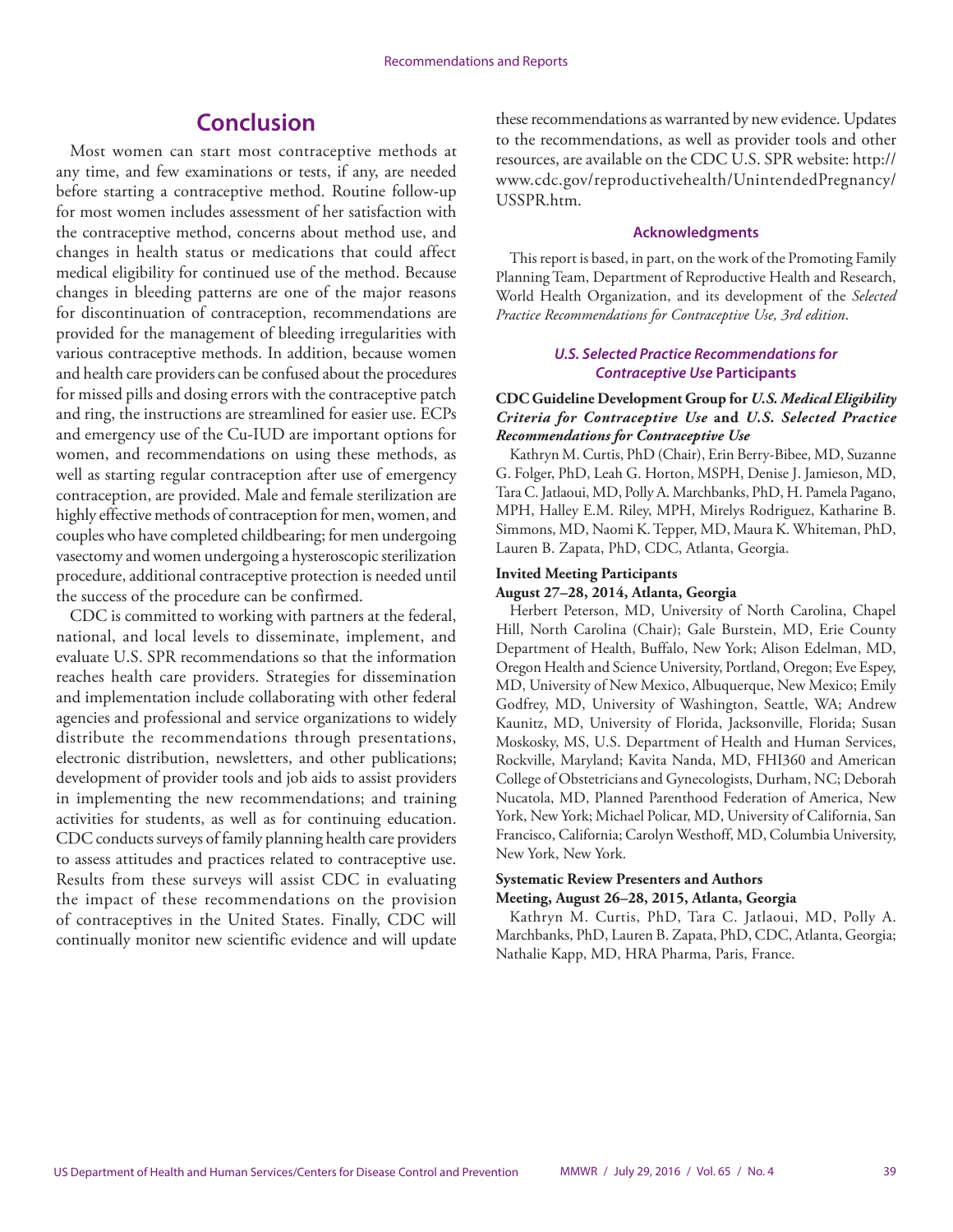## Conclusion

Most women can start most contraceptive methods at any time, and few examinations or tests, if any, are needed before starting a contraceptive method. Routine follow-up for most women includes assessment of her satisfaction with the contraceptive method, concerns about method use, and changes in health status or medications that could affect medical eligibility for continued use of the method. Because changes in bleeding patterns are one of the major reasons for discontinuation of contraception, recommendations are provided for the management of bleeding irregularities with various contraceptive methods. In addition, because women and health care providers can be confused about the procedures for missed pills and dosing errors with the contraceptive patch and ring, the instructions are streamlined for easier use. ECPs and emergency use of the Cu-IUD are important options for women, and recommendations on using these methods, as well as starting regular contraception after use of emergency contraception, are provided. Male and female sterilization are highly effective methods of contraception for men, women, and couples who have completed childbearing; for men undergoing vasectomy and women undergoing a hysteroscopic sterilization procedure, additional contraceptive protection is needed until the success of the procedure can be confirmed.

CDC is committed to working with partners at the federal, national, and local levels to disseminate, implement, and evaluate U.S. SPR recommendations so that the information reaches health care providers. Strategies for dissemination and implementation include collaborating with other federal agencies and professional and service organizations to widely distribute the recommendations through presentations, electronic distribution, newsletters, and other publications; development of provider tools and job aids to assist providers in implementing the new recommendations; and training activities for students, as well as for continuing education. CDC conducts surveys of family planning health care providers to assess attitudes and practices related to contraceptive use. Results from these surveys will assist CDC in evaluating the impact of these recommendations on the provision of contraceptives in the United States. Finally, CDC will continually monitor new scientific evidence and will update these recommendations as warranted by new evidence. Updates to the recommendations, as well as provider tools and other resources, are available on the CDC U.S. SPR website: http://www.cdc.gov/reproductivehealth/UnintendedPregnancy/USSPR.htm.

### Acknowledgments

This report is based, in part, on the work of the Promoting Family Planning Team, Department of Reproductive Health and Research, World Health Organization, and its development of the *Selected Practice Recommendations for Contraceptive Use, 3rd edition*.

### *U.S. Selected Practice Recommendations for Contraceptive Use* Participants

**CDC Guideline Development Group for *U.S. Medical Eligibility Criteria for Contraceptive Use* and *U.S. Selected Practice Recommendations for Contraceptive Use***

Kathryn M. Curtis, PhD (Chair), Erin Berry-Bibee, MD, Suzanne G. Folger, PhD, Leah G. Horton, MSPH, Denise J. Jamieson, MD, Tara C. Jatlaoui, MD, Polly A. Marchbanks, PhD, H. Pamela Pagano, MPH, Halley E.M. Riley, MPH, Mirelys Rodriguez, Katharine B. Simmons, MD, Naomi K. Tepper, MD, Maura K. Whiteman, PhD, Lauren B. Zapata, PhD, CDC, Atlanta, Georgia.

**Invited Meeting Participants**
**August 27–28, 2014, Atlanta, Georgia**

Herbert Peterson, MD, University of North Carolina, Chapel Hill, North Carolina (Chair); Gale Burstein, MD, Erie County Department of Health, Buffalo, New York; Alison Edelman, MD, Oregon Health and Science University, Portland, Oregon; Eve Espey, MD, University of New Mexico, Albuquerque, New Mexico; Emily Godfrey, MD, University of Washington, Seattle, WA; Andrew Kaunitz, MD, University of Florida, Jacksonville, Florida; Susan Moskosky, MS, U.S. Department of Health and Human Services, Rockville, Maryland; Kavita Nanda, MD, FHI360 and American College of Obstetricians and Gynecologists, Durham, NC; Deborah Nucatola, MD, Planned Parenthood Federation of America, New York, New York; Michael Policar, MD, University of California, San Francisco, California; Carolyn Westhoff, MD, Columbia University, New York, New York.

**Systematic Review Presenters and Authors**
**Meeting, August 26–28, 2015, Atlanta, Georgia**

Kathryn M. Curtis, PhD, Tara C. Jatlaoui, MD, Polly A. Marchbanks, PhD, Lauren B. Zapata, PhD, CDC, Atlanta, Georgia; Nathalie Kapp, MD, HRA Pharma, Paris, France.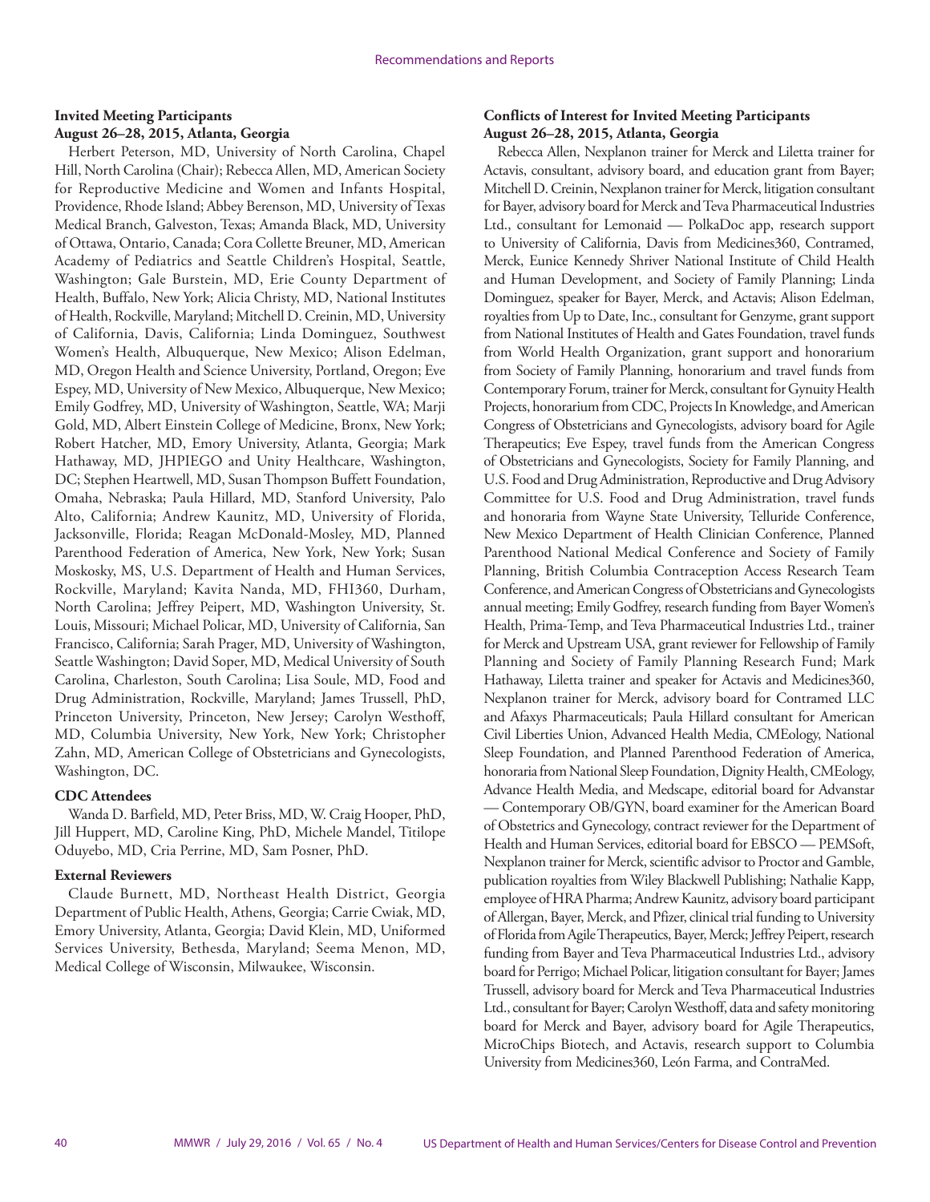**Invited Meeting Participants**
**August 26–28, 2015, Atlanta, Georgia**

Herbert Peterson, MD, University of North Carolina, Chapel Hill, North Carolina (Chair); Rebecca Allen, MD, American Society for Reproductive Medicine and Women and Infants Hospital, Providence, Rhode Island; Abbey Berenson, MD, University of Texas Medical Branch, Galveston, Texas; Amanda Black, MD, University of Ottawa, Ontario, Canada; Cora Collette Breuner, MD, American Academy of Pediatrics and Seattle Children's Hospital, Seattle, Washington; Gale Burstein, MD, Erie County Department of Health, Buffalo, New York; Alicia Christy, MD, National Institutes of Health, Rockville, Maryland; Mitchell D. Creinin, MD, University of California, Davis, California; Linda Dominguez, Southwest Women's Health, Albuquerque, New Mexico; Alison Edelman, MD, Oregon Health and Science University, Portland, Oregon; Eve Espey, MD, University of New Mexico, Albuquerque, New Mexico; Emily Godfrey, MD, University of Washington, Seattle, WA; Marji Gold, MD, Albert Einstein College of Medicine, Bronx, New York; Robert Hatcher, MD, Emory University, Atlanta, Georgia; Mark Hathaway, MD, JHPIEGO and Unity Healthcare, Washington, DC; Stephen Heartwell, MD, Susan Thompson Buffett Foundation, Omaha, Nebraska; Paula Hillard, MD, Stanford University, Palo Alto, California; Andrew Kaunitz, MD, University of Florida, Jacksonville, Florida; Reagan McDonald-Mosley, MD, Planned Parenthood Federation of America, New York, New York; Susan Moskosky, MS, U.S. Department of Health and Human Services, Rockville, Maryland; Kavita Nanda, MD, FHI360, Durham, North Carolina; Jeffrey Peipert, MD, Washington University, St. Louis, Missouri; Michael Policar, MD, University of California, San Francisco, California; Sarah Prager, MD, University of Washington, Seattle Washington; David Soper, MD, Medical University of South Carolina, Charleston, South Carolina; Lisa Soule, MD, Food and Drug Administration, Rockville, Maryland; James Trussell, PhD, Princeton University, Princeton, New Jersey; Carolyn Westhoff, MD, Columbia University, New York, New York; Christopher Zahn, MD, American College of Obstetricians and Gynecologists, Washington, DC.

**CDC Attendees**

Wanda D. Barfield, MD, Peter Briss, MD, W. Craig Hooper, PhD, Jill Huppert, MD, Caroline King, PhD, Michele Mandel, Titilope Oduyebo, MD, Cria Perrine, MD, Sam Posner, PhD.

**External Reviewers**

Claude Burnett, MD, Northeast Health District, Georgia Department of Public Health, Athens, Georgia; Carrie Cwiak, MD, Emory University, Atlanta, Georgia; David Klein, MD, Uniformed Services University, Bethesda, Maryland; Seema Menon, MD, Medical College of Wisconsin, Milwaukee, Wisconsin.

**Conflicts of Interest for Invited Meeting Participants**
**August 26–28, 2015, Atlanta, Georgia**

Rebecca Allen, Nexplanon trainer for Merck and Liletta trainer for Actavis, consultant, advisory board, and education grant from Bayer; Mitchell D. Creinin, Nexplanon trainer for Merck, litigation consultant for Bayer, advisory board for Merck and Teva Pharmaceutical Industries Ltd., consultant for Lemonaid — PolkaDoc app, research support to University of California, Davis from Medicines360, Contramed, Merck, Eunice Kennedy Shriver National Institute of Child Health and Human Development, and Society of Family Planning; Linda Dominguez, speaker for Bayer, Merck, and Actavis; Alison Edelman, royalties from Up to Date, Inc., consultant for Genzyme, grant support from National Institutes of Health and Gates Foundation, travel funds from World Health Organization, grant support and honorarium from Society of Family Planning, honorarium and travel funds from Contemporary Forum, trainer for Merck, consultant for Gynuity Health Projects, honorarium from CDC, Projects In Knowledge, and American Congress of Obstetricians and Gynecologists, advisory board for Agile Therapeutics; Eve Espey, travel funds from the American Congress of Obstetricians and Gynecologists, Society for Family Planning, and U.S. Food and Drug Administration, Reproductive and Drug Advisory Committee for U.S. Food and Drug Administration, travel funds and honoraria from Wayne State University, Telluride Conference, New Mexico Department of Health Clinician Conference, Planned Parenthood National Medical Conference and Society of Family Planning, British Columbia Contraception Access Research Team Conference, and American Congress of Obstetricians and Gynecologists annual meeting; Emily Godfrey, research funding from Bayer Women's Health, Prima-Temp, and Teva Pharmaceutical Industries Ltd., trainer for Merck and Upstream USA, grant reviewer for Fellowship of Family Planning and Society of Family Planning Research Fund; Mark Hathaway, Liletta trainer and speaker for Actavis and Medicines360, Nexplanon trainer for Merck, advisory board for Contramed LLC and Afaxys Pharmaceuticals; Paula Hillard consultant for American Civil Liberties Union, Advanced Health Media, CMEology, National Sleep Foundation, and Planned Parenthood Federation of America, honoraria from National Sleep Foundation, Dignity Health, CMEology, Advance Health Media, and Medscape, editorial board for Advanstar — Contemporary OB/GYN, board examiner for the American Board of Obstetrics and Gynecology, contract reviewer for the Department of Health and Human Services, editorial board for EBSCO — PEMSoft, Nexplanon trainer for Merck, scientific advisor to Proctor and Gamble, publication royalties from Wiley Blackwell Publishing; Nathalie Kapp, employee of HRA Pharma; Andrew Kaunitz, advisory board participant of Allergan, Bayer, Merck, and Pfizer, clinical trial funding to University of Florida from Agile Therapeutics, Bayer, Merck; Jeffrey Peipert, research funding from Bayer and Teva Pharmaceutical Industries Ltd., advisory board for Perrigo; Michael Policar, litigation consultant for Bayer; James Trussell, advisory board for Merck and Teva Pharmaceutical Industries Ltd., consultant for Bayer; Carolyn Westhoff, data and safety monitoring board for Merck and Bayer, advisory board for Agile Therapeutics, MicroChips Biotech, and Actavis, research support to Columbia University from Medicines360, León Farma, and ContraMed.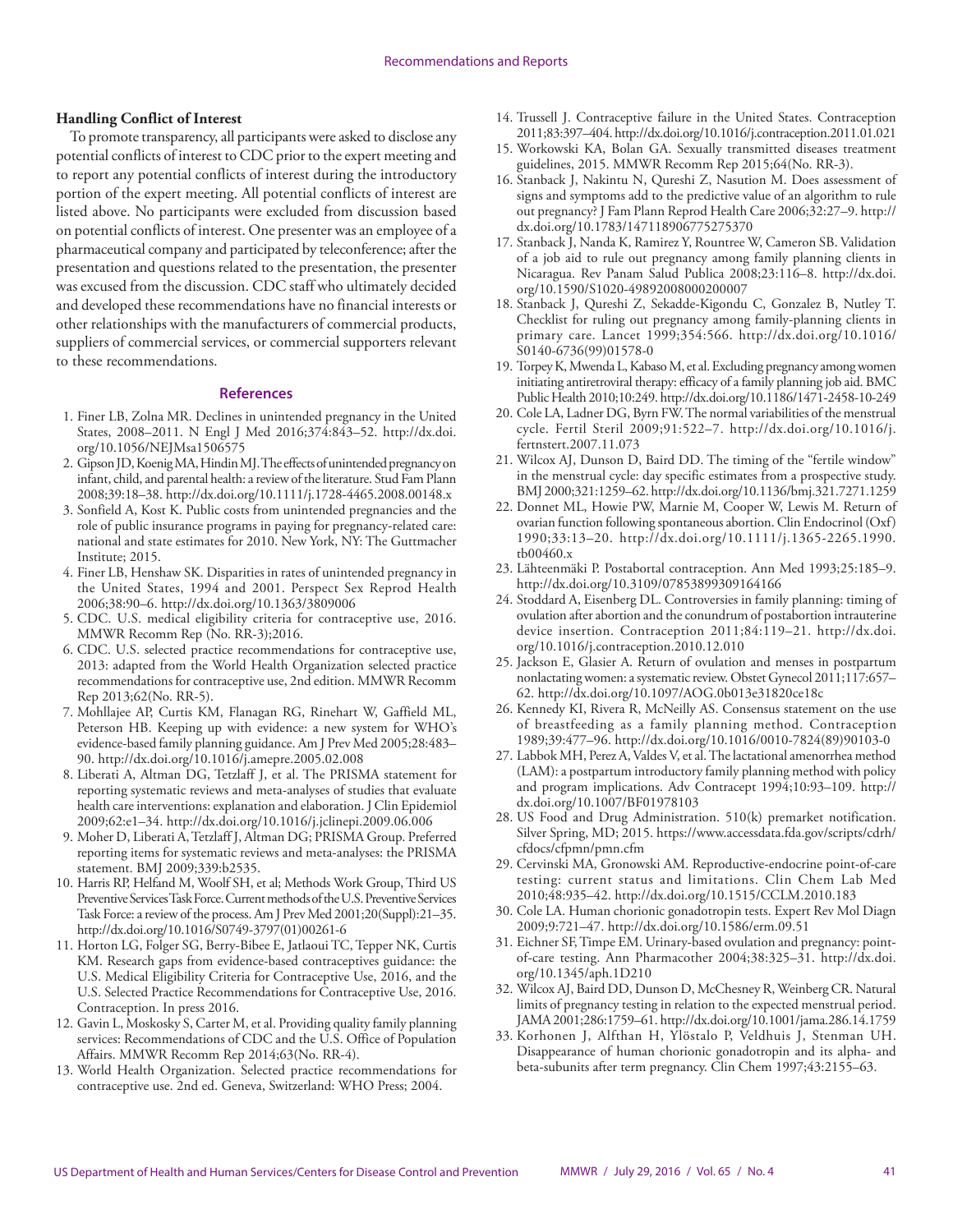### Handling Conflict of Interest

To promote transparency, all participants were asked to disclose any potential conflicts of interest to CDC prior to the expert meeting and to report any potential conflicts of interest during the introductory portion of the expert meeting. All potential conflicts of interest are listed above. No participants were excluded from discussion based on potential conflicts of interest. One presenter was an employee of a pharmaceutical company and participated by teleconference; after the presentation and questions related to the presentation, the presenter was excused from the discussion. CDC staff who ultimately decided and developed these recommendations have no financial interests or other relationships with the manufacturers of commercial products, suppliers of commercial services, or commercial supporters relevant to these recommendations.

## References

1. Finer LB, Zolna MR. Declines in unintended pregnancy in the United States, 2008–2011. N Engl J Med 2016;374:843–52. http://dx.doi.org/10.1056/NEJMsa1506575
2. Gipson JD, Koenig MA, Hindin MJ. The effects of unintended pregnancy on infant, child, and parental health: a review of the literature. Stud Fam Plann 2008;39:18–38. http://dx.doi.org/10.1111/j.1728-4465.2008.00148.x
3. Sonfield A, Kost K. Public costs from unintended pregnancies and the role of public insurance programs in paying for pregnancy-related care: national and state estimates for 2010. New York, NY: The Guttmacher Institute; 2015.
4. Finer LB, Henshaw SK. Disparities in rates of unintended pregnancy in the United States, 1994 and 2001. Perspect Sex Reprod Health 2006;38:90–6. http://dx.doi.org/10.1363/3809006
5. CDC. U.S. medical eligibility criteria for contraceptive use, 2016. MMWR Recomm Rep (No. RR-3);2016.
6. CDC. U.S. selected practice recommendations for contraceptive use, 2013: adapted from the World Health Organization selected practice recommendations for contraceptive use, 2nd edition. MMWR Recomm Rep 2013;62(No. RR-5).
7. Mohllajee AP, Curtis KM, Flanagan RG, Rinehart W, Gaffield ML, Peterson HB. Keeping up with evidence: a new system for WHO's evidence-based family planning guidance. Am J Prev Med 2005;28:483–90. http://dx.doi.org/10.1016/j.amepre.2005.02.008
8. Liberati A, Altman DG, Tetzlaff J, et al. The PRISMA statement for reporting systematic reviews and meta-analyses of studies that evaluate health care interventions: explanation and elaboration. J Clin Epidemiol 2009;62:e1–34. http://dx.doi.org/10.1016/j.jclinepi.2009.06.006
9. Moher D, Liberati A, Tetzlaff J, Altman DG; PRISMA Group. Preferred reporting items for systematic reviews and meta-analyses: the PRISMA statement. BMJ 2009;339:b2535.
10. Harris RP, Helfand M, Woolf SH, et al; Methods Work Group, Third US Preventive Services Task Force. Current methods of the U.S. Preventive Services Task Force: a review of the process. Am J Prev Med 2001;20(Suppl):21–35. http://dx.doi.org/10.1016/S0749-3797(01)00261-6
11. Horton LG, Folger SG, Berry-Bibee E, Jatlaoui TC, Tepper NK, Curtis KM. Research gaps from evidence-based contraceptives guidance: the U.S. Medical Eligibility Criteria for Contraceptive Use, 2016, and the U.S. Selected Practice Recommendations for Contraceptive Use, 2016. Contraception. In press 2016.
12. Gavin L, Moskosky S, Carter M, et al. Providing quality family planning services: Recommendations of CDC and the U.S. Office of Population Affairs. MMWR Recomm Rep 2014;63(No. RR-4).
13. World Health Organization. Selected practice recommendations for contraceptive use. 2nd ed. Geneva, Switzerland: WHO Press; 2004.
14. Trussell J. Contraceptive failure in the United States. Contraception 2011;83:397–404. http://dx.doi.org/10.1016/j.contraception.2011.01.021
15. Workowski KA, Bolan GA. Sexually transmitted diseases treatment guidelines, 2015. MMWR Recomm Rep 2015;64(No. RR-3).
16. Stanback J, Nakintu N, Qureshi Z, Nasution M. Does assessment of signs and symptoms add to the predictive value of an algorithm to rule out pregnancy? J Fam Plann Reprod Health Care 2006;32:27–9. http://dx.doi.org/10.1783/147118906775275370
17. Stanback J, Nanda K, Ramirez Y, Rountree W, Cameron SB. Validation of a job aid to rule out pregnancy among family planning clients in Nicaragua. Rev Panam Salud Publica 2008;23:116–8. http://dx.doi.org/10.1590/S1020-49892008000200007
18. Stanback J, Qureshi Z, Sekadde-Kigondu C, Gonzalez B, Nutley T. Checklist for ruling out pregnancy among family-planning clients in primary care. Lancet 1999;354:566. http://dx.doi.org/10.1016/S0140-6736(99)01578-0
19. Torpey K, Mwenda L, Kabaso M, et al. Excluding pregnancy among women initiating antiretroviral therapy: efficacy of a family planning job aid. BMC Public Health 2010;10:249. http://dx.doi.org/10.1186/1471-2458-10-249
20. Cole LA, Ladner DG, Byrn FW. The normal variabilities of the menstrual cycle. Fertil Steril 2009;91:522–7. http://dx.doi.org/10.1016/j.fertnstert.2007.11.073
21. Wilcox AJ, Dunson D, Baird DD. The timing of the "fertile window" in the menstrual cycle: day specific estimates from a prospective study. BMJ 2000;321:1259–62. http://dx.doi.org/10.1136/bmj.321.7271.1259
22. Donnet ML, Howie PW, Marnie M, Cooper W, Lewis M. Return of ovarian function following spontaneous abortion. Clin Endocrinol (Oxf) 1990;33:13–20. http://dx.doi.org/10.1111/j.1365-2265.1990.tb00460.x
23. Lähteenmäki P. Postabortal contraception. Ann Med 1993;25:185–9. http://dx.doi.org/10.3109/07853899309164166
24. Stoddard A, Eisenberg DL. Controversies in family planning: timing of ovulation after abortion and the conundrum of postabortion intrauterine device insertion. Contraception 2011;84:119–21. http://dx.doi.org/10.1016/j.contraception.2010.12.010
25. Jackson E, Glasier A. Return of ovulation and menses in postpartum nonlactating women: a systematic review. Obstet Gynecol 2011;117:657–62. http://dx.doi.org/10.1097/AOG.0b013e31820ce18c
26. Kennedy KI, Rivera R, McNeilly AS. Consensus statement on the use of breastfeeding as a family planning method. Contraception 1989;39:477–96. http://dx.doi.org/10.1016/0010-7824(89)90103-0
27. Labbok MH, Perez A, Valdes V, et al. The lactational amenorrhea method (LAM): a postpartum introductory family planning method with policy and program implications. Adv Contracept 1994;10:93–109. http://dx.doi.org/10.1007/BF01978103
28. US Food and Drug Administration. 510(k) premarket notification. Silver Spring, MD; 2015. https://www.accessdata.fda.gov/scripts/cdrh/cfdocs/cfpmn/pmn.cfm
29. Cervinski MA, Gronowski AM. Reproductive-endocrine point-of-care testing: current status and limitations. Clin Chem Lab Med 2010;48:935–42. http://dx.doi.org/10.1515/CCLM.2010.183
30. Cole LA. Human chorionic gonadotropin tests. Expert Rev Mol Diagn 2009;9:721–47. http://dx.doi.org/10.1586/erm.09.51
31. Eichner SF, Timpe EM. Urinary-based ovulation and pregnancy: point-of-care testing. Ann Pharmacother 2004;38:325–31. http://dx.doi.org/10.1345/aph.1D210
32. Wilcox AJ, Baird DD, Dunson D, McChesney R, Weinberg CR. Natural limits of pregnancy testing in relation to the expected menstrual period. JAMA 2001;286:1759–61. http://dx.doi.org/10.1001/jama.286.14.1759
33. Korhonen J, Alfthan H, Ylöstalo P, Veldhuis J, Stenman UH. Disappearance of human chorionic gonadotropin and its alpha- and beta-subunits after term pregnancy. Clin Chem 1997;43:2155–63.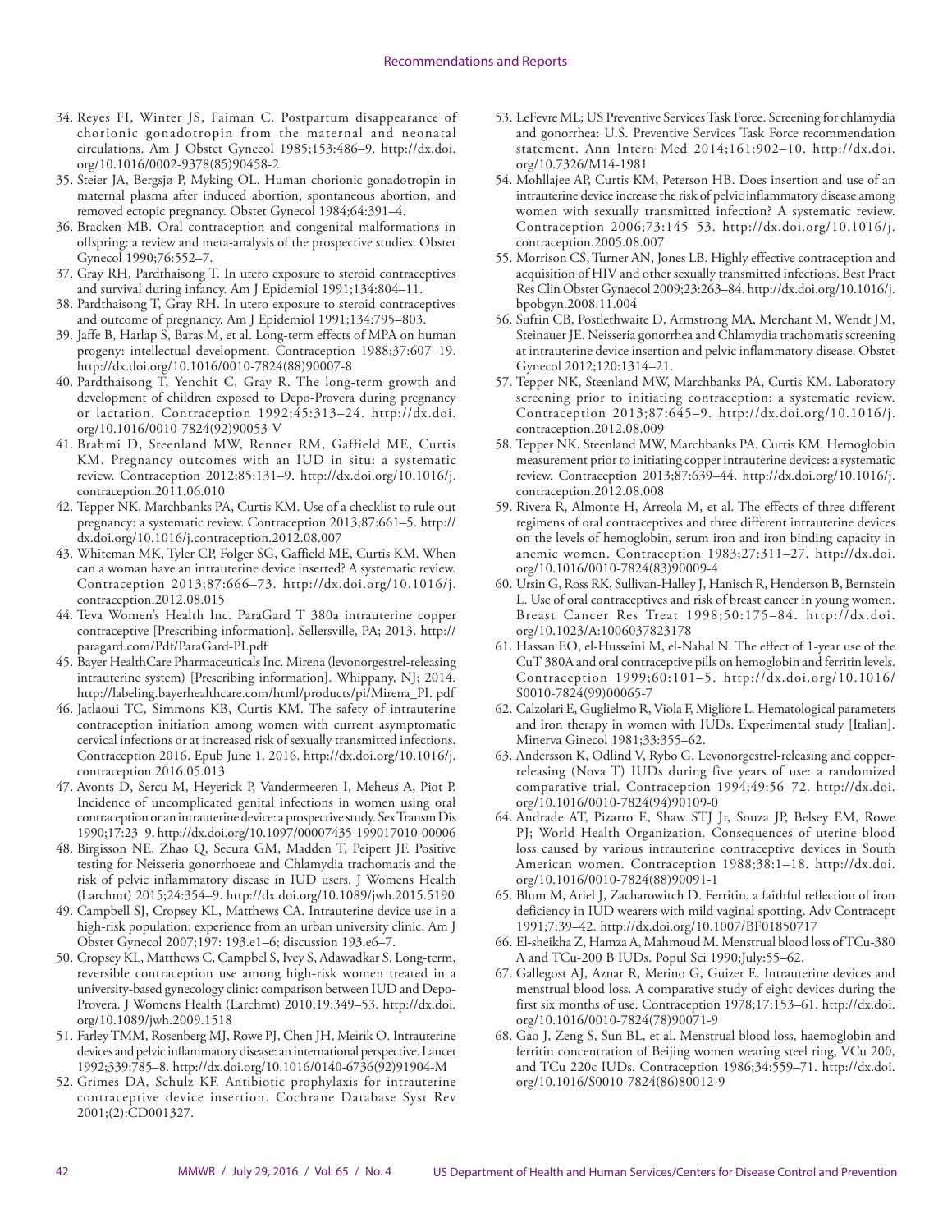34. Reyes FI, Winter JS, Faiman C. Postpartum disappearance of chorionic gonadotropin from the maternal and neonatal circulations. Am J Obstet Gynecol 1985;153:486–9. http://dx.doi.org/10.1016/0002-9378(85)90458-2
35. Steier JA, Bergsjø P, Myking OL. Human chorionic gonadotropin in maternal plasma after induced abortion, spontaneous abortion, and removed ectopic pregnancy. Obstet Gynecol 1984;64:391–4.
36. Bracken MB. Oral contraception and congenital malformations in offspring: a review and meta-analysis of the prospective studies. Obstet Gynecol 1990;76:552–7.
37. Gray RH, Pardthaisong T. In utero exposure to steroid contraceptives and survival during infancy. Am J Epidemiol 1991;134:804–11.
38. Pardthaisong T, Gray RH. In utero exposure to steroid contraceptives and outcome of pregnancy. Am J Epidemiol 1991;134:795–803.
39. Jaffe B, Harlap S, Baras M, et al. Long-term effects of MPA on human progeny: intellectual development. Contraception 1988;37:607–19. http://dx.doi.org/10.1016/0010-7824(88)90007-8
40. Pardthaisong T, Yenchit C, Gray R. The long-term growth and development of children exposed to Depo-Provera during pregnancy or lactation. Contraception 1992;45:313–24. http://dx.doi.org/10.1016/0010-7824(92)90053-V
41. Brahmi D, Steenland MW, Renner RM, Gaffield ME, Curtis KM. Pregnancy outcomes with an IUD in situ: a systematic review. Contraception 2012;85:131–9. http://dx.doi.org/10.1016/j.contraception.2011.06.010
42. Tepper NK, Marchbanks PA, Curtis KM. Use of a checklist to rule out pregnancy: a systematic review. Contraception 2013;87:661–5. http://dx.doi.org/10.1016/j.contraception.2012.08.007
43. Whiteman MK, Tyler CP, Folger SG, Gaffield ME, Curtis KM. When can a woman have an intrauterine device inserted? A systematic review. Contraception 2013;87:666–73. http://dx.doi.org/10.1016/j.contraception.2012.08.015
44. Teva Women's Health Inc. ParaGard T 380a intrauterine copper contraceptive [Prescribing information]. Sellersville, PA; 2013. http://paragard.com/Pdf/ParaGard-PI.pdf
45. Bayer HealthCare Pharmaceuticals Inc. Mirena (levonorgestrel-releasing intrauterine system) [Prescribing information]. Whippany, NJ; 2014. http://labeling.bayerhealthcare.com/html/products/pi/Mirena_PI. pdf
46. Jatlaoui TC, Simmons KB, Curtis KM. The safety of intrauterine contraception initiation among women with current asymptomatic cervical infections or at increased risk of sexually transmitted infections. Contraception 2016. Epub June 1, 2016. http://dx.doi.org/10.1016/j.contraception.2016.05.013
47. Avonts D, Sercu M, Heyerick P, Vandermeeren I, Meheus A, Piot P. Incidence of uncomplicated genital infections in women using oral contraception or an intrauterine device: a prospective study. Sex Transm Dis 1990;17:23–9. http://dx.doi.org/10.1097/00007435-199017010-00006
48. Birgisson NE, Zhao Q, Secura GM, Madden T, Peipert JF. Positive testing for Neisseria gonorrhoeae and Chlamydia trachomatis and the risk of pelvic inflammatory disease in IUD users. J Womens Health (Larchmt) 2015;24:354–9. http://dx.doi.org/10.1089/jwh.2015.5190
49. Campbell SJ, Cropsey KL, Matthews CA. Intrauterine device use in a high-risk population: experience from an urban university clinic. Am J Obstet Gynecol 2007;197: 193.e1–6; discussion 193.e6–7.
50. Cropsey KL, Matthews C, Campbel S, Ivey S, Adawadkar S. Long-term, reversible contraception use among high-risk women treated in a university-based gynecology clinic: comparison between IUD and Depo-Provera. J Womens Health (Larchmt) 2010;19:349–53. http://dx.doi.org/10.1089/jwh.2009.1518
51. Farley TMM, Rosenberg MJ, Rowe PJ, Chen JH, Meirik O. Intrauterine devices and pelvic inflammatory disease: an international perspective. Lancet 1992;339:785–8. http://dx.doi.org/10.1016/0140-6736(92)91904-M
52. Grimes DA, Schulz KF. Antibiotic prophylaxis for intrauterine contraceptive device insertion. Cochrane Database Syst Rev 2001;(2):CD001327.
53. LeFevre ML; US Preventive Services Task Force. Screening for chlamydia and gonorrhea: U.S. Preventive Services Task Force recommendation statement. Ann Intern Med 2014;161:902–10. http://dx.doi.org/10.7326/M14-1981
54. Mohllajee AP, Curtis KM, Peterson HB. Does insertion and use of an intrauterine device increase the risk of pelvic inflammatory disease among women with sexually transmitted infection? A systematic review. Contraception 2006;73:145–53. http://dx.doi.org/10.1016/j.contraception.2005.08.007
55. Morrison CS, Turner AN, Jones LB. Highly effective contraception and acquisition of HIV and other sexually transmitted infections. Best Pract Res Clin Obstet Gynaecol 2009;23:263–84. http://dx.doi.org/10.1016/j.bpobgyn.2008.11.004
56. Sufrin CB, Postlethwaite D, Armstrong MA, Merchant M, Wendt JM, Steinauer JE. Neisseria gonorrhea and Chlamydia trachomatis screening at intrauterine device insertion and pelvic inflammatory disease. Obstet Gynecol 2012;120:1314–21.
57. Tepper NK, Steenland MW, Marchbanks PA, Curtis KM. Laboratory screening prior to initiating contraception: a systematic review. Contraception 2013;87:645–9. http://dx.doi.org/10.1016/j.contraception.2012.08.009
58. Tepper NK, Steenland MW, Marchbanks PA, Curtis KM. Hemoglobin measurement prior to initiating copper intrauterine devices: a systematic review. Contraception 2013;87:639–44. http://dx.doi.org/10.1016/j.contraception.2012.08.008
59. Rivera R, Almonte H, Arreola M, et al. The effects of three different regimens of oral contraceptives and three different intrauterine devices on the levels of hemoglobin, serum iron and iron binding capacity in anemic women. Contraception 1983;27:311–27. http://dx.doi.org/10.1016/0010-7824(83)90009-4
60. Ursin G, Ross RK, Sullivan-Halley J, Hanisch R, Henderson B, Bernstein L. Use of oral contraceptives and risk of breast cancer in young women. Breast Cancer Res Treat 1998;50:175–84. http://dx.doi.org/10.1023/A:1006037823178
61. Hassan EO, el-Husseini M, el-Nahal N. The effect of 1-year use of the CuT 380A and oral contraceptive pills on hemoglobin and ferritin levels. Contraception 1999;60:101–5. http://dx.doi.org/10.1016/S0010-7824(99)00065-7
62. Calzolari E, Guglielmo R, Viola F, Migliore L. Hematological parameters and iron therapy in women with IUDs. Experimental study [Italian]. Minerva Ginecol 1981;33:355–62.
63. Andersson K, Odlind V, Rybo G. Levonorgestrel-releasing and copper-releasing (Nova T) IUDs during five years of use: a randomized comparative trial. Contraception 1994;49:56–72. http://dx.doi.org/10.1016/0010-7824(94)90109-0
64. Andrade AT, Pizarro E, Shaw STJ Jr, Souza JP, Belsey EM, Rowe PJ; World Health Organization. Consequences of uterine blood loss caused by various intrauterine contraceptive devices in South American women. Contraception 1988;38:1–18. http://dx.doi.org/10.1016/0010-7824(88)90091-1
65. Blum M, Ariel J, Zacharowitch D. Ferritin, a faithful reflection of iron deficiency in IUD wearers with mild vaginal spotting. Adv Contracept 1991;7:39–42. http://dx.doi.org/10.1007/BF01850717
66. El-sheikha Z, Hamza A, Mahmoud M. Menstrual blood loss of TCu-380 A and TCu-200 B IUDs. Popul Sci 1990;July:55–62.
67. Gallegost AJ, Aznar R, Merino G, Guizer E. Intrauterine devices and menstrual blood loss. A comparative study of eight devices during the first six months of use. Contraception 1978;17:153–61. http://dx.doi.org/10.1016/0010-7824(78)90071-9
68. Gao J, Zeng S, Sun BL, et al. Menstrual blood loss, haemoglobin and ferritin concentration of Beijing women wearing steel ring, VCu 200, and TCu 220c IUDs. Contraception 1986;34:559–71. http://dx.doi.org/10.1016/S0010-7824(86)80012-9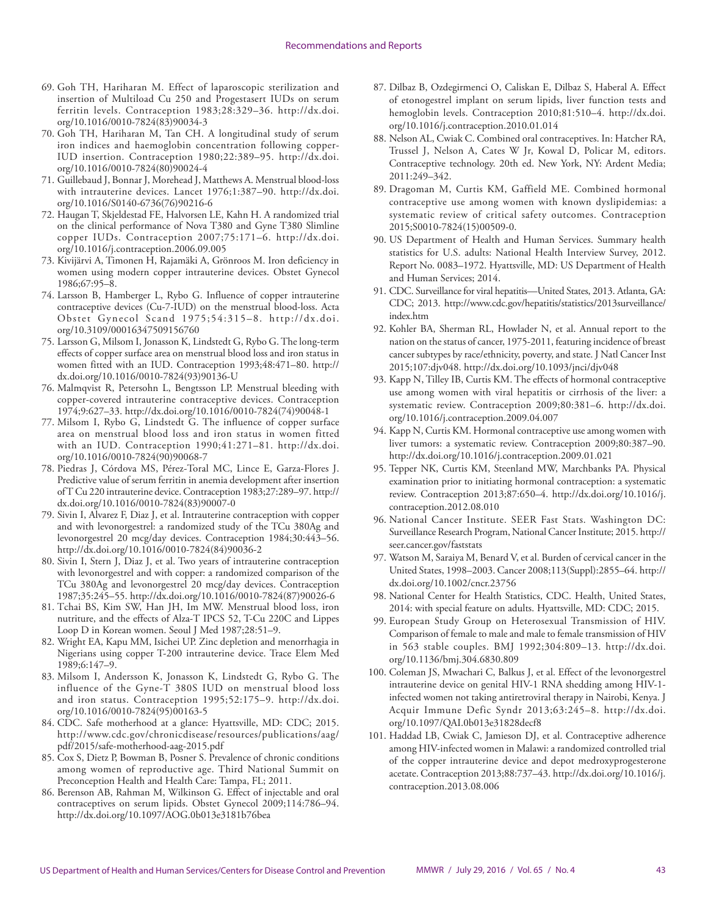69. Goh TH, Hariharan M. Effect of laparoscopic sterilization and insertion of Multiload Cu 250 and Progestasert IUDs on serum ferritin levels. Contraception 1983;28:329–36. http://dx.doi.org/10.1016/0010-7824(83)90034-3
70. Goh TH, Hariharan M, Tan CH. A longitudinal study of serum iron indices and haemoglobin concentration following copper-IUD insertion. Contraception 1980;22:389–95. http://dx.doi.org/10.1016/0010-7824(80)90024-4
71. Guillebaud J, Bonnar J, Morehead J, Matthews A. Menstrual blood-loss with intrauterine devices. Lancet 1976;1:387–90. http://dx.doi.org/10.1016/S0140-6736(76)90216-6
72. Haugan T, Skjeldestad FE, Halvorsen LE, Kahn H. A randomized trial on the clinical performance of Nova T380 and Gyne T380 Slimline copper IUDs. Contraception 2007;75:171–6. http://dx.doi.org/10.1016/j.contraception.2006.09.005
73. Kivijärvi A, Timonen H, Rajamäki A, Grönroos M. Iron deficiency in women using modern copper intrauterine devices. Obstet Gynecol 1986;67:95–8.
74. Larsson B, Hamberger L, Rybo G. Influence of copper intrauterine contraceptive devices (Cu-7-IUD) on the menstrual blood-loss. Acta Obstet Gynecol Scand 1975;54:315–8. http://dx.doi.org/10.3109/00016347509156760
75. Larsson G, Milsom I, Jonasson K, Lindstedt G, Rybo G. The long-term effects of copper surface area on menstrual blood loss and iron status in women fitted with an IUD. Contraception 1993;48:471–80. http://dx.doi.org/10.1016/0010-7824(93)90136-U
76. Malmqvist R, Petersohn L, Bengtsson LP. Menstrual bleeding with copper-covered intrauterine contraceptive devices. Contraception 1974;9:627–33. http://dx.doi.org/10.1016/0010-7824(74)90048-1
77. Milsom I, Rybo G, Lindstedt G. The influence of copper surface area on menstrual blood loss and iron status in women fitted with an IUD. Contraception 1990;41:271–81. http://dx.doi.org/10.1016/0010-7824(90)90068-7
78. Piedras J, Córdova MS, Pérez-Toral MC, Lince E, Garza-Flores J. Predictive value of serum ferritin in anemia development after insertion of T Cu 220 intrauterine device. Contraception 1983;27:289–97. http://dx.doi.org/10.1016/0010-7824(83)90007-0
79. Sivin I, Alvarez F, Diaz J, et al. Intrauterine contraception with copper and with levonorgestrel: a randomized study of the TCu 380Ag and levonorgestrel 20 mcg/day devices. Contraception 1984;30:443–56. http://dx.doi.org/10.1016/0010-7824(84)90036-2
80. Sivin I, Stern J, Diaz J, et al. Two years of intrauterine contraception with levonorgestrel and with copper: a randomized comparison of the TCu 380Ag and levonorgestrel 20 mcg/day devices. Contraception 1987;35:245–55. http://dx.doi.org/10.1016/0010-7824(87)90026-6
81. Tchai BS, Kim SW, Han JH, Im MW. Menstrual blood loss, iron nutriture, and the effects of Alza-T IPCS 52, T-Cu 220C and Lippes Loop D in Korean women. Seoul J Med 1987;28:51–9.
82. Wright EA, Kapu MM, Isichei UP. Zinc depletion and menorrhagia in Nigerians using copper T-200 intrauterine device. Trace Elem Med 1989;6:147–9.
83. Milsom I, Andersson K, Jonasson K, Lindstedt G, Rybo G. The influence of the Gyne-T 380S IUD on menstrual blood loss and iron status. Contraception 1995;52:175–9. http://dx.doi.org/10.1016/0010-7824(95)00163-5
84. CDC. Safe motherhood at a glance: Hyattsville, MD: CDC; 2015. http://www.cdc.gov/chronicdisease/resources/publications/aag/pdf/2015/safe-motherhood-aag-2015.pdf
85. Cox S, Dietz P, Bowman B, Posner S. Prevalence of chronic conditions among women of reproductive age. Third National Summit on Preconception Health and Health Care: Tampa, FL; 2011.
86. Berenson AB, Rahman M, Wilkinson G. Effect of injectable and oral contraceptives on serum lipids. Obstet Gynecol 2009;114:786–94. http://dx.doi.org/10.1097/AOG.0b013e3181b76bea
87. Dilbaz B, Ozdegirmenci O, Caliskan E, Dilbaz S, Haberal A. Effect of etonogestrel implant on serum lipids, liver function tests and hemoglobin levels. Contraception 2010;81:510–4. http://dx.doi.org/10.1016/j.contraception.2010.01.014
88. Nelson AL, Cwiak C. Combined oral contraceptives. In: Hatcher RA, Trussel J, Nelson A, Cates W Jr, Kowal D, Policar M, editors. Contraceptive technology. 20th ed. New York, NY: Ardent Media; 2011:249–342.
89. Dragoman M, Curtis KM, Gaffield ME. Combined hormonal contraceptive use among women with known dyslipidemias: a systematic review of critical safety outcomes. Contraception 2015;S0010-7824(15)00509-0.
90. US Department of Health and Human Services. Summary health statistics for U.S. adults: National Health Interview Survey, 2012. Report No. 0083–1972. Hyattsville, MD: US Department of Health and Human Services; 2014.
91. CDC. Surveillance for viral hepatitis—United States, 2013. Atlanta, GA: CDC; 2013. http://www.cdc.gov/hepatitis/statistics/2013surveillance/index.htm
92. Kohler BA, Sherman RL, Howlader N, et al. Annual report to the nation on the status of cancer, 1975-2011, featuring incidence of breast cancer subtypes by race/ethnicity, poverty, and state. J Natl Cancer Inst 2015;107:djv048. http://dx.doi.org/10.1093/jnci/djv048
93. Kapp N, Tilley IB, Curtis KM. The effects of hormonal contraceptive use among women with viral hepatitis or cirrhosis of the liver: a systematic review. Contraception 2009;80:381–6. http://dx.doi.org/10.1016/j.contraception.2009.04.007
94. Kapp N, Curtis KM. Hormonal contraceptive use among women with liver tumors: a systematic review. Contraception 2009;80:387–90. http://dx.doi.org/10.1016/j.contraception.2009.01.021
95. Tepper NK, Curtis KM, Steenland MW, Marchbanks PA. Physical examination prior to initiating hormonal contraception: a systematic review. Contraception 2013;87:650–4. http://dx.doi.org/10.1016/j.contraception.2012.08.010
96. National Cancer Institute. SEER Fast Stats. Washington DC: Surveillance Research Program, National Cancer Institute; 2015. http://seer.cancer.gov/faststats
97. Watson M, Saraiya M, Benard V, et al. Burden of cervical cancer in the United States, 1998–2003. Cancer 2008;113(Suppl):2855–64. http://dx.doi.org/10.1002/cncr.23756
98. National Center for Health Statistics, CDC. Health, United States, 2014: with special feature on adults. Hyattsville, MD: CDC; 2015.
99. European Study Group on Heterosexual Transmission of HIV. Comparison of female to male and male to female transmission of HIV in 563 stable couples. BMJ 1992;304:809–13. http://dx.doi.org/10.1136/bmj.304.6830.809
100. Coleman JS, Mwachari C, Balkus J, et al. Effect of the levonorgestrel intrauterine device on genital HIV-1 RNA shedding among HIV-1-infected women not taking antiretroviral therapy in Nairobi, Kenya. J Acquir Immune Defic Syndr 2013;63:245–8. http://dx.doi.org/10.1097/QAI.0b013e31828decf8
101. Haddad LB, Cwiak C, Jamieson DJ, et al. Contraceptive adherence among HIV-infected women in Malawi: a randomized controlled trial of the copper intrauterine device and depot medroxyprogesterone acetate. Contraception 2013;88:737–43. http://dx.doi.org/10.1016/j.contraception.2013.08.006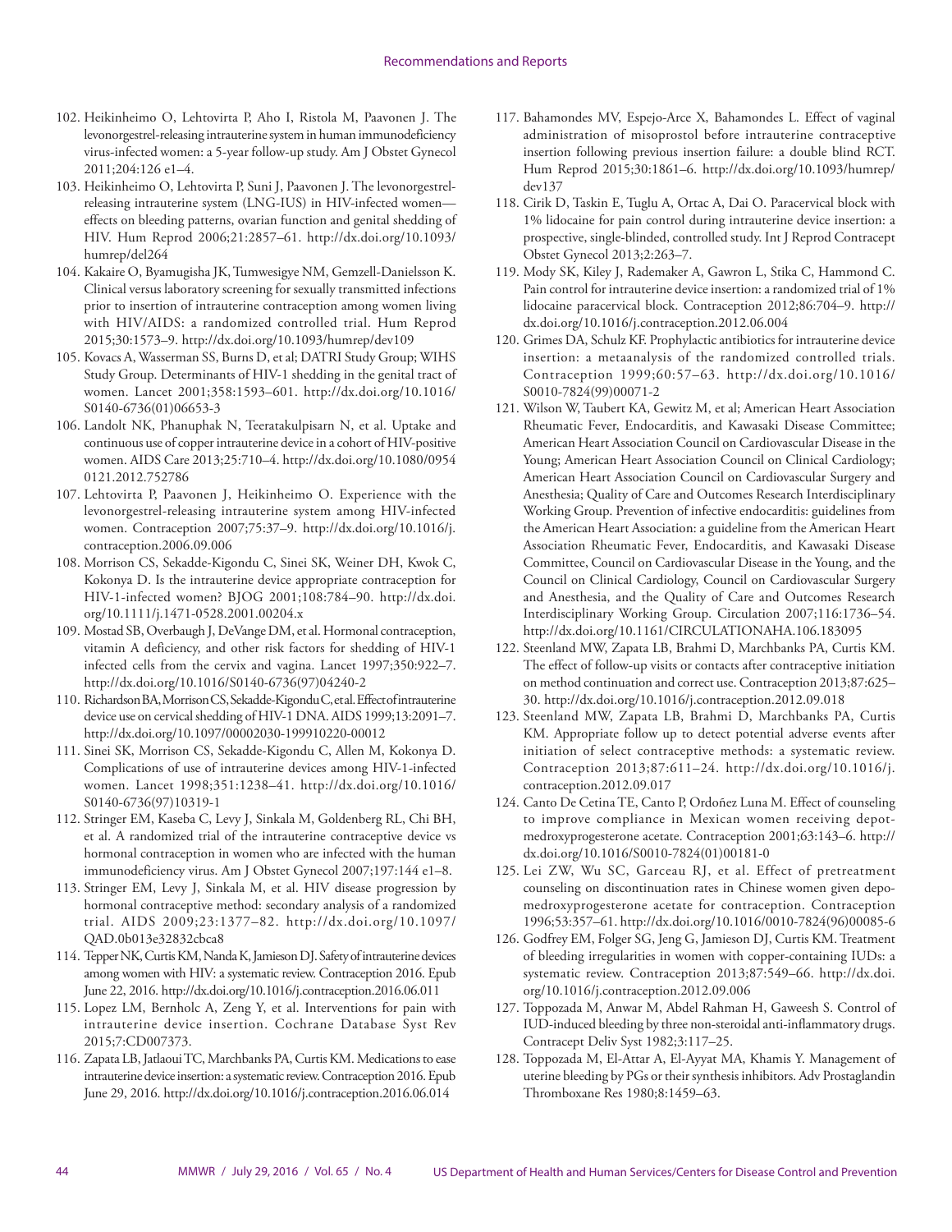102. Heikinheimo O, Lehtovirta P, Aho I, Ristola M, Paavonen J. The levonorgestrel-releasing intrauterine system in human immunodeficiency virus-infected women: a 5-year follow-up study. Am J Obstet Gynecol 2011;204:126 e1–4.
103. Heikinheimo O, Lehtovirta P, Suni J, Paavonen J. The levonorgestrel-releasing intrauterine system (LNG-IUS) in HIV-infected women—effects on bleeding patterns, ovarian function and genital shedding of HIV. Hum Reprod 2006;21:2857–61. http://dx.doi.org/10.1093/humrep/del264
104. Kakaire O, Byamugisha JK, Tumwesigye NM, Gemzell-Danielsson K. Clinical versus laboratory screening for sexually transmitted infections prior to insertion of intrauterine contraception among women living with HIV/AIDS: a randomized controlled trial. Hum Reprod 2015;30:1573–9. http://dx.doi.org/10.1093/humrep/dev109
105. Kovacs A, Wasserman SS, Burns D, et al; DATRI Study Group; WIHS Study Group. Determinants of HIV-1 shedding in the genital tract of women. Lancet 2001;358:1593–601. http://dx.doi.org/10.1016/S0140-6736(01)06653-3
106. Landolt NK, Phanuphak N, Teeratakulpisarn N, et al. Uptake and continuous use of copper intrauterine device in a cohort of HIV-positive women. AIDS Care 2013;25:710–4. http://dx.doi.org/10.1080/09540121.2012.752786
107. Lehtovirta P, Paavonen J, Heikinheimo O. Experience with the levonorgestrel-releasing intrauterine system among HIV-infected women. Contraception 2007;75:37–9. http://dx.doi.org/10.1016/j.contraception.2006.09.006
108. Morrison CS, Sekadde-Kigondu C, Sinei SK, Weiner DH, Kwok C, Kokonya D. Is the intrauterine device appropriate contraception for HIV-1-infected women? BJOG 2001;108:784–90. http://dx.doi.org/10.1111/j.1471-0528.2001.00204.x
109. Mostad SB, Overbaugh J, DeVange DM, et al. Hormonal contraception, vitamin A deficiency, and other risk factors for shedding of HIV-1 infected cells from the cervix and vagina. Lancet 1997;350:922–7. http://dx.doi.org/10.1016/S0140-6736(97)04240-2
110. Richardson BA, Morrison CS, Sekadde-Kigondu C, et al. Effect of intrauterine device use on cervical shedding of HIV-1 DNA. AIDS 1999;13:2091–7. http://dx.doi.org/10.1097/00002030-199910220-00012
111. Sinei SK, Morrison CS, Sekadde-Kigondu C, Allen M, Kokonya D. Complications of use of intrauterine devices among HIV-1-infected women. Lancet 1998;351:1238–41. http://dx.doi.org/10.1016/S0140-6736(97)10319-1
112. Stringer EM, Kaseba C, Levy J, Sinkala M, Goldenberg RL, Chi BH, et al. A randomized trial of the intrauterine contraceptive device vs hormonal contraception in women who are infected with the human immunodeficiency virus. Am J Obstet Gynecol 2007;197:144 e1–8.
113. Stringer EM, Levy J, Sinkala M, et al. HIV disease progression by hormonal contraceptive method: secondary analysis of a randomized trial. AIDS 2009;23:1377–82. http://dx.doi.org/10.1097/QAD.0b013e32832cbca8
114. Tepper NK, Curtis KM, Nanda K, Jamieson DJ. Safety of intrauterine devices among women with HIV: a systematic review. Contraception 2016. Epub June 22, 2016. http://dx.doi.org/10.1016/j.contraception.2016.06.011
115. Lopez LM, Bernholc A, Zeng Y, et al. Interventions for pain with intrauterine device insertion. Cochrane Database Syst Rev 2015;7:CD007373.
116. Zapata LB, Jatlaoui TC, Marchbanks PA, Curtis KM. Medications to ease intrauterine device insertion: a systematic review. Contraception 2016. Epub June 29, 2016. http://dx.doi.org/10.1016/j.contraception.2016.06.014
117. Bahamondes MV, Espejo-Arce X, Bahamondes L. Effect of vaginal administration of misoprostol before intrauterine contraceptive insertion following previous insertion failure: a double blind RCT. Hum Reprod 2015;30:1861–6. http://dx.doi.org/10.1093/humrep/dev137
118. Cirik D, Taskin E, Tuglu A, Ortac A, Dai O. Paracervical block with 1% lidocaine for pain control during intrauterine device insertion: a prospective, single-blinded, controlled study. Int J Reprod Contracept Obstet Gynecol 2013;2:263–7.
119. Mody SK, Kiley J, Rademaker A, Gawron L, Stika C, Hammond C. Pain control for intrauterine device insertion: a randomized trial of 1% lidocaine paracervical block. Contraception 2012;86:704–9. http://dx.doi.org/10.1016/j.contraception.2012.06.004
120. Grimes DA, Schulz KF. Prophylactic antibiotics for intrauterine device insertion: a metaanalysis of the randomized controlled trials. Contraception 1999;60:57–63. http://dx.doi.org/10.1016/S0010-7824(99)00071-2
121. Wilson W, Taubert KA, Gewitz M, et al; American Heart Association Rheumatic Fever, Endocarditis, and Kawasaki Disease Committee; American Heart Association Council on Cardiovascular Disease in the Young; American Heart Association Council on Clinical Cardiology; American Heart Association Council on Cardiovascular Surgery and Anesthesia; Quality of Care and Outcomes Research Interdisciplinary Working Group. Prevention of infective endocarditis: guidelines from the American Heart Association: a guideline from the American Heart Association Rheumatic Fever, Endocarditis, and Kawasaki Disease Committee, Council on Cardiovascular Disease in the Young, and the Council on Clinical Cardiology, Council on Cardiovascular Surgery and Anesthesia, and the Quality of Care and Outcomes Research Interdisciplinary Working Group. Circulation 2007;116:1736–54. http://dx.doi.org/10.1161/CIRCULATIONAHA.106.183095
122. Steenland MW, Zapata LB, Brahmi D, Marchbanks PA, Curtis KM. The effect of follow-up visits or contacts after contraceptive initiation on method continuation and correct use. Contraception 2013;87:625–30. http://dx.doi.org/10.1016/j.contraception.2012.09.018
123. Steenland MW, Zapata LB, Brahmi D, Marchbanks PA, Curtis KM. Appropriate follow up to detect potential adverse events after initiation of select contraceptive methods: a systematic review. Contraception 2013;87:611–24. http://dx.doi.org/10.1016/j.contraception.2012.09.017
124. Canto De Cetina TE, Canto P, Ordoñez Luna M. Effect of counseling to improve compliance in Mexican women receiving depot-medroxyprogesterone acetate. Contraception 2001;63:143–6. http://dx.doi.org/10.1016/S0010-7824(01)00181-0
125. Lei ZW, Wu SC, Garceau RJ, et al. Effect of pretreatment counseling on discontinuation rates in Chinese women given depo-medroxyprogesterone acetate for contraception. Contraception 1996;53:357–61. http://dx.doi.org/10.1016/0010-7824(96)00085-6
126. Godfrey EM, Folger SG, Jeng G, Jamieson DJ, Curtis KM. Treatment of bleeding irregularities in women with copper-containing IUDs: a systematic review. Contraception 2013;87:549–66. http://dx.doi.org/10.1016/j.contraception.2012.09.006
127. Toppozada M, Anwar M, Abdel Rahman H, Gaweesh S. Control of IUD-induced bleeding by three non-steroidal anti-inflammatory drugs. Contracept Deliv Syst 1982;3:117–25.
128. Toppozada M, El-Attar A, El-Ayyat MA, Khamis Y. Management of uterine bleeding by PGs or their synthesis inhibitors. Adv Prostaglandin Thromboxane Res 1980;8:1459–63.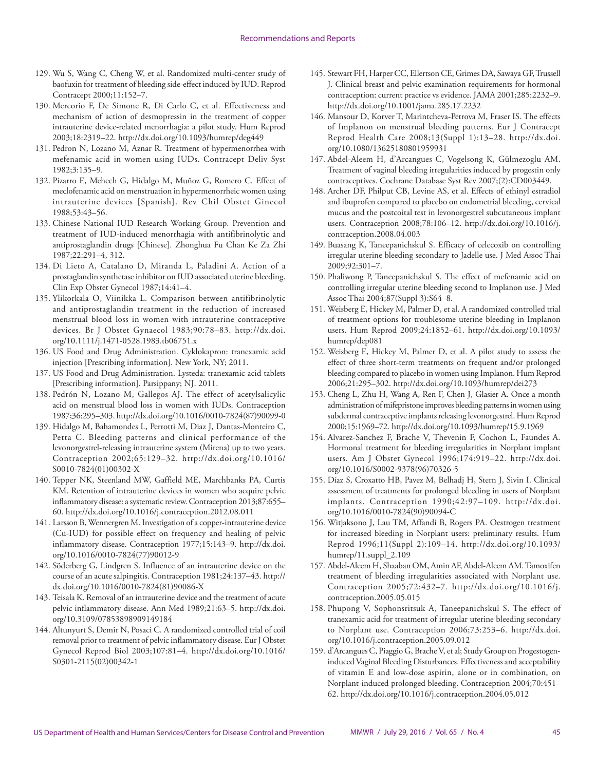129. Wu S, Wang C, Cheng W, et al. Randomized multi-center study of baofuxin for treatment of bleeding side-effect induced by IUD. Reprod Contracept 2000;11:152–7.
130. Mercorio F, De Simone R, Di Carlo C, et al. Effectiveness and mechanism of action of desmopressin in the treatment of copper intrauterine device-related menorrhagia: a pilot study. Hum Reprod 2003;18:2319–22. http://dx.doi.org/10.1093/humrep/deg449
131. Pedron N, Lozano M, Aznar R. Treatment of hypermenorrhea with mefenamic acid in women using IUDs. Contracept Deliv Syst 1982;3:135–9.
132. Pizarro E, Mehech G, Hidalgo M, Muñoz G, Romero C. Effect of meclofenamic acid on menstruation in hypermenorrheic women using intrauterine devices [Spanish]. Rev Chil Obstet Ginecol 1988;53:43–56.
133. Chinese National IUD Research Working Group. Prevention and treatment of IUD-induced menorrhagia with antifibrinolytic and antiprostaglandin drugs [Chinese]. Zhonghua Fu Chan Ke Za Zhi 1987;22:291–4, 312.
134. Di Lieto A, Catalano D, Miranda L, Paladini A. Action of a prostaglandin synthetase inhibitor on IUD associated uterine bleeding. Clin Exp Obstet Gynecol 1987;14:41–4.
135. Ylikorkala O, Viinikka L. Comparison between antifibrinolytic and antiprostaglandin treatment in the reduction of increased menstrual blood loss in women with intrauterine contraceptive devices. Br J Obstet Gynaecol 1983;90:78–83. http://dx.doi.org/10.1111/j.1471-0528.1983.tb06751.x
136. US Food and Drug Administration. Cyklokapron: tranexamic acid injection [Prescribing information]. New York, NY; 2011.
137. US Food and Drug Administration. Lysteda: tranexamic acid tablets [Prescribing information]. Parsippany; NJ. 2011.
138. Pedrón N, Lozano M, Gallegos AJ. The effect of acetylsalicylic acid on menstrual blood loss in women with IUDs. Contraception 1987;36:295–303. http://dx.doi.org/10.1016/0010-7824(87)90099-0
139. Hidalgo M, Bahamondes L, Perrotti M, Diaz J, Dantas-Monteiro C, Petta C. Bleeding patterns and clinical performance of the levonorgestrel-releasing intrauterine system (Mirena) up to two years. Contraception 2002;65:129–32. http://dx.doi.org/10.1016/S0010-7824(01)00302-X
140. Tepper NK, Steenland MW, Gaffield ME, Marchbanks PA, Curtis KM. Retention of intrauterine devices in women who acquire pelvic inflammatory disease: a systematic review. Contraception 2013;87:655–60. http://dx.doi.org/10.1016/j.contraception.2012.08.011
141. Larsson B, Wennergren M. Investigation of a copper-intrauterine device (Cu-IUD) for possible effect on frequency and healing of pelvic inflammatory disease. Contraception 1977;15:143–9. http://dx.doi.org/10.1016/0010-7824(77)90012-9
142. Söderberg G, Lindgren S. Influence of an intrauterine device on the course of an acute salpingitis. Contraception 1981;24:137–43. http://dx.doi.org/10.1016/0010-7824(81)90086-X
143. Teisala K. Removal of an intrauterine device and the treatment of acute pelvic inflammatory disease. Ann Med 1989;21:63–5. http://dx.doi.org/10.3109/07853898909149184
144. Altunyurt S, Demir N, Posaci C. A randomized controlled trial of coil removal prior to treatment of pelvic inflammatory disease. Eur J Obstet Gynecol Reprod Biol 2003;107:81–4. http://dx.doi.org/10.1016/S0301-2115(02)00342-1
145. Stewart FH, Harper CC, Ellertson CE, Grimes DA, Sawaya GF, Trussell J. Clinical breast and pelvic examination requirements for hormonal contraception: current practice vs evidence. JAMA 2001;285:2232–9. http://dx.doi.org/10.1001/jama.285.17.2232
146. Mansour D, Korver T, Marintcheva-Petrova M, Fraser IS. The effects of Implanon on menstrual bleeding patterns. Eur J Contracept Reprod Health Care 2008;13(Suppl 1):13–28. http://dx.doi.org/10.1080/13625180801959931
147. Abdel-Aleem H, d'Arcangues C, Vogelsong K, Gülmezoglu AM. Treatment of vaginal bleeding irregularities induced by progestin only contraceptives. Cochrane Database Syst Rev 2007;(2):CD003449.
148. Archer DF, Philput CB, Levine AS, et al. Effects of ethinyl estradiol and ibuprofen compared to placebo on endometrial bleeding, cervical mucus and the postcoital test in levonorgestrel subcutaneous implant users. Contraception 2008;78:106–12. http://dx.doi.org/10.1016/j.contraception.2008.04.003
149. Buasang K, Taneepanichskul S. Efficacy of celecoxib on controlling irregular uterine bleeding secondary to Jadelle use. J Med Assoc Thai 2009;92:301–7.
150. Phaliwong P, Taneepanichskul S. The effect of mefenamic acid on controlling irregular uterine bleeding second to Implanon use. J Med Assoc Thai 2004;87(Suppl 3):S64–8.
151. Weisberg E, Hickey M, Palmer D, et al. A randomized controlled trial of treatment options for troublesome uterine bleeding in Implanon users. Hum Reprod 2009;24:1852–61. http://dx.doi.org/10.1093/humrep/dep081
152. Weisberg E, Hickey M, Palmer D, et al. A pilot study to assess the effect of three short-term treatments on frequent and/or prolonged bleeding compared to placebo in women using Implanon. Hum Reprod 2006;21:295–302. http://dx.doi.org/10.1093/humrep/dei273
153. Cheng L, Zhu H, Wang A, Ren F, Chen J, Glasier A. Once a month administration of mifepristone improves bleeding patterns in women using subdermal contraceptive implants releasing levonorgestrel. Hum Reprod 2000;15:1969–72. http://dx.doi.org/10.1093/humrep/15.9.1969
154. Alvarez-Sanchez F, Brache V, Thevenin F, Cochon L, Faundes A. Hormonal treatment for bleeding irregularities in Norplant implant users. Am J Obstet Gynecol 1996;174:919–22. http://dx.doi.org/10.1016/S0002-9378(96)70326-5
155. Díaz S, Croxatto HB, Pavez M, Belhadj H, Stern J, Sivin I. Clinical assessment of treatments for prolonged bleeding in users of Norplant implants. Contraception 1990;42:97–109. http://dx.doi.org/10.1016/0010-7824(90)90094-C
156. Witjaksono J, Lau TM, Affandi B, Rogers PA. Oestrogen treatment for increased bleeding in Norplant users: preliminary results. Hum Reprod 1996;11(Suppl 2):109–14. http://dx.doi.org/10.1093/humrep/11.suppl_2.109
157. Abdel-Aleem H, Shaaban OM, Amin AF, Abdel-Aleem AM. Tamoxifen treatment of bleeding irregularities associated with Norplant use. Contraception 2005;72:432–7. http://dx.doi.org/10.1016/j.contraception.2005.05.015
158. Phupong V, Sophonsritsuk A, Taneepanichskul S. The effect of tranexamic acid for treatment of irregular uterine bleeding secondary to Norplant use. Contraception 2006;73:253–6. http://dx.doi.org/10.1016/j.contraception.2005.09.012
159. d'Arcangues C, Piaggio G, Brache V, et al; Study Group on Progestogen-induced Vaginal Bleeding Disturbances. Effectiveness and acceptability of vitamin E and low-dose aspirin, alone or in combination, on Norplant-induced prolonged bleeding. Contraception 2004;70:451–62. http://dx.doi.org/10.1016/j.contraception.2004.05.012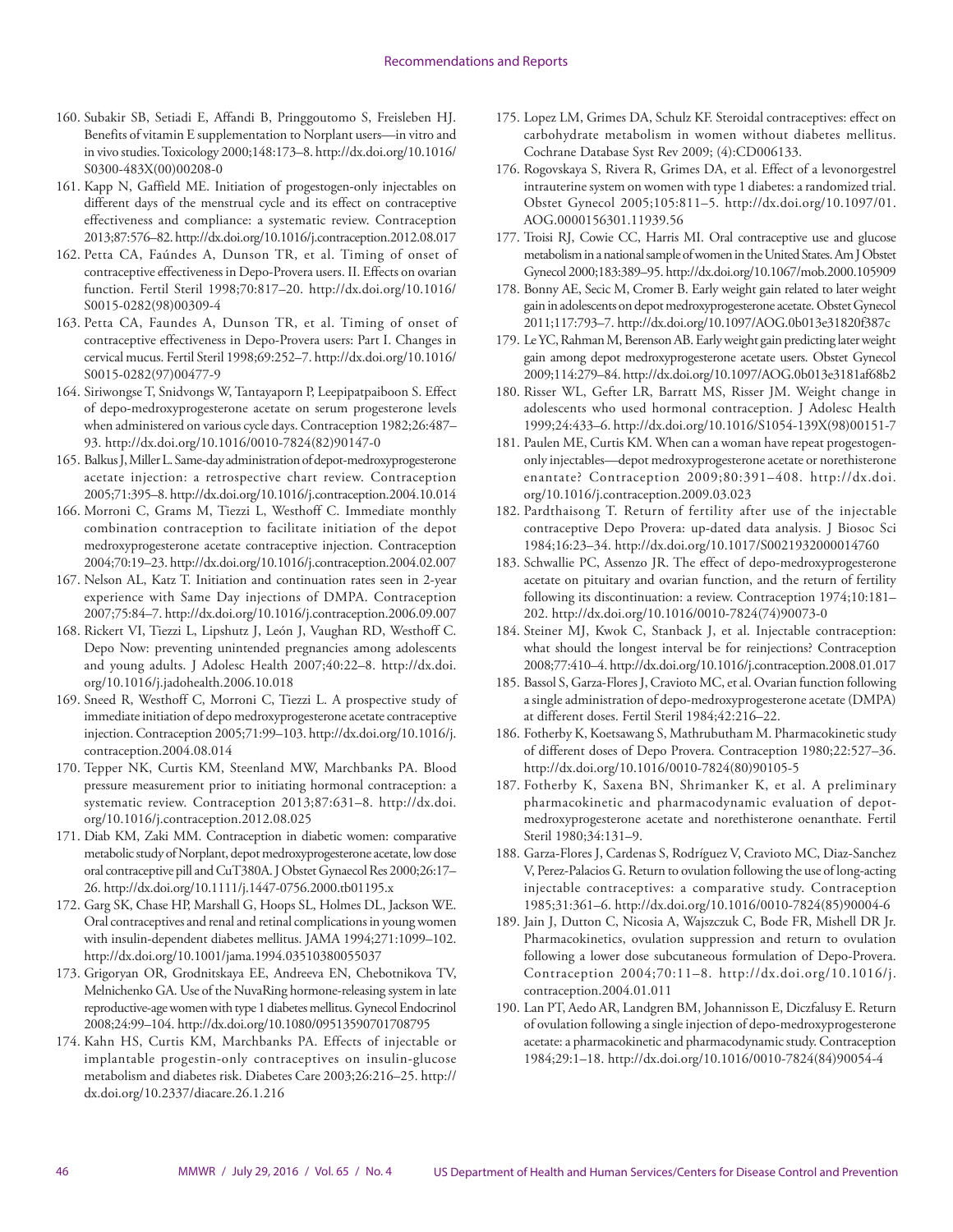160. Subakir SB, Setiadi E, Affandi B, Pringgoutomo S, Freisleben HJ. Benefits of vitamin E supplementation to Norplant users—in vitro and in vivo studies. Toxicology 2000;148:173–8. http://dx.doi.org/10.1016/S0300-483X(00)00208-0
161. Kapp N, Gaffield ME. Initiation of progestogen-only injectables on different days of the menstrual cycle and its effect on contraceptive effectiveness and compliance: a systematic review. Contraception 2013;87:576–82. http://dx.doi.org/10.1016/j.contraception.2012.08.017
162. Petta CA, Faúndes A, Dunson TR, et al. Timing of onset of contraceptive effectiveness in Depo-Provera users. II. Effects on ovarian function. Fertil Steril 1998;70:817–20. http://dx.doi.org/10.1016/S0015-0282(98)00309-4
163. Petta CA, Faundes A, Dunson TR, et al. Timing of onset of contraceptive effectiveness in Depo-Provera users: Part I. Changes in cervical mucus. Fertil Steril 1998;69:252–7. http://dx.doi.org/10.1016/S0015-0282(97)00477-9
164. Siriwongse T, Snidvongs W, Tantayaporn P, Leepipatpaiboon S. Effect of depo-medroxyprogesterone acetate on serum progesterone levels when administered on various cycle days. Contraception 1982;26:487–93. http://dx.doi.org/10.1016/0010-7824(82)90147-0
165. Balkus J, Miller L. Same-day administration of depot-medroxyprogesterone acetate injection: a retrospective chart review. Contraception 2005;71:395–8. http://dx.doi.org/10.1016/j.contraception.2004.10.014
166. Morroni C, Grams M, Tiezzi L, Westhoff C. Immediate monthly combination contraception to facilitate initiation of the depot medroxyprogesterone acetate contraceptive injection. Contraception 2004;70:19–23. http://dx.doi.org/10.1016/j.contraception.2004.02.007
167. Nelson AL, Katz T. Initiation and continuation rates seen in 2-year experience with Same Day injections of DMPA. Contraception 2007;75:84–7. http://dx.doi.org/10.1016/j.contraception.2006.09.007
168. Rickert VI, Tiezzi L, Lipshutz J, León J, Vaughan RD, Westhoff C. Depo Now: preventing unintended pregnancies among adolescents and young adults. J Adolesc Health 2007;40:22–8. http://dx.doi.org/10.1016/j.jadohealth.2006.10.018
169. Sneed R, Westhoff C, Morroni C, Tiezzi L. A prospective study of immediate initiation of depo medroxyprogesterone acetate contraceptive injection. Contraception 2005;71:99–103. http://dx.doi.org/10.1016/j.contraception.2004.08.014
170. Tepper NK, Curtis KM, Steenland MW, Marchbanks PA. Blood pressure measurement prior to initiating hormonal contraception: a systematic review. Contraception 2013;87:631–8. http://dx.doi.org/10.1016/j.contraception.2012.08.025
171. Diab KM, Zaki MM. Contraception in diabetic women: comparative metabolic study of Norplant, depot medroxyprogesterone acetate, low dose oral contraceptive pill and CuT380A. J Obstet Gynaecol Res 2000;26:17–26. http://dx.doi.org/10.1111/j.1447-0756.2000.tb01195.x
172. Garg SK, Chase HP, Marshall G, Hoops SL, Holmes DL, Jackson WE. Oral contraceptives and renal and retinal complications in young women with insulin-dependent diabetes mellitus. JAMA 1994;271:1099–102. http://dx.doi.org/10.1001/jama.1994.03510380055037
173. Grigoryan OR, Grodnitskaya EE, Andreeva EN, Chebotnikova TV, Melnichenko GA. Use of the NuvaRing hormone-releasing system in late reproductive-age women with type 1 diabetes mellitus. Gynecol Endocrinol 2008;24:99–104. http://dx.doi.org/10.1080/09513590701708795
174. Kahn HS, Curtis KM, Marchbanks PA. Effects of injectable or implantable progestin-only contraceptives on insulin-glucose metabolism and diabetes risk. Diabetes Care 2003;26:216–25. http://dx.doi.org/10.2337/diacare.26.1.216
175. Lopez LM, Grimes DA, Schulz KF. Steroidal contraceptives: effect on carbohydrate metabolism in women without diabetes mellitus. Cochrane Database Syst Rev 2009; (4):CD006133.
176. Rogovskaya S, Rivera R, Grimes DA, et al. Effect of a levonorgestrel intrauterine system on women with type 1 diabetes: a randomized trial. Obstet Gynecol 2005;105:811–5. http://dx.doi.org/10.1097/01.AOG.0000156301.11939.56
177. Troisi RJ, Cowie CC, Harris MI. Oral contraceptive use and glucose metabolism in a national sample of women in the United States. Am J Obstet Gynecol 2000;183:389–95. http://dx.doi.org/10.1067/mob.2000.105909
178. Bonny AE, Secic M, Cromer B. Early weight gain related to later weight gain in adolescents on depot medroxyprogesterone acetate. Obstet Gynecol 2011;117:793–7. http://dx.doi.org/10.1097/AOG.0b013e31820f387c
179. Le YC, Rahman M, Berenson AB. Early weight gain predicting later weight gain among depot medroxyprogesterone acetate users. Obstet Gynecol 2009;114:279–84. http://dx.doi.org/10.1097/AOG.0b013e3181af68b2
180. Risser WL, Gefter LR, Barratt MS, Risser JM. Weight change in adolescents who used hormonal contraception. J Adolesc Health 1999;24:433–6. http://dx.doi.org/10.1016/S1054-139X(98)00151-7
181. Paulen ME, Curtis KM. When can a woman have repeat progestogen-only injectables—depot medroxyprogesterone acetate or norethisterone enantate? Contraception 2009;80:391–408. http://dx.doi.org/10.1016/j.contraception.2009.03.023
182. Pardthaisong T. Return of fertility after use of the injectable contraceptive Depo Provera: up-dated data analysis. J Biosoc Sci 1984;16:23–34. http://dx.doi.org/10.1017/S0021932000014760
183. Schwallie PC, Assenzo JR. The effect of depo-medroxyprogesterone acetate on pituitary and ovarian function, and the return of fertility following its discontinuation: a review. Contraception 1974;10:181–202. http://dx.doi.org/10.1016/0010-7824(74)90073-0
184. Steiner MJ, Kwok C, Stanback J, et al. Injectable contraception: what should the longest interval be for reinjections? Contraception 2008;77:410–4. http://dx.doi.org/10.1016/j.contraception.2008.01.017
185. Bassol S, Garza-Flores J, Cravioto MC, et al. Ovarian function following a single administration of depo-medroxyprogesterone acetate (DMPA) at different doses. Fertil Steril 1984;42:216–22.
186. Fotherby K, Koetsawang S, Mathrubutham M. Pharmacokinetic study of different doses of Depo Provera. Contraception 1980;22:527–36. http://dx.doi.org/10.1016/0010-7824(80)90105-5
187. Fotherby K, Saxena BN, Shrimanker K, et al. A preliminary pharmacokinetic and pharmacodynamic evaluation of depot-medroxyprogesterone acetate and norethisterone oenanthate. Fertil Steril 1980;34:131–9.
188. Garza-Flores J, Cardenas S, Rodríguez V, Cravioto MC, Diaz-Sanchez V, Perez-Palacios G. Return to ovulation following the use of long-acting injectable contraceptives: a comparative study. Contraception 1985;31:361–6. http://dx.doi.org/10.1016/0010-7824(85)90004-6
189. Jain J, Dutton C, Nicosia A, Wajszczuk C, Bode FR, Mishell DR Jr. Pharmacokinetics, ovulation suppression and return to ovulation following a lower dose subcutaneous formulation of Depo-Provera. Contraception 2004;70:11–8. http://dx.doi.org/10.1016/j.contraception.2004.01.011
190. Lan PT, Aedo AR, Landgren BM, Johannisson E, Diczfalusy E. Return of ovulation following a single injection of depo-medroxyprogesterone acetate: a pharmacokinetic and pharmacodynamic study. Contraception 1984;29:1–18. http://dx.doi.org/10.1016/0010-7824(84)90054-4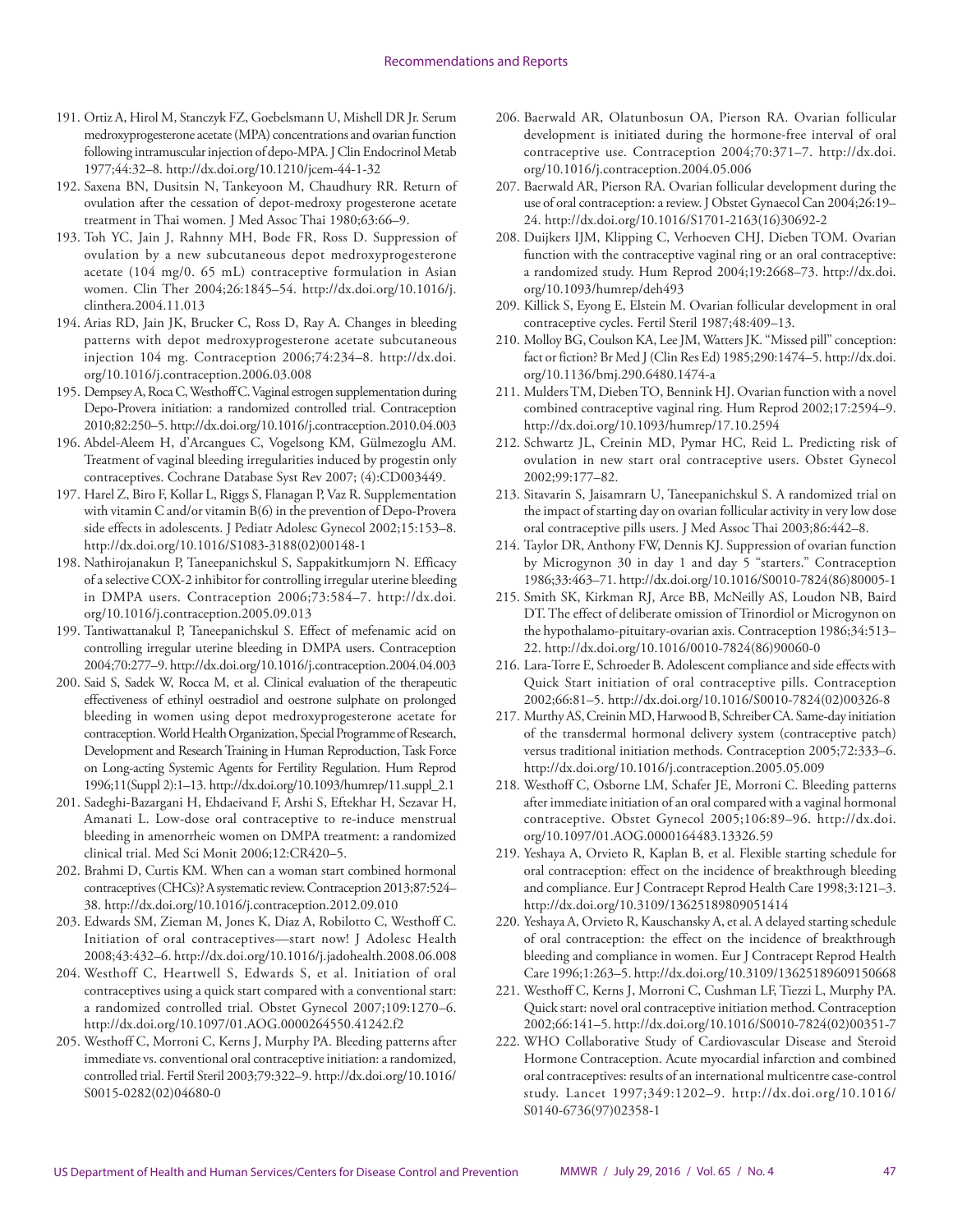191. Ortiz A, Hirol M, Stanczyk FZ, Goebelsmann U, Mishell DR Jr. Serum medroxyprogesterone acetate (MPA) concentrations and ovarian function following intramuscular injection of depo-MPA. J Clin Endocrinol Metab 1977;44:32–8. http://dx.doi.org/10.1210/jcem-44-1-32
192. Saxena BN, Dusitsin N, Tankeyoon M, Chaudhury RR. Return of ovulation after the cessation of depot-medroxy progesterone acetate treatment in Thai women. J Med Assoc Thai 1980;63:66–9.
193. Toh YC, Jain J, Rahnny MH, Bode FR, Ross D. Suppression of ovulation by a new subcutaneous depot medroxyprogesterone acetate (104 mg/0. 65 mL) contraceptive formulation in Asian women. Clin Ther 2004;26:1845–54. http://dx.doi.org/10.1016/j.clinthera.2004.11.013
194. Arias RD, Jain JK, Brucker C, Ross D, Ray A. Changes in bleeding patterns with depot medroxyprogesterone acetate subcutaneous injection 104 mg. Contraception 2006;74:234–8. http://dx.doi.org/10.1016/j.contraception.2006.03.008
195. Dempsey A, Roca C, Westhoff C. Vaginal estrogen supplementation during Depo-Provera initiation: a randomized controlled trial. Contraception 2010;82:250–5. http://dx.doi.org/10.1016/j.contraception.2010.04.003
196. Abdel-Aleem H, d'Arcangues C, Vogelsong KM, Gülmezoglu AM. Treatment of vaginal bleeding irregularities induced by progestin only contraceptives. Cochrane Database Syst Rev 2007; (4):CD003449.
197. Harel Z, Biro F, Kollar L, Riggs S, Flanagan P, Vaz R. Supplementation with vitamin C and/or vitamin B(6) in the prevention of Depo-Provera side effects in adolescents. J Pediatr Adolesc Gynecol 2002;15:153–8. http://dx.doi.org/10.1016/S1083-3188(02)00148-1
198. Nathirojanakun P, Taneepanichskul S, Sappakitkumjorn N. Efficacy of a selective COX-2 inhibitor for controlling irregular uterine bleeding in DMPA users. Contraception 2006;73:584–7. http://dx.doi.org/10.1016/j.contraception.2005.09.013
199. Tantiwattanakul P, Taneepanichskul S. Effect of mefenamic acid on controlling irregular uterine bleeding in DMPA users. Contraception 2004;70:277–9. http://dx.doi.org/10.1016/j.contraception.2004.04.003
200. Said S, Sadek W, Rocca M, et al. Clinical evaluation of the therapeutic effectiveness of ethinyl oestradiol and oestrone sulphate on prolonged bleeding in women using depot medroxyprogesterone acetate for contraception. World Health Organization, Special Programme of Research, Development and Research Training in Human Reproduction, Task Force on Long-acting Systemic Agents for Fertility Regulation. Hum Reprod 1996;11(Suppl 2):1–13. http://dx.doi.org/10.1093/humrep/11.suppl_2.1
201. Sadeghi-Bazargani H, Ehdaeivand F, Arshi S, Eftekhar H, Sezavar H, Amanati L. Low-dose oral contraceptive to re-induce menstrual bleeding in amenorrheic women on DMPA treatment: a randomized clinical trial. Med Sci Monit 2006;12:CR420–5.
202. Brahmi D, Curtis KM. When can a woman start combined hormonal contraceptives (CHCs)? A systematic review. Contraception 2013;87:524–38. http://dx.doi.org/10.1016/j.contraception.2012.09.010
203. Edwards SM, Zieman M, Jones K, Diaz A, Robilotto C, Westhoff C. Initiation of oral contraceptives—start now! J Adolesc Health 2008;43:432–6. http://dx.doi.org/10.1016/j.jadohealth.2008.06.008
204. Westhoff C, Heartwell S, Edwards S, et al. Initiation of oral contraceptives using a quick start compared with a conventional start: a randomized controlled trial. Obstet Gynecol 2007;109:1270–6. http://dx.doi.org/10.1097/01.AOG.0000264550.41242.f2
205. Westhoff C, Morroni C, Kerns J, Murphy PA. Bleeding patterns after immediate vs. conventional oral contraceptive initiation: a randomized, controlled trial. Fertil Steril 2003;79:322–9. http://dx.doi.org/10.1016/S0015-0282(02)04680-0
206. Baerwald AR, Olatunbosun OA, Pierson RA. Ovarian follicular development is initiated during the hormone-free interval of oral contraceptive use. Contraception 2004;70:371–7. http://dx.doi.org/10.1016/j.contraception.2004.05.006
207. Baerwald AR, Pierson RA. Ovarian follicular development during the use of oral contraception: a review. J Obstet Gynaecol Can 2004;26:19–24. http://dx.doi.org/10.1016/S1701-2163(16)30692-2
208. Duijkers IJM, Klipping C, Verhoeven CHJ, Dieben TOM. Ovarian function with the contraceptive vaginal ring or an oral contraceptive: a randomized study. Hum Reprod 2004;19:2668–73. http://dx.doi.org/10.1093/humrep/deh493
209. Killick S, Eyong E, Elstein M. Ovarian follicular development in oral contraceptive cycles. Fertil Steril 1987;48:409–13.
210. Molloy BG, Coulson KA, Lee JM, Watters JK. "Missed pill" conception: fact or fiction? Br Med J (Clin Res Ed) 1985;290:1474–5. http://dx.doi.org/10.1136/bmj.290.6480.1474-a
211. Mulders TM, Dieben TO, Bennink HJ. Ovarian function with a novel combined contraceptive vaginal ring. Hum Reprod 2002;17:2594–9. http://dx.doi.org/10.1093/humrep/17.10.2594
212. Schwartz JL, Creinin MD, Pymar HC, Reid L. Predicting risk of ovulation in new start oral contraceptive users. Obstet Gynecol 2002;99:177–82.
213. Sitavarin S, Jaisamrarn U, Taneepanichskul S. A randomized trial on the impact of starting day on ovarian follicular activity in very low dose oral contraceptive pills users. J Med Assoc Thai 2003;86:442–8.
214. Taylor DR, Anthony FW, Dennis KJ. Suppression of ovarian function by Microgynon 30 in day 1 and day 5 "starters." Contraception 1986;33:463–71. http://dx.doi.org/10.1016/S0010-7824(86)80005-1
215. Smith SK, Kirkman RJ, Arce BB, McNeilly AS, Loudon NB, Baird DT. The effect of deliberate omission of Trinordiol or Microgynon on the hypothalamo-pituitary-ovarian axis. Contraception 1986;34:513–22. http://dx.doi.org/10.1016/0010-7824(86)90060-0
216. Lara-Torre E, Schroeder B. Adolescent compliance and side effects with Quick Start initiation of oral contraceptive pills. Contraception 2002;66:81–5. http://dx.doi.org/10.1016/S0010-7824(02)00326-8
217. Murthy AS, Creinin MD, Harwood B, Schreiber CA. Same-day initiation of the transdermal hormonal delivery system (contraceptive patch) versus traditional initiation methods. Contraception 2005;72:333–6. http://dx.doi.org/10.1016/j.contraception.2005.05.009
218. Westhoff C, Osborne LM, Schafer JE, Morroni C. Bleeding patterns after immediate initiation of an oral compared with a vaginal hormonal contraceptive. Obstet Gynecol 2005;106:89–96. http://dx.doi.org/10.1097/01.AOG.0000164483.13326.59
219. Yeshaya A, Orvieto R, Kaplan B, et al. Flexible starting schedule for oral contraception: effect on the incidence of breakthrough bleeding and compliance. Eur J Contracept Reprod Health Care 1998;3:121–3. http://dx.doi.org/10.3109/13625189809051414
220. Yeshaya A, Orvieto R, Kauschansky A, et al. A delayed starting schedule of oral contraception: the effect on the incidence of breakthrough bleeding and compliance in women. Eur J Contracept Reprod Health Care 1996;1:263–5. http://dx.doi.org/10.3109/13625189609150668
221. Westhoff C, Kerns J, Morroni C, Cushman LF, Tiezzi L, Murphy PA. Quick start: novel oral contraceptive initiation method. Contraception 2002;66:141–5. http://dx.doi.org/10.1016/S0010-7824(02)00351-7
222. WHO Collaborative Study of Cardiovascular Disease and Steroid Hormone Contraception. Acute myocardial infarction and combined oral contraceptives: results of an international multicentre case-control study. Lancet 1997;349:1202–9. http://dx.doi.org/10.1016/S0140-6736(97)02358-1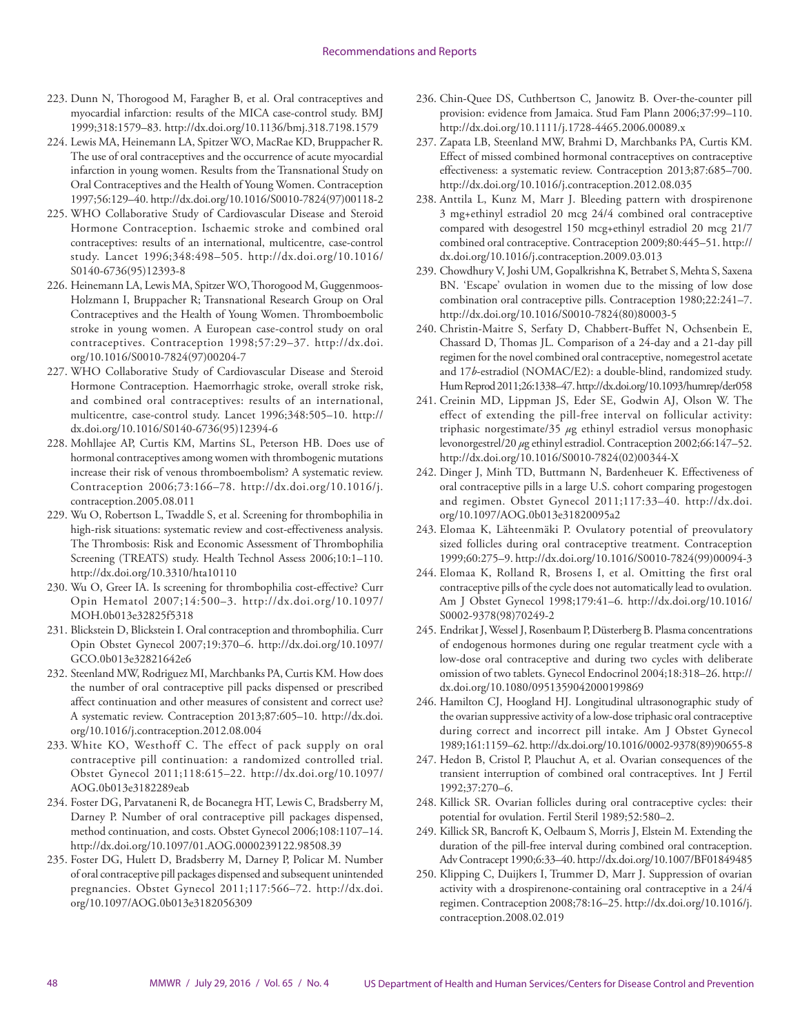223. Dunn N, Thorogood M, Faragher B, et al. Oral contraceptives and myocardial infarction: results of the MICA case-control study. BMJ 1999;318:1579–83. http://dx.doi.org/10.1136/bmj.318.7198.1579
224. Lewis MA, Heinemann LA, Spitzer WO, MacRae KD, Bruppacher R. The use of oral contraceptives and the occurrence of acute myocardial infarction in young women. Results from the Transnational Study on Oral Contraceptives and the Health of Young Women. Contraception 1997;56:129–40. http://dx.doi.org/10.1016/S0010-7824(97)00118-2
225. WHO Collaborative Study of Cardiovascular Disease and Steroid Hormone Contraception. Ischaemic stroke and combined oral contraceptives: results of an international, multicentre, case-control study. Lancet 1996;348:498–505. http://dx.doi.org/10.1016/S0140-6736(95)12393-8
226. Heinemann LA, Lewis MA, Spitzer WO, Thorogood M, Guggenmoos-Holzmann I, Bruppacher R; Transnational Research Group on Oral Contraceptives and the Health of Young Women. Thromboembolic stroke in young women. A European case-control study on oral contraceptives. Contraception 1998;57:29–37. http://dx.doi.org/10.1016/S0010-7824(97)00204-7
227. WHO Collaborative Study of Cardiovascular Disease and Steroid Hormone Contraception. Haemorrhagic stroke, overall stroke risk, and combined oral contraceptives: results of an international, multicentre, case-control study. Lancet 1996;348:505–10. http://dx.doi.org/10.1016/S0140-6736(95)12394-6
228. Mohllajee AP, Curtis KM, Martins SL, Peterson HB. Does use of hormonal contraceptives among women with thrombogenic mutations increase their risk of venous thromboembolism? A systematic review. Contraception 2006;73:166–78. http://dx.doi.org/10.1016/j.contraception.2005.08.011
229. Wu O, Robertson L, Twaddle S, et al. Screening for thrombophilia in high-risk situations: systematic review and cost-effectiveness analysis. The Thrombosis: Risk and Economic Assessment of Thrombophilia Screening (TREATS) study. Health Technol Assess 2006;10:1–110. http://dx.doi.org/10.3310/hta10110
230. Wu O, Greer IA. Is screening for thrombophilia cost-effective? Curr Opin Hematol 2007;14:500–3. http://dx.doi.org/10.1097/MOH.0b013e32825f5318
231. Blickstein D, Blickstein I. Oral contraception and thrombophilia. Curr Opin Obstet Gynecol 2007;19:370–6. http://dx.doi.org/10.1097/GCO.0b013e32821642e6
232. Steenland MW, Rodriguez MI, Marchbanks PA, Curtis KM. How does the number of oral contraceptive pill packs dispensed or prescribed affect continuation and other measures of consistent and correct use? A systematic review. Contraception 2013;87:605–10. http://dx.doi.org/10.1016/j.contraception.2012.08.004
233. White KO, Westhoff C. The effect of pack supply on oral contraceptive pill continuation: a randomized controlled trial. Obstet Gynecol 2011;118:615–22. http://dx.doi.org/10.1097/AOG.0b013e3182289eab
234. Foster DG, Parvataneni R, de Bocanegra HT, Lewis C, Bradsberry M, Darney P. Number of oral contraceptive pill packages dispensed, method continuation, and costs. Obstet Gynecol 2006;108:1107–14. http://dx.doi.org/10.1097/01.AOG.0000239122.98508.39
235. Foster DG, Hulett D, Bradsberry M, Darney P, Policar M. Number of oral contraceptive pill packages dispensed and subsequent unintended pregnancies. Obstet Gynecol 2011;117:566–72. http://dx.doi.org/10.1097/AOG.0b013e3182056309
236. Chin-Quee DS, Cuthbertson C, Janowitz B. Over-the-counter pill provision: evidence from Jamaica. Stud Fam Plann 2006;37:99–110. http://dx.doi.org/10.1111/j.1728-4465.2006.00089.x
237. Zapata LB, Steenland MW, Brahmi D, Marchbanks PA, Curtis KM. Effect of missed combined hormonal contraceptives on contraceptive effectiveness: a systematic review. Contraception 2013;87:685–700. http://dx.doi.org/10.1016/j.contraception.2012.08.035
238. Anttila L, Kunz M, Marr J. Bleeding pattern with drospirenone 3 mg+ethinyl estradiol 20 mcg 24/4 combined oral contraceptive compared with desogestrel 150 mcg+ethinyl estradiol 20 mcg 21/7 combined oral contraceptive. Contraception 2009;80:445–51. http://dx.doi.org/10.1016/j.contraception.2009.03.013
239. Chowdhury V, Joshi UM, Gopalkrishna K, Betrabet S, Mehta S, Saxena BN. 'Escape' ovulation in women due to the missing of low dose combination oral contraceptive pills. Contraception 1980;22:241–7. http://dx.doi.org/10.1016/S0010-7824(80)80003-5
240. Christin-Maitre S, Serfaty D, Chabbert-Buffet N, Ochsenbein E, Chassard D, Thomas JL. Comparison of a 24-day and a 21-day pill regimen for the novel combined oral contraceptive, nomegestrol acetate and 17*b*-estradiol (NOMAC/E2): a double-blind, randomized study. Hum Reprod 2011;26:1338–47. http://dx.doi.org/10.1093/humrep/der058
241. Creinin MD, Lippman JS, Eder SE, Godwin AJ, Olson W. The effect of extending the pill-free interval on follicular activity: triphasic norgestimate/35 $\mu$g ethinyl estradiol versus monophasic levonorgestrel/20 $\mu$g ethinyl estradiol. Contraception 2002;66:147–52. http://dx.doi.org/10.1016/S0010-7824(02)00344-X
242. Dinger J, Minh TD, Buttmann N, Bardenheuer K. Effectiveness of oral contraceptive pills in a large U.S. cohort comparing progestogen and regimen. Obstet Gynecol 2011;117:33–40. http://dx.doi.org/10.1097/AOG.0b013e31820095a2
243. Elomaa K, Lähteenmäki P. Ovulatory potential of preovulatory sized follicles during oral contraceptive treatment. Contraception 1999;60:275–9. http://dx.doi.org/10.1016/S0010-7824(99)00094-3
244. Elomaa K, Rolland R, Brosens I, et al. Omitting the first oral contraceptive pills of the cycle does not automatically lead to ovulation. Am J Obstet Gynecol 1998;179:41–6. http://dx.doi.org/10.1016/S0002-9378(98)70249-2
245. Endrikat J, Wessel J, Rosenbaum P, Düsterberg B. Plasma concentrations of endogenous hormones during one regular treatment cycle with a low-dose oral contraceptive and during two cycles with deliberate omission of two tablets. Gynecol Endocrinol 2004;18:318–26. http://dx.doi.org/10.1080/0951359042000199869
246. Hamilton CJ, Hoogland HJ. Longitudinal ultrasonographic study of the ovarian suppressive activity of a low-dose triphasic oral contraceptive during correct and incorrect pill intake. Am J Obstet Gynecol 1989;161:1159–62. http://dx.doi.org/10.1016/0002-9378(89)90655-8
247. Hedon B, Cristol P, Plauchut A, et al. Ovarian consequences of the transient interruption of combined oral contraceptives. Int J Fertil 1992;37:270–6.
248. Killick SR. Ovarian follicles during oral contraceptive cycles: their potential for ovulation. Fertil Steril 1989;52:580–2.
249. Killick SR, Bancroft K, Oelbaum S, Morris J, Elstein M. Extending the duration of the pill-free interval during combined oral contraception. Adv Contracept 1990;6:33–40. http://dx.doi.org/10.1007/BF01849485
250. Klipping C, Duijkers I, Trummer D, Marr J. Suppression of ovarian activity with a drospirenone-containing oral contraceptive in a 24/4 regimen. Contraception 2008;78:16–25. http://dx.doi.org/10.1016/j.contraception.2008.02.019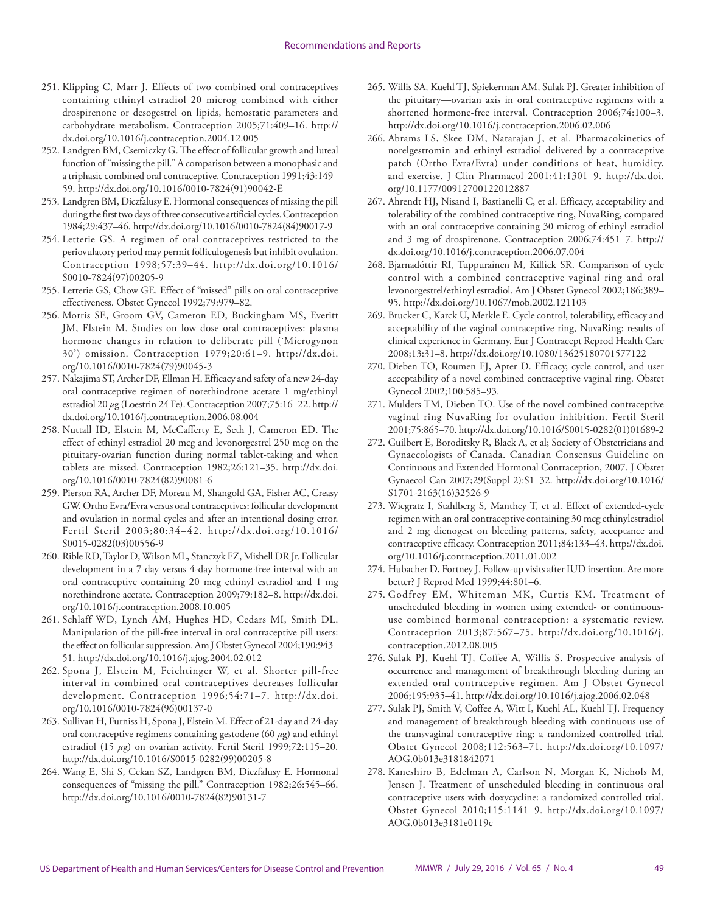251. Klipping C, Marr J. Effects of two combined oral contraceptives containing ethinyl estradiol 20 microg combined with either drospirenone or desogestrel on lipids, hemostatic parameters and carbohydrate metabolism. Contraception 2005;71:409–16. http://dx.doi.org/10.1016/j.contraception.2004.12.005
252. Landgren BM, Csemiczky G. The effect of follicular growth and luteal function of "missing the pill." A comparison between a monophasic and a triphasic combined oral contraceptive. Contraception 1991;43:149–59. http://dx.doi.org/10.1016/0010-7824(91)90042-E
253. Landgren BM, Diczfalusy E. Hormonal consequences of missing the pill during the first two days of three consecutive artificial cycles. Contraception 1984;29:437–46. http://dx.doi.org/10.1016/0010-7824(84)90017-9
254. Letterie GS. A regimen of oral contraceptives restricted to the periovulatory period may permit folliculogenesis but inhibit ovulation. Contraception 1998;57:39–44. http://dx.doi.org/10.1016/S0010-7824(97)00205-9
255. Letterie GS, Chow GE. Effect of "missed" pills on oral contraceptive effectiveness. Obstet Gynecol 1992;79:979–82.
256. Morris SE, Groom GV, Cameron ED, Buckingham MS, Everitt JM, Elstein M. Studies on low dose oral contraceptives: plasma hormone changes in relation to deliberate pill ('Microgynon 30') omission. Contraception 1979;20:61–9. http://dx.doi.org/10.1016/0010-7824(79)90045-3
257. Nakajima ST, Archer DF, Ellman H. Efficacy and safety of a new 24-day oral contraceptive regimen of norethindrone acetate 1 mg/ethinyl estradiol 20 $\mu$g (Loestrin 24 Fe). Contraception 2007;75:16–22. http://dx.doi.org/10.1016/j.contraception.2006.08.004
258. Nuttall ID, Elstein M, McCafferty E, Seth J, Cameron ED. The effect of ethinyl estradiol 20 mcg and levonorgestrel 250 mcg on the pituitary-ovarian function during normal tablet-taking and when tablets are missed. Contraception 1982;26:121–35. http://dx.doi.org/10.1016/0010-7824(82)90081-6
259. Pierson RA, Archer DF, Moreau M, Shangold GA, Fisher AC, Creasy GW. Ortho Evra/Evra versus oral contraceptives: follicular development and ovulation in normal cycles and after an intentional dosing error. Fertil Steril 2003;80:34–42. http://dx.doi.org/10.1016/S0015-0282(03)00556-9
260. Rible RD, Taylor D, Wilson ML, Stanczyk FZ, Mishell DR Jr. Follicular development in a 7-day versus 4-day hormone-free interval with an oral contraceptive containing 20 mcg ethinyl estradiol and 1 mg norethindrone acetate. Contraception 2009;79:182–8. http://dx.doi.org/10.1016/j.contraception.2008.10.005
261. Schlaff WD, Lynch AM, Hughes HD, Cedars MI, Smith DL. Manipulation of the pill-free interval in oral contraceptive pill users: the effect on follicular suppression. Am J Obstet Gynecol 2004;190:943–51. http://dx.doi.org/10.1016/j.ajog.2004.02.012
262. Spona J, Elstein M, Feichtinger W, et al. Shorter pill-free interval in combined oral contraceptives decreases follicular development. Contraception 1996;54:71–7. http://dx.doi.org/10.1016/0010-7824(96)00137-0
263. Sullivan H, Furniss H, Spona J, Elstein M. Effect of 21-day and 24-day oral contraceptive regimens containing gestodene (60 $\mu$g) and ethinyl estradiol (15 $\mu$g) on ovarian activity. Fertil Steril 1999;72:115–20. http://dx.doi.org/10.1016/S0015-0282(99)00205-8
264. Wang E, Shi S, Cekan SZ, Landgren BM, Diczfalusy E. Hormonal consequences of "missing the pill." Contraception 1982;26:545–66. http://dx.doi.org/10.1016/0010-7824(82)90131-7
265. Willis SA, Kuehl TJ, Spiekerman AM, Sulak PJ. Greater inhibition of the pituitary—ovarian axis in oral contraceptive regimens with a shortened hormone-free interval. Contraception 2006;74:100–3. http://dx.doi.org/10.1016/j.contraception.2006.02.006
266. Abrams LS, Skee DM, Natarajan J, et al. Pharmacokinetics of norelgestromin and ethinyl estradiol delivered by a contraceptive patch (Ortho Evra/Evra) under conditions of heat, humidity, and exercise. J Clin Pharmacol 2001;41:1301–9. http://dx.doi.org/10.1177/00912700122012887
267. Ahrendt HJ, Nisand I, Bastianelli C, et al. Efficacy, acceptability and tolerability of the combined contraceptive ring, NuvaRing, compared with an oral contraceptive containing 30 microg of ethinyl estradiol and 3 mg of drospirenone. Contraception 2006;74:451–7. http://dx.doi.org/10.1016/j.contraception.2006.07.004
268. Bjarnadóttir RI, Tuppurainen M, Killick SR. Comparison of cycle control with a combined contraceptive vaginal ring and oral levonorgestrel/ethinyl estradiol. Am J Obstet Gynecol 2002;186:389–95. http://dx.doi.org/10.1067/mob.2002.121103
269. Brucker C, Karck U, Merkle E. Cycle control, tolerability, efficacy and acceptability of the vaginal contraceptive ring, NuvaRing: results of clinical experience in Germany. Eur J Contracept Reprod Health Care 2008;13:31–8. http://dx.doi.org/10.1080/13625180701577122
270. Dieben TO, Roumen FJ, Apter D. Efficacy, cycle control, and user acceptability of a novel combined contraceptive vaginal ring. Obstet Gynecol 2002;100:585–93.
271. Mulders TM, Dieben TO. Use of the novel combined contraceptive vaginal ring NuvaRing for ovulation inhibition. Fertil Steril 2001;75:865–70. http://dx.doi.org/10.1016/S0015-0282(01)01689-2
272. Guilbert E, Boroditsky R, Black A, et al; Society of Obstetricians and Gynaecologists of Canada. Canadian Consensus Guideline on Continuous and Extended Hormonal Contraception, 2007. J Obstet Gynaecol Can 2007;29(Suppl 2):S1–32. http://dx.doi.org/10.1016/S1701-2163(16)32526-9
273. Wiegratz I, Stahlberg S, Manthey T, et al. Effect of extended-cycle regimen with an oral contraceptive containing 30 mcg ethinylestradiol and 2 mg dienogest on bleeding patterns, safety, acceptance and contraceptive efficacy. Contraception 2011;84:133–43. http://dx.doi.org/10.1016/j.contraception.2011.01.002
274. Hubacher D, Fortney J. Follow-up visits after IUD insertion. Are more better? J Reprod Med 1999;44:801–6.
275. Godfrey EM, Whiteman MK, Curtis KM. Treatment of unscheduled bleeding in women using extended- or continuous-use combined hormonal contraception: a systematic review. Contraception 2013;87:567–75. http://dx.doi.org/10.1016/j.contraception.2012.08.005
276. Sulak PJ, Kuehl TJ, Coffee A, Willis S. Prospective analysis of occurrence and management of breakthrough bleeding during an extended oral contraceptive regimen. Am J Obstet Gynecol 2006;195:935–41. http://dx.doi.org/10.1016/j.ajog.2006.02.048
277. Sulak PJ, Smith V, Coffee A, Witt I, Kuehl AL, Kuehl TJ. Frequency and management of breakthrough bleeding with continuous use of the transvaginal contraceptive ring: a randomized controlled trial. Obstet Gynecol 2008;112:563–71. http://dx.doi.org/10.1097/AOG.0b013e3181842071
278. Kaneshiro B, Edelman A, Carlson N, Morgan K, Nichols M, Jensen J. Treatment of unscheduled bleeding in continuous oral contraceptive users with doxycycline: a randomized controlled trial. Obstet Gynecol 2010;115:1141–9. http://dx.doi.org/10.1097/AOG.0b013e3181e0119c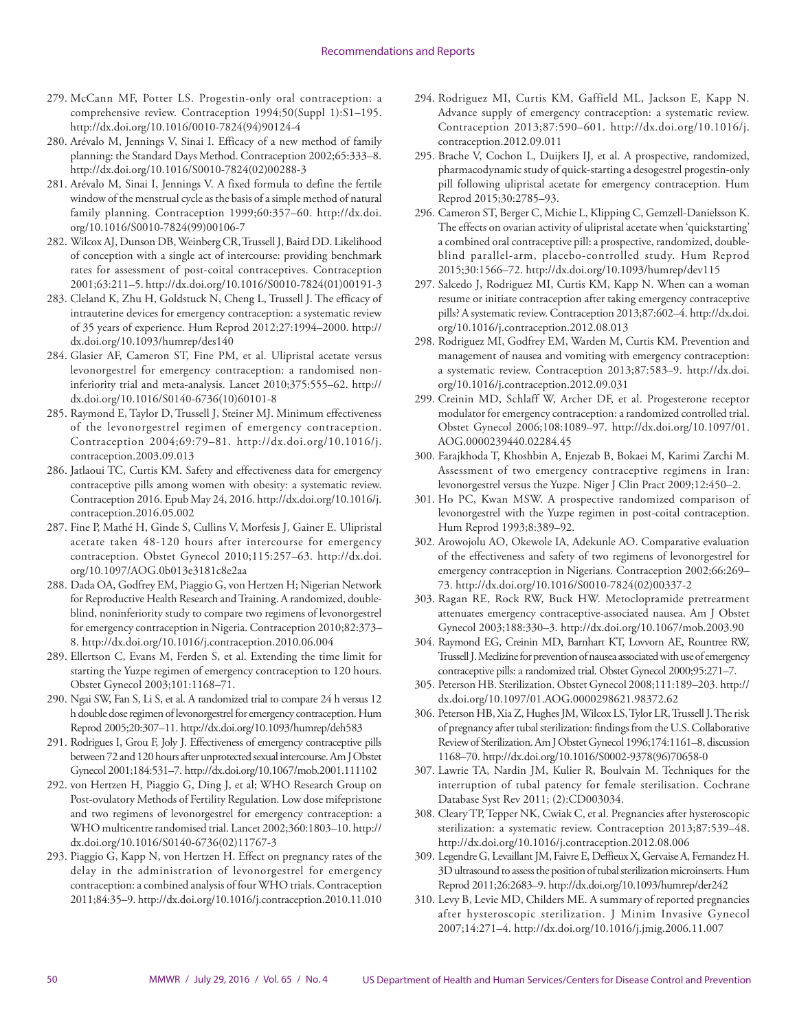279. McCann MF, Potter LS. Progestin-only oral contraception: a comprehensive review. Contraception 1994;50(Suppl 1):S1–195. http://dx.doi.org/10.1016/0010-7824(94)90124-4
280. Arévalo M, Jennings V, Sinai I. Efficacy of a new method of family planning: the Standard Days Method. Contraception 2002;65:333–8. http://dx.doi.org/10.1016/S0010-7824(02)00288-3
281. Arévalo M, Sinai I, Jennings V. A fixed formula to define the fertile window of the menstrual cycle as the basis of a simple method of natural family planning. Contraception 1999;60:357–60. http://dx.doi.org/10.1016/S0010-7824(99)00106-7
282. Wilcox AJ, Dunson DB, Weinberg CR, Trussell J, Baird DD. Likelihood of conception with a single act of intercourse: providing benchmark rates for assessment of post-coital contraceptives. Contraception 2001;63:211–5. http://dx.doi.org/10.1016/S0010-7824(01)00191-3
283. Cleland K, Zhu H, Goldstuck N, Cheng L, Trussell J. The efficacy of intrauterine devices for emergency contraception: a systematic review of 35 years of experience. Hum Reprod 2012;27:1994–2000. http://dx.doi.org/10.1093/humrep/des140
284. Glasier AF, Cameron ST, Fine PM, et al. Ulipristal acetate versus levonorgestrel for emergency contraception: a randomised non-inferiority trial and meta-analysis. Lancet 2010;375:555–62. http://dx.doi.org/10.1016/S0140-6736(10)60101-8
285. Raymond E, Taylor D, Trussell J, Steiner MJ. Minimum effectiveness of the levonorgestrel regimen of emergency contraception. Contraception 2004;69:79–81. http://dx.doi.org/10.1016/j.contraception.2003.09.013
286. Jatlaoui TC, Curtis KM. Safety and effectiveness data for emergency contraceptive pills among women with obesity: a systematic review. Contraception 2016. Epub May 24, 2016. http://dx.doi.org/10.1016/j.contraception.2016.05.002
287. Fine P, Mathé H, Ginde S, Cullins V, Morfesis J, Gainer E. Ulipristal acetate taken 48-120 hours after intercourse for emergency contraception. Obstet Gynecol 2010;115:257–63. http://dx.doi.org/10.1097/AOG.0b013e3181c8e2aa
288. Dada OA, Godfrey EM, Piaggio G, von Hertzen H; Nigerian Network for Reproductive Health Research and Training. A randomized, double-blind, noninferiority study to compare two regimens of levonorgestrel for emergency contraception in Nigeria. Contraception 2010;82:373–8. http://dx.doi.org/10.1016/j.contraception.2010.06.004
289. Ellertson C, Evans M, Ferden S, et al. Extending the time limit for starting the Yuzpe regimen of emergency contraception to 120 hours. Obstet Gynecol 2003;101:1168–71.
290. Ngai SW, Fan S, Li S, et al. A randomized trial to compare 24 h versus 12 h double dose regimen of levonorgestrel for emergency contraception. Hum Reprod 2005;20:307–11. http://dx.doi.org/10.1093/humrep/deh583
291. Rodrigues I, Grou F, Joly J. Effectiveness of emergency contraceptive pills between 72 and 120 hours after unprotected sexual intercourse. Am J Obstet Gynecol 2001;184:531–7. http://dx.doi.org/10.1067/mob.2001.111102
292. von Hertzen H, Piaggio G, Ding J, et al; WHO Research Group on Post-ovulatory Methods of Fertility Regulation. Low dose mifepristone and two regimens of levonorgestrel for emergency contraception: a WHO multicentre randomised trial. Lancet 2002;360:1803–10. http://dx.doi.org/10.1016/S0140-6736(02)11767-3
293. Piaggio G, Kapp N, von Hertzen H. Effect on pregnancy rates of the delay in the administration of levonorgestrel for emergency contraception: a combined analysis of four WHO trials. Contraception 2011;84:35–9. http://dx.doi.org/10.1016/j.contraception.2010.11.010
294. Rodriguez MI, Curtis KM, Gaffield ML, Jackson E, Kapp N. Advance supply of emergency contraception: a systematic review. Contraception 2013;87:590–601. http://dx.doi.org/10.1016/j.contraception.2012.09.011
295. Brache V, Cochon L, Duijkers IJ, et al. A prospective, randomized, pharmacodynamic study of quick-starting a desogestrel progestin-only pill following ulipristal acetate for emergency contraception. Hum Reprod 2015;30:2785–93.
296. Cameron ST, Berger C, Michie L, Klipping C, Gemzell-Danielsson K. The effects on ovarian activity of ulipristal acetate when 'quickstarting' a combined oral contraceptive pill: a prospective, randomized, double-blind parallel-arm, placebo-controlled study. Hum Reprod 2015;30:1566–72. http://dx.doi.org/10.1093/humrep/dev115
297. Salcedo J, Rodriguez MI, Curtis KM, Kapp N. When can a woman resume or initiate contraception after taking emergency contraceptive pills? A systematic review. Contraception 2013;87:602–4. http://dx.doi.org/10.1016/j.contraception.2012.08.013
298. Rodriguez MI, Godfrey EM, Warden M, Curtis KM. Prevention and management of nausea and vomiting with emergency contraception: a systematic review. Contraception 2013;87:583–9. http://dx.doi.org/10.1016/j.contraception.2012.09.031
299. Creinin MD, Schlaff W, Archer DF, et al. Progesterone receptor modulator for emergency contraception: a randomized controlled trial. Obstet Gynecol 2006;108:1089–97. http://dx.doi.org/10.1097/01.AOG.0000239440.02284.45
300. Farajkhoda T, Khoshbin A, Enjezab B, Bokaei M, Karimi Zarchi M. Assessment of two emergency contraceptive regimens in Iran: levonorgestrel versus the Yuzpe. Niger J Clin Pract 2009;12:450–2.
301. Ho PC, Kwan MSW. A prospective randomized comparison of levonorgestrel with the Yuzpe regimen in post-coital contraception. Hum Reprod 1993;8:389–92.
302. Arowojolu AO, Okewole IA, Adekunle AO. Comparative evaluation of the effectiveness and safety of two regimens of levonorgestrel for emergency contraception in Nigerians. Contraception 2002;66:269–73. http://dx.doi.org/10.1016/S0010-7824(02)00337-2
303. Ragan RE, Rock RW, Buck HW. Metoclopramide pretreatment attenuates emergency contraceptive-associated nausea. Am J Obstet Gynecol 2003;188:330–3. http://dx.doi.org/10.1067/mob.2003.90
304. Raymond EG, Creinin MD, Barnhart KT, Lovvorn AE, Rountree RW, Trussell J. Meclizine for prevention of nausea associated with use of emergency contraceptive pills: a randomized trial. Obstet Gynecol 2000;95:271–7.
305. Peterson HB. Sterilization. Obstet Gynecol 2008;111:189–203. http://dx.doi.org/10.1097/01.AOG.0000298621.98372.62
306. Peterson HB, Xia Z, Hughes JM, Wilcox LS, Tylor LR, Trussell J. The risk of pregnancy after tubal sterilization: findings from the U.S. Collaborative Review of Sterilization. Am J Obstet Gynecol 1996;174:1161–8, discussion 1168–70. http://dx.doi.org/10.1016/S0002-9378(96)70658-0
307. Lawrie TA, Nardin JM, Kulier R, Boulvain M. Techniques for the interruption of tubal patency for female sterilisation. Cochrane Database Syst Rev 2011; (2):CD003034.
308. Cleary TP, Tepper NK, Cwiak C, et al. Pregnancies after hysteroscopic sterilization: a systematic review. Contraception 2013;87:539–48. http://dx.doi.org/10.1016/j.contraception.2012.08.006
309. Legendre G, Levaillant JM, Faivre E, Deffieux X, Gervaise A, Fernandez H. 3D ultrasound to assess the position of tubal sterilization microinserts. Hum Reprod 2011;26:2683–9. http://dx.doi.org/10.1093/humrep/der242
310. Levy B, Levie MD, Childers ME. A summary of reported pregnancies after hysteroscopic sterilization. J Minim Invasive Gynecol 2007;14:271–4. http://dx.doi.org/10.1016/j.jmig.2006.11.007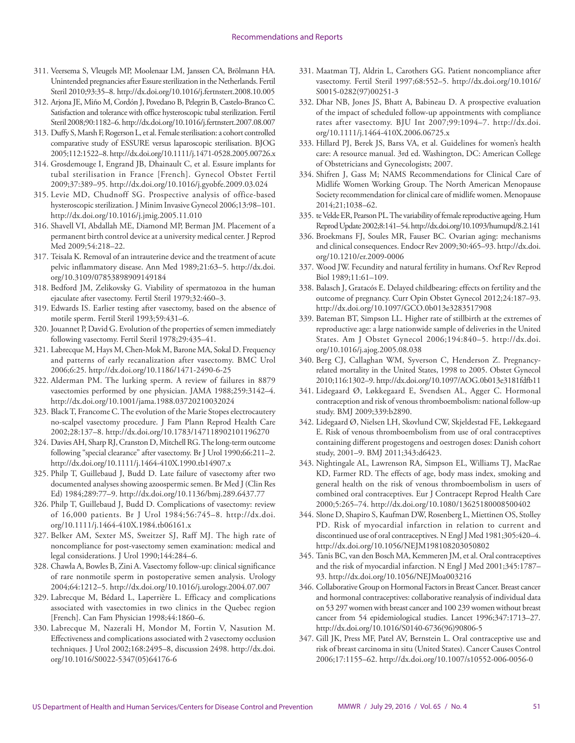311. Veersema S, Vleugels MP, Moolenaar LM, Janssen CA, Brölmann HA. Unintended pregnancies after Essure sterilization in the Netherlands. Fertil Steril 2010;93:35–8. http://dx.doi.org/10.1016/j.fertnstert.2008.10.005
312. Arjona JE, Miño M, Cordón J, Povedano B, Pelegrin B, Castelo-Branco C. Satisfaction and tolerance with office hysteroscopic tubal sterilization. Fertil Steril 2008;90:1182–6. http://dx.doi.org/10.1016/j.fertnstert.2007.08.007
313. Duffy S, Marsh F, Rogerson L, et al. Female sterilisation: a cohort controlled comparative study of ESSURE versus laparoscopic sterilisation. BJOG 2005;112:1522–8. http://dx.doi.org/10.1111/j.1471-0528.2005.00726.x
314. Grosdemouge I, Engrand JB, Dhainault C, et al. Essure implants for tubal sterilisation in France [French]. Gynecol Obstet Fertil 2009;37:389–95. http://dx.doi.org/10.1016/j.gyobfe.2009.03.024
315. Levie MD, Chudnoff SG. Prospective analysis of office-based hysteroscopic sterilization. J Minim Invasive Gynecol 2006;13:98–101. http://dx.doi.org/10.1016/j.jmig.2005.11.010
316. Shavell VI, Abdallah ME, Diamond MP, Berman JM. Placement of a permanent birth control device at a university medical center. J Reprod Med 2009;54:218–22.
317. Teisala K. Removal of an intrauterine device and the treatment of acute pelvic inflammatory disease. Ann Med 1989;21:63–5. http://dx.doi.org/10.3109/07853898909149184
318. Bedford JM, Zelikovsky G. Viability of spermatozoa in the human ejaculate after vasectomy. Fertil Steril 1979;32:460–3.
319. Edwards IS. Earlier testing after vasectomy, based on the absence of motile sperm. Fertil Steril 1993;59:431–6.
320. Jouannet P, David G. Evolution of the properties of semen immediately following vasectomy. Fertil Steril 1978;29:435–41.
321. Labrecque M, Hays M, Chen-Mok M, Barone MA, Sokal D. Frequency and patterns of early recanalization after vasectomy. BMC Urol 2006;6:25. http://dx.doi.org/10.1186/1471-2490-6-25
322. Alderman PM. The lurking sperm. A review of failures in 8879 vasectomies performed by one physician. JAMA 1988;259:3142–4. http://dx.doi.org/10.1001/jama.1988.03720210032024
323. Black T, Francome C. The evolution of the Marie Stopes electrocautery no-scalpel vasectomy procedure. J Fam Plann Reprod Health Care 2002;28:137–8. http://dx.doi.org/10.1783/147118902101196270
324. Davies AH, Sharp RJ, Cranston D, Mitchell RG. The long-term outcome following "special clearance" after vasectomy. Br J Urol 1990;66:211–2. http://dx.doi.org/10.1111/j.1464-410X.1990.tb14907.x
325. Philp T, Guillebaud J, Budd D. Late failure of vasectomy after two documented analyses showing azoospermic semen. Br Med J (Clin Res Ed) 1984;289:77–9. http://dx.doi.org/10.1136/bmj.289.6437.77
326. Philp T, Guillebaud J, Budd D. Complications of vasectomy: review of 16,000 patients. Br J Urol 1984;56:745–8. http://dx.doi.org/10.1111/j.1464-410X.1984.tb06161.x
327. Belker AM, Sexter MS, Sweitzer SJ, Raff MJ. The high rate of noncompliance for post-vasectomy semen examination: medical and legal considerations. J Urol 1990;144:284–6.
328. Chawla A, Bowles B, Zini A. Vasectomy follow-up: clinical significance of rare nonmotile sperm in postoperative semen analysis. Urology 2004;64:1212–5. http://dx.doi.org/10.1016/j.urology.2004.07.007
329. Labrecque M, Bédard L, Laperrière L. Efficacy and complications associated with vasectomies in two clinics in the Quebec region [French]. Can Fam Physician 1998;44:1860–6.
330. Labrecque M, Nazerali H, Mondor M, Fortin V, Nasution M. Effectiveness and complications associated with 2 vasectomy occlusion techniques. J Urol 2002;168:2495–8, discussion 2498. http://dx.doi.org/10.1016/S0022-5347(05)64176-6
331. Maatman TJ, Aldrin L, Carothers GG. Patient noncompliance after vasectomy. Fertil Steril 1997;68:552–5. http://dx.doi.org/10.1016/S0015-0282(97)00251-3
332. Dhar NB, Jones JS, Bhatt A, Babineau D. A prospective evaluation of the impact of scheduled follow-up appointments with compliance rates after vasectomy. BJU Int 2007;99:1094–7. http://dx.doi.org/10.1111/j.1464-410X.2006.06725.x
333. Hillard PJ, Berek JS, Barss VA, et al. Guidelines for women's health care: A resource manual. 3rd ed. Washington, DC: American College of Obstetricians and Gynecologists; 2007.
334. Shifren J, Gass M; NAMS Recommendations for Clinical Care of Midlife Women Working Group. The North American Menopause Society recommendation for clinical care of midlife women. Menopause 2014;21;1038–62.
335. te Velde ER, Pearson PL. The variability of female reproductive ageing. Hum Reprod Update 2002;8:141–54. http://dx.doi.org/10.1093/humupd/8.2.141
336. Broekmans FJ, Soules MR, Fauser BC. Ovarian aging: mechanisms and clinical consequences. Endocr Rev 2009;30:465–93. http://dx.doi.org/10.1210/er.2009-0006
337. Wood JW. Fecundity and natural fertility in humans. Oxf Rev Reprod Biol 1989;11:61–109.
338. Balasch J, Gratacós E. Delayed childbearing: effects on fertility and the outcome of pregnancy. Curr Opin Obstet Gynecol 2012;24:187–93. http://dx.doi.org/10.1097/GCO.0b013e3283517908
339. Bateman BT, Simpson LL. Higher rate of stillbirth at the extremes of reproductive age: a large nationwide sample of deliveries in the United States. Am J Obstet Gynecol 2006;194:840–5. http://dx.doi.org/10.1016/j.ajog.2005.08.038
340. Berg CJ, Callaghan WM, Syverson C, Henderson Z. Pregnancy-related mortality in the United States, 1998 to 2005. Obstet Gynecol 2010;116:1302–9. http://dx.doi.org/10.1097/AOG.0b013e3181fdfb11
341. Lidegaard Ø, Løkkegaard E, Svendsen AL, Agger C. Hormonal contraception and risk of venous thromboembolism: national follow-up study. BMJ 2009;339:b2890.
342. Lidegaard Ø, Nielsen LH, Skovlund CW, Skjeldestad FE, Løkkegaard E. Risk of venous thromboembolism from use of oral contraceptives containing different progestogens and oestrogen doses: Danish cohort study, 2001–9. BMJ 2011;343:d6423.
343. Nightingale AL, Lawrenson RA, Simpson EL, Williams TJ, MacRae KD, Farmer RD. The effects of age, body mass index, smoking and general health on the risk of venous thromboembolism in users of combined oral contraceptives. Eur J Contracept Reprod Health Care 2000;5:265–74. http://dx.doi.org/10.1080/13625180008500402
344. Slone D, Shapiro S, Kaufman DW, Rosenberg L, Miettinen OS, Stolley PD. Risk of myocardial infarction in relation to current and discontinued use of oral contraceptives. N Engl J Med 1981;305:420–4. http://dx.doi.org/10.1056/NEJM198108203050802
345. Tanis BC, van den Bosch MA, Kemmeren JM, et al. Oral contraceptives and the risk of myocardial infarction. N Engl J Med 2001;345:1787–93. http://dx.doi.org/10.1056/NEJMoa003216
346. Collaborative Group on Hormonal Factors in Breast Cancer. Breast cancer and hormonal contraceptives: collaborative reanalysis of individual data on 53 297 women with breast cancer and 100 239 women without breast cancer from 54 epidemiological studies. Lancet 1996;347:1713–27. http://dx.doi.org/10.1016/S0140-6736(96)90806-5
347. Gill JK, Press MF, Patel AV, Bernstein L. Oral contraceptive use and risk of breast carcinoma in situ (United States). Cancer Causes Control 2006;17:1155–62. http://dx.doi.org/10.1007/s10552-006-0056-0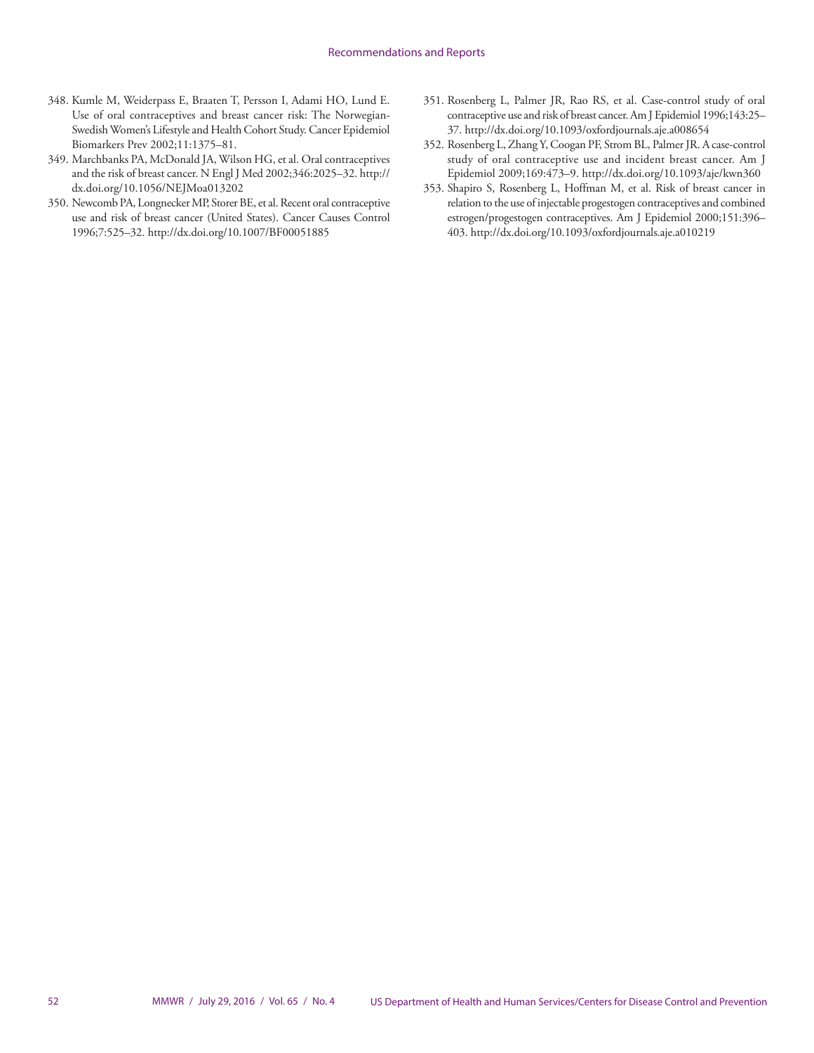348. Kumle M, Weiderpass E, Braaten T, Persson I, Adami HO, Lund E. Use of oral contraceptives and breast cancer risk: The Norwegian-Swedish Women's Lifestyle and Health Cohort Study. Cancer Epidemiol Biomarkers Prev 2002;11:1375–81.
349. Marchbanks PA, McDonald JA, Wilson HG, et al. Oral contraceptives and the risk of breast cancer. N Engl J Med 2002;346:2025–32. http://dx.doi.org/10.1056/NEJMoa013202
350. Newcomb PA, Longnecker MP, Storer BE, et al. Recent oral contraceptive use and risk of breast cancer (United States). Cancer Causes Control 1996;7:525–32. http://dx.doi.org/10.1007/BF00051885
351. Rosenberg L, Palmer JR, Rao RS, et al. Case-control study of oral contraceptive use and risk of breast cancer. Am J Epidemiol 1996;143:25–37. http://dx.doi.org/10.1093/oxfordjournals.aje.a008654
352. Rosenberg L, Zhang Y, Coogan PF, Strom BL, Palmer JR. A case-control study of oral contraceptive use and incident breast cancer. Am J Epidemiol 2009;169:473–9. http://dx.doi.org/10.1093/aje/kwn360
353. Shapiro S, Rosenberg L, Hoffman M, et al. Risk of breast cancer in relation to the use of injectable progestogen contraceptives and combined estrogen/progestogen contraceptives. Am J Epidemiol 2000;151:396–403. http://dx.doi.org/10.1093/oxfordjournals.aje.a010219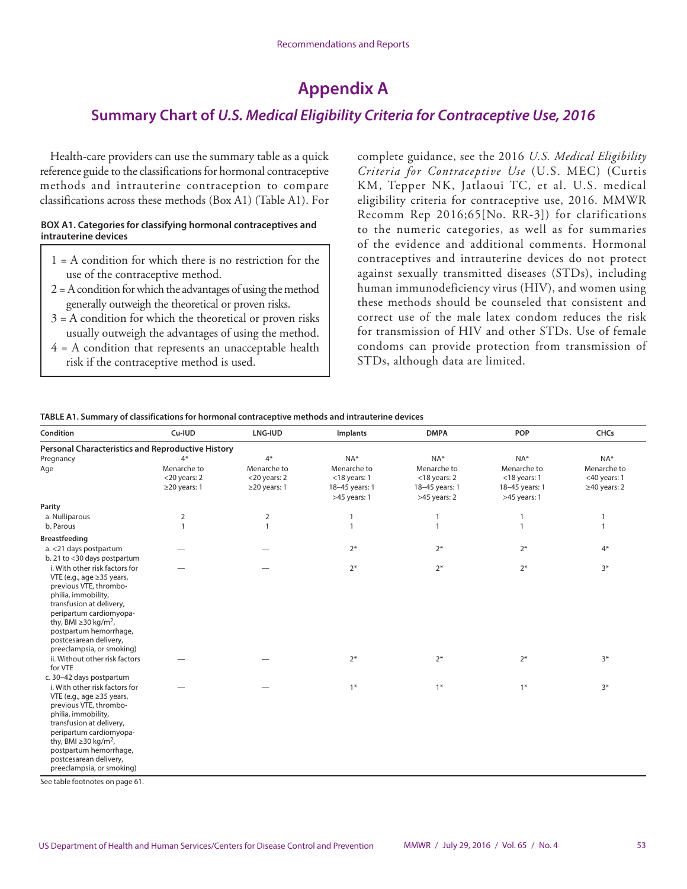# Appendix A

## Summary Chart of *U.S. Medical Eligibility Criteria for Contraceptive Use, 2016*

Health-care providers can use the summary table as a quick reference guide to the classifications for hormonal contraceptive methods and intrauterine contraception to compare classifications across these methods (Box A1) (Table A1). For complete guidance, see the 2016 *U.S. Medical Eligibility Criteria for Contraceptive Use* (U.S. MEC) (Curtis KM, Tepper NK, Jatlaoui TC, et al. U.S. medical eligibility criteria for contraceptive use, 2016. MMWR Recomm Rep 2016;65[No. RR-3]) for clarifications to the numeric categories, as well as for summaries of the evidence and additional comments. Hormonal contraceptives and intrauterine devices do not protect against sexually transmitted diseases (STDs), including human immunodeficiency virus (HIV), and women using these methods should be counseled that consistent and correct use of the male latex condom reduces the risk for transmission of HIV and other STDs. Use of female condoms can provide protection from transmission of STDs, although data are limited.

**BOX A1. Categories for classifying hormonal contraceptives and intrauterine devices**

1 = A condition for which there is no restriction for the use of the contraceptive method.
2 = A condition for which the advantages of using the method generally outweigh the theoretical or proven risks.
3 = A condition for which the theoretical or proven risks usually outweigh the advantages of using the method.
4 = A condition that represents an unacceptable health risk if the contraceptive method is used.

**TABLE A1. Summary of classifications for hormonal contraceptive methods and intrauterine devices**

| Condition | Cu-IUD | LNG-IUD | Implants | DMPA | POP | CHCs |
|---|---|---|---|---|---|---|
| **Personal Characteristics and Reproductive History** | | | | | | |
| Pregnancy | 4* | 4* | NA* | NA* | NA* | NA* |
| Age | Menarche to <20 years: 2<br>≥20 years: 1 | Menarche to <20 years: 2<br>≥20 years: 1 | Menarche to <18 years: 1<br>18–45 years: 1<br>>45 years: 1 | Menarche to <18 years: 2<br>18–45 years: 1<br>>45 years: 2 | Menarche to <18 years: 1<br>18–45 years: 1<br>>45 years: 1 | Menarche to <40 years: 1<br>≥40 years: 2 |
| **Parity** | | | | | | |
| a. Nulliparous | 2 | 2 | 1 | 1 | 1 | 1 |
| b. Parous | 1 | 1 | 1 | 1 | 1 | 1 |
| **Breastfeeding** | | | | | | |
| a. <21 days postpartum | — | — | 2* | 2* | 2* | 4* |
| b. 21 to <30 days postpartum | | | | | | |
| i. With other risk factors for VTE (e.g., age ≥35 years, previous VTE, thrombophilia, immobility, transfusion at delivery, peripartum cardiomyopathy, BMI ≥30 kg/m², postpartum hemorrhage, postcesarean delivery, preeclampsia, or smoking) | — | — | 2* | 2* | 2* | 3* |
| ii. Without other risk factors for VTE | — | — | 2* | 2* | 2* | 3* |
| c. 30–42 days postpartum | | | | | | |
| i. With other risk factors for VTE (e.g., age ≥35 years, previous VTE, thrombophilia, immobility, transfusion at delivery, peripartum cardiomyopathy, BMI ≥30 kg/m², postpartum hemorrhage, postcesarean delivery, preeclampsia, or smoking) | — | — | 1* | 1* | 1* | 3* |

See table footnotes on page 61.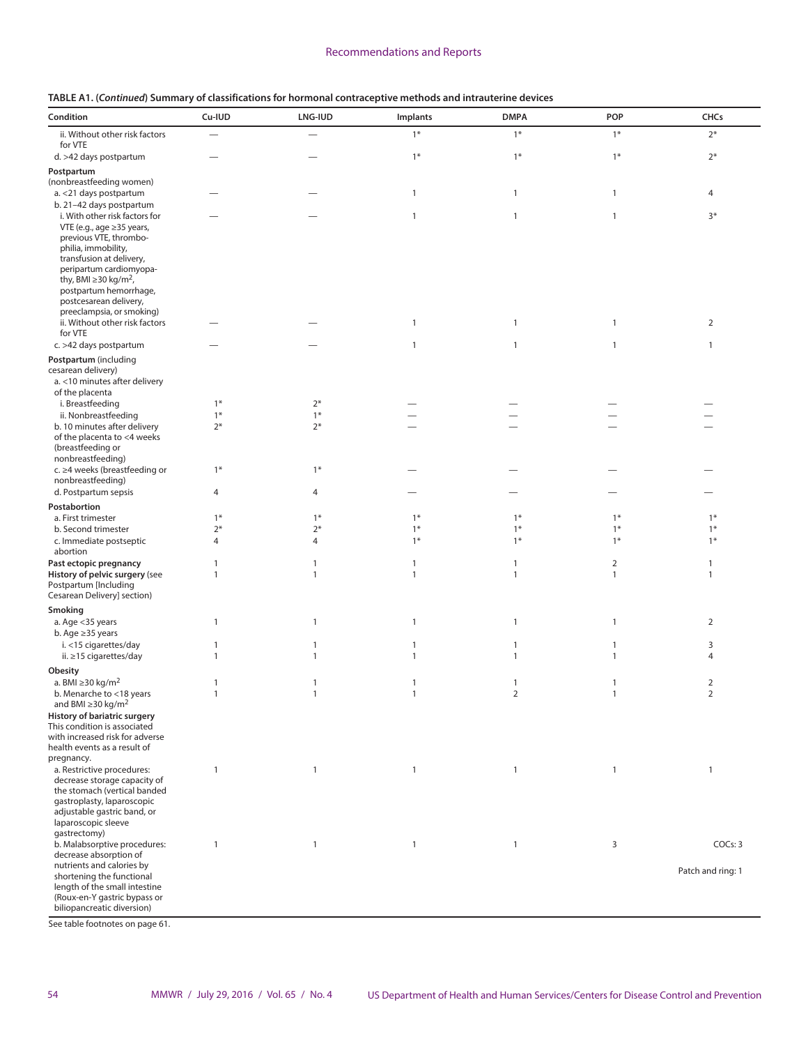**TABLE A1. (*Continued*) Summary of classifications for hormonal contraceptive methods and intrauterine devices**

| Condition | Cu-IUD | LNG-IUD | Implants | DMPA | POP | CHCs |
|---|---|---|---|---|---|---|
| ii. Without other risk factors for VTE | — | — | 1* | 1* | 1* | 2* |
| d. >42 days postpartum | — | — | 1* | 1* | 1* | 2* |
| **Postpartum** (nonbreastfeeding women) | | | | | | |
| a. <21 days postpartum | — | — | 1 | 1 | 1 | 4 |
| b. 21–42 days postpartum | | | | | | |
| i. With other risk factors for VTE (e.g., age ≥35 years, previous VTE, thrombophilia, immobility, transfusion at delivery, peripartum cardiomyopathy, BMI ≥30 kg/m², postpartum hemorrhage, postcesarean delivery, preeclampsia, or smoking) | — | — | 1 | 1 | 1 | 3* |
| ii. Without other risk factors for VTE | — | — | 1 | 1 | 1 | 2 |
| c. >42 days postpartum | — | — | 1 | 1 | 1 | 1 |
| **Postpartum** (including cesarean delivery) | | | | | | |
| a. <10 minutes after delivery of the placenta | | | | | | |
| i. Breastfeeding | 1* | 2* | — | — | — | — |
| ii. Nonbreastfeeding | 1* | 1* | — | — | — | — |
| b. 10 minutes after delivery of the placenta to <4 weeks (breastfeeding or nonbreastfeeding) | 2* | 2* | — | — | — | — |
| c. ≥4 weeks (breastfeeding or nonbreastfeeding) | 1* | 1* | — | — | — | — |
| d. Postpartum sepsis | 4 | 4 | — | — | — | — |
| **Postabortion** | | | | | | |
| a. First trimester | 1* | 1* | 1* | 1* | 1* | 1* |
| b. Second trimester | 2* | 2* | 1* | 1* | 1* | 1* |
| c. Immediate postseptic abortion | 4 | 4 | 1* | 1* | 1* | 1* |
| **Past ectopic pregnancy** | 1 | 1 | 1 | 1 | 2 | 1 |
| **History of pelvic surgery** (see Postpartum [Including Cesarean Delivery] section) | 1 | 1 | 1 | 1 | 1 | 1 |
| **Smoking** | | | | | | |
| a. Age <35 years | 1 | 1 | 1 | 1 | 1 | 2 |
| b. Age ≥35 years | | | | | | |
| i. <15 cigarettes/day | 1 | 1 | 1 | 1 | 1 | 3 |
| ii. ≥15 cigarettes/day | 1 | 1 | 1 | 1 | 1 | 4 |
| **Obesity** | | | | | | |
| a. BMI ≥30 kg/m² | 1 | 1 | 1 | 1 | 1 | 2 |
| b. Menarche to <18 years and BMI ≥30 kg/m² | 1 | 1 | 1 | 2 | 1 | 2 |
| **History of bariatric surgery** This condition is associated with increased risk for adverse health events as a result of pregnancy. | | | | | | |
| a. Restrictive procedures: decrease storage capacity of the stomach (vertical banded gastroplasty, laparoscopic adjustable gastric band, or laparoscopic sleeve gastrectomy) | 1 | 1 | 1 | 1 | 1 | 1 |
| b. Malabsorptive procedures: decrease absorption of nutrients and calories by shortening the functional length of the small intestine (Roux-en-Y gastric bypass or biliopancreatic diversion) | 1 | 1 | 1 | 1 | 3 | COCs: 3<br>Patch and ring: 1 |

See table footnotes on page 61.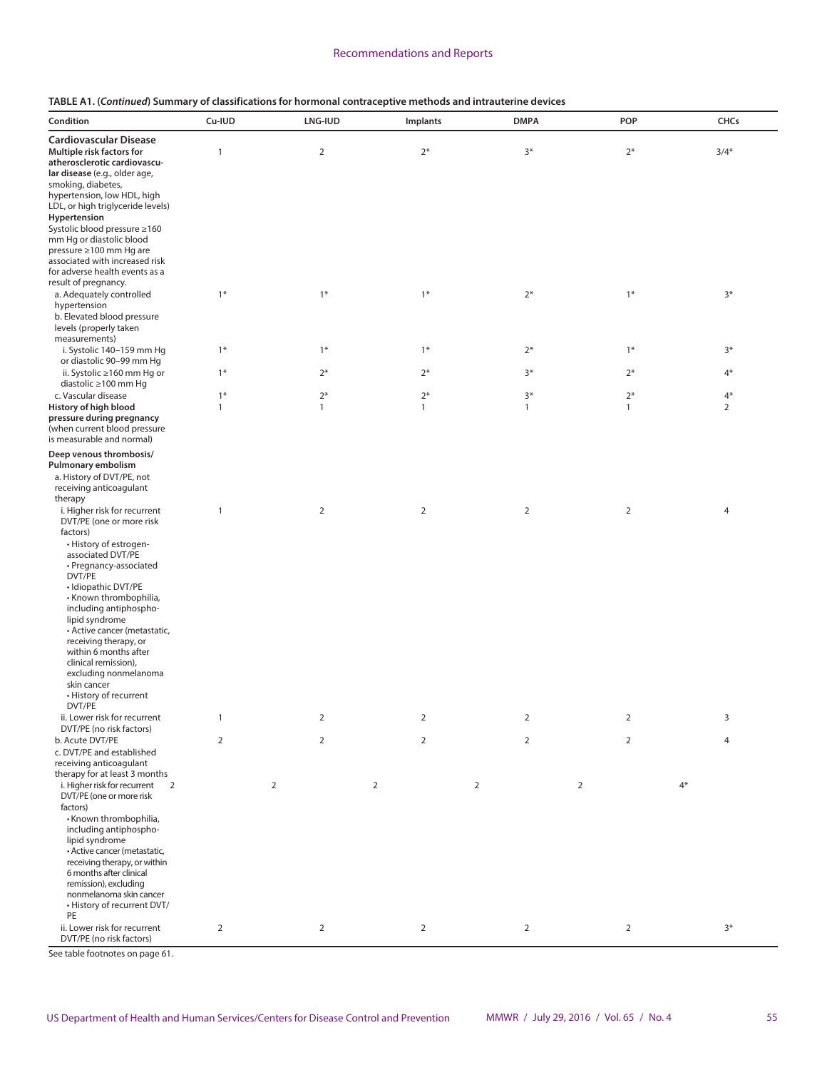**TABLE A1. (*Continued*) Summary of classifications for hormonal contraceptive methods and intrauterine devices**

| Condition | Cu-IUD | LNG-IUD | Implants | DMPA | POP | CHCs |
|---|---|---|---|---|---|---|
| **Cardiovascular Disease** | | | | | | |
| **Multiple risk factors for atherosclerotic cardiovascular disease** (e.g., older age, smoking, diabetes, hypertension, low HDL, high LDL, or high triglyceride levels) | 1 | 2 | 2* | 3* | 2* | 3/4* |
| **Hypertension** Systolic blood pressure ≥160 mm Hg or diastolic blood pressure ≥100 mm Hg are associated with increased risk for adverse health events as a result of pregnancy. | | | | | | |
| a. Adequately controlled hypertension | 1* | 1* | 1* | 2* | 1* | 3* |
| b. Elevated blood pressure levels (properly taken measurements) | | | | | | |
| i. Systolic 140–159 mm Hg or diastolic 90–99 mm Hg | 1* | 1* | 1* | 2* | 1* | 3* |
| ii. Systolic ≥160 mm Hg or diastolic ≥100 mm Hg | 1* | 2* | 2* | 3* | 2* | 4* |
| c. Vascular disease | 1* | 2* | 2* | 3* | 2* | 4* |
| **History of high blood pressure during pregnancy** (when current blood pressure is measurable and normal) | 1 | 1 | 1 | 1 | 1 | 2 |
| **Deep venous thrombosis/ Pulmonary embolism** | | | | | | |
| a. History of DVT/PE, not receiving anticoagulant therapy | | | | | | |
| i. Higher risk for recurrent DVT/PE (one or more risk factors)<br>• History of estrogen-associated DVT/PE<br>• Pregnancy-associated DVT/PE<br>• Idiopathic DVT/PE<br>• Known thrombophilia, including antiphospholipid syndrome<br>• Active cancer (metastatic, receiving therapy, or within 6 months after clinical remission), excluding nonmelanoma skin cancer<br>• History of recurrent DVT/PE | 1 | 2 | 2 | 2 | 2 | 4 |
| ii. Lower risk for recurrent DVT/PE (no risk factors) | 1 | 2 | 2 | 2 | 2 | 3 |
| b. Acute DVT/PE | 2 | 2 | 2 | 2 | 2 | 4 |
| c. DVT/PE and established receiving anticoagulant therapy for at least 3 months | | | | | | |
| i. Higher risk for recurrent DVT/PE (one or more risk factors)<br>• Known thrombophilia, including antiphospholipid syndrome<br>• Active cancer (metastatic, receiving therapy, or within 6 months after clinical remission), excluding nonmelanoma skin cancer<br>• History of recurrent DVT/PE | 2 | 2 | 2 | 2 | 2 | 4* |
| ii. Lower risk for recurrent DVT/PE (no risk factors) | 2 | 2 | 2 | 2 | 2 | 3* |

See table footnotes on page 61.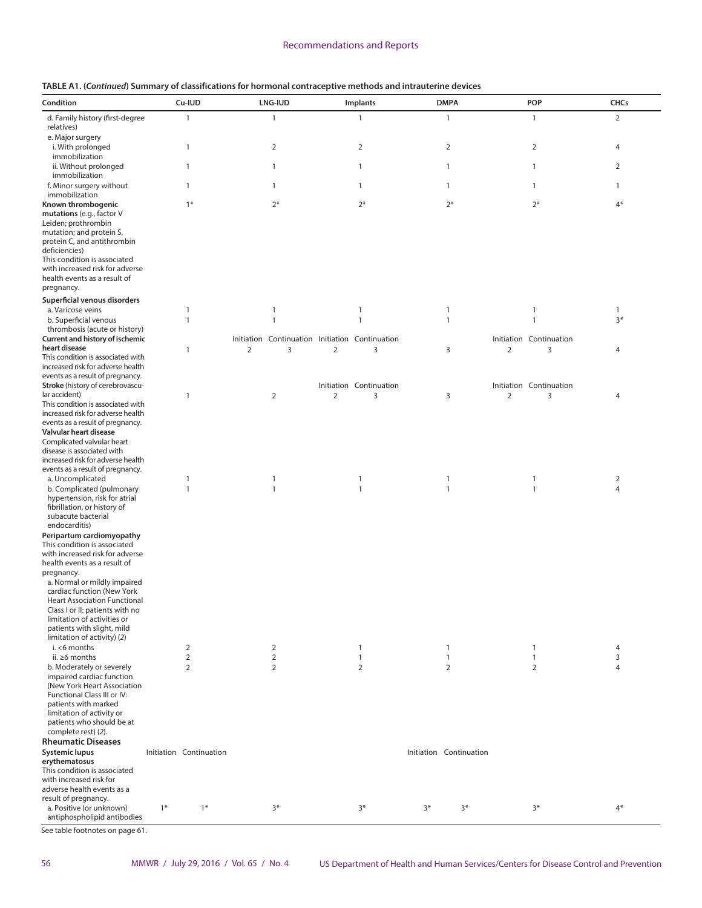**TABLE A1. (*Continued*) Summary of classifications for hormonal contraceptive methods and intrauterine devices**

| Condition | Cu-IUD | LNG-IUD | Implants | DMPA | POP | CHCs |
|---|---|---|---|---|---|---|
| d. Family history (first-degree relatives) | 1 | 1 | 1 | 1 | 1 | 2 |
| e. Major surgery | | | | | | |
| i. With prolonged immobilization | 1 | 2 | 2 | 2 | 2 | 4 |
| ii. Without prolonged immobilization | 1 | 1 | 1 | 1 | 1 | 2 |
| f. Minor surgery without immobilization | 1 | 1 | 1 | 1 | 1 | 1 |
| **Known thrombogenic mutations** (e.g., factor V Leiden; prothrombin mutation; and protein S, protein C, and antithrombin deficiencies) This condition is associated with increased risk for adverse health events as a result of pregnancy. | 1* | 2* | 2* | 2* | 2* | 4* |
| **Superficial venous disorders** | | | | | | |
| a. Varicose veins | 1 | 1 | 1 | 1 | 1 | 1 |
| b. Superficial venous thrombosis (acute or history) | 1 | 1 | 1 | 1 | 1 | 3* |
| **Current and history of ischemic heart disease** This condition is associated with increased risk for adverse health events as a result of pregnancy. | 1 | Initiation: 2; Continuation: 3 | Initiation: 2; Continuation: 3 | 3 | Initiation: 2; Continuation: 3 | 4 |
| **Stroke** (history of cerebrovascular accident) This condition is associated with increased risk for adverse health events as a result of pregnancy. | 1 | 2 | Initiation: 2; Continuation: 3 | 3 | Initiation: 2; Continuation: 3 | 4 |
| **Valvular heart disease** Complicated valvular heart disease is associated with increased risk for adverse health events as a result of pregnancy. | | | | | | |
| a. Uncomplicated | 1 | 1 | 1 | 1 | 1 | 2 |
| b. Complicated (pulmonary hypertension, risk for atrial fibrillation, or history of subacute bacterial endocarditis) | 1 | 1 | 1 | 1 | 1 | 4 |
| **Peripartum cardiomyopathy** This condition is associated with increased risk for adverse health events as a result of pregnancy. | | | | | | |
| a. Normal or mildly impaired cardiac function (New York Heart Association Functional Class I or II: patients with no limitation of activities or patients with slight, mild limitation of activity) (*2*) | | | | | | |
| i. <6 months | 2 | 2 | 1 | 1 | 1 | 4 |
| ii. ≥6 months | 2 | 2 | 1 | 1 | 1 | 3 |
| b. Moderately or severely impaired cardiac function (New York Heart Association Functional Class III or IV: patients with marked limitation of activity or patients who should be at complete rest) (*2*). | 2 | 2 | 2 | 2 | 2 | 4 |
| **Rheumatic Diseases** | | | | | | |
| **Systemic lupus erythematosus** This condition is associated with increased risk for adverse health events as a result of pregnancy. | | | | | | |
| a. Positive (or unknown) antiphospholipid antibodies | Initiation: 1*; Continuation: 1* | 3* | 3* | Initiation: 3*; Continuation: 3* | 3* | 4* |

See table footnotes on page 61.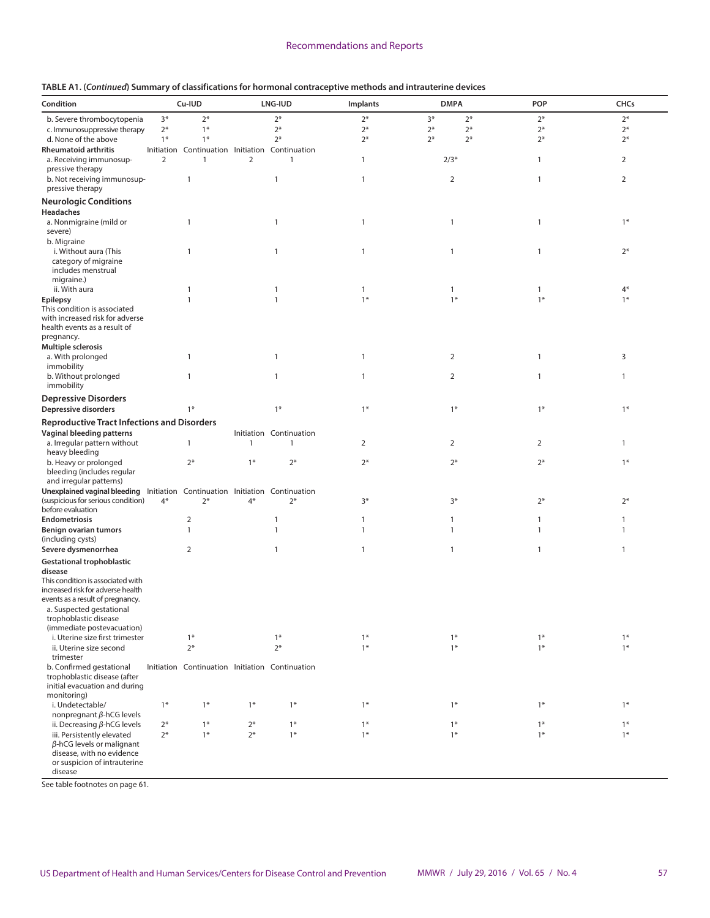**TABLE A1. (*Continued*) Summary of classifications for hormonal contraceptive methods and intrauterine devices**

| Condition | Cu-IUD | | LNG-IUD | | Implants | DMPA | | POP | CHCs |
|---|---|---|---|---|---|---|---|---|---|
| b. Severe thrombocytopenia | 3* | 2* | 2* | | 2* | 3* | 2* | 2* | 2* |
| c. Immunosuppressive therapy | 2* | 1* | 2* | | 2* | 2* | 2* | 2* | 2* |
| d. None of the above | 1* | 1* | 2* | | 2* | 2* | 2* | 2* | 2* |
| **Rheumatoid arthritis** | Initiation | Continuation | Initiation | Continuation | | | | | |
| a. Receiving immunosuppressive therapy | 2 | 1 | 2 | 1 | 1 | 2/3* | | 1 | 2 |
| b. Not receiving immunosuppressive therapy | 1 | | 1 | | 1 | 2 | | 1 | 2 |
| **Neurologic Conditions** | | | | | | | | | |
| **Headaches** | | | | | | | | | |
| a. Nonmigraine (mild or severe) | 1 | | 1 | | 1 | 1 | | 1 | 1* |
| b. Migraine | | | | | | | | | |
| i. Without aura (This category of migraine includes menstrual migraine.) | 1 | | 1 | | 1 | 1 | | 1 | 2* |
| ii. With aura | 1 | | 1 | | 1 | 1 | | 1 | 4* |
| **Epilepsy** This condition is associated with increased risk for adverse health events as a result of pregnancy. | 1 | | 1 | | 1* | 1* | | 1* | 1* |
| **Multiple sclerosis** | | | | | | | | | |
| a. With prolonged immobility | 1 | | 1 | | 1 | 2 | | 1 | 3 |
| b. Without prolonged immobility | 1 | | 1 | | 1 | 2 | | 1 | 1 |
| **Depressive Disorders** | | | | | | | | | |
| **Depressive disorders** | 1* | | 1* | | 1* | 1* | | 1* | 1* |
| **Reproductive Tract Infections and Disorders** | | | | | | | | | |
| **Vaginal bleeding patterns** | | | Initiation | Continuation | | | | | |
| a. Irregular pattern without heavy bleeding | 1 | | 1 | 1 | 2 | 2 | | 2 | 1 |
| b. Heavy or prolonged bleeding (includes regular and irregular patterns) | 2* | | 1* | 2* | 2* | 2* | | 2* | 1* |
| **Unexplained vaginal bleeding** (suspicious for serious condition) before evaluation | Initiation 4* | Continuation 2* | Initiation 4* | Continuation 2* | 3* | 3* | | 2* | 2* |
| **Endometriosis** | 2 | | 1 | | 1 | 1 | | 1 | 1 |
| **Benign ovarian tumors** (including cysts) | 1 | | 1 | | 1 | 1 | | 1 | 1 |
| **Severe dysmenorrhea** | 2 | | 1 | | 1 | 1 | | 1 | 1 |
| **Gestational trophoblastic disease** This condition is associated with increased risk for adverse health events as a result of pregnancy. | | | | | | | | | |
| a. Suspected gestational trophoblastic disease (immediate postevacuation) | | | | | | | | | |
| i. Uterine size first trimester | 1* | | 1* | | 1* | 1* | | 1* | 1* |
| ii. Uterine size second trimester | 2* | | 2* | | 1* | 1* | | 1* | 1* |
| b. Confirmed gestational trophoblastic disease (after initial evacuation and during monitoring) | Initiation | Continuation | Initiation | Continuation | | | | | |
| i. Undetectable/nonpregnant β-hCG levels | 1* | 1* | 1* | 1* | 1* | 1* | | 1* | 1* |
| ii. Decreasing β-hCG levels | 2* | 1* | 2* | 1* | 1* | 1* | | 1* | 1* |
| iii. Persistently elevated β-hCG levels or malignant disease, with no evidence or suspicion of intrauterine disease | 2* | 1* | 2* | 1* | 1* | 1* | | 1* | 1* |

See table footnotes on page 61.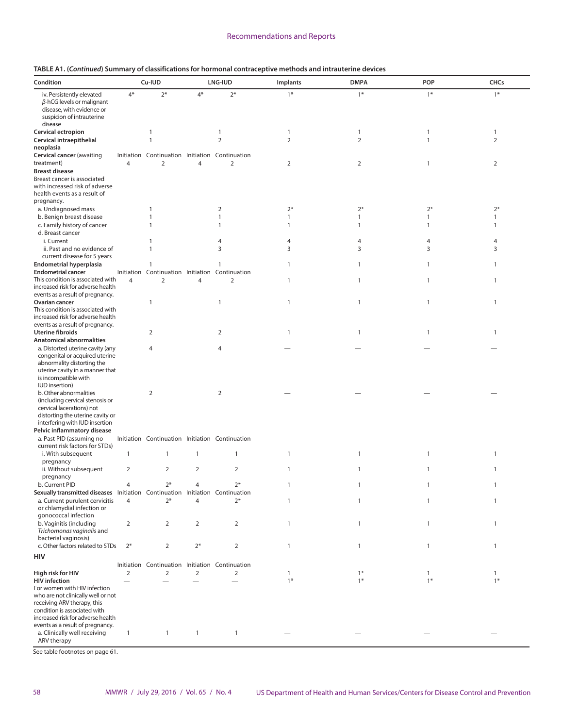**TABLE A1. (*Continued*) Summary of classifications for hormonal contraceptive methods and intrauterine devices**

| Condition | Cu-IUD | | LNG-IUD | | Implants | DMPA | POP | CHCs |
|---|---|---|---|---|---|---|---|---|
| iv. Persistently elevated β-hCG levels or malignant disease, with evidence or suspicion of intrauterine disease | 4* | 2* | 4* | 2* | 1* | 1* | 1* | 1* |
| **Cervical ectropion** | 1 | | 1 | | 1 | 1 | 1 | 1 |
| **Cervical intraepithelial neoplasia** | 1 | | 2 | | 2 | 2 | 1 | 2 |
| **Cervical cancer** (awaiting treatment) | Initiation | Continuation | Initiation | Continuation | | | | |
| | 4 | 2 | 4 | 2 | 2 | 2 | 1 | 2 |
| **Breast disease** Breast cancer is associated with increased risk of adverse health events as a result of pregnancy. | | | | | | | | |
| a. Undiagnosed mass | 1 | | 2 | | 2* | 2* | 2* | 2* |
| b. Benign breast disease | 1 | | 1 | | 1 | 1 | 1 | 1 |
| c. Family history of cancer | 1 | | 1 | | 1 | 1 | 1 | 1 |
| d. Breast cancer | | | | | | | | |
| i. Current | 1 | | 4 | | 4 | 4 | 4 | 4 |
| ii. Past and no evidence of current disease for 5 years | 1 | | 3 | | 3 | 3 | 3 | 3 |
| **Endometrial hyperplasia** | 1 | | 1 | | 1 | 1 | 1 | 1 |
| **Endometrial cancer** | Initiation | Continuation | Initiation | Continuation | | | | |
| This condition is associated with increased risk for adverse health events as a result of pregnancy. | 4 | 2 | 4 | 2 | 1 | 1 | 1 | 1 |
| **Ovarian cancer** This condition is associated with increased risk for adverse health events as a result of pregnancy. | 1 | | 1 | | 1 | 1 | 1 | 1 |
| **Uterine fibroids** | 2 | | 2 | | 1 | 1 | 1 | 1 |
| **Anatomical abnormalities** | | | | | | | | |
| a. Distorted uterine cavity (any congenital or acquired uterine abnormality distorting the uterine cavity in a manner that is incompatible with IUD insertion) | 4 | | 4 | | — | — | — | — |
| b. Other abnormalities (including cervical stenosis or cervical lacerations) not distorting the uterine cavity or interfering with IUD insertion | 2 | | 2 | | — | — | — | — |
| **Pelvic inflammatory disease** | | | | | | | | |
| a. Past PID (assuming no current risk factors for STDs) | Initiation | Continuation | Initiation | Continuation | | | | |
| i. With subsequent pregnancy | 1 | 1 | 1 | 1 | 1 | 1 | 1 | 1 |
| ii. Without subsequent pregnancy | 2 | 2 | 2 | 2 | 1 | 1 | 1 | 1 |
| b. Current PID | 4 | 2* | 4 | 2* | 1 | 1 | 1 | 1 |
| **Sexually transmitted diseases** | Initiation | Continuation | Initiation | Continuation | | | | |
| a. Current purulent cervicitis or chlamydial infection or gonococcal infection | 4 | 2* | 4 | 2* | 1 | 1 | 1 | 1 |
| b. Vaginitis (including *Trichomonas vaginalis* and bacterial vaginosis) | 2 | 2 | 2 | 2 | 1 | 1 | 1 | 1 |
| c. Other factors related to STDs | 2* | 2 | 2* | 2 | 1 | 1 | 1 | 1 |
| **HIV** | | | | | | | | |
| | Initiation | Continuation | Initiation | Continuation | | | | |
| **High risk for HIV** | 2 | 2 | 2 | 2 | 1 | 1* | 1 | 1 |
| **HIV infection** For women with HIV infection who are not clinically well or not receiving ARV therapy, this condition is associated with increased risk for adverse health events as a result of pregnancy. | — | — | — | — | 1* | 1* | 1* | 1* |
| a. Clinically well receiving ARV therapy | 1 | 1 | 1 | 1 | — | — | — | — |

See table footnotes on page 61.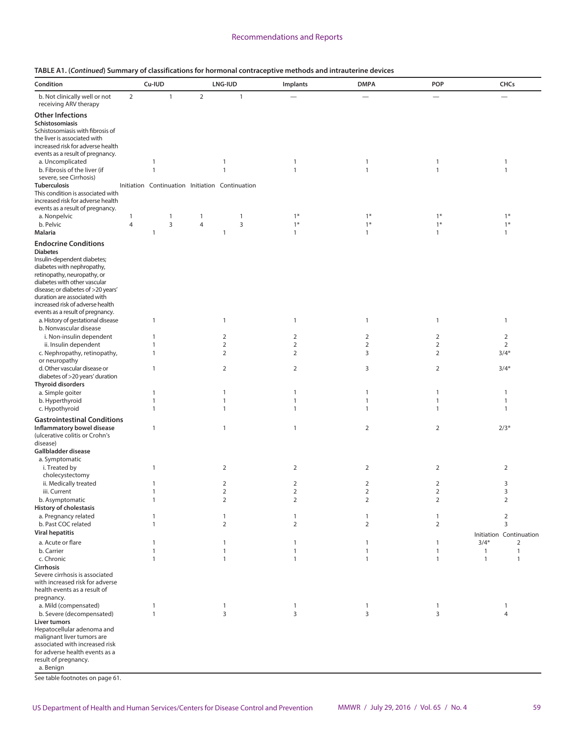**TABLE A1. (*Continued*) Summary of classifications for hormonal contraceptive methods and intrauterine devices**

| Condition | Cu-IUD | | LNG-IUD | | Implants | DMPA | POP | CHCs | |
|---|---|---|---|---|---|---|---|---|---|
| b. Not clinically well or not receiving ARV therapy | 2 | 1 | 2 | 1 | — | — | — | — | |
| **Other Infections** | | | | | | | | | |
| **Schistosomiasis** Schistosomiasis with fibrosis of the liver is associated with increased risk for adverse health events as a result of pregnancy. | | | | | | | | | |
| a. Uncomplicated | 1 | | 1 | | 1 | 1 | 1 | 1 | |
| b. Fibrosis of the liver (if severe, see Cirrhosis) | 1 | | 1 | | 1 | 1 | 1 | 1 | |
| **Tuberculosis** This condition is associated with increased risk for adverse health events as a result of pregnancy. | Initiation | Continuation | Initiation | Continuation | | | | | |
| a. Nonpelvic | 1 | 1 | 1 | 1 | 1* | 1* | 1* | 1* | |
| b. Pelvic | 4 | 3 | 4 | 3 | 1* | 1* | 1* | 1* | |
| **Malaria** | 1 | | 1 | | 1 | 1 | 1 | 1 | |
| **Endocrine Conditions** | | | | | | | | | |
| **Diabetes** Insulin-dependent diabetes; diabetes with nephropathy, retinopathy, neuropathy, or diabetes with other vascular disease; or diabetes of >20 years' duration are associated with increased risk of adverse health events as a result of pregnancy. | | | | | | | | | |
| a. History of gestational disease | 1 | | 1 | | 1 | 1 | 1 | 1 | |
| b. Nonvascular disease | | | | | | | | | |
| i. Non-insulin dependent | 1 | | 2 | | 2 | 2 | 2 | 2 | |
| ii. Insulin dependent | 1 | | 2 | | 2 | 2 | 2 | 2 | |
| c. Nephropathy, retinopathy, or neuropathy | 1 | | 2 | | 2 | 3 | 2 | 3/4* | |
| d. Other vascular disease or diabetes of >20 years' duration | 1 | | 2 | | 2 | 3 | 2 | 3/4* | |
| **Thyroid disorders** | | | | | | | | | |
| a. Simple goiter | 1 | | 1 | | 1 | 1 | 1 | 1 | |
| b. Hyperthyroid | 1 | | 1 | | 1 | 1 | 1 | 1 | |
| c. Hypothyroid | 1 | | 1 | | 1 | 1 | 1 | 1 | |
| **Gastrointestinal Conditions** | | | | | | | | | |
| **Inflammatory bowel disease** (ulcerative colitis or Crohn's disease) | 1 | | 1 | | 1 | 2 | 2 | 2/3* | |
| **Gallbladder disease** | | | | | | | | | |
| a. Symptomatic | | | | | | | | | |
| i. Treated by cholecystectomy | 1 | | 2 | | 2 | 2 | 2 | 2 | |
| ii. Medically treated | 1 | | 2 | | 2 | 2 | 2 | 3 | |
| iii. Current | 1 | | 2 | | 2 | 2 | 2 | 3 | |
| b. Asymptomatic | 1 | | 2 | | 2 | 2 | 2 | 2 | |
| **History of cholestasis** | | | | | | | | | |
| a. Pregnancy related | 1 | | 1 | | 1 | 1 | 1 | 2 | |
| b. Past COC related | 1 | | 2 | | 2 | 2 | 2 | 3 | |
| **Viral hepatitis** | | | | | | | | Initiation | Continuation |
| a. Acute or flare | 1 | | 1 | | 1 | 1 | 1 | 3/4* | 2 |
| b. Carrier | 1 | | 1 | | 1 | 1 | 1 | 1 | 1 |
| c. Chronic | 1 | | 1 | | 1 | 1 | 1 | 1 | 1 |
| **Cirrhosis** Severe cirrhosis is associated with increased risk for adverse health events as a result of pregnancy. | | | | | | | | | |
| a. Mild (compensated) | 1 | | 1 | | 1 | 1 | 1 | 1 | |
| b. Severe (decompensated) | 1 | | 3 | | 3 | 3 | 3 | 4 | |
| **Liver tumors** Hepatocellular adenoma and malignant liver tumors are associated with increased risk for adverse health events as a result of pregnancy. | | | | | | | | | |
| a. Benign | | | | | | | | | |

See table footnotes on page 61.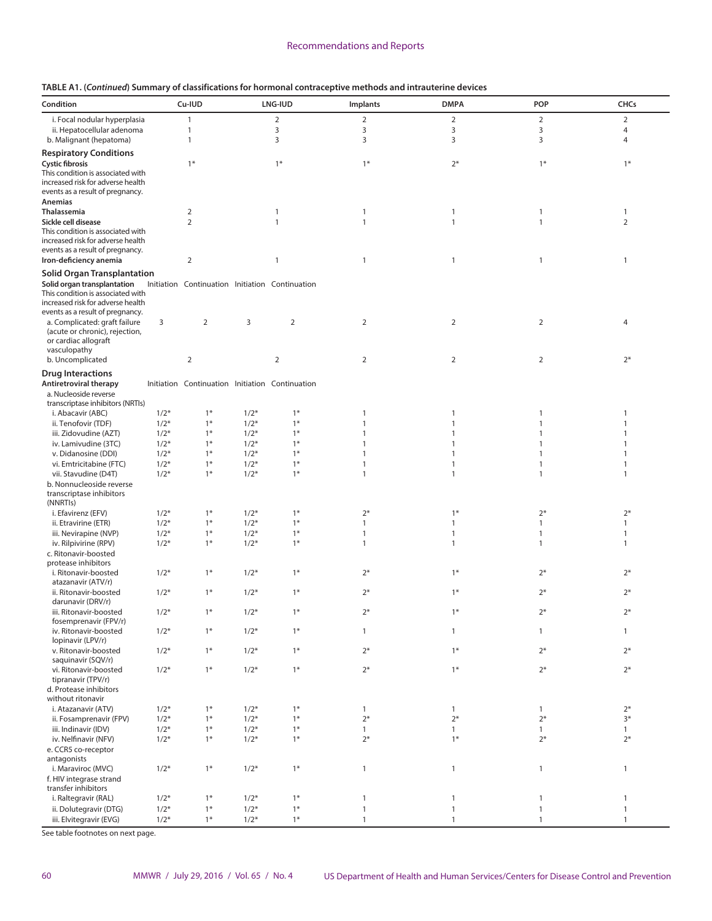**TABLE A1. (*Continued*) Summary of classifications for hormonal contraceptive methods and intrauterine devices**

| Condition | Cu-IUD | | LNG-IUD | | Implants | DMPA | POP | CHCs |
|---|---|---|---|---|---|---|---|---|
| i. Focal nodular hyperplasia | 1 | | 2 | | 2 | 2 | 2 | 2 |
| ii. Hepatocellular adenoma | 1 | | 3 | | 3 | 3 | 3 | 4 |
| b. Malignant (hepatoma) | 1 | | 3 | | 3 | 3 | 3 | 4 |
| **Respiratory Conditions** | | | | | | | | |
| **Cystic fibrosis** This condition is associated with increased risk for adverse health events as a result of pregnancy. | 1* | | 1* | | 1* | 2* | 1* | 1* |
| **Anemias** | | | | | | | | |
| **Thalassemia** | 2 | | 1 | | 1 | 1 | 1 | 1 |
| **Sickle cell disease** This condition is associated with increased risk for adverse health events as a result of pregnancy. | 2 | | 1 | | 1 | 1 | 1 | 2 |
| **Iron-deficiency anemia** | 2 | | 1 | | 1 | 1 | 1 | 1 |
| **Solid Organ Transplantation** | | | | | | | | |
| **Solid organ transplantation** This condition is associated with increased risk for adverse health events as a result of pregnancy. | Initiation | Continuation | Initiation | Continuation | | | | |
| a. Complicated: graft failure (acute or chronic), rejection, or cardiac allograft vasculopathy | 3 | 2 | 3 | 2 | 2 | 2 | 2 | 4 |
| b. Uncomplicated | 2 | | 2 | | 2 | 2 | 2 | 2* |
| **Drug Interactions** | | | | | | | | |
| **Antiretroviral therapy** | Initiation | Continuation | Initiation | Continuation | | | | |
| a. Nucleoside reverse transcriptase inhibitors (NRTIs) | | | | | | | | |
| i. Abacavir (ABC) | 1/2* | 1* | 1/2* | 1* | 1 | 1 | 1 | 1 |
| ii. Tenofovir (TDF) | 1/2* | 1* | 1/2* | 1* | 1 | 1 | 1 | 1 |
| iii. Zidovudine (AZT) | 1/2* | 1* | 1/2* | 1* | 1 | 1 | 1 | 1 |
| iv. Lamivudine (3TC) | 1/2* | 1* | 1/2* | 1* | 1 | 1 | 1 | 1 |
| v. Didanosine (DDI) | 1/2* | 1* | 1/2* | 1* | 1 | 1 | 1 | 1 |
| vi. Emtricitabine (FTC) | 1/2* | 1* | 1/2* | 1* | 1 | 1 | 1 | 1 |
| vii. Stavudine (D4T) | 1/2* | 1* | 1/2* | 1* | 1 | 1 | 1 | 1 |
| b. Nonnucleoside reverse transcriptase inhibitors (NNRTIs) | | | | | | | | |
| i. Efavirenz (EFV) | 1/2* | 1* | 1/2* | 1* | 2* | 1* | 2* | 2* |
| ii. Etravirine (ETR) | 1/2* | 1* | 1/2* | 1* | 1 | 1 | 1 | 1 |
| iii. Nevirapine (NVP) | 1/2* | 1* | 1/2* | 1* | 1 | 1 | 1 | 1 |
| iv. Rilpivirine (RPV) | 1/2* | 1* | 1/2* | 1* | 1 | 1 | 1 | 1 |
| c. Ritonavir-boosted protease inhibitors | | | | | | | | |
| i. Ritonavir-boosted atazanavir (ATV/r) | 1/2* | 1* | 1/2* | 1* | 2* | 1* | 2* | 2* |
| ii. Ritonavir-boosted darunavir (DRV/r) | 1/2* | 1* | 1/2* | 1* | 2* | 1* | 2* | 2* |
| iii. Ritonavir-boosted fosemprenavir (FPV/r) | 1/2* | 1* | 1/2* | 1* | 2* | 1* | 2* | 2* |
| iv. Ritonavir-boosted lopinavir (LPV/r) | 1/2* | 1* | 1/2* | 1* | 1 | 1 | 1 | 1 |
| v. Ritonavir-boosted saquinavir (SQV/r) | 1/2* | 1* | 1/2* | 1* | 2* | 1* | 2* | 2* |
| vi. Ritonavir-boosted tipranavir (TPV/r) | 1/2* | 1* | 1/2* | 1* | 2* | 1* | 2* | 2* |
| d. Protease inhibitors without ritonavir | | | | | | | | |
| i. Atazanavir (ATV) | 1/2* | 1* | 1/2* | 1* | 1 | 1 | 1 | 2* |
| ii. Fosamprenavir (FPV) | 1/2* | 1* | 1/2* | 1* | 2* | 2* | 2* | 3* |
| iii. Indinavir (IDV) | 1/2* | 1* | 1/2* | 1* | 1 | 1 | 1 | 1 |
| iv. Nelfinavir (NFV) | 1/2* | 1* | 1/2* | 1* | 2* | 1* | 2* | 2* |
| e. CCR5 co-receptor antagonists | | | | | | | | |
| i. Maraviroc (MVC) | 1/2* | 1* | 1/2* | 1* | 1 | 1 | 1 | 1 |
| f. HIV integrase strand transfer inhibitors | | | | | | | | |
| i. Raltegravir (RAL) | 1/2* | 1* | 1/2* | 1* | 1 | 1 | 1 | 1 |
| ii. Dolutegravir (DTG) | 1/2* | 1* | 1/2* | 1* | 1 | 1 | 1 | 1 |
| iii. Elvitegravir (EVG) | 1/2* | 1* | 1/2* | 1* | 1 | 1 | 1 | 1 |

See table footnotes on next page.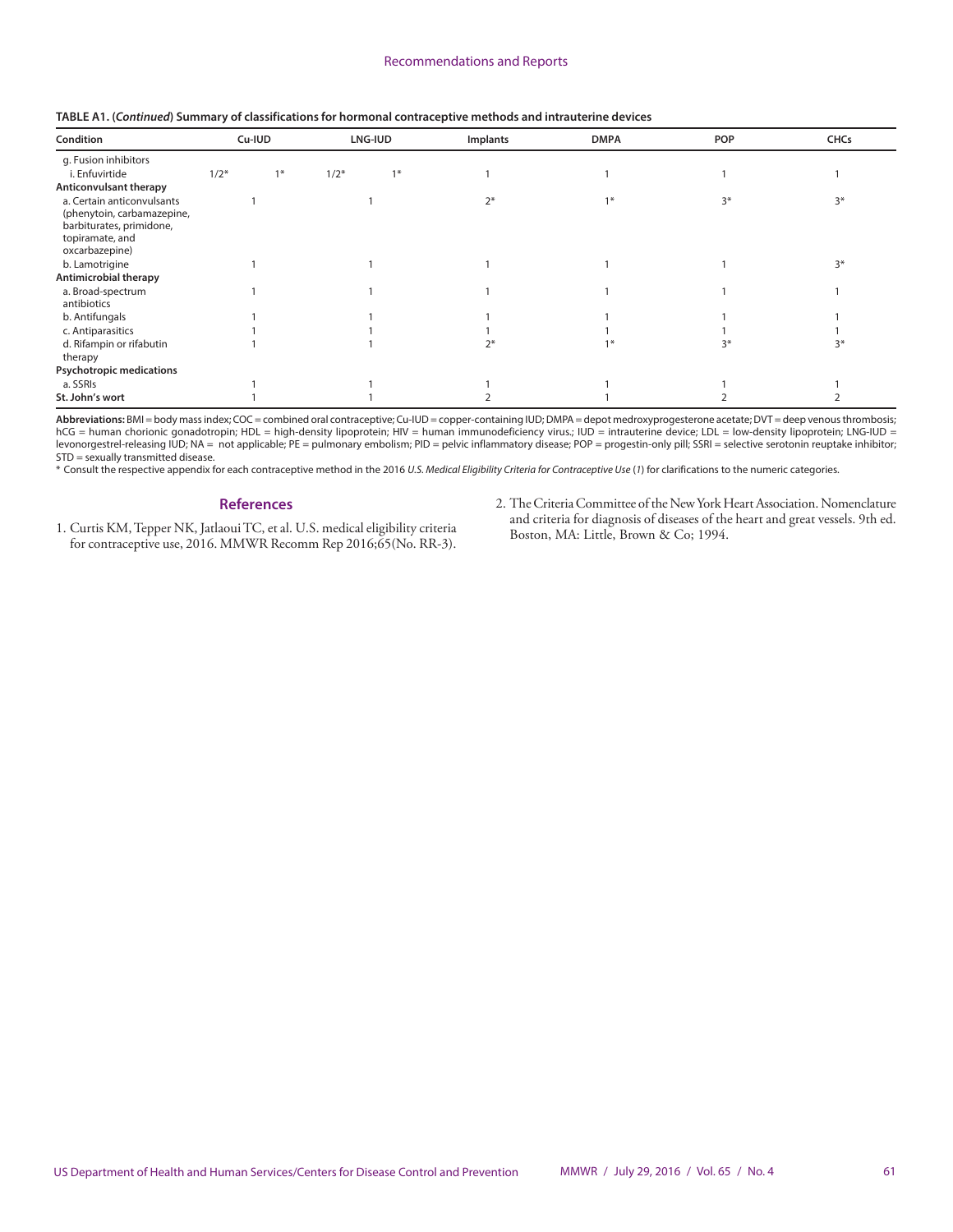**TABLE A1. (*Continued*) Summary of classifications for hormonal contraceptive methods and intrauterine devices**

| Condition | Cu-IUD | | LNG-IUD | | Implants | DMPA | POP | CHCs |
|---|---|---|---|---|---|---|---|---|
| g. Fusion inhibitors | | | | | | | | |
| i. Enfuvirtide | 1/2* | 1* | 1/2* | 1* | 1 | 1 | 1 | 1 |
| **Anticonvulsant therapy** | | | | | | | | |
| a. Certain anticonvulsants (phenytoin, carbamazepine, barbiturates, primidone, topiramate, and oxcarbazepine) | 1 | | 1 | | 2* | 1* | 3* | 3* |
| b. Lamotrigine | 1 | | 1 | | 1 | 1 | 1 | 3* |
| **Antimicrobial therapy** | | | | | | | | |
| a. Broad-spectrum antibiotics | 1 | | 1 | | 1 | 1 | 1 | 1 |
| b. Antifungals | 1 | | 1 | | 1 | 1 | 1 | 1 |
| c. Antiparasitics | 1 | | 1 | | 1 | 1 | 1 | 1 |
| d. Rifampin or rifabutin therapy | 1 | | 1 | | 2* | 1* | 3* | 3* |
| **Psychotropic medications** | | | | | | | | |
| a. SSRIs | 1 | | 1 | | 1 | 1 | 1 | 1 |
| **St. John's wort** | 1 | | 1 | | 2 | 1 | 2 | 2 |

**Abbreviations:** BMI = body mass index; COC = combined oral contraceptive; Cu-IUD = copper-containing IUD; DMPA = depot medroxyprogesterone acetate; DVT = deep venous thrombosis; hCG = human chorionic gonadotropin; HDL = high-density lipoprotein; HIV = human immunodeficiency virus.; IUD = intrauterine device; LDL = low-density lipoprotein; LNG-IUD = levonorgestrel-releasing IUD; NA = not applicable; PE = pulmonary embolism; PID = pelvic inflammatory disease; POP = progestin-only pill; SSRI = selective serotonin reuptake inhibitor; STD = sexually transmitted disease.

* Consult the respective appendix for each contraceptive method in the 2016 *U.S. Medical Eligibility Criteria for Contraceptive Use* (*1*) for clarifications to the numeric categories.

## References

1. Curtis KM, Tepper NK, Jatlaoui TC, et al. U.S. medical eligibility criteria for contraceptive use, 2016. MMWR Recomm Rep 2016;65(No. RR-3).
2. The Criteria Committee of the New York Heart Association. Nomenclature and criteria for diagnosis of diseases of the heart and great vessels. 9th ed. Boston, MA: Little, Brown & Co; 1994.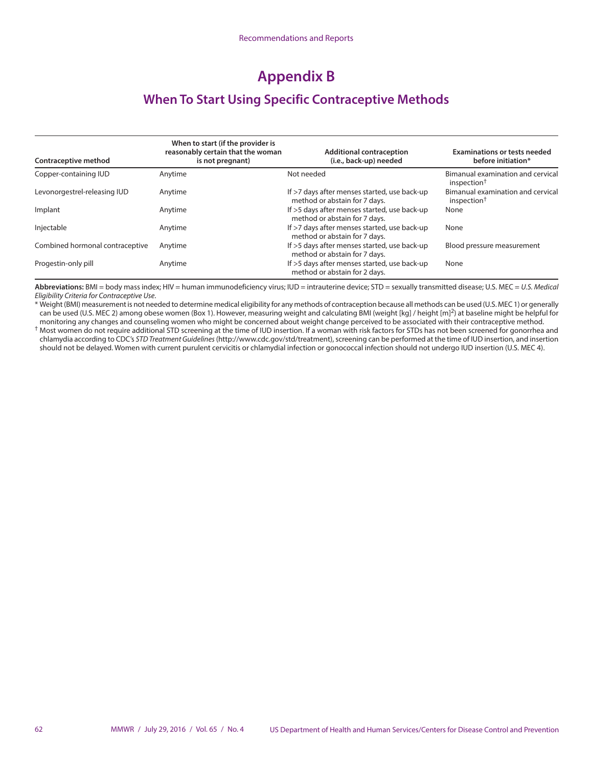# Appendix B

## When To Start Using Specific Contraceptive Methods

| Contraceptive method | When to start (if the provider is reasonably certain that the woman is not pregnant) | Additional contraception (i.e., back-up) needed | Examinations or tests needed before initiation* |
|---|---|---|---|
| Copper-containing IUD | Anytime | Not needed | Bimanual examination and cervical inspection† |
| Levonorgestrel-releasing IUD | Anytime | If >7 days after menses started, use back-up method or abstain for 7 days. | Bimanual examination and cervical inspection† |
| Implant | Anytime | If >5 days after menses started, use back-up method or abstain for 7 days. | None |
| Injectable | Anytime | If >7 days after menses started, use back-up method or abstain for 7 days. | None |
| Combined hormonal contraceptive | Anytime | If >5 days after menses started, use back-up method or abstain for 7 days. | Blood pressure measurement |
| Progestin-only pill | Anytime | If >5 days after menses started, use back-up method or abstain for 2 days. | None |

**Abbreviations:** BMI = body mass index; HIV = human immunodeficiency virus; IUD = intrauterine device; STD = sexually transmitted disease; U.S. MEC = *U.S. Medical Eligibility Criteria for Contraceptive Use*.

\* Weight (BMI) measurement is not needed to determine medical eligibility for any methods of contraception because all methods can be used (U.S. MEC 1) or generally can be used (U.S. MEC 2) among obese women (Box 1). However, measuring weight and calculating BMI (weight [kg] / height [m]$^2$) at baseline might be helpful for monitoring any changes and counseling women who might be concerned about weight change perceived to be associated with their contraceptive method.

† Most women do not require additional STD screening at the time of IUD insertion. If a woman with risk factors for STDs has not been screened for gonorrhea and chlamydia according to CDC's *STD Treatment Guidelines* (http://www.cdc.gov/std/treatment), screening can be performed at the time of IUD insertion, and insertion should not be delayed. Women with current purulent cervicitis or chlamydial infection or gonococcal infection should not undergo IUD insertion (U.S. MEC 4).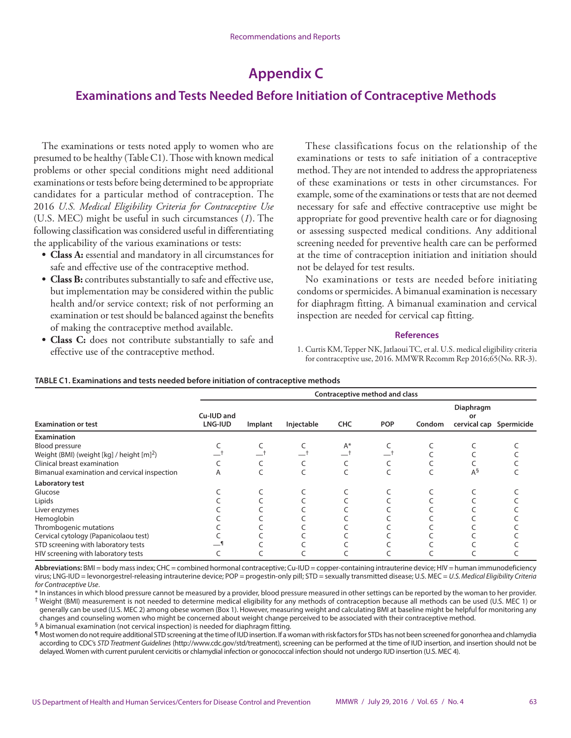# Appendix C

## Examinations and Tests Needed Before Initiation of Contraceptive Methods

The examinations or tests noted apply to women who are presumed to be healthy (Table C1). Those with known medical problems or other special conditions might need additional examinations or tests before being determined to be appropriate candidates for a particular method of contraception. The 2016 *U.S. Medical Eligibility Criteria for Contraceptive Use* (U.S. MEC) might be useful in such circumstances (*1*). The following classification was considered useful in differentiating the applicability of the various examinations or tests:

- **Class A:** essential and mandatory in all circumstances for safe and effective use of the contraceptive method.
- **Class B:** contributes substantially to safe and effective use, but implementation may be considered within the public health and/or service context; risk of not performing an examination or test should be balanced against the benefits of making the contraceptive method available.
- **Class C:** does not contribute substantially to safe and effective use of the contraceptive method.

These classifications focus on the relationship of the examinations or tests to safe initiation of a contraceptive method. They are not intended to address the appropriateness of these examinations or tests in other circumstances. For example, some of the examinations or tests that are not deemed necessary for safe and effective contraceptive use might be appropriate for good preventive health care or for diagnosing or assessing suspected medical conditions. Any additional screening needed for preventive health care can be performed at the time of contraception initiation and initiation should not be delayed for test results.

No examinations or tests are needed before initiating condoms or spermicides. A bimanual examination is necessary for diaphragm fitting. A bimanual examination and cervical inspection are needed for cervical cap fitting.

### References

1. Curtis KM, Tepper NK, Jatlaoui TC, et al. U.S. medical eligibility criteria for contraceptive use, 2016. MMWR Recomm Rep 2016;65(No. RR-3).

**TABLE C1. Examinations and tests needed before initiation of contraceptive methods**

| | Contraceptive method and class | | | | | | | |
|---|---|---|---|---|---|---|---|---|
| **Examination or test** | **Cu-IUD and LNG-IUD** | **Implant** | **Injectable** | **CHC** | **POP** | **Condom** | **Diaphragm or cervical cap** | **Spermicide** |
| **Examination** | | | | | | | | |
| Blood pressure | C | C | C | A* | C | C | C | C |
| Weight (BMI) (weight [kg] / height [m]$^2$) | —† | —† | —† | —† | —† | C | C | C |
| Clinical breast examination | C | C | C | C | C | C | C | C |
| Bimanual examination and cervical inspection | A | C | C | C | C | C | A§ | C |
| **Laboratory test** | | | | | | | | |
| Glucose | C | C | C | C | C | C | C | C |
| Lipids | C | C | C | C | C | C | C | C |
| Liver enzymes | C | C | C | C | C | C | C | C |
| Hemoglobin | C | C | C | C | C | C | C | C |
| Thrombogenic mutations | C | C | C | C | C | C | C | C |
| Cervical cytology (Papanicolaou test) | C | C | C | C | C | C | C | C |
| STD screening with laboratory tests | —¶ | C | C | C | C | C | C | C |
| HIV screening with laboratory tests | C | C | C | C | C | C | C | C |

**Abbreviations:** BMI = body mass index; CHC = combined hormonal contraceptive; Cu-IUD = copper-containing intrauterine device; HIV = human immunodeficiency virus; LNG-IUD = levonorgestrel-releasing intrauterine device; POP = progestin-only pill; STD = sexually transmitted disease; U.S. MEC = *U.S. Medical Eligibility Criteria for Contraceptive Use*.

\* In instances in which blood pressure cannot be measured by a provider, blood pressure measured in other settings can be reported by the woman to her provider.

† Weight (BMI) measurement is not needed to determine medical eligibility for any methods of contraception because all methods can be used (U.S. MEC 1) or generally can be used (U.S. MEC 2) among obese women (Box 1). However, measuring weight and calculating BMI at baseline might be helpful for monitoring any changes and counseling women who might be concerned about weight change perceived to be associated with their contraceptive method.

§ A bimanual examination (not cervical inspection) is needed for diaphragm fitting.

¶ Most women do not require additional STD screening at the time of IUD insertion. If a woman with risk factors for STDs has not been screened for gonorrhea and chlamydia according to CDC's *STD Treatment Guidelines* (http://www.cdc.gov/std/treatment), screening can be performed at the time of IUD insertion, and insertion should not be delayed. Women with current purulent cervicitis or chlamydial infection or gonococcal infection should not undergo IUD insertion (U.S. MEC 4).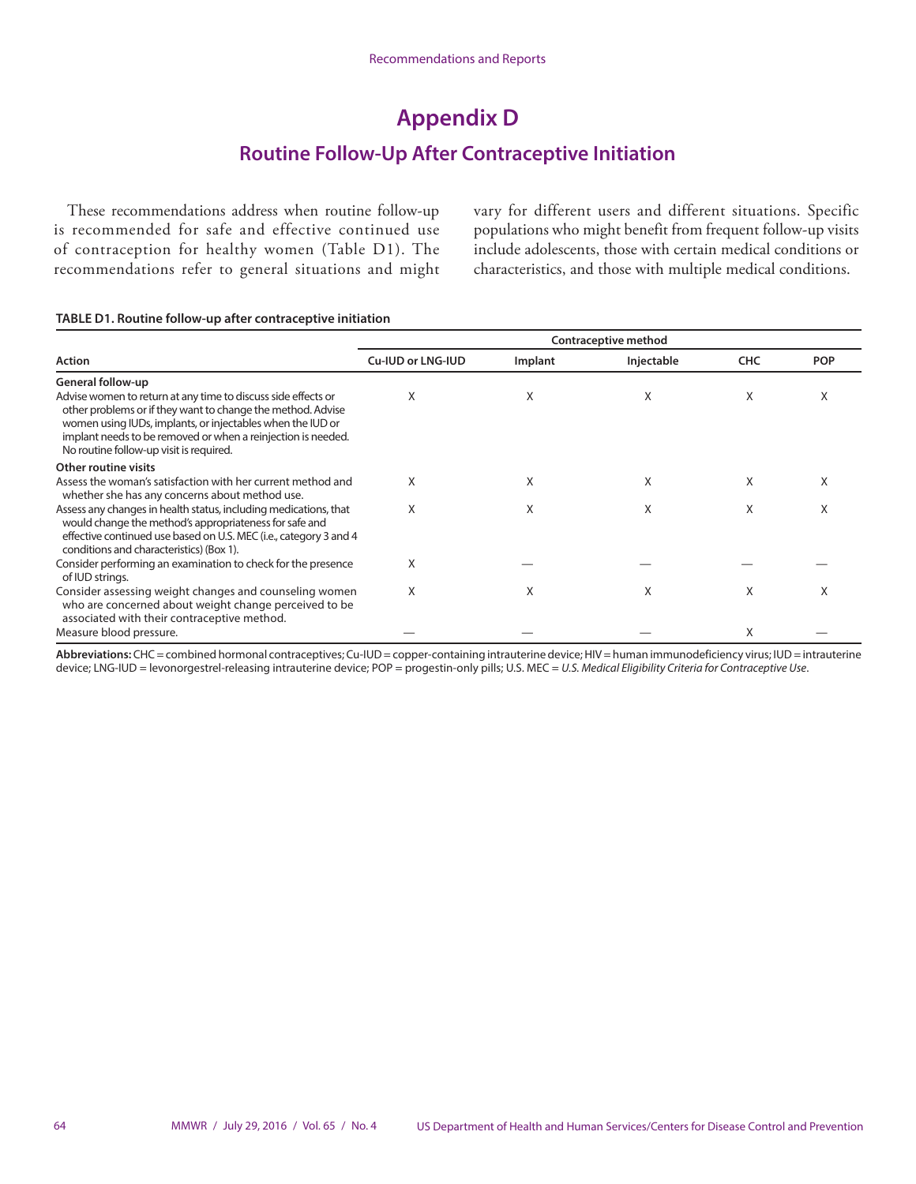# Appendix D

## Routine Follow-Up After Contraceptive Initiation

These recommendations address when routine follow-up is recommended for safe and effective continued use of contraception for healthy women (Table D1). The recommendations refer to general situations and might vary for different users and different situations. Specific populations who might benefit from frequent follow-up visits include adolescents, those with certain medical conditions or characteristics, and those with multiple medical conditions.

**TABLE D1. Routine follow-up after contraceptive initiation**

| Action | Contraceptive method | | | | |
|---|---|---|---|---|---|
| | Cu-IUD or LNG-IUD | Implant | Injectable | CHC | POP |
| **General follow-up** | | | | | |
| Advise women to return at any time to discuss side effects or other problems or if they want to change the method. Advise women using IUDs, implants, or injectables when the IUD or implant needs to be removed or when a reinjection is needed. No routine follow-up visit is required. | X | X | X | X | X |
| **Other routine visits** | | | | | |
| Assess the woman's satisfaction with her current method and whether she has any concerns about method use. | X | X | X | X | X |
| Assess any changes in health status, including medications, that would change the method's appropriateness for safe and effective continued use based on U.S. MEC (i.e., category 3 and 4 conditions and characteristics) (Box 1). | X | X | X | X | X |
| Consider performing an examination to check for the presence of IUD strings. | X | — | — | — | — |
| Consider assessing weight changes and counseling women who are concerned about weight change perceived to be associated with their contraceptive method. | X | X | X | X | X |
| Measure blood pressure. | — | — | — | X | — |

**Abbreviations:** CHC = combined hormonal contraceptives; Cu-IUD = copper-containing intrauterine device; HIV = human immunodeficiency virus; IUD = intrauterine device; LNG-IUD = levonorgestrel-releasing intrauterine device; POP = progestin-only pills; U.S. MEC = *U.S. Medical Eligibility Criteria for Contraceptive Use*.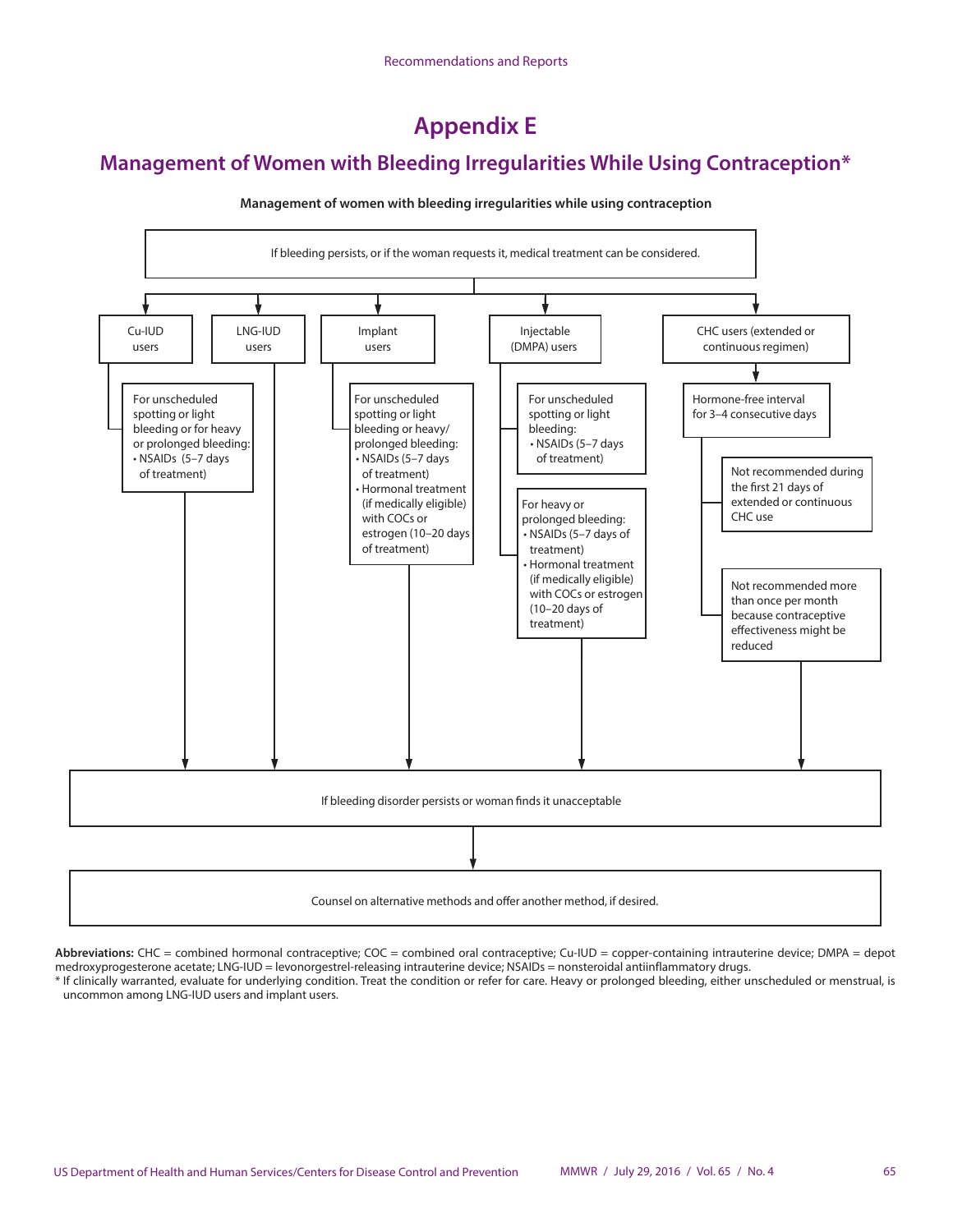# Appendix E

## Management of Women with Bleeding Irregularities While Using Contraception*

**Management of women with bleeding irregularities while using contraception**

If bleeding persists, or if the woman requests it, medical treatment can be considered.

**Cu-IUD users**

For unscheduled spotting or light bleeding or for heavy or prolonged bleeding:
- NSAIDs (5–7 days of treatment)

**LNG-IUD users**

**Implant users**

For unscheduled spotting or light bleeding or heavy/prolonged bleeding:
- NSAIDs (5–7 days of treatment)
- Hormonal treatment (if medically eligible) with COCs or estrogen (10–20 days of treatment)

**Injectable (DMPA) users**

For unscheduled spotting or light bleeding:
- NSAIDs (5–7 days of treatment)

For heavy or prolonged bleeding:
- NSAIDs (5–7 days of treatment)
- Hormonal treatment (if medically eligible) with COCs or estrogen (10–20 days of treatment)

**CHC users (extended or continuous regimen)**

Hormone-free interval for 3–4 consecutive days
- Not recommended during the first 21 days of extended or continuous CHC use
- Not recommended more than once per month because contraceptive effectiveness might be reduced

If bleeding disorder persists or woman finds it unacceptable

Counsel on alternative methods and offer another method, if desired.

**Abbreviations:** CHC = combined hormonal contraceptive; COC = combined oral contraceptive; Cu-IUD = copper-containing intrauterine device; DMPA = depot medroxyprogesterone acetate; LNG-IUD = levonorgestrel-releasing intrauterine device; NSAIDs = nonsteroidal antiinflammatory drugs.

* If clinically warranted, evaluate for underlying condition. Treat the condition or refer for care. Heavy or prolonged bleeding, either unscheduled or menstrual, is uncommon among LNG-IUD users and implant users.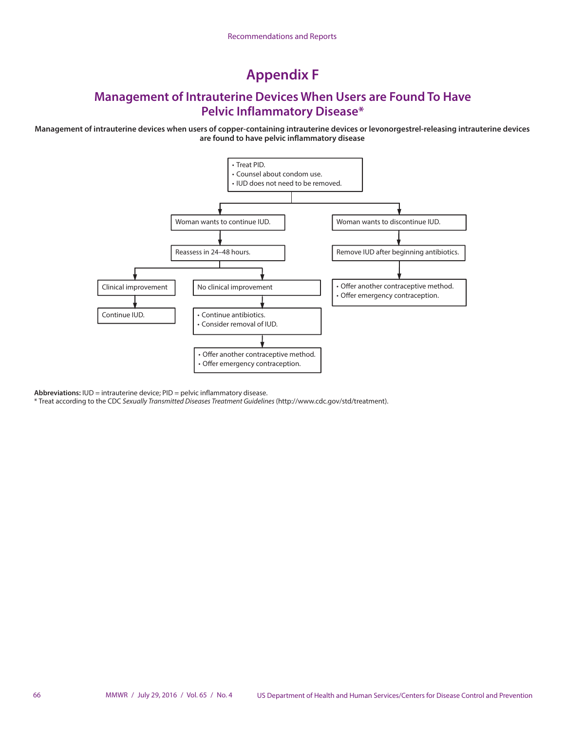# Appendix F

## Management of Intrauterine Devices When Users are Found To Have Pelvic Inflammatory Disease*

**Management of intrauterine devices when users of copper-containing intrauterine devices or levonorgestrel-releasing intrauterine devices are found to have pelvic inflammatory disease**

- Treat PID.
- Counsel about condom use.
- IUD does not need to be removed.

**Woman wants to continue IUD.**

→ Reassess in 24–48 hours.

- Clinical improvement
  → Continue IUD.
- No clinical improvement
  → • Continue antibiotics.
  • Consider removal of IUD.
  → • Offer another contraceptive method.
  • Offer emergency contraception.

**Woman wants to discontinue IUD.**

→ Remove IUD after beginning antibiotics.

→ • Offer another contraceptive method.
• Offer emergency contraception.

**Abbreviations:** IUD = intrauterine device; PID = pelvic inflammatory disease.

\* Treat according to the CDC *Sexually Transmitted Diseases Treatment Guidelines* (http://www.cdc.gov/std/treatment).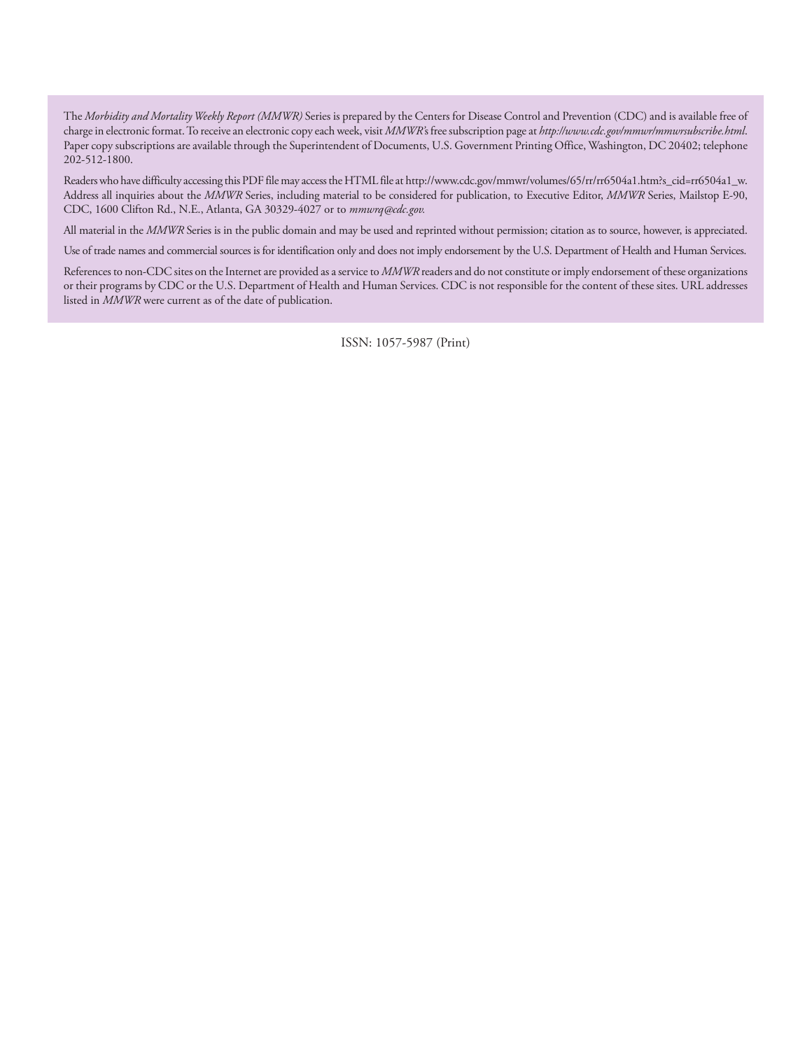The *Morbidity and Mortality Weekly Report (MMWR)* Series is prepared by the Centers for Disease Control and Prevention (CDC) and is available free of charge in electronic format. To receive an electronic copy each week, visit *MMWR*'s free subscription page at *http://www.cdc.gov/mmwr/mmwrsubscribe.html*. Paper copy subscriptions are available through the Superintendent of Documents, U.S. Government Printing Office, Washington, DC 20402; telephone 202-512-1800.

Readers who have difficulty accessing this PDF file may access the HTML file at http://www.cdc.gov/mmwr/volumes/65/rr/rr6504a1.htm?s_cid=rr6504a1_w. Address all inquiries about the *MMWR* Series, including material to be considered for publication, to Executive Editor, *MMWR* Series, Mailstop E-90, CDC, 1600 Clifton Rd., N.E., Atlanta, GA 30329-4027 or to *mmwrq@cdc.gov.*

All material in the *MMWR* Series is in the public domain and may be used and reprinted without permission; citation as to source, however, is appreciated.

Use of trade names and commercial sources is for identification only and does not imply endorsement by the U.S. Department of Health and Human Services.

References to non-CDC sites on the Internet are provided as a service to *MMWR* readers and do not constitute or imply endorsement of these organizations or their programs by CDC or the U.S. Department of Health and Human Services. CDC is not responsible for the content of these sites. URL addresses listed in *MMWR* were current as of the date of publication.

ISSN: 1057-5987 (Print)